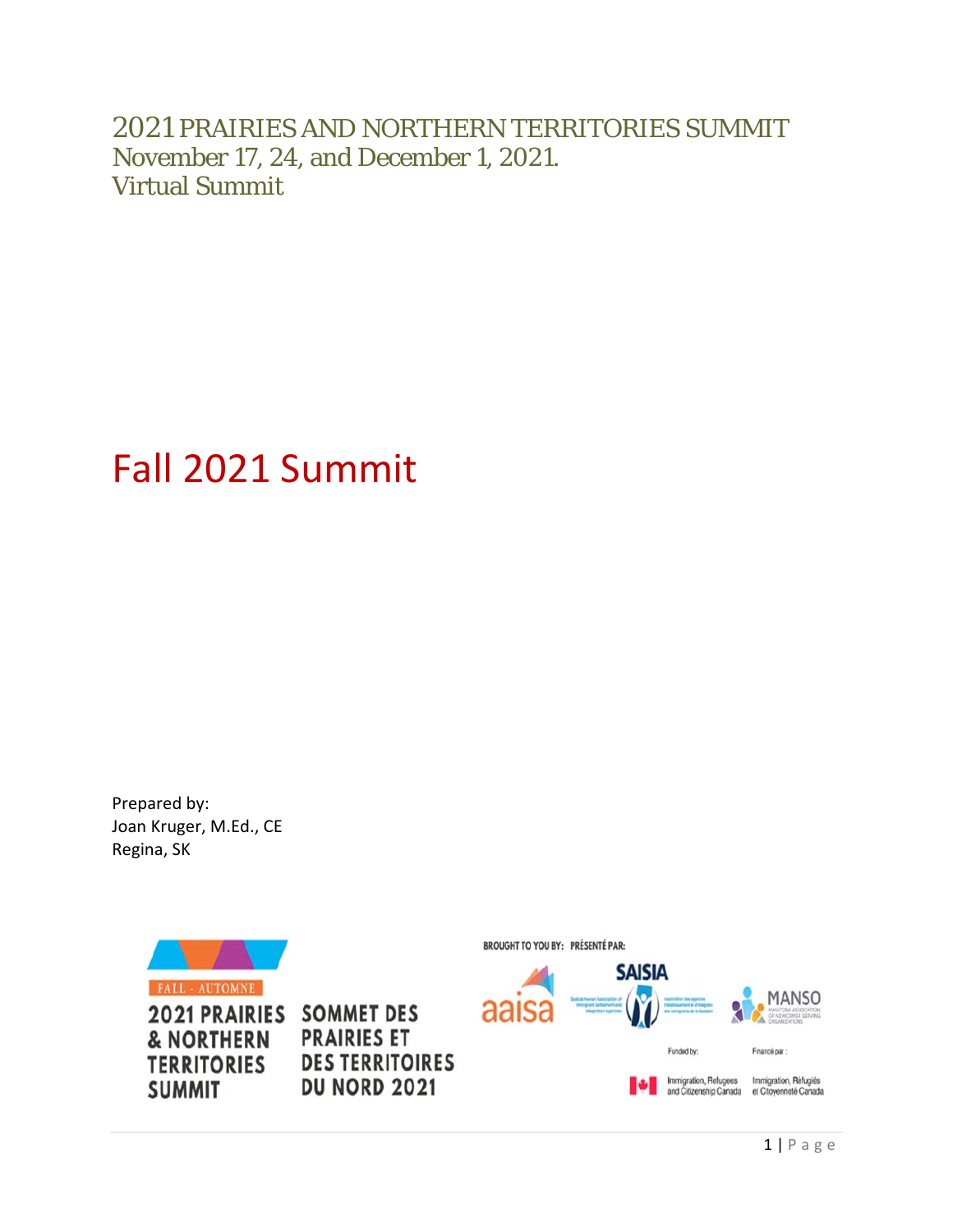2021 PRAIRIES AND NORTHERN TERRITORIES SUMMIT
November 17, 24, and December 1, 2021.
Virtual Summit

# Fall 2021 Summit

Prepared by:
Joan Kruger, M.Ed., CE
Regina, SK

FALL - AUTOMNE
2021 PRAIRIES & NORTHERN TERRITORIES SUMMIT
SOMMET DES PRAIRIES ET DES TERRITOIRES DU NORD 2021

BROUGHT TO YOU BY: PRÉSENTÉ PAR:
aaisa
SAISIA
MANSO

Funded by: Financé par :
Immigration, Refugees and Citizenship Canada
Immigration, Réfugiés et Citoyenneté Canada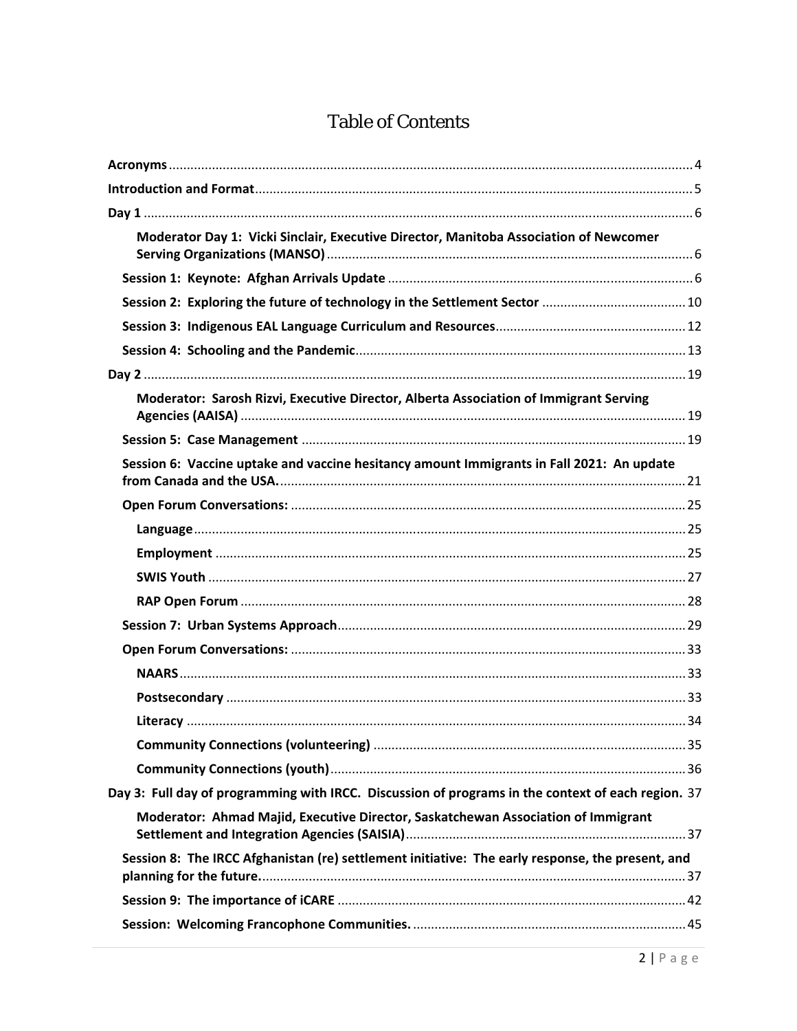# Table of Contents

**Acronyms** .......... 4

**Introduction and Format** .......... 5

**Day 1** .......... 6

- **Moderator Day 1: Vicki Sinclair, Executive Director, Manitoba Association of Newcomer Serving Organizations (MANSO)** .......... 6
- **Session 1: Keynote: Afghan Arrivals Update** .......... 6
- **Session 2: Exploring the future of technology in the Settlement Sector** .......... 10
- **Session 3: Indigenous EAL Language Curriculum and Resources** .......... 12
- **Session 4: Schooling and the Pandemic** .......... 13

**Day 2** .......... 19

- **Moderator: Sarosh Rizvi, Executive Director, Alberta Association of Immigrant Serving Agencies (AAISA)** .......... 19
- **Session 5: Case Management** .......... 19
- **Session 6: Vaccine uptake and vaccine hesitancy amount Immigrants in Fall 2021: An update from Canada and the USA.** .......... 21
- **Open Forum Conversations:** .......... 25
  - **Language** .......... 25
  - **Employment** .......... 25
  - **SWIS Youth** .......... 27
  - **RAP Open Forum** .......... 28
- **Session 7: Urban Systems Approach** .......... 29
- **Open Forum Conversations:** .......... 33
  - **NAARS** .......... 33
  - **Postsecondary** .......... 33
  - **Literacy** .......... 34
  - **Community Connections (volunteering)** .......... 35
  - **Community Connections (youth)** .......... 36

**Day 3: Full day of programming with IRCC. Discussion of programs in the context of each region.** 37

- **Moderator: Ahmad Majid, Executive Director, Saskatchewan Association of Immigrant Settlement and Integration Agencies (SAISIA)** .......... 37
- **Session 8: The IRCC Afghanistan (re) settlement initiative: The early response, the present, and planning for the future.** .......... 37
- **Session 9: The importance of iCARE** .......... 42
- **Session: Welcoming Francophone Communities.** .......... 45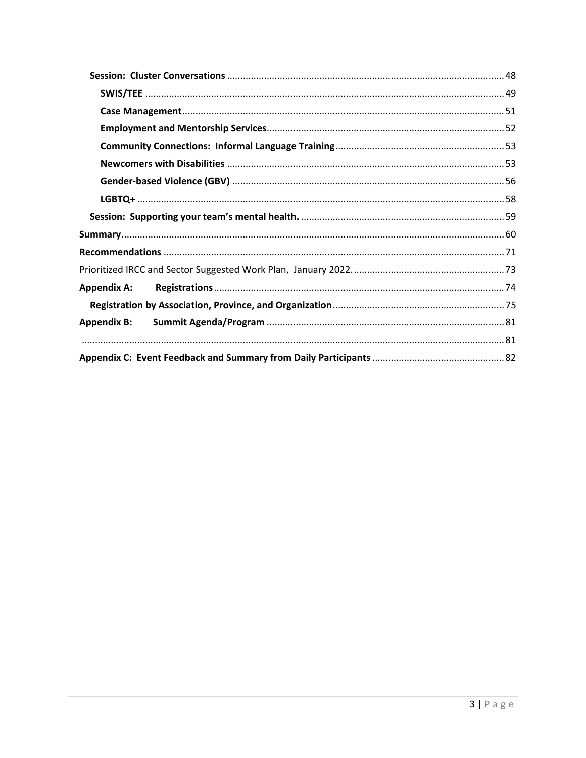**Session: Cluster Conversations** ........ 48

**SWIS/TEE** ........ 49

**Case Management** ........ 51

**Employment and Mentorship Services** ........ 52

**Community Connections: Informal Language Training** ........ 53

**Newcomers with Disabilities** ........ 53

**Gender-based Violence (GBV)** ........ 56

**LGBTQ+** ........ 58

**Session: Supporting your team's mental health.** ........ 59

**Summary** ........ 60

**Recommendations** ........ 71

Prioritized IRCC and Sector Suggested Work Plan, January 2022. ........ 73

**Appendix A: Registrations** ........ 74

**Registration by Association, Province, and Organization** ........ 75

**Appendix B: Summit Agenda/Program** ........ 81

........ 81

**Appendix C: Event Feedback and Summary from Daily Participants** ........ 82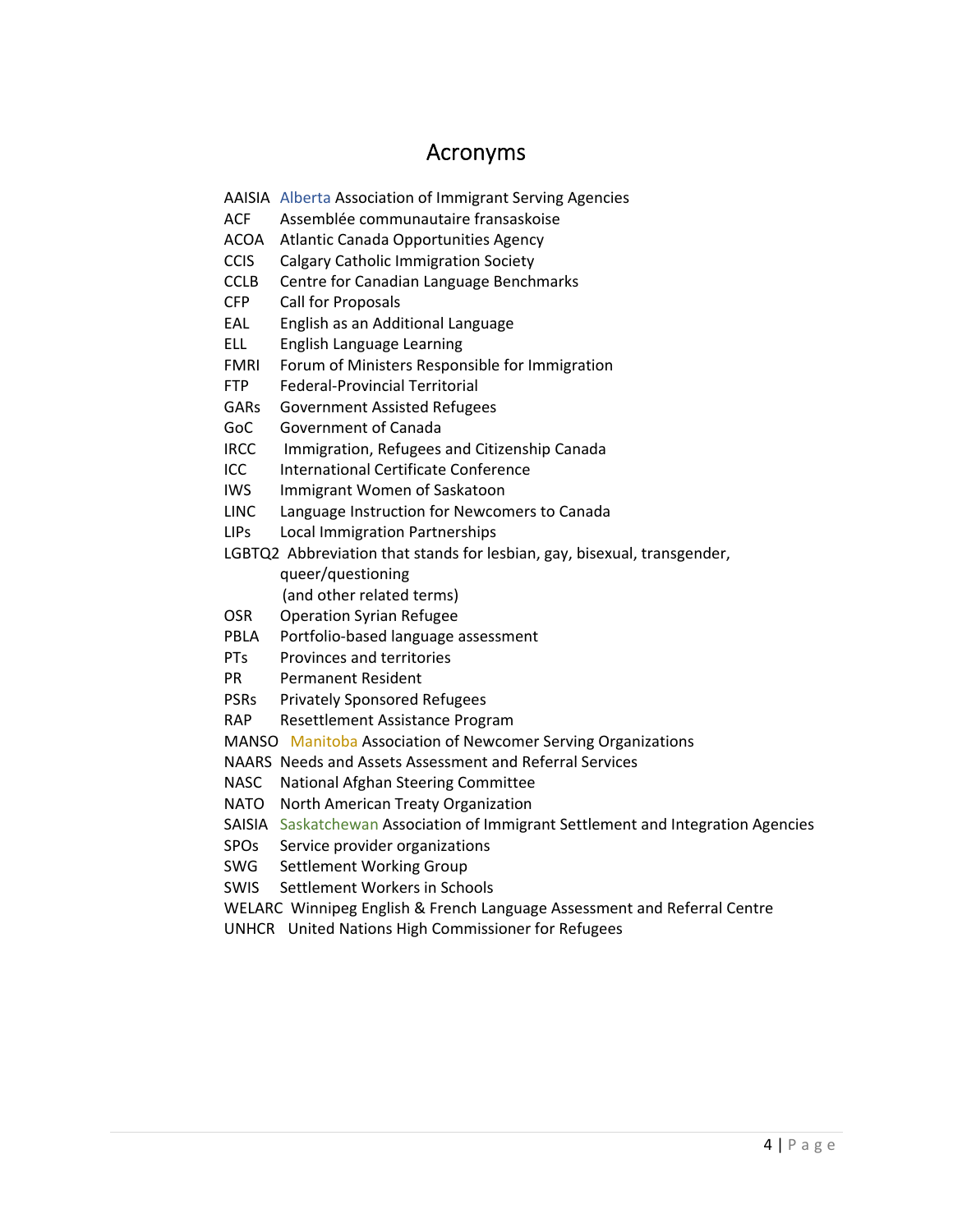# Acronyms

AAISIA Alberta Association of Immigrant Serving Agencies
ACF Assemblée communautaire fransaskoise
ACOA Atlantic Canada Opportunities Agency
CCIS Calgary Catholic Immigration Society
CCLB Centre for Canadian Language Benchmarks
CFP Call for Proposals
EAL English as an Additional Language
ELL English Language Learning
FMRI Forum of Ministers Responsible for Immigration
FTP Federal-Provincial Territorial
GARs Government Assisted Refugees
GoC Government of Canada
IRCC Immigration, Refugees and Citizenship Canada
ICC International Certificate Conference
IWS Immigrant Women of Saskatoon
LINC Language Instruction for Newcomers to Canada
LIPs Local Immigration Partnerships
LGBTQ2 Abbreviation that stands for lesbian, gay, bisexual, transgender, queer/questioning (and other related terms)
OSR Operation Syrian Refugee
PBLA Portfolio-based language assessment
PTs Provinces and territories
PR Permanent Resident
PSRs Privately Sponsored Refugees
RAP Resettlement Assistance Program
MANSO Manitoba Association of Newcomer Serving Organizations
NAARS Needs and Assets Assessment and Referral Services
NASC National Afghan Steering Committee
NATO North American Treaty Organization
SAISIA Saskatchewan Association of Immigrant Settlement and Integration Agencies
SPOs Service provider organizations
SWG Settlement Working Group
SWIS Settlement Workers in Schools
WELARC Winnipeg English & French Language Assessment and Referral Centre
UNHCR United Nations High Commissioner for Refugees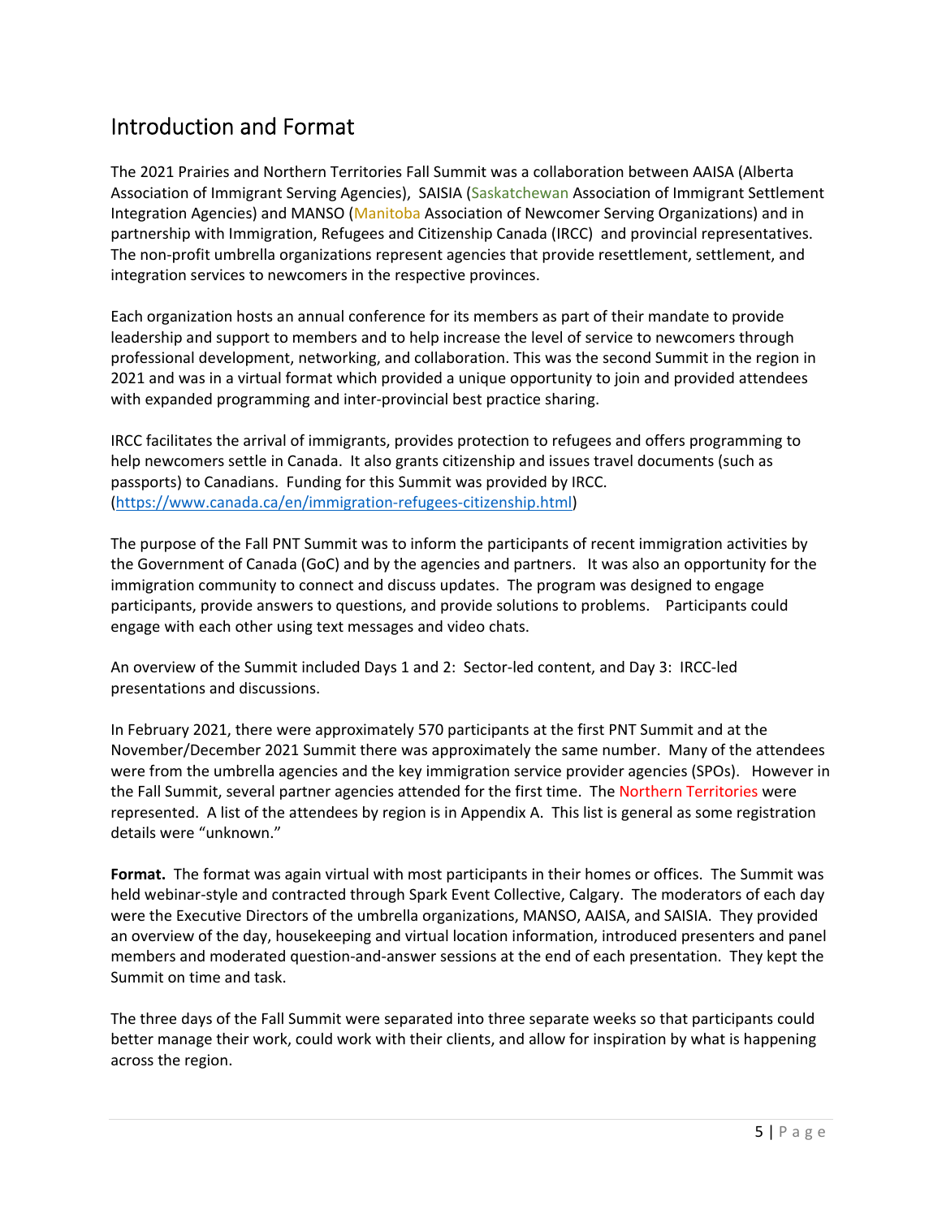## Introduction and Format

The 2021 Prairies and Northern Territories Fall Summit was a collaboration between AAISA (Alberta Association of Immigrant Serving Agencies), SAISIA (Saskatchewan Association of Immigrant Settlement Integration Agencies) and MANSO (Manitoba Association of Newcomer Serving Organizations) and in partnership with Immigration, Refugees and Citizenship Canada (IRCC) and provincial representatives. The non-profit umbrella organizations represent agencies that provide resettlement, settlement, and integration services to newcomers in the respective provinces.

Each organization hosts an annual conference for its members as part of their mandate to provide leadership and support to members and to help increase the level of service to newcomers through professional development, networking, and collaboration. This was the second Summit in the region in 2021 and was in a virtual format which provided a unique opportunity to join and provided attendees with expanded programming and inter-provincial best practice sharing.

IRCC facilitates the arrival of immigrants, provides protection to refugees and offers programming to help newcomers settle in Canada. It also grants citizenship and issues travel documents (such as passports) to Canadians. Funding for this Summit was provided by IRCC. (https://www.canada.ca/en/immigration-refugees-citizenship.html)

The purpose of the Fall PNT Summit was to inform the participants of recent immigration activities by the Government of Canada (GoC) and by the agencies and partners. It was also an opportunity for the immigration community to connect and discuss updates. The program was designed to engage participants, provide answers to questions, and provide solutions to problems. Participants could engage with each other using text messages and video chats.

An overview of the Summit included Days 1 and 2: Sector-led content, and Day 3: IRCC-led presentations and discussions.

In February 2021, there were approximately 570 participants at the first PNT Summit and at the November/December 2021 Summit there was approximately the same number. Many of the attendees were from the umbrella agencies and the key immigration service provider agencies (SPOs). However in the Fall Summit, several partner agencies attended for the first time. The Northern Territories were represented. A list of the attendees by region is in Appendix A. This list is general as some registration details were "unknown."

**Format.** The format was again virtual with most participants in their homes or offices. The Summit was held webinar-style and contracted through Spark Event Collective, Calgary. The moderators of each day were the Executive Directors of the umbrella organizations, MANSO, AAISA, and SAISIA. They provided an overview of the day, housekeeping and virtual location information, introduced presenters and panel members and moderated question-and-answer sessions at the end of each presentation. They kept the Summit on time and task.

The three days of the Fall Summit were separated into three separate weeks so that participants could better manage their work, could work with their clients, and allow for inspiration by what is happening across the region.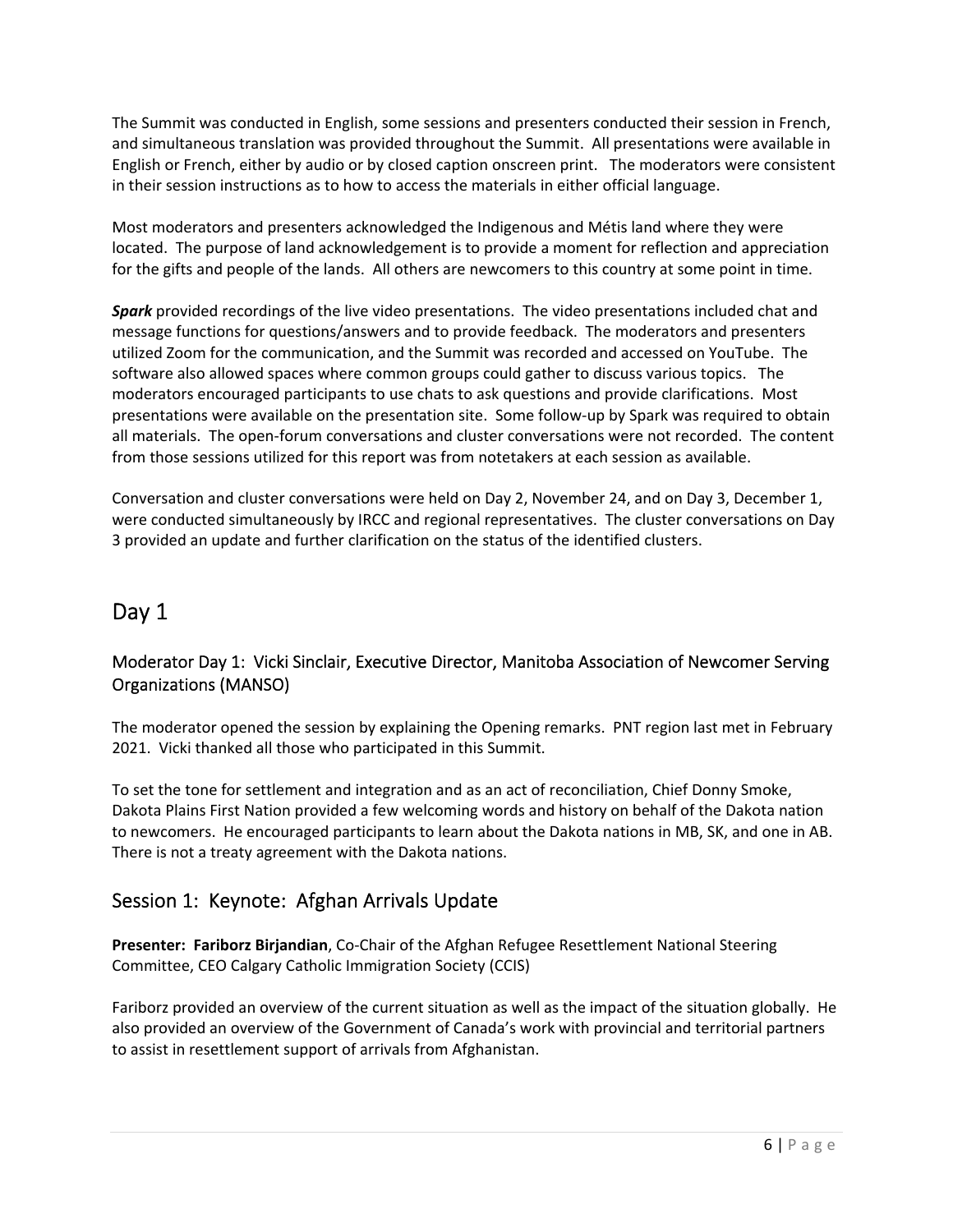The Summit was conducted in English, some sessions and presenters conducted their session in French, and simultaneous translation was provided throughout the Summit. All presentations were available in English or French, either by audio or by closed caption onscreen print. The moderators were consistent in their session instructions as to how to access the materials in either official language.

Most moderators and presenters acknowledged the Indigenous and Métis land where they were located. The purpose of land acknowledgement is to provide a moment for reflection and appreciation for the gifts and people of the lands. All others are newcomers to this country at some point in time.

***Spark*** provided recordings of the live video presentations. The video presentations included chat and message functions for questions/answers and to provide feedback. The moderators and presenters utilized Zoom for the communication, and the Summit was recorded and accessed on YouTube. The software also allowed spaces where common groups could gather to discuss various topics. The moderators encouraged participants to use chats to ask questions and provide clarifications. Most presentations were available on the presentation site. Some follow-up by Spark was required to obtain all materials. The open-forum conversations and cluster conversations were not recorded. The content from those sessions utilized for this report was from notetakers at each session as available.

Conversation and cluster conversations were held on Day 2, November 24, and on Day 3, December 1, were conducted simultaneously by IRCC and regional representatives. The cluster conversations on Day 3 provided an update and further clarification on the status of the identified clusters.

# Day 1

### Moderator Day 1: Vicki Sinclair, Executive Director, Manitoba Association of Newcomer Serving Organizations (MANSO)

The moderator opened the session by explaining the Opening remarks. PNT region last met in February 2021. Vicki thanked all those who participated in this Summit.

To set the tone for settlement and integration and as an act of reconciliation, Chief Donny Smoke, Dakota Plains First Nation provided a few welcoming words and history on behalf of the Dakota nation to newcomers. He encouraged participants to learn about the Dakota nations in MB, SK, and one in AB. There is not a treaty agreement with the Dakota nations.

## Session 1: Keynote: Afghan Arrivals Update

**Presenter: Fariborz Birjandian**, Co-Chair of the Afghan Refugee Resettlement National Steering Committee, CEO Calgary Catholic Immigration Society (CCIS)

Fariborz provided an overview of the current situation as well as the impact of the situation globally. He also provided an overview of the Government of Canada's work with provincial and territorial partners to assist in resettlement support of arrivals from Afghanistan.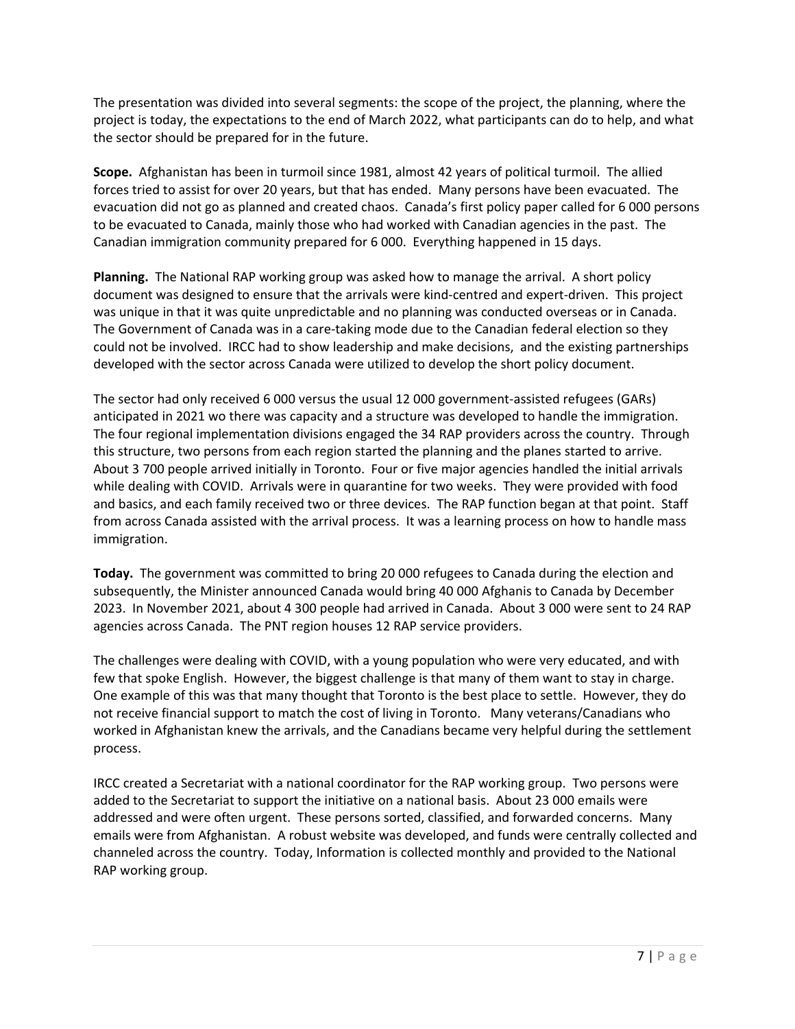The presentation was divided into several segments: the scope of the project, the planning, where the project is today, the expectations to the end of March 2022, what participants can do to help, and what the sector should be prepared for in the future.

**Scope.** Afghanistan has been in turmoil since 1981, almost 42 years of political turmoil. The allied forces tried to assist for over 20 years, but that has ended. Many persons have been evacuated. The evacuation did not go as planned and created chaos. Canada's first policy paper called for 6 000 persons to be evacuated to Canada, mainly those who had worked with Canadian agencies in the past. The Canadian immigration community prepared for 6 000. Everything happened in 15 days.

**Planning.** The National RAP working group was asked how to manage the arrival. A short policy document was designed to ensure that the arrivals were kind-centred and expert-driven. This project was unique in that it was quite unpredictable and no planning was conducted overseas or in Canada. The Government of Canada was in a care-taking mode due to the Canadian federal election so they could not be involved. IRCC had to show leadership and make decisions, and the existing partnerships developed with the sector across Canada were utilized to develop the short policy document.

The sector had only received 6 000 versus the usual 12 000 government-assisted refugees (GARs) anticipated in 2021 wo there was capacity and a structure was developed to handle the immigration. The four regional implementation divisions engaged the 34 RAP providers across the country. Through this structure, two persons from each region started the planning and the planes started to arrive. About 3 700 people arrived initially in Toronto. Four or five major agencies handled the initial arrivals while dealing with COVID. Arrivals were in quarantine for two weeks. They were provided with food and basics, and each family received two or three devices. The RAP function began at that point. Staff from across Canada assisted with the arrival process. It was a learning process on how to handle mass immigration.

**Today.** The government was committed to bring 20 000 refugees to Canada during the election and subsequently, the Minister announced Canada would bring 40 000 Afghanis to Canada by December 2023. In November 2021, about 4 300 people had arrived in Canada. About 3 000 were sent to 24 RAP agencies across Canada. The PNT region houses 12 RAP service providers.

The challenges were dealing with COVID, with a young population who were very educated, and with few that spoke English. However, the biggest challenge is that many of them want to stay in charge. One example of this was that many thought that Toronto is the best place to settle. However, they do not receive financial support to match the cost of living in Toronto. Many veterans/Canadians who worked in Afghanistan knew the arrivals, and the Canadians became very helpful during the settlement process.

IRCC created a Secretariat with a national coordinator for the RAP working group. Two persons were added to the Secretariat to support the initiative on a national basis. About 23 000 emails were addressed and were often urgent. These persons sorted, classified, and forwarded concerns. Many emails were from Afghanistan. A robust website was developed, and funds were centrally collected and channeled across the country. Today, Information is collected monthly and provided to the National RAP working group.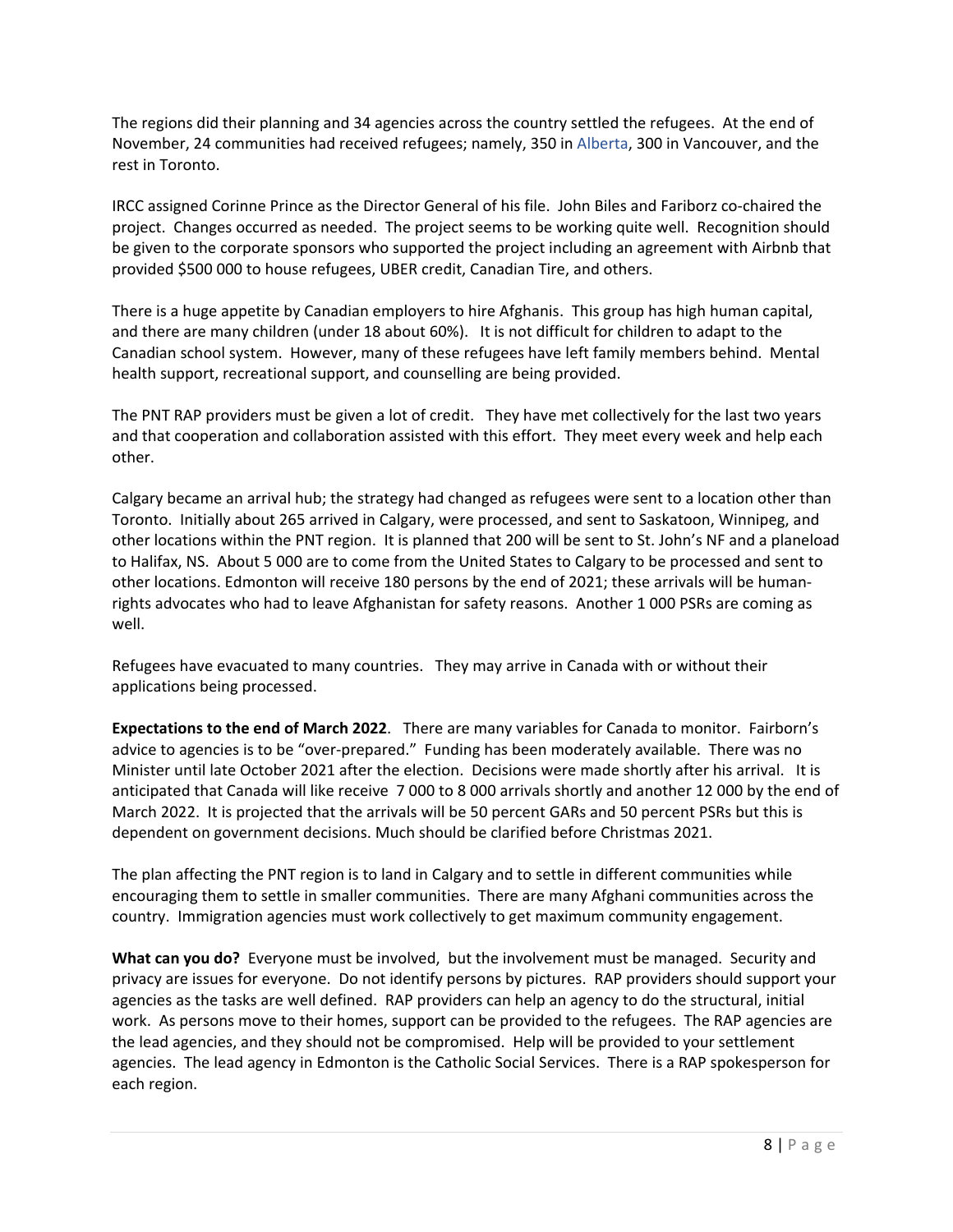The regions did their planning and 34 agencies across the country settled the refugees. At the end of November, 24 communities had received refugees; namely, 350 in Alberta, 300 in Vancouver, and the rest in Toronto.

IRCC assigned Corinne Prince as the Director General of his file. John Biles and Fariborz co-chaired the project. Changes occurred as needed. The project seems to be working quite well. Recognition should be given to the corporate sponsors who supported the project including an agreement with Airbnb that provided $500 000 to house refugees, UBER credit, Canadian Tire, and others.

There is a huge appetite by Canadian employers to hire Afghanis. This group has high human capital, and there are many children (under 18 about 60%). It is not difficult for children to adapt to the Canadian school system. However, many of these refugees have left family members behind. Mental health support, recreational support, and counselling are being provided.

The PNT RAP providers must be given a lot of credit. They have met collectively for the last two years and that cooperation and collaboration assisted with this effort. They meet every week and help each other.

Calgary became an arrival hub; the strategy had changed as refugees were sent to a location other than Toronto. Initially about 265 arrived in Calgary, were processed, and sent to Saskatoon, Winnipeg, and other locations within the PNT region. It is planned that 200 will be sent to St. John's NF and a planeload to Halifax, NS. About 5 000 are to come from the United States to Calgary to be processed and sent to other locations. Edmonton will receive 180 persons by the end of 2021; these arrivals will be human-rights advocates who had to leave Afghanistan for safety reasons. Another 1 000 PSRs are coming as well.

Refugees have evacuated to many countries. They may arrive in Canada with or without their applications being processed.

**Expectations to the end of March 2022**. There are many variables for Canada to monitor. Fairborn's advice to agencies is to be "over-prepared." Funding has been moderately available. There was no Minister until late October 2021 after the election. Decisions were made shortly after his arrival. It is anticipated that Canada will like receive 7 000 to 8 000 arrivals shortly and another 12 000 by the end of March 2022. It is projected that the arrivals will be 50 percent GARs and 50 percent PSRs but this is dependent on government decisions. Much should be clarified before Christmas 2021.

The plan affecting the PNT region is to land in Calgary and to settle in different communities while encouraging them to settle in smaller communities. There are many Afghani communities across the country. Immigration agencies must work collectively to get maximum community engagement.

**What can you do?** Everyone must be involved, but the involvement must be managed. Security and privacy are issues for everyone. Do not identify persons by pictures. RAP providers should support your agencies as the tasks are well defined. RAP providers can help an agency to do the structural, initial work. As persons move to their homes, support can be provided to the refugees. The RAP agencies are the lead agencies, and they should not be compromised. Help will be provided to your settlement agencies. The lead agency in Edmonton is the Catholic Social Services. There is a RAP spokesperson for each region.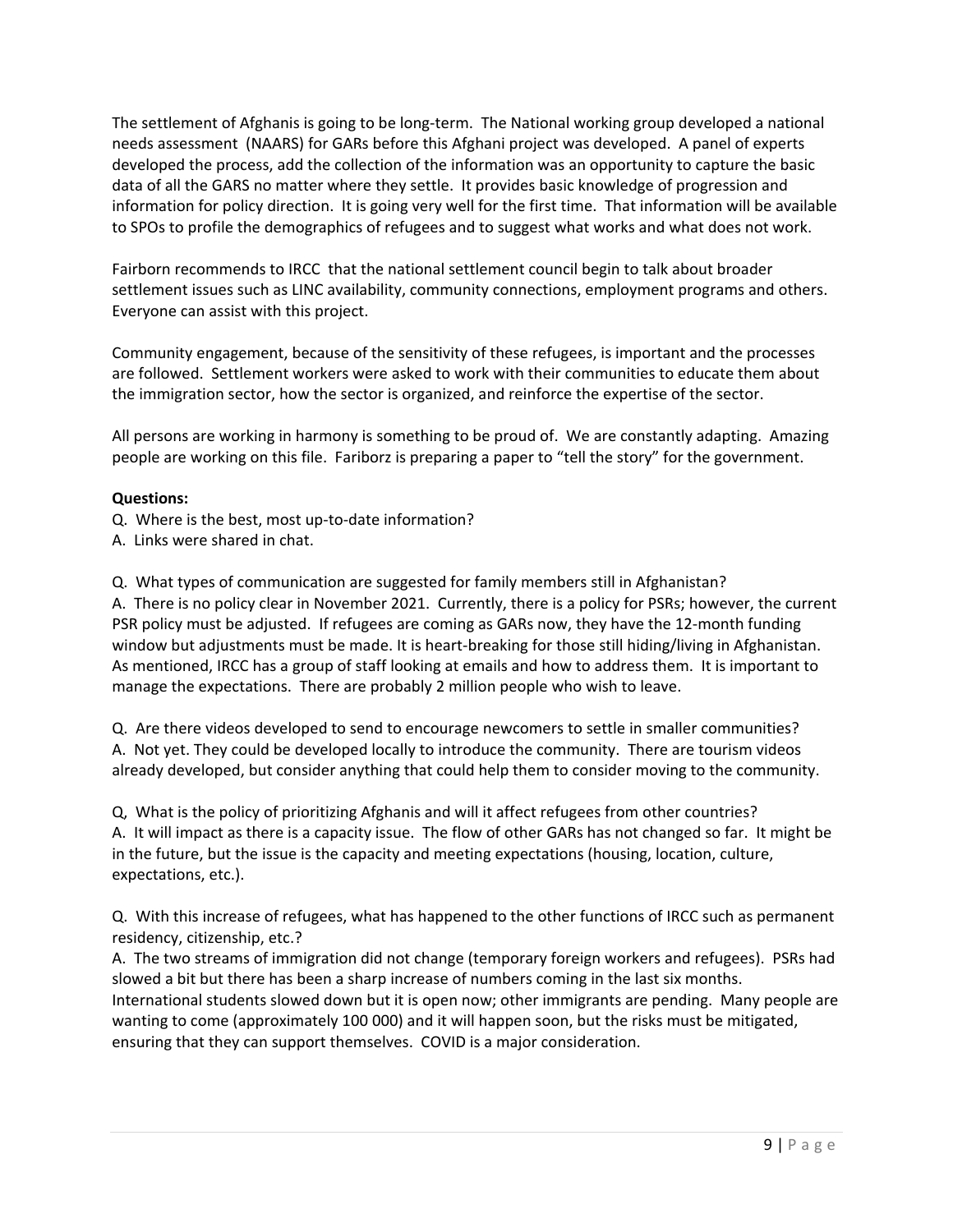The settlement of Afghanis is going to be long-term. The National working group developed a national needs assessment (NAARS) for GARs before this Afghani project was developed. A panel of experts developed the process, add the collection of the information was an opportunity to capture the basic data of all the GARS no matter where they settle. It provides basic knowledge of progression and information for policy direction. It is going very well for the first time. That information will be available to SPOs to profile the demographics of refugees and to suggest what works and what does not work.

Fairborn recommends to IRCC that the national settlement council begin to talk about broader settlement issues such as LINC availability, community connections, employment programs and others. Everyone can assist with this project.

Community engagement, because of the sensitivity of these refugees, is important and the processes are followed. Settlement workers were asked to work with their communities to educate them about the immigration sector, how the sector is organized, and reinforce the expertise of the sector.

All persons are working in harmony is something to be proud of. We are constantly adapting. Amazing people are working on this file. Fariborz is preparing a paper to "tell the story" for the government.

**Questions:**

Q. Where is the best, most up-to-date information?
A. Links were shared in chat.

Q. What types of communication are suggested for family members still in Afghanistan?
A. There is no policy clear in November 2021. Currently, there is a policy for PSRs; however, the current PSR policy must be adjusted. If refugees are coming as GARs now, they have the 12-month funding window but adjustments must be made. It is heart-breaking for those still hiding/living in Afghanistan. As mentioned, IRCC has a group of staff looking at emails and how to address them. It is important to manage the expectations. There are probably 2 million people who wish to leave.

Q. Are there videos developed to send to encourage newcomers to settle in smaller communities?
A. Not yet. They could be developed locally to introduce the community. There are tourism videos already developed, but consider anything that could help them to consider moving to the community.

Q, What is the policy of prioritizing Afghanis and will it affect refugees from other countries?
A. It will impact as there is a capacity issue. The flow of other GARs has not changed so far. It might be in the future, but the issue is the capacity and meeting expectations (housing, location, culture, expectations, etc.).

Q. With this increase of refugees, what has happened to the other functions of IRCC such as permanent residency, citizenship, etc.?
A. The two streams of immigration did not change (temporary foreign workers and refugees). PSRs had slowed a bit but there has been a sharp increase of numbers coming in the last six months. International students slowed down but it is open now; other immigrants are pending. Many people are wanting to come (approximately 100 000) and it will happen soon, but the risks must be mitigated, ensuring that they can support themselves. COVID is a major consideration.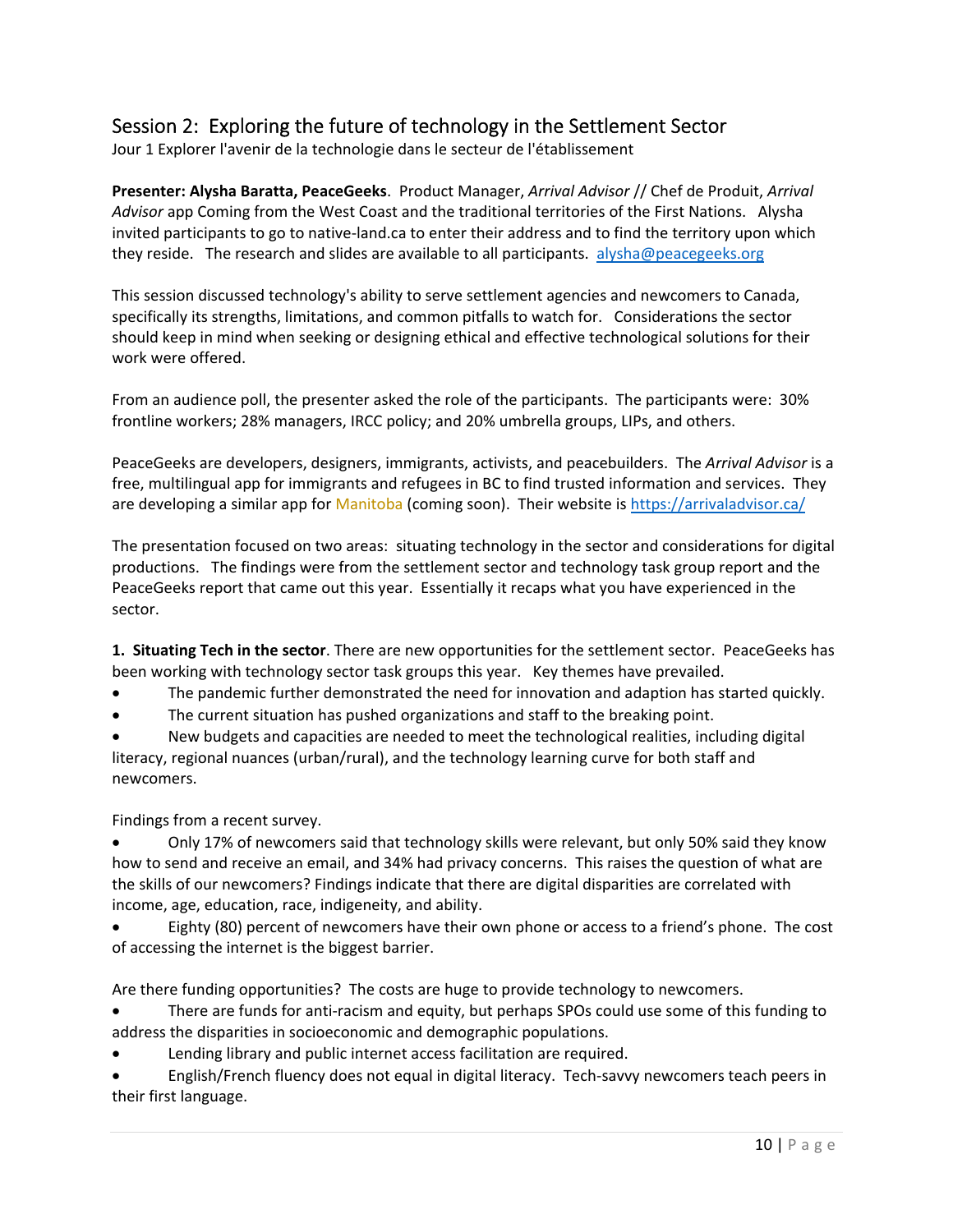## Session 2: Exploring the future of technology in the Settlement Sector

Jour 1 Explorer l'avenir de la technologie dans le secteur de l'établissement

**Presenter: Alysha Baratta, PeaceGeeks**. Product Manager, *Arrival Advisor* // Chef de Produit, *Arrival Advisor* app Coming from the West Coast and the traditional territories of the First Nations. Alysha invited participants to go to native-land.ca to enter their address and to find the territory upon which they reside. The research and slides are available to all participants. alysha@peacegeeks.org

This session discussed technology's ability to serve settlement agencies and newcomers to Canada, specifically its strengths, limitations, and common pitfalls to watch for. Considerations the sector should keep in mind when seeking or designing ethical and effective technological solutions for their work were offered.

From an audience poll, the presenter asked the role of the participants. The participants were: 30% frontline workers; 28% managers, IRCC policy; and 20% umbrella groups, LIPs, and others.

PeaceGeeks are developers, designers, immigrants, activists, and peacebuilders. The *Arrival Advisor* is a free, multilingual app for immigrants and refugees in BC to find trusted information and services. They are developing a similar app for Manitoba (coming soon). Their website is https://arrivaladvisor.ca/

The presentation focused on two areas: situating technology in the sector and considerations for digital productions. The findings were from the settlement sector and technology task group report and the PeaceGeeks report that came out this year. Essentially it recaps what you have experienced in the sector.

**1. Situating Tech in the sector**. There are new opportunities for the settlement sector. PeaceGeeks has been working with technology sector task groups this year. Key themes have prevailed.

- The pandemic further demonstrated the need for innovation and adaption has started quickly.
- The current situation has pushed organizations and staff to the breaking point.
- New budgets and capacities are needed to meet the technological realities, including digital literacy, regional nuances (urban/rural), and the technology learning curve for both staff and newcomers.

Findings from a recent survey.

- Only 17% of newcomers said that technology skills were relevant, but only 50% said they know how to send and receive an email, and 34% had privacy concerns. This raises the question of what are the skills of our newcomers? Findings indicate that there are digital disparities are correlated with income, age, education, race, indigeneity, and ability.
- Eighty (80) percent of newcomers have their own phone or access to a friend's phone. The cost of accessing the internet is the biggest barrier.

Are there funding opportunities? The costs are huge to provide technology to newcomers.

- There are funds for anti-racism and equity, but perhaps SPOs could use some of this funding to address the disparities in socioeconomic and demographic populations.
- Lending library and public internet access facilitation are required.
- English/French fluency does not equal in digital literacy. Tech-savvy newcomers teach peers in their first language.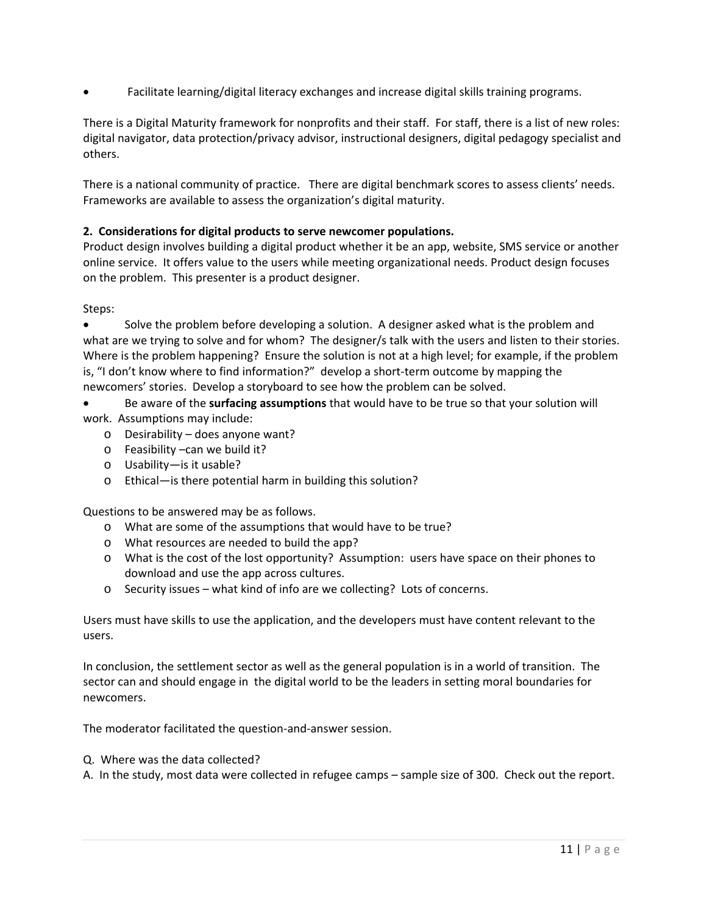- Facilitate learning/digital literacy exchanges and increase digital skills training programs.

There is a Digital Maturity framework for nonprofits and their staff. For staff, there is a list of new roles: digital navigator, data protection/privacy advisor, instructional designers, digital pedagogy specialist and others.

There is a national community of practice. There are digital benchmark scores to assess clients' needs. Frameworks are available to assess the organization's digital maturity.

**2. Considerations for digital products to serve newcomer populations.**

Product design involves building a digital product whether it be an app, website, SMS service or another online service. It offers value to the users while meeting organizational needs. Product design focuses on the problem. This presenter is a product designer.

Steps:

- Solve the problem before developing a solution. A designer asked what is the problem and what are we trying to solve and for whom? The designer/s talk with the users and listen to their stories. Where is the problem happening? Ensure the solution is not at a high level; for example, if the problem is, "I don't know where to find information?" develop a short-term outcome by mapping the newcomers' stories. Develop a storyboard to see how the problem can be solved.
- Be aware of the **surfacing assumptions** that would have to be true so that your solution will work. Assumptions may include:
    - Desirability – does anyone want?
    - Feasibility –can we build it?
    - Usability—is it usable?
    - Ethical—is there potential harm in building this solution?

Questions to be answered may be as follows.

- What are some of the assumptions that would have to be true?
- What resources are needed to build the app?
- What is the cost of the lost opportunity? Assumption: users have space on their phones to download and use the app across cultures.
- Security issues – what kind of info are we collecting? Lots of concerns.

Users must have skills to use the application, and the developers must have content relevant to the users.

In conclusion, the settlement sector as well as the general population is in a world of transition. The sector can and should engage in the digital world to be the leaders in setting moral boundaries for newcomers.

The moderator facilitated the question-and-answer session.

Q. Where was the data collected?
A. In the study, most data were collected in refugee camps – sample size of 300. Check out the report.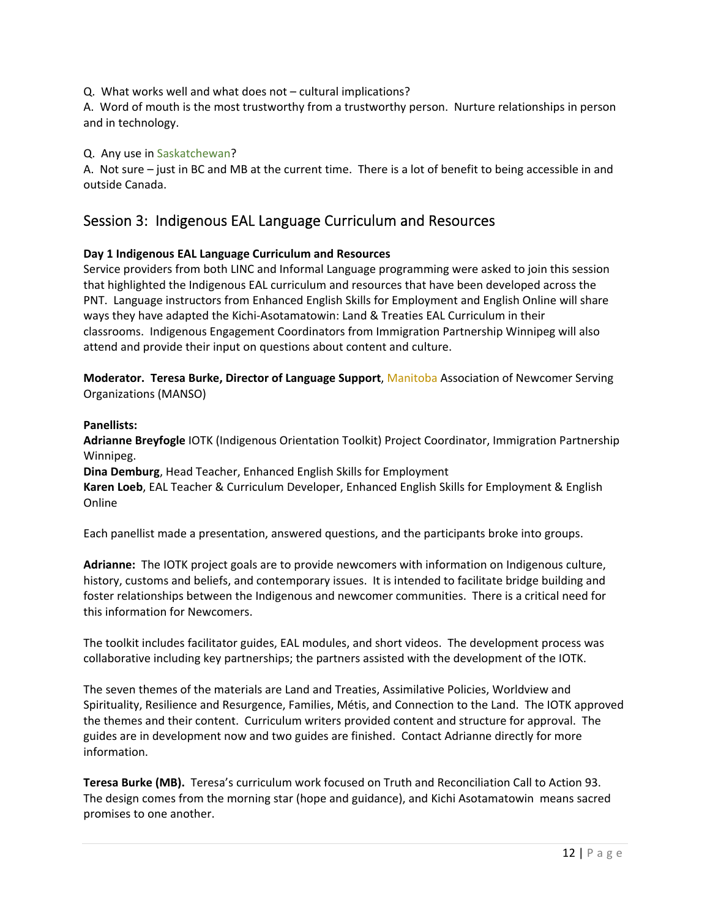Q. What works well and what does not – cultural implications?
A. Word of mouth is the most trustworthy from a trustworthy person. Nurture relationships in person and in technology.

Q. Any use in Saskatchewan?
A. Not sure – just in BC and MB at the current time. There is a lot of benefit to being accessible in and outside Canada.

## Session 3: Indigenous EAL Language Curriculum and Resources

**Day 1 Indigenous EAL Language Curriculum and Resources**
Service providers from both LINC and Informal Language programming were asked to join this session that highlighted the Indigenous EAL curriculum and resources that have been developed across the PNT. Language instructors from Enhanced English Skills for Employment and English Online will share ways they have adapted the Kichi-Asotamatowin: Land & Treaties EAL Curriculum in their classrooms. Indigenous Engagement Coordinators from Immigration Partnership Winnipeg will also attend and provide their input on questions about content and culture.

**Moderator. Teresa Burke, Director of Language Support**, Manitoba Association of Newcomer Serving Organizations (MANSO)

**Panellists:**
**Adrianne Breyfogle** IOTK (Indigenous Orientation Toolkit) Project Coordinator, Immigration Partnership Winnipeg.
**Dina Demburg**, Head Teacher, Enhanced English Skills for Employment
**Karen Loeb**, EAL Teacher & Curriculum Developer, Enhanced English Skills for Employment & English Online

Each panellist made a presentation, answered questions, and the participants broke into groups.

**Adrianne:** The IOTK project goals are to provide newcomers with information on Indigenous culture, history, customs and beliefs, and contemporary issues. It is intended to facilitate bridge building and foster relationships between the Indigenous and newcomer communities. There is a critical need for this information for Newcomers.

The toolkit includes facilitator guides, EAL modules, and short videos. The development process was collaborative including key partnerships; the partners assisted with the development of the IOTK.

The seven themes of the materials are Land and Treaties, Assimilative Policies, Worldview and Spirituality, Resilience and Resurgence, Families, Métis, and Connection to the Land. The IOTK approved the themes and their content. Curriculum writers provided content and structure for approval. The guides are in development now and two guides are finished. Contact Adrianne directly for more information.

**Teresa Burke (MB).** Teresa's curriculum work focused on Truth and Reconciliation Call to Action 93. The design comes from the morning star (hope and guidance), and Kichi Asotamatowin means sacred promises to one another.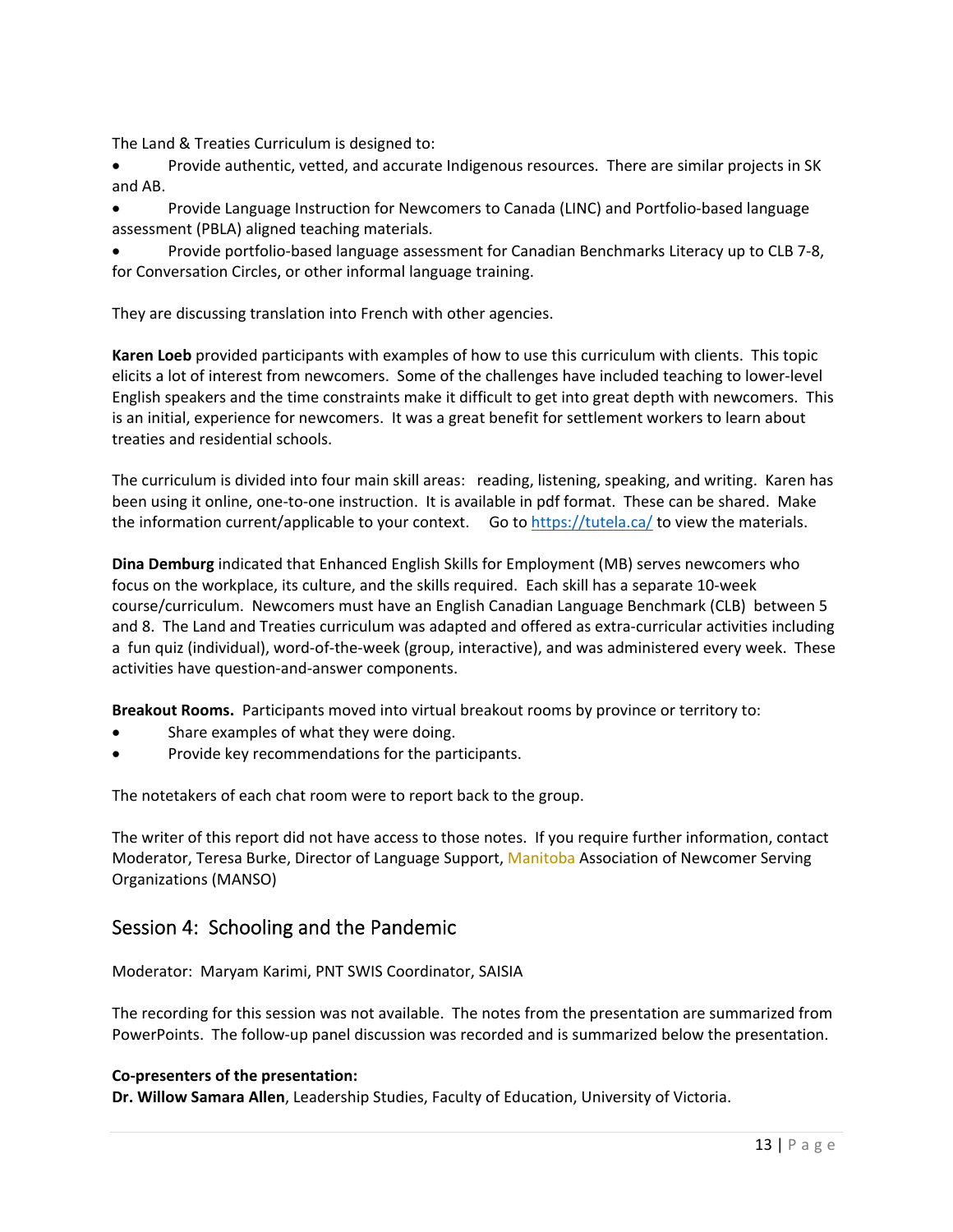The Land & Treaties Curriculum is designed to:

- Provide authentic, vetted, and accurate Indigenous resources. There are similar projects in SK and AB.
- Provide Language Instruction for Newcomers to Canada (LINC) and Portfolio-based language assessment (PBLA) aligned teaching materials.
- Provide portfolio-based language assessment for Canadian Benchmarks Literacy up to CLB 7-8, for Conversation Circles, or other informal language training.

They are discussing translation into French with other agencies.

**Karen Loeb** provided participants with examples of how to use this curriculum with clients. This topic elicits a lot of interest from newcomers. Some of the challenges have included teaching to lower-level English speakers and the time constraints make it difficult to get into great depth with newcomers. This is an initial, experience for newcomers. It was a great benefit for settlement workers to learn about treaties and residential schools.

The curriculum is divided into four main skill areas: reading, listening, speaking, and writing. Karen has been using it online, one-to-one instruction. It is available in pdf format. These can be shared. Make the information current/applicable to your context. Go to https://tutela.ca/ to view the materials.

**Dina Demburg** indicated that Enhanced English Skills for Employment (MB) serves newcomers who focus on the workplace, its culture, and the skills required. Each skill has a separate 10-week course/curriculum. Newcomers must have an English Canadian Language Benchmark (CLB) between 5 and 8. The Land and Treaties curriculum was adapted and offered as extra-curricular activities including a fun quiz (individual), word-of-the-week (group, interactive), and was administered every week. These activities have question-and-answer components.

**Breakout Rooms.** Participants moved into virtual breakout rooms by province or territory to:

- Share examples of what they were doing.
- Provide key recommendations for the participants.

The notetakers of each chat room were to report back to the group.

The writer of this report did not have access to those notes. If you require further information, contact Moderator, Teresa Burke, Director of Language Support, Manitoba Association of Newcomer Serving Organizations (MANSO)

## Session 4: Schooling and the Pandemic

Moderator: Maryam Karimi, PNT SWIS Coordinator, SAISIA

The recording for this session was not available. The notes from the presentation are summarized from PowerPoints. The follow-up panel discussion was recorded and is summarized below the presentation.

**Co-presenters of the presentation:**
**Dr. Willow Samara Allen**, Leadership Studies, Faculty of Education, University of Victoria.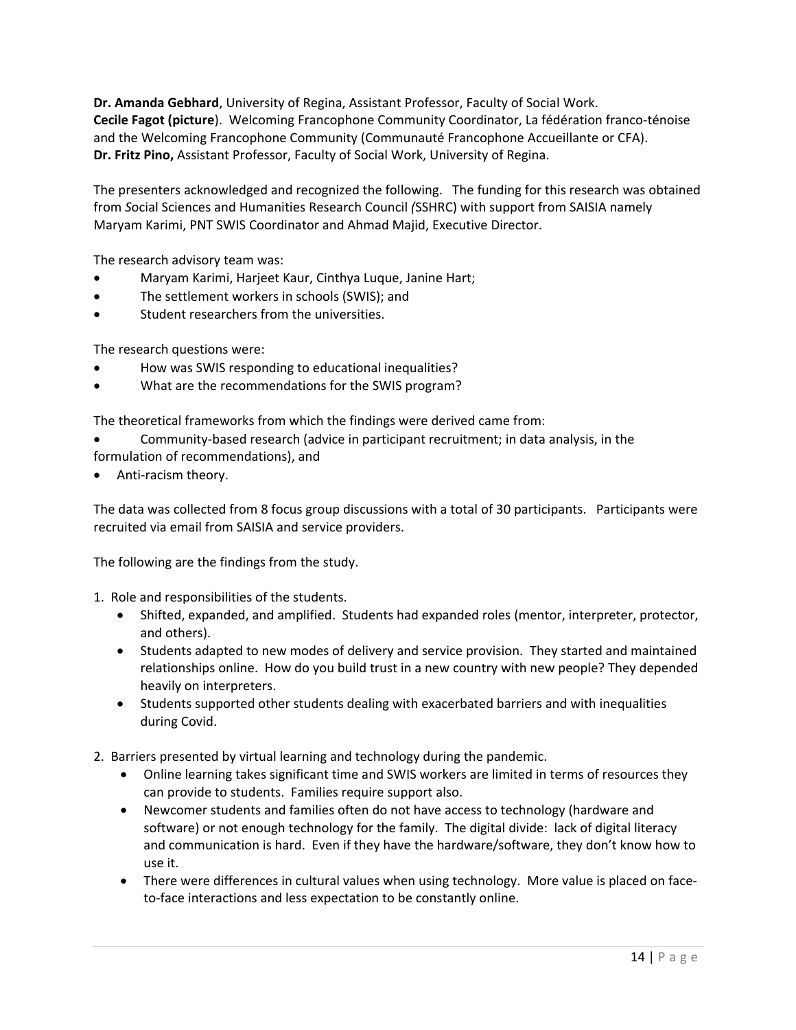**Dr. Amanda Gebhard**, University of Regina, Assistant Professor, Faculty of Social Work.
**Cecile Fagot (picture**). Welcoming Francophone Community Coordinator, La fédération franco-ténoise and the Welcoming Francophone Community (Communauté Francophone Accueillante or CFA).
**Dr. Fritz Pino,** Assistant Professor, Faculty of Social Work, University of Regina.

The presenters acknowledged and recognized the following. The funding for this research was obtained from *S*ocial Sciences and Humanities Research Council *(*SSHRC) with support from SAISIA namely Maryam Karimi, PNT SWIS Coordinator and Ahmad Majid, Executive Director.

The research advisory team was:

- Maryam Karimi, Harjeet Kaur, Cinthya Luque, Janine Hart;
- The settlement workers in schools (SWIS); and
- Student researchers from the universities.

The research questions were:

- How was SWIS responding to educational inequalities?
- What are the recommendations for the SWIS program?

The theoretical frameworks from which the findings were derived came from:

- Community-based research (advice in participant recruitment; in data analysis, in the formulation of recommendations), and
- Anti-racism theory.

The data was collected from 8 focus group discussions with a total of 30 participants. Participants were recruited via email from SAISIA and service providers.

The following are the findings from the study.

1. Role and responsibilities of the students.
   - Shifted, expanded, and amplified. Students had expanded roles (mentor, interpreter, protector, and others).
   - Students adapted to new modes of delivery and service provision. They started and maintained relationships online. How do you build trust in a new country with new people? They depended heavily on interpreters.
   - Students supported other students dealing with exacerbated barriers and with inequalities during Covid.

2. Barriers presented by virtual learning and technology during the pandemic.
   - Online learning takes significant time and SWIS workers are limited in terms of resources they can provide to students. Families require support also.
   - Newcomer students and families often do not have access to technology (hardware and software) or not enough technology for the family. The digital divide: lack of digital literacy and communication is hard. Even if they have the hardware/software, they don't know how to use it.
   - There were differences in cultural values when using technology. More value is placed on face-to-face interactions and less expectation to be constantly online.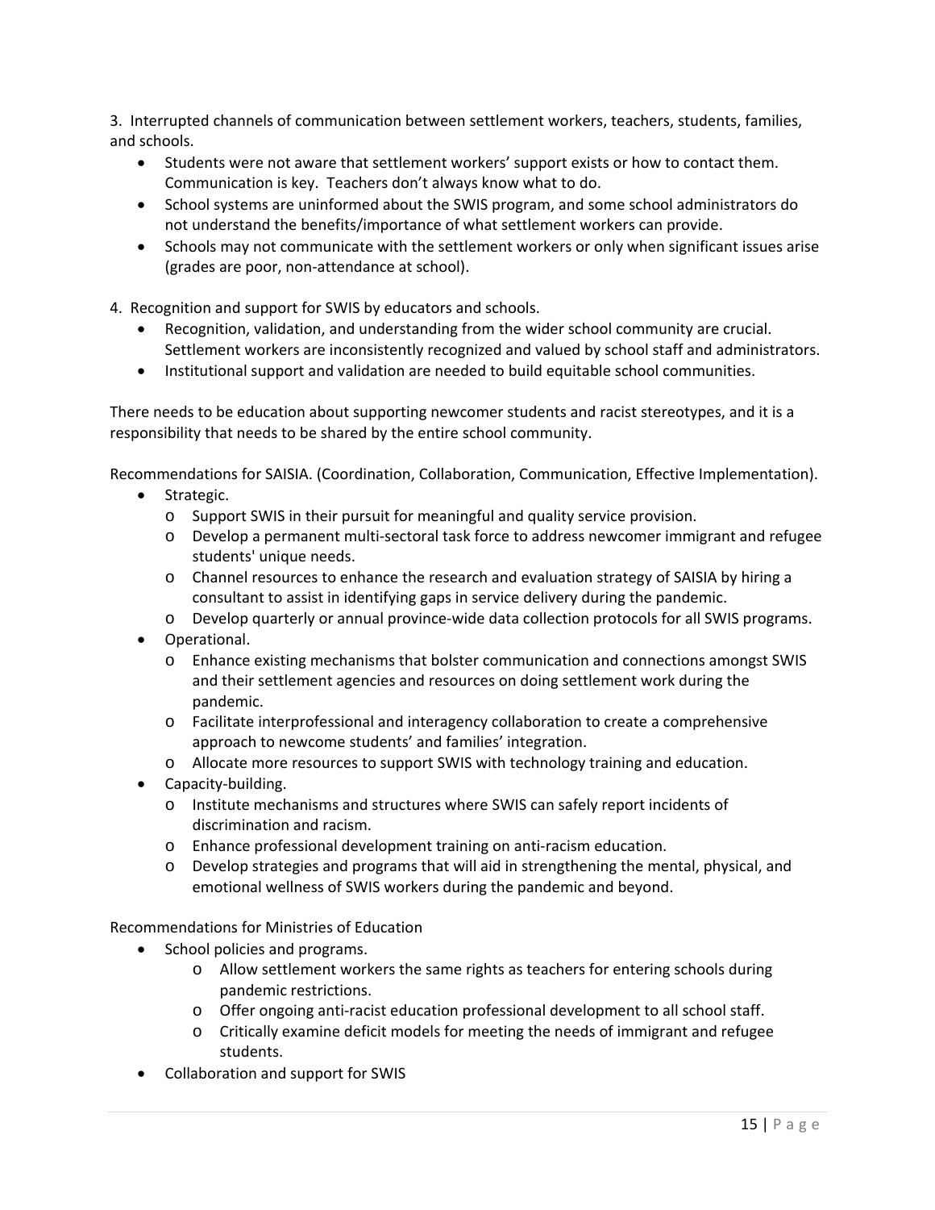3. Interrupted channels of communication between settlement workers, teachers, students, families, and schools.

- Students were not aware that settlement workers' support exists or how to contact them. Communication is key. Teachers don't always know what to do.
- School systems are uninformed about the SWIS program, and some school administrators do not understand the benefits/importance of what settlement workers can provide.
- Schools may not communicate with the settlement workers or only when significant issues arise (grades are poor, non-attendance at school).

4. Recognition and support for SWIS by educators and schools.

- Recognition, validation, and understanding from the wider school community are crucial. Settlement workers are inconsistently recognized and valued by school staff and administrators.
- Institutional support and validation are needed to build equitable school communities.

There needs to be education about supporting newcomer students and racist stereotypes, and it is a responsibility that needs to be shared by the entire school community.

Recommendations for SAISIA. (Coordination, Collaboration, Communication, Effective Implementation).

- Strategic.
  - Support SWIS in their pursuit for meaningful and quality service provision.
  - Develop a permanent multi-sectoral task force to address newcomer immigrant and refugee students' unique needs.
  - Channel resources to enhance the research and evaluation strategy of SAISIA by hiring a consultant to assist in identifying gaps in service delivery during the pandemic.
  - Develop quarterly or annual province-wide data collection protocols for all SWIS programs.
- Operational.
  - Enhance existing mechanisms that bolster communication and connections amongst SWIS and their settlement agencies and resources on doing settlement work during the pandemic.
  - Facilitate interprofessional and interagency collaboration to create a comprehensive approach to newcome students' and families' integration.
  - Allocate more resources to support SWIS with technology training and education.
- Capacity-building.
  - Institute mechanisms and structures where SWIS can safely report incidents of discrimination and racism.
  - Enhance professional development training on anti-racism education.
  - Develop strategies and programs that will aid in strengthening the mental, physical, and emotional wellness of SWIS workers during the pandemic and beyond.

Recommendations for Ministries of Education

- School policies and programs.
  - Allow settlement workers the same rights as teachers for entering schools during pandemic restrictions.
  - Offer ongoing anti-racist education professional development to all school staff.
  - Critically examine deficit models for meeting the needs of immigrant and refugee students.
- Collaboration and support for SWIS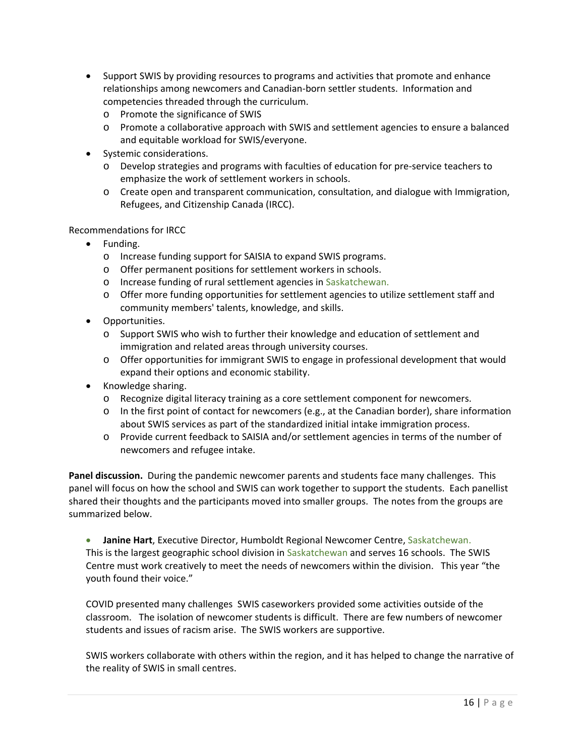- Support SWIS by providing resources to programs and activities that promote and enhance relationships among newcomers and Canadian-born settler students. Information and competencies threaded through the curriculum.
  - Promote the significance of SWIS
  - Promote a collaborative approach with SWIS and settlement agencies to ensure a balanced and equitable workload for SWIS/everyone.
- Systemic considerations.
  - Develop strategies and programs with faculties of education for pre-service teachers to emphasize the work of settlement workers in schools.
  - Create open and transparent communication, consultation, and dialogue with Immigration, Refugees, and Citizenship Canada (IRCC).

Recommendations for IRCC

- Funding.
  - Increase funding support for SAISIA to expand SWIS programs.
  - Offer permanent positions for settlement workers in schools.
  - Increase funding of rural settlement agencies in Saskatchewan.
  - Offer more funding opportunities for settlement agencies to utilize settlement staff and community members' talents, knowledge, and skills.
- Opportunities.
  - Support SWIS who wish to further their knowledge and education of settlement and immigration and related areas through university courses.
  - Offer opportunities for immigrant SWIS to engage in professional development that would expand their options and economic stability.
- Knowledge sharing.
  - Recognize digital literacy training as a core settlement component for newcomers.
  - In the first point of contact for newcomers (e.g., at the Canadian border), share information about SWIS services as part of the standardized initial intake immigration process.
  - Provide current feedback to SAISIA and/or settlement agencies in terms of the number of newcomers and refugee intake.

**Panel discussion.** During the pandemic newcomer parents and students face many challenges. This panel will focus on how the school and SWIS can work together to support the students. Each panellist shared their thoughts and the participants moved into smaller groups. The notes from the groups are summarized below.

- **Janine Hart**, Executive Director, Humboldt Regional Newcomer Centre, Saskatchewan.

  This is the largest geographic school division in Saskatchewan and serves 16 schools. The SWIS Centre must work creatively to meet the needs of newcomers within the division. This year "the youth found their voice."

  COVID presented many challenges SWIS caseworkers provided some activities outside of the classroom. The isolation of newcomer students is difficult. There are few numbers of newcomer students and issues of racism arise. The SWIS workers are supportive.

  SWIS workers collaborate with others within the region, and it has helped to change the narrative of the reality of SWIS in small centres.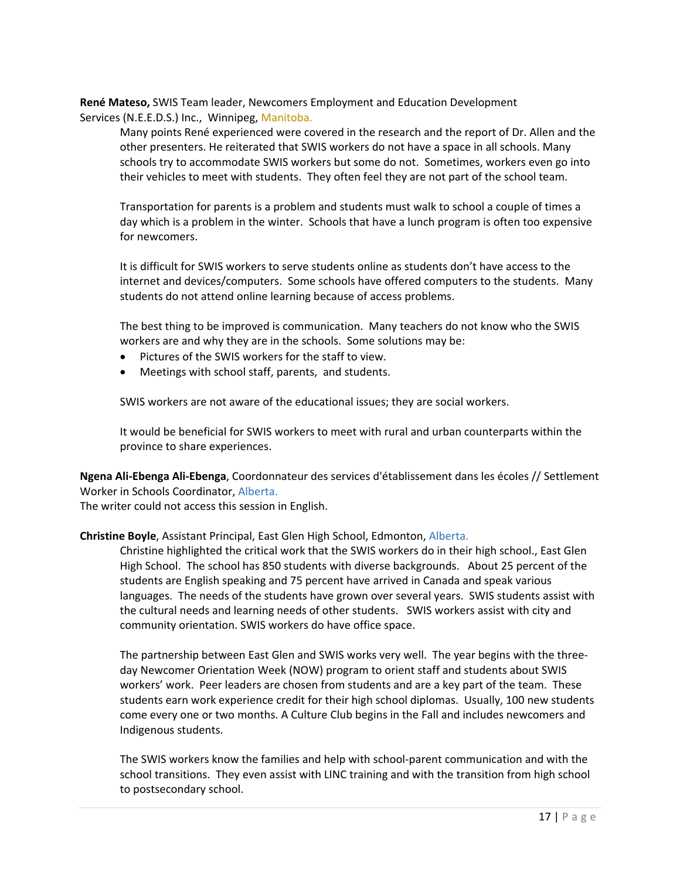**René Mateso,** SWIS Team leader, Newcomers Employment and Education Development Services (N.E.E.D.S.) Inc., Winnipeg, Manitoba.

Many points René experienced were covered in the research and the report of Dr. Allen and the other presenters. He reiterated that SWIS workers do not have a space in all schools. Many schools try to accommodate SWIS workers but some do not. Sometimes, workers even go into their vehicles to meet with students. They often feel they are not part of the school team.

Transportation for parents is a problem and students must walk to school a couple of times a day which is a problem in the winter. Schools that have a lunch program is often too expensive for newcomers.

It is difficult for SWIS workers to serve students online as students don't have access to the internet and devices/computers. Some schools have offered computers to the students. Many students do not attend online learning because of access problems.

The best thing to be improved is communication. Many teachers do not know who the SWIS workers are and why they are in the schools. Some solutions may be:

- Pictures of the SWIS workers for the staff to view.
- Meetings with school staff, parents, and students.

SWIS workers are not aware of the educational issues; they are social workers.

It would be beneficial for SWIS workers to meet with rural and urban counterparts within the province to share experiences.

**Ngena Ali-Ebenga Ali-Ebenga**, Coordonnateur des services d'établissement dans les écoles // Settlement Worker in Schools Coordinator, Alberta.

The writer could not access this session in English.

**Christine Boyle**, Assistant Principal, East Glen High School, Edmonton, Alberta.

Christine highlighted the critical work that the SWIS workers do in their high school., East Glen High School. The school has 850 students with diverse backgrounds. About 25 percent of the students are English speaking and 75 percent have arrived in Canada and speak various languages. The needs of the students have grown over several years. SWIS students assist with the cultural needs and learning needs of other students. SWIS workers assist with city and community orientation. SWIS workers do have office space.

The partnership between East Glen and SWIS works very well. The year begins with the three-day Newcomer Orientation Week (NOW) program to orient staff and students about SWIS workers' work. Peer leaders are chosen from students and are a key part of the team. These students earn work experience credit for their high school diplomas. Usually, 100 new students come every one or two months. A Culture Club begins in the Fall and includes newcomers and Indigenous students.

The SWIS workers know the families and help with school-parent communication and with the school transitions. They even assist with LINC training and with the transition from high school to postsecondary school.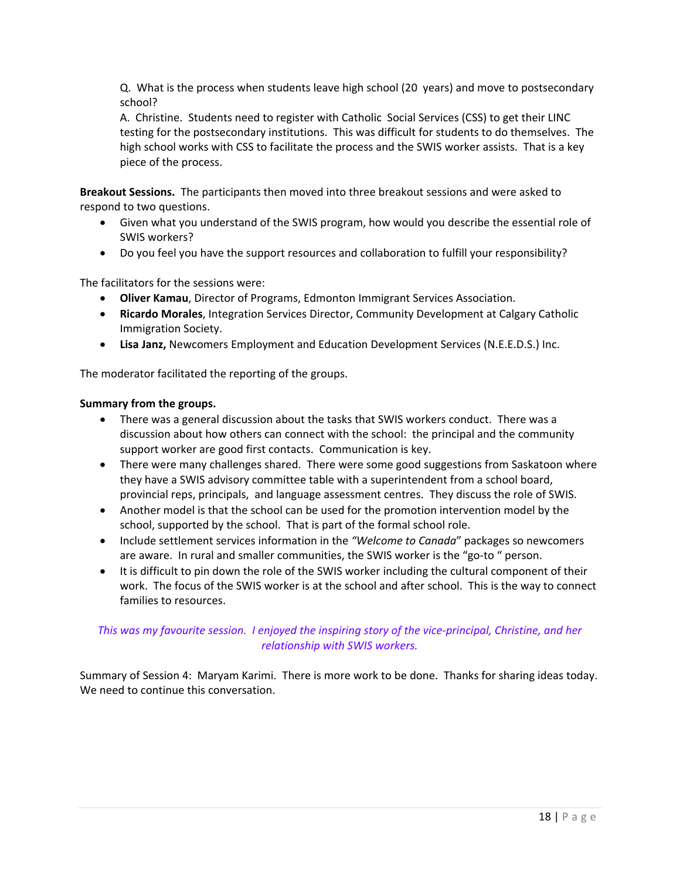Q. What is the process when students leave high school (20 years) and move to postsecondary school?
A. Christine. Students need to register with Catholic Social Services (CSS) to get their LINC testing for the postsecondary institutions. This was difficult for students to do themselves. The high school works with CSS to facilitate the process and the SWIS worker assists. That is a key piece of the process.

**Breakout Sessions.** The participants then moved into three breakout sessions and were asked to respond to two questions.

- Given what you understand of the SWIS program, how would you describe the essential role of SWIS workers?
- Do you feel you have the support resources and collaboration to fulfill your responsibility?

The facilitators for the sessions were:

- **Oliver Kamau**, Director of Programs, Edmonton Immigrant Services Association.
- **Ricardo Morales**, Integration Services Director, Community Development at Calgary Catholic Immigration Society.
- **Lisa Janz,** Newcomers Employment and Education Development Services (N.E.E.D.S.) Inc.

The moderator facilitated the reporting of the groups.

**Summary from the groups.**

- There was a general discussion about the tasks that SWIS workers conduct. There was a discussion about how others can connect with the school: the principal and the community support worker are good first contacts. Communication is key.
- There were many challenges shared. There were some good suggestions from Saskatoon where they have a SWIS advisory committee table with a superintendent from a school board, provincial reps, principals, and language assessment centres. They discuss the role of SWIS.
- Another model is that the school can be used for the promotion intervention model by the school, supported by the school. That is part of the formal school role.
- Include settlement services information in the *"Welcome to Canada"* packages so newcomers are aware. In rural and smaller communities, the SWIS worker is the "go-to " person.
- It is difficult to pin down the role of the SWIS worker including the cultural component of their work. The focus of the SWIS worker is at the school and after school. This is the way to connect families to resources.

*This was my favourite session. I enjoyed the inspiring story of the vice-principal, Christine, and her relationship with SWIS workers.*

Summary of Session 4: Maryam Karimi. There is more work to be done. Thanks for sharing ideas today. We need to continue this conversation.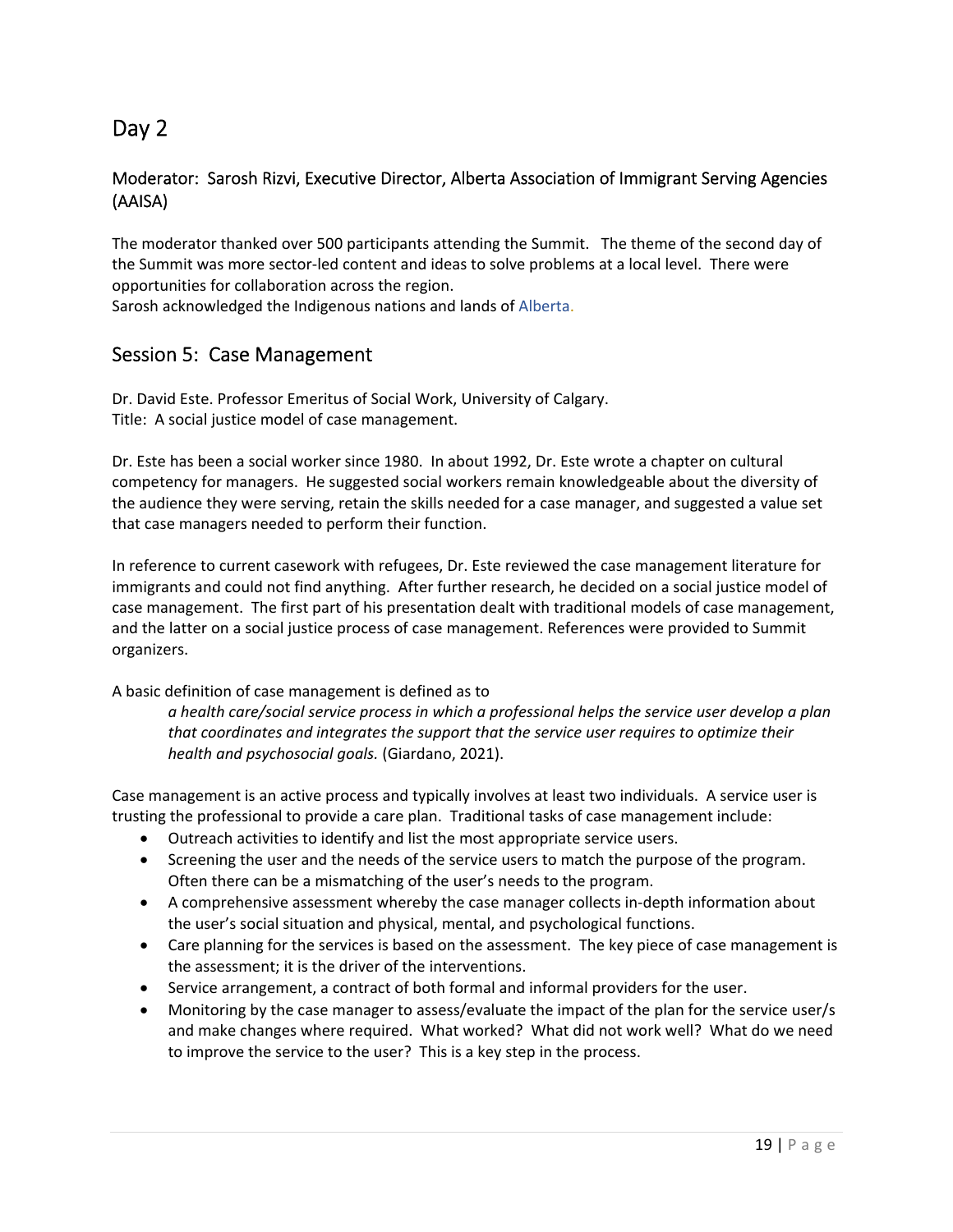## Day 2

### Moderator: Sarosh Rizvi, Executive Director, Alberta Association of Immigrant Serving Agencies (AAISA)

The moderator thanked over 500 participants attending the Summit. The theme of the second day of the Summit was more sector-led content and ideas to solve problems at a local level. There were opportunities for collaboration across the region.
Sarosh acknowledged the Indigenous nations and lands of Alberta.

## Session 5: Case Management

Dr. David Este. Professor Emeritus of Social Work, University of Calgary.
Title: A social justice model of case management.

Dr. Este has been a social worker since 1980. In about 1992, Dr. Este wrote a chapter on cultural competency for managers. He suggested social workers remain knowledgeable about the diversity of the audience they were serving, retain the skills needed for a case manager, and suggested a value set that case managers needed to perform their function.

In reference to current casework with refugees, Dr. Este reviewed the case management literature for immigrants and could not find anything. After further research, he decided on a social justice model of case management. The first part of his presentation dealt with traditional models of case management, and the latter on a social justice process of case management. References were provided to Summit organizers.

A basic definition of case management is defined as to

> *a health care/social service process in which a professional helps the service user develop a plan that coordinates and integrates the support that the service user requires to optimize their health and psychosocial goals.* (Giardano, 2021).

Case management is an active process and typically involves at least two individuals. A service user is trusting the professional to provide a care plan. Traditional tasks of case management include:

- Outreach activities to identify and list the most appropriate service users.
- Screening the user and the needs of the service users to match the purpose of the program. Often there can be a mismatching of the user's needs to the program.
- A comprehensive assessment whereby the case manager collects in-depth information about the user's social situation and physical, mental, and psychological functions.
- Care planning for the services is based on the assessment. The key piece of case management is the assessment; it is the driver of the interventions.
- Service arrangement, a contract of both formal and informal providers for the user.
- Monitoring by the case manager to assess/evaluate the impact of the plan for the service user/s and make changes where required. What worked? What did not work well? What do we need to improve the service to the user? This is a key step in the process.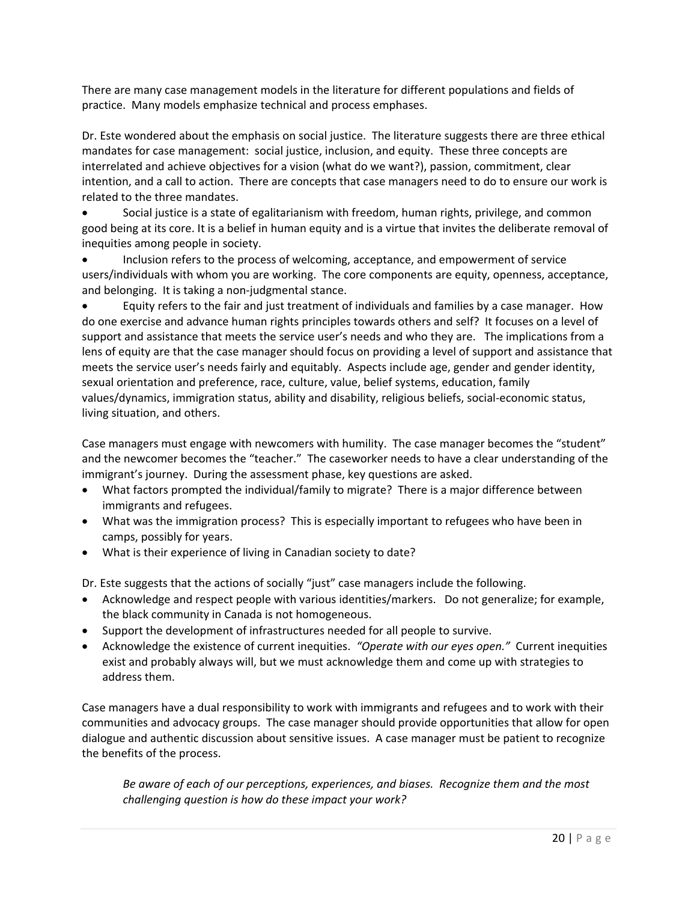There are many case management models in the literature for different populations and fields of practice. Many models emphasize technical and process emphases.

Dr. Este wondered about the emphasis on social justice. The literature suggests there are three ethical mandates for case management: social justice, inclusion, and equity. These three concepts are interrelated and achieve objectives for a vision (what do we want?), passion, commitment, clear intention, and a call to action. There are concepts that case managers need to do to ensure our work is related to the three mandates.

- Social justice is a state of egalitarianism with freedom, human rights, privilege, and common good being at its core. It is a belief in human equity and is a virtue that invites the deliberate removal of inequities among people in society.
- Inclusion refers to the process of welcoming, acceptance, and empowerment of service users/individuals with whom you are working. The core components are equity, openness, acceptance, and belonging. It is taking a non-judgmental stance.
- Equity refers to the fair and just treatment of individuals and families by a case manager. How do one exercise and advance human rights principles towards others and self? It focuses on a level of support and assistance that meets the service user's needs and who they are. The implications from a lens of equity are that the case manager should focus on providing a level of support and assistance that meets the service user's needs fairly and equitably. Aspects include age, gender and gender identity, sexual orientation and preference, race, culture, value, belief systems, education, family values/dynamics, immigration status, ability and disability, religious beliefs, social-economic status, living situation, and others.

Case managers must engage with newcomers with humility. The case manager becomes the "student" and the newcomer becomes the "teacher." The caseworker needs to have a clear understanding of the immigrant's journey. During the assessment phase, key questions are asked.

- What factors prompted the individual/family to migrate? There is a major difference between immigrants and refugees.
- What was the immigration process? This is especially important to refugees who have been in camps, possibly for years.
- What is their experience of living in Canadian society to date?

Dr. Este suggests that the actions of socially "just" case managers include the following.

- Acknowledge and respect people with various identities/markers. Do not generalize; for example, the black community in Canada is not homogeneous.
- Support the development of infrastructures needed for all people to survive.
- Acknowledge the existence of current inequities. *"Operate with our eyes open."* Current inequities exist and probably always will, but we must acknowledge them and come up with strategies to address them.

Case managers have a dual responsibility to work with immigrants and refugees and to work with their communities and advocacy groups. The case manager should provide opportunities that allow for open dialogue and authentic discussion about sensitive issues. A case manager must be patient to recognize the benefits of the process.

> *Be aware of each of our perceptions, experiences, and biases. Recognize them and the most challenging question is how do these impact your work?*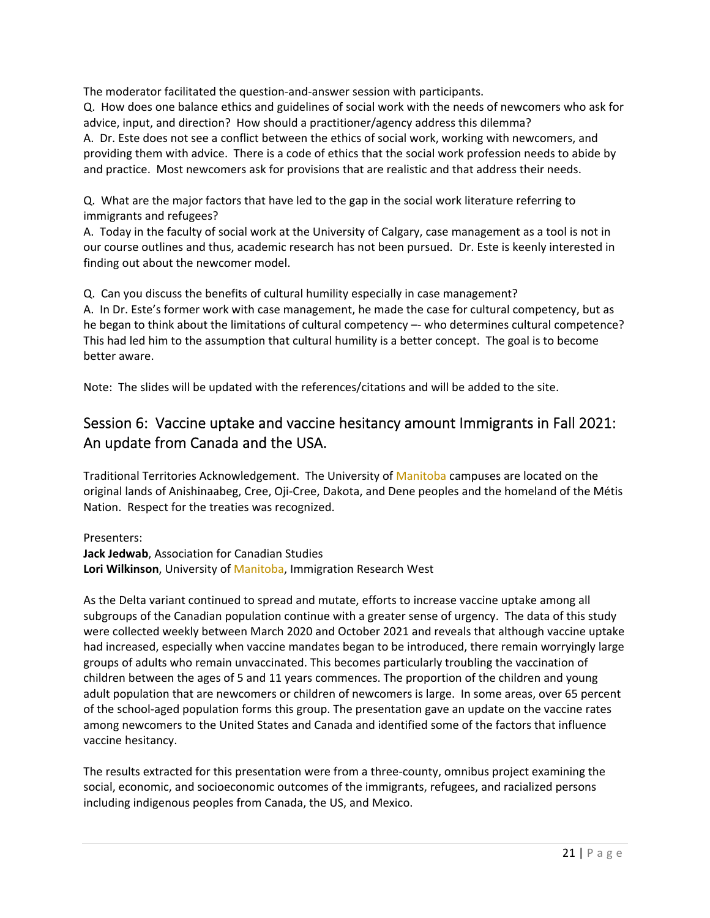The moderator facilitated the question-and-answer session with participants.

Q. How does one balance ethics and guidelines of social work with the needs of newcomers who ask for advice, input, and direction? How should a practitioner/agency address this dilemma?

A. Dr. Este does not see a conflict between the ethics of social work, working with newcomers, and providing them with advice. There is a code of ethics that the social work profession needs to abide by and practice. Most newcomers ask for provisions that are realistic and that address their needs.

Q. What are the major factors that have led to the gap in the social work literature referring to immigrants and refugees?

A. Today in the faculty of social work at the University of Calgary, case management as a tool is not in our course outlines and thus, academic research has not been pursued. Dr. Este is keenly interested in finding out about the newcomer model.

Q. Can you discuss the benefits of cultural humility especially in case management?

A. In Dr. Este's former work with case management, he made the case for cultural competency, but as he began to think about the limitations of cultural competency –- who determines cultural competence? This had led him to the assumption that cultural humility is a better concept. The goal is to become better aware.

Note: The slides will be updated with the references/citations and will be added to the site.

## Session 6: Vaccine uptake and vaccine hesitancy amount Immigrants in Fall 2021: An update from Canada and the USA.

Traditional Territories Acknowledgement. The University of Manitoba campuses are located on the original lands of Anishinaabeg, Cree, Oji-Cree, Dakota, and Dene peoples and the homeland of the Métis Nation. Respect for the treaties was recognized.

Presenters:
**Jack Jedwab**, Association for Canadian Studies
**Lori Wilkinson**, University of Manitoba, Immigration Research West

As the Delta variant continued to spread and mutate, efforts to increase vaccine uptake among all subgroups of the Canadian population continue with a greater sense of urgency. The data of this study were collected weekly between March 2020 and October 2021 and reveals that although vaccine uptake had increased, especially when vaccine mandates began to be introduced, there remain worryingly large groups of adults who remain unvaccinated. This becomes particularly troubling the vaccination of children between the ages of 5 and 11 years commences. The proportion of the children and young adult population that are newcomers or children of newcomers is large. In some areas, over 65 percent of the school-aged population forms this group. The presentation gave an update on the vaccine rates among newcomers to the United States and Canada and identified some of the factors that influence vaccine hesitancy.

The results extracted for this presentation were from a three-county, omnibus project examining the social, economic, and socioeconomic outcomes of the immigrants, refugees, and racialized persons including indigenous peoples from Canada, the US, and Mexico.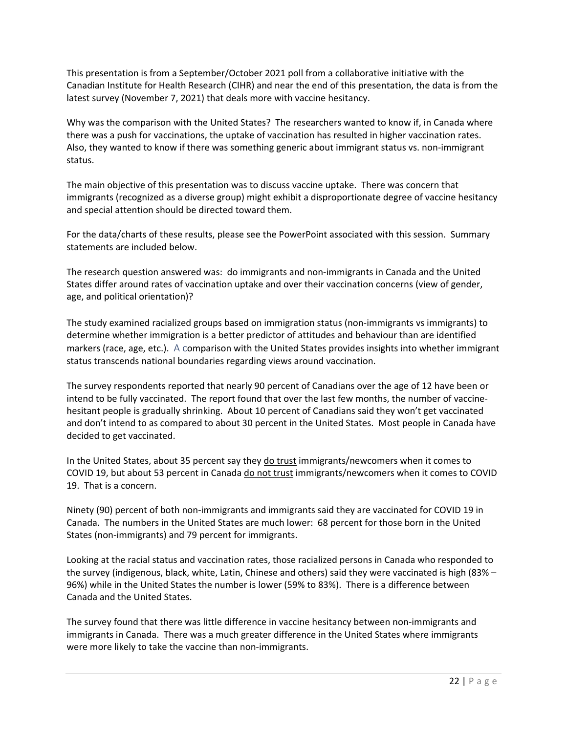This presentation is from a September/October 2021 poll from a collaborative initiative with the Canadian Institute for Health Research (CIHR) and near the end of this presentation, the data is from the latest survey (November 7, 2021) that deals more with vaccine hesitancy.

Why was the comparison with the United States? The researchers wanted to know if, in Canada where there was a push for vaccinations, the uptake of vaccination has resulted in higher vaccination rates. Also, they wanted to know if there was something generic about immigrant status vs. non-immigrant status.

The main objective of this presentation was to discuss vaccine uptake. There was concern that immigrants (recognized as a diverse group) might exhibit a disproportionate degree of vaccine hesitancy and special attention should be directed toward them.

For the data/charts of these results, please see the PowerPoint associated with this session. Summary statements are included below.

The research question answered was: do immigrants and non-immigrants in Canada and the United States differ around rates of vaccination uptake and over their vaccination concerns (view of gender, age, and political orientation)?

The study examined racialized groups based on immigration status (non-immigrants vs immigrants) to determine whether immigration is a better predictor of attitudes and behaviour than are identified markers (race, age, etc.). A comparison with the United States provides insights into whether immigrant status transcends national boundaries regarding views around vaccination.

The survey respondents reported that nearly 90 percent of Canadians over the age of 12 have been or intend to be fully vaccinated. The report found that over the last few months, the number of vaccine-hesitant people is gradually shrinking. About 10 percent of Canadians said they won't get vaccinated and don't intend to as compared to about 30 percent in the United States. Most people in Canada have decided to get vaccinated.

In the United States, about 35 percent say they <u>do trust</u> immigrants/newcomers when it comes to COVID 19, but about 53 percent in Canada <u>do not trust</u> immigrants/newcomers when it comes to COVID 19. That is a concern.

Ninety (90) percent of both non-immigrants and immigrants said they are vaccinated for COVID 19 in Canada. The numbers in the United States are much lower: 68 percent for those born in the United States (non-immigrants) and 79 percent for immigrants.

Looking at the racial status and vaccination rates, those racialized persons in Canada who responded to the survey (indigenous, black, white, Latin, Chinese and others) said they were vaccinated is high (83% – 96%) while in the United States the number is lower (59% to 83%). There is a difference between Canada and the United States.

The survey found that there was little difference in vaccine hesitancy between non-immigrants and immigrants in Canada. There was a much greater difference in the United States where immigrants were more likely to take the vaccine than non-immigrants.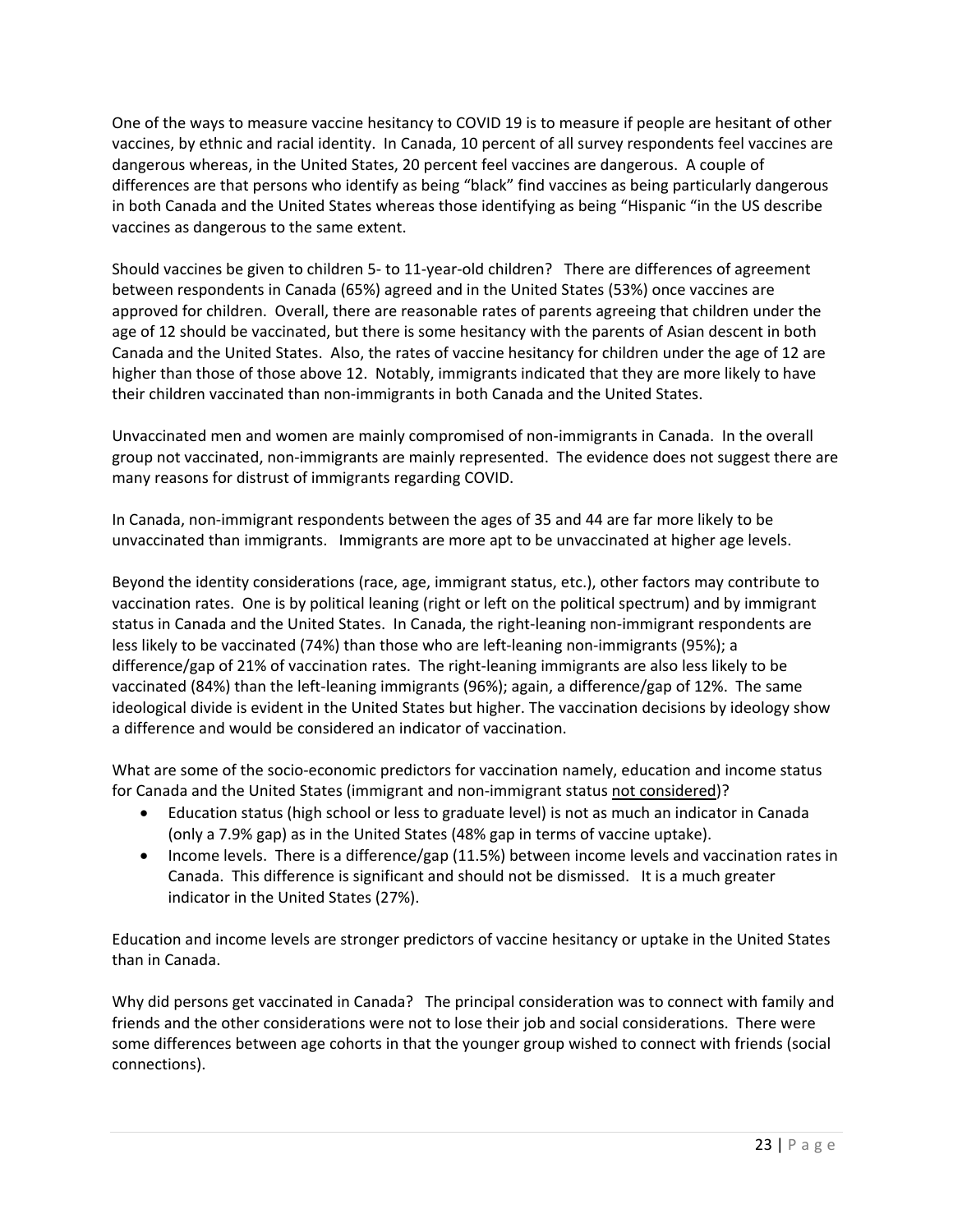One of the ways to measure vaccine hesitancy to COVID 19 is to measure if people are hesitant of other vaccines, by ethnic and racial identity. In Canada, 10 percent of all survey respondents feel vaccines are dangerous whereas, in the United States, 20 percent feel vaccines are dangerous. A couple of differences are that persons who identify as being "black" find vaccines as being particularly dangerous in both Canada and the United States whereas those identifying as being "Hispanic "in the US describe vaccines as dangerous to the same extent.

Should vaccines be given to children 5- to 11-year-old children? There are differences of agreement between respondents in Canada (65%) agreed and in the United States (53%) once vaccines are approved for children. Overall, there are reasonable rates of parents agreeing that children under the age of 12 should be vaccinated, but there is some hesitancy with the parents of Asian descent in both Canada and the United States. Also, the rates of vaccine hesitancy for children under the age of 12 are higher than those of those above 12. Notably, immigrants indicated that they are more likely to have their children vaccinated than non-immigrants in both Canada and the United States.

Unvaccinated men and women are mainly compromised of non-immigrants in Canada. In the overall group not vaccinated, non-immigrants are mainly represented. The evidence does not suggest there are many reasons for distrust of immigrants regarding COVID.

In Canada, non-immigrant respondents between the ages of 35 and 44 are far more likely to be unvaccinated than immigrants. Immigrants are more apt to be unvaccinated at higher age levels.

Beyond the identity considerations (race, age, immigrant status, etc.), other factors may contribute to vaccination rates. One is by political leaning (right or left on the political spectrum) and by immigrant status in Canada and the United States. In Canada, the right-leaning non-immigrant respondents are less likely to be vaccinated (74%) than those who are left-leaning non-immigrants (95%); a difference/gap of 21% of vaccination rates. The right-leaning immigrants are also less likely to be vaccinated (84%) than the left-leaning immigrants (96%); again, a difference/gap of 12%. The same ideological divide is evident in the United States but higher. The vaccination decisions by ideology show a difference and would be considered an indicator of vaccination.

What are some of the socio-economic predictors for vaccination namely, education and income status for Canada and the United States (immigrant and non-immigrant status <u>not considered</u>)?

- Education status (high school or less to graduate level) is not as much an indicator in Canada (only a 7.9% gap) as in the United States (48% gap in terms of vaccine uptake).
- Income levels. There is a difference/gap (11.5%) between income levels and vaccination rates in Canada. This difference is significant and should not be dismissed. It is a much greater indicator in the United States (27%).

Education and income levels are stronger predictors of vaccine hesitancy or uptake in the United States than in Canada.

Why did persons get vaccinated in Canada? The principal consideration was to connect with family and friends and the other considerations were not to lose their job and social considerations. There were some differences between age cohorts in that the younger group wished to connect with friends (social connections).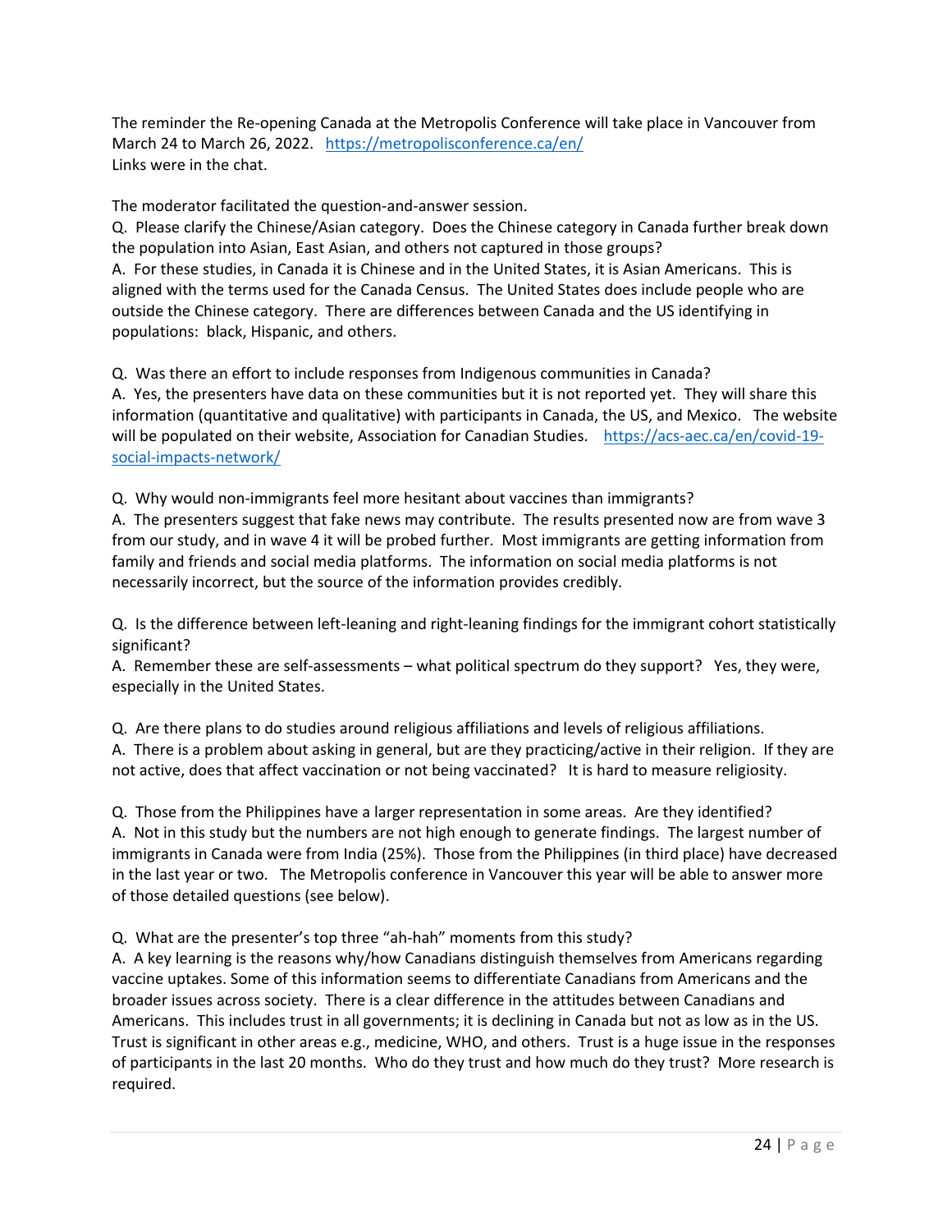The reminder the Re-opening Canada at the Metropolis Conference will take place in Vancouver from March 24 to March 26, 2022. https://metropolisconference.ca/en/
Links were in the chat.

The moderator facilitated the question-and-answer session.
Q. Please clarify the Chinese/Asian category. Does the Chinese category in Canada further break down the population into Asian, East Asian, and others not captured in those groups?
A. For these studies, in Canada it is Chinese and in the United States, it is Asian Americans. This is aligned with the terms used for the Canada Census. The United States does include people who are outside the Chinese category. There are differences between Canada and the US identifying in populations: black, Hispanic, and others.

Q. Was there an effort to include responses from Indigenous communities in Canada?
A. Yes, the presenters have data on these communities but it is not reported yet. They will share this information (quantitative and qualitative) with participants in Canada, the US, and Mexico. The website will be populated on their website, Association for Canadian Studies. https://acs-aec.ca/en/covid-19-social-impacts-network/

Q. Why would non-immigrants feel more hesitant about vaccines than immigrants?
A. The presenters suggest that fake news may contribute. The results presented now are from wave 3 from our study, and in wave 4 it will be probed further. Most immigrants are getting information from family and friends and social media platforms. The information on social media platforms is not necessarily incorrect, but the source of the information provides credibly.

Q. Is the difference between left-leaning and right-leaning findings for the immigrant cohort statistically significant?
A. Remember these are self-assessments – what political spectrum do they support? Yes, they were, especially in the United States.

Q. Are there plans to do studies around religious affiliations and levels of religious affiliations.
A. There is a problem about asking in general, but are they practicing/active in their religion. If they are not active, does that affect vaccination or not being vaccinated? It is hard to measure religiosity.

Q. Those from the Philippines have a larger representation in some areas. Are they identified?
A. Not in this study but the numbers are not high enough to generate findings. The largest number of immigrants in Canada were from India (25%). Those from the Philippines (in third place) have decreased in the last year or two. The Metropolis conference in Vancouver this year will be able to answer more of those detailed questions (see below).

Q. What are the presenter's top three "ah-hah" moments from this study?
A. A key learning is the reasons why/how Canadians distinguish themselves from Americans regarding vaccine uptakes. Some of this information seems to differentiate Canadians from Americans and the broader issues across society. There is a clear difference in the attitudes between Canadians and Americans. This includes trust in all governments; it is declining in Canada but not as low as in the US. Trust is significant in other areas e.g., medicine, WHO, and others. Trust is a huge issue in the responses of participants in the last 20 months. Who do they trust and how much do they trust? More research is required.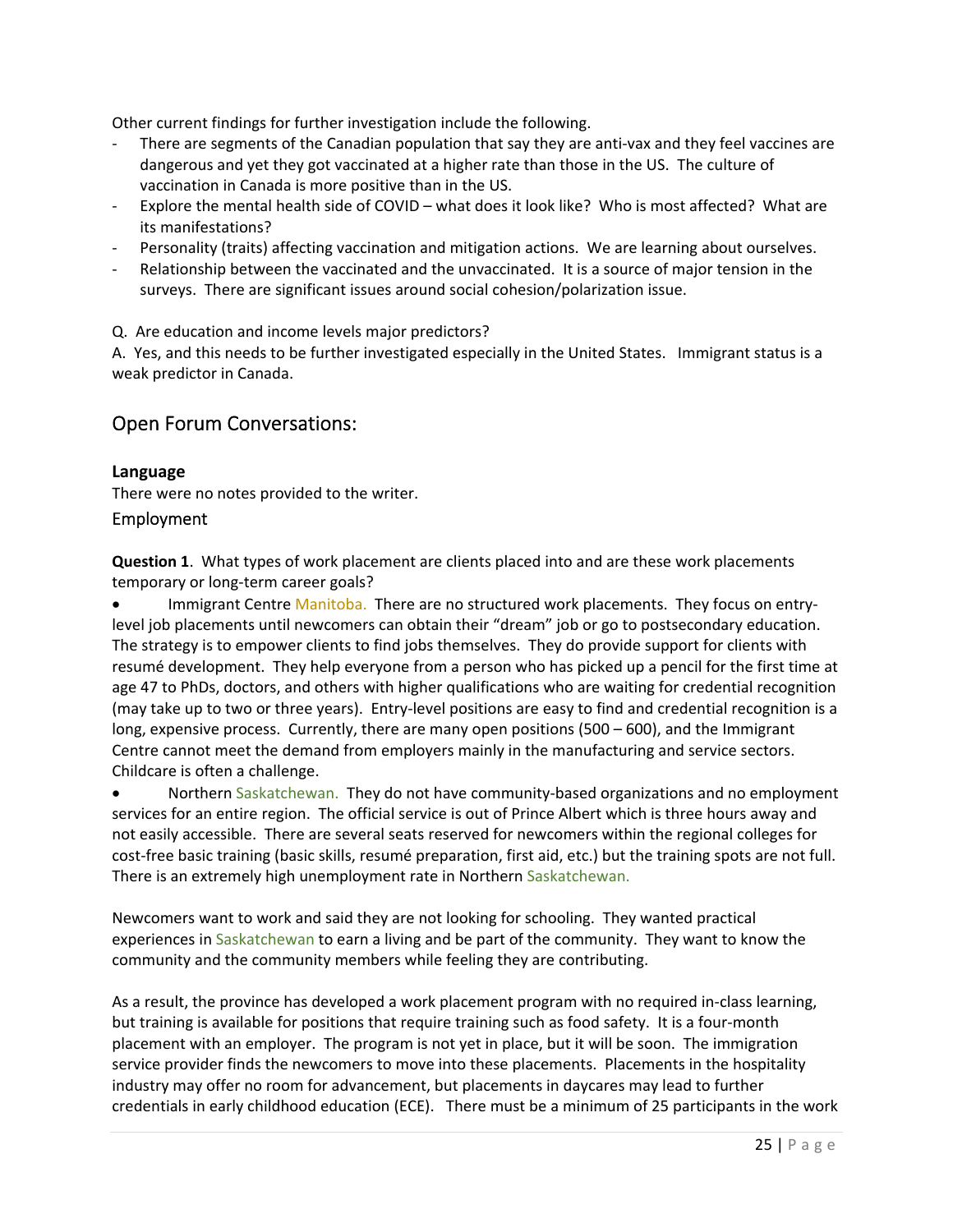Other current findings for further investigation include the following.

- There are segments of the Canadian population that say they are anti-vax and they feel vaccines are dangerous and yet they got vaccinated at a higher rate than those in the US. The culture of vaccination in Canada is more positive than in the US.
- Explore the mental health side of COVID – what does it look like? Who is most affected? What are its manifestations?
- Personality (traits) affecting vaccination and mitigation actions. We are learning about ourselves.
- Relationship between the vaccinated and the unvaccinated. It is a source of major tension in the surveys. There are significant issues around social cohesion/polarization issue.

Q. Are education and income levels major predictors?
A. Yes, and this needs to be further investigated especially in the United States. Immigrant status is a weak predictor in Canada.

## Open Forum Conversations:

### Language

There were no notes provided to the writer.

### Employment

**Question 1**. What types of work placement are clients placed into and are these work placements temporary or long-term career goals?

- Immigrant Centre Manitoba. There are no structured work placements. They focus on entry-level job placements until newcomers can obtain their "dream" job or go to postsecondary education. The strategy is to empower clients to find jobs themselves. They do provide support for clients with resumé development. They help everyone from a person who has picked up a pencil for the first time at age 47 to PhDs, doctors, and others with higher qualifications who are waiting for credential recognition (may take up to two or three years). Entry-level positions are easy to find and credential recognition is a long, expensive process. Currently, there are many open positions (500 – 600), and the Immigrant Centre cannot meet the demand from employers mainly in the manufacturing and service sectors. Childcare is often a challenge.
- Northern Saskatchewan. They do not have community-based organizations and no employment services for an entire region. The official service is out of Prince Albert which is three hours away and not easily accessible. There are several seats reserved for newcomers within the regional colleges for cost-free basic training (basic skills, resumé preparation, first aid, etc.) but the training spots are not full. There is an extremely high unemployment rate in Northern Saskatchewan.

Newcomers want to work and said they are not looking for schooling. They wanted practical experiences in Saskatchewan to earn a living and be part of the community. They want to know the community and the community members while feeling they are contributing.

As a result, the province has developed a work placement program with no required in-class learning, but training is available for positions that require training such as food safety. It is a four-month placement with an employer. The program is not yet in place, but it will be soon. The immigration service provider finds the newcomers to move into these placements. Placements in the hospitality industry may offer no room for advancement, but placements in daycares may lead to further credentials in early childhood education (ECE). There must be a minimum of 25 participants in the work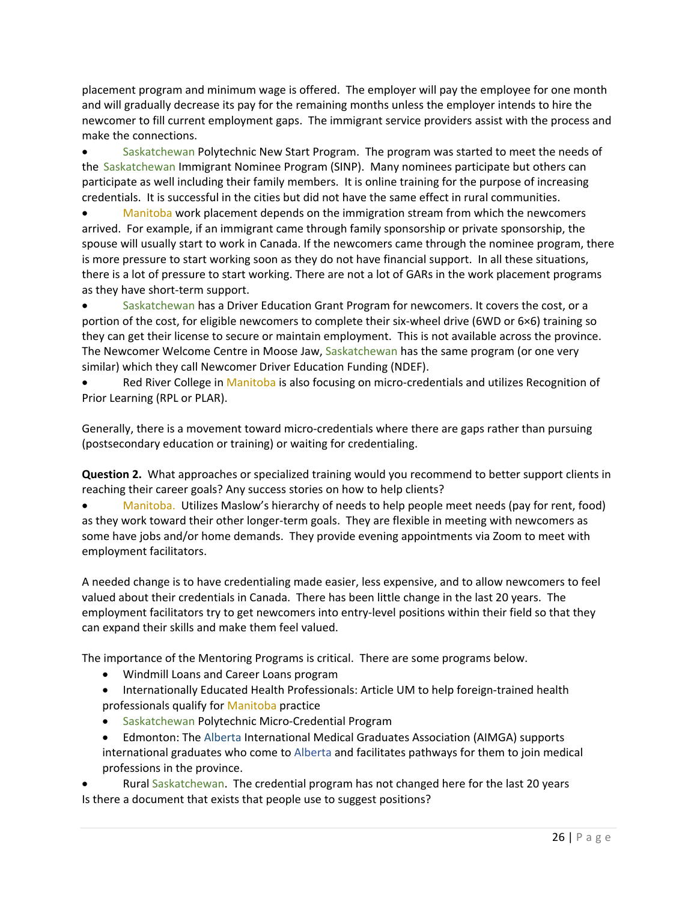placement program and minimum wage is offered. The employer will pay the employee for one month and will gradually decrease its pay for the remaining months unless the employer intends to hire the newcomer to fill current employment gaps. The immigrant service providers assist with the process and make the connections.

- Saskatchewan Polytechnic New Start Program. The program was started to meet the needs of the Saskatchewan Immigrant Nominee Program (SINP). Many nominees participate but others can participate as well including their family members. It is online training for the purpose of increasing credentials. It is successful in the cities but did not have the same effect in rural communities.
- Manitoba work placement depends on the immigration stream from which the newcomers arrived. For example, if an immigrant came through family sponsorship or private sponsorship, the spouse will usually start to work in Canada. If the newcomers came through the nominee program, there is more pressure to start working soon as they do not have financial support. In all these situations, there is a lot of pressure to start working. There are not a lot of GARs in the work placement programs as they have short-term support.
- Saskatchewan has a Driver Education Grant Program for newcomers. It covers the cost, or a portion of the cost, for eligible newcomers to complete their six-wheel drive (6WD or 6×6) training so they can get their license to secure or maintain employment. This is not available across the province. The Newcomer Welcome Centre in Moose Jaw, Saskatchewan has the same program (or one very similar) which they call Newcomer Driver Education Funding (NDEF).
- Red River College in Manitoba is also focusing on micro-credentials and utilizes Recognition of Prior Learning (RPL or PLAR).

Generally, there is a movement toward micro-credentials where there are gaps rather than pursuing (postsecondary education or training) or waiting for credentialing.

**Question 2.** What approaches or specialized training would you recommend to better support clients in reaching their career goals? Any success stories on how to help clients?

- Manitoba. Utilizes Maslow's hierarchy of needs to help people meet needs (pay for rent, food) as they work toward their other longer-term goals. They are flexible in meeting with newcomers as some have jobs and/or home demands. They provide evening appointments via Zoom to meet with employment facilitators.

A needed change is to have credentialing made easier, less expensive, and to allow newcomers to feel valued about their credentials in Canada. There has been little change in the last 20 years. The employment facilitators try to get newcomers into entry-level positions within their field so that they can expand their skills and make them feel valued.

The importance of the Mentoring Programs is critical. There are some programs below.

- Windmill Loans and Career Loans program
- Internationally Educated Health Professionals: Article UM to help foreign-trained health professionals qualify for Manitoba practice
- Saskatchewan Polytechnic Micro-Credential Program
- Edmonton: The Alberta International Medical Graduates Association (AIMGA) supports international graduates who come to Alberta and facilitates pathways for them to join medical professions in the province.

- Rural Saskatchewan. The credential program has not changed here for the last 20 years

Is there a document that exists that people use to suggest positions?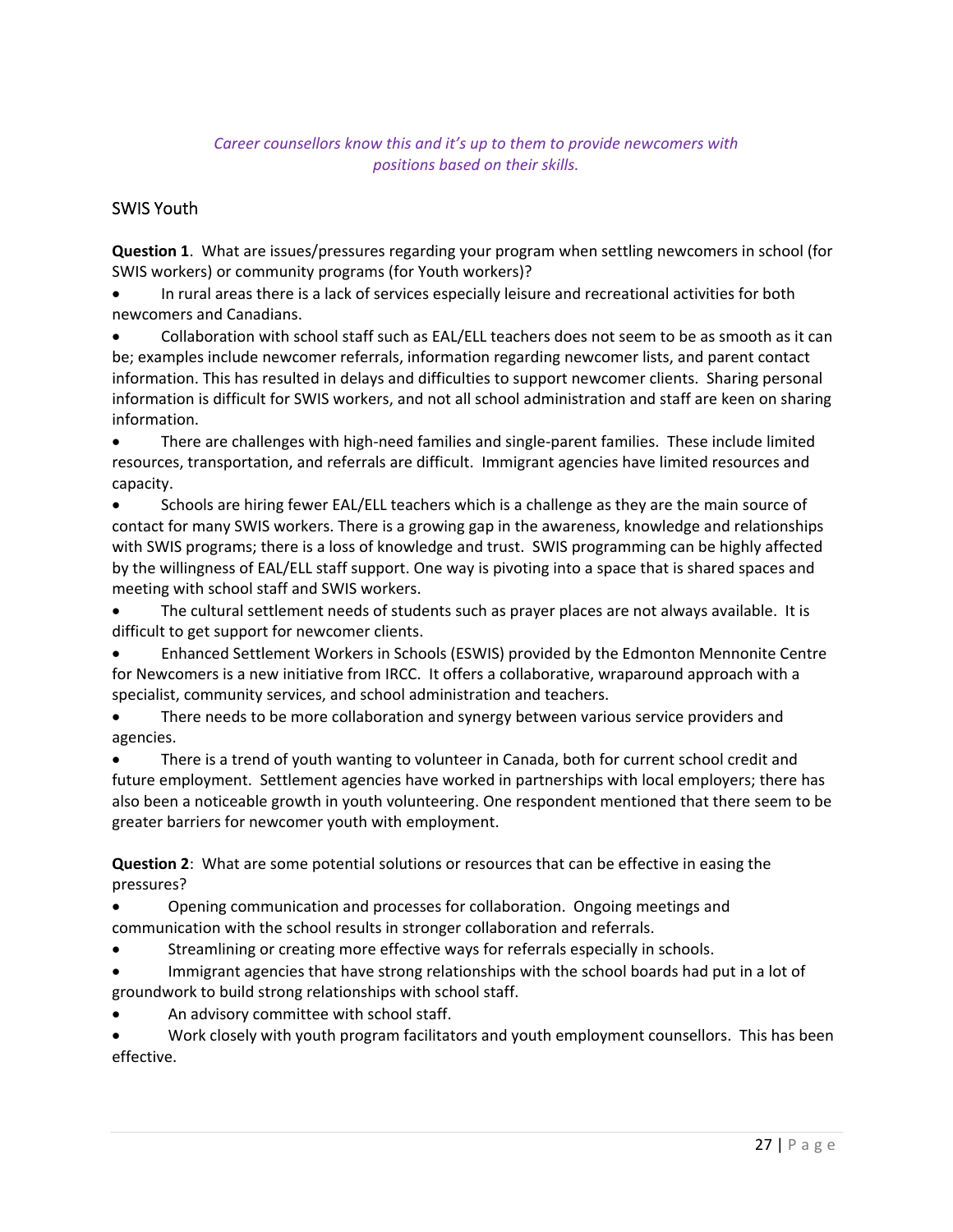*Career counsellors know this and it's up to them to provide newcomers with positions based on their skills.*

## SWIS Youth

**Question 1**. What are issues/pressures regarding your program when settling newcomers in school (for SWIS workers) or community programs (for Youth workers)?

- In rural areas there is a lack of services especially leisure and recreational activities for both newcomers and Canadians.
- Collaboration with school staff such as EAL/ELL teachers does not seem to be as smooth as it can be; examples include newcomer referrals, information regarding newcomer lists, and parent contact information. This has resulted in delays and difficulties to support newcomer clients. Sharing personal information is difficult for SWIS workers, and not all school administration and staff are keen on sharing information.
- There are challenges with high-need families and single-parent families. These include limited resources, transportation, and referrals are difficult. Immigrant agencies have limited resources and capacity.
- Schools are hiring fewer EAL/ELL teachers which is a challenge as they are the main source of contact for many SWIS workers. There is a growing gap in the awareness, knowledge and relationships with SWIS programs; there is a loss of knowledge and trust. SWIS programming can be highly affected by the willingness of EAL/ELL staff support. One way is pivoting into a space that is shared spaces and meeting with school staff and SWIS workers.
- The cultural settlement needs of students such as prayer places are not always available. It is difficult to get support for newcomer clients.
- Enhanced Settlement Workers in Schools (ESWIS) provided by the Edmonton Mennonite Centre for Newcomers is a new initiative from IRCC. It offers a collaborative, wraparound approach with a specialist, community services, and school administration and teachers.
- There needs to be more collaboration and synergy between various service providers and agencies.
- There is a trend of youth wanting to volunteer in Canada, both for current school credit and future employment. Settlement agencies have worked in partnerships with local employers; there has also been a noticeable growth in youth volunteering. One respondent mentioned that there seem to be greater barriers for newcomer youth with employment.

**Question 2**: What are some potential solutions or resources that can be effective in easing the pressures?

- Opening communication and processes for collaboration. Ongoing meetings and communication with the school results in stronger collaboration and referrals.
- Streamlining or creating more effective ways for referrals especially in schools.
- Immigrant agencies that have strong relationships with the school boards had put in a lot of groundwork to build strong relationships with school staff.
- An advisory committee with school staff.
- Work closely with youth program facilitators and youth employment counsellors. This has been effective.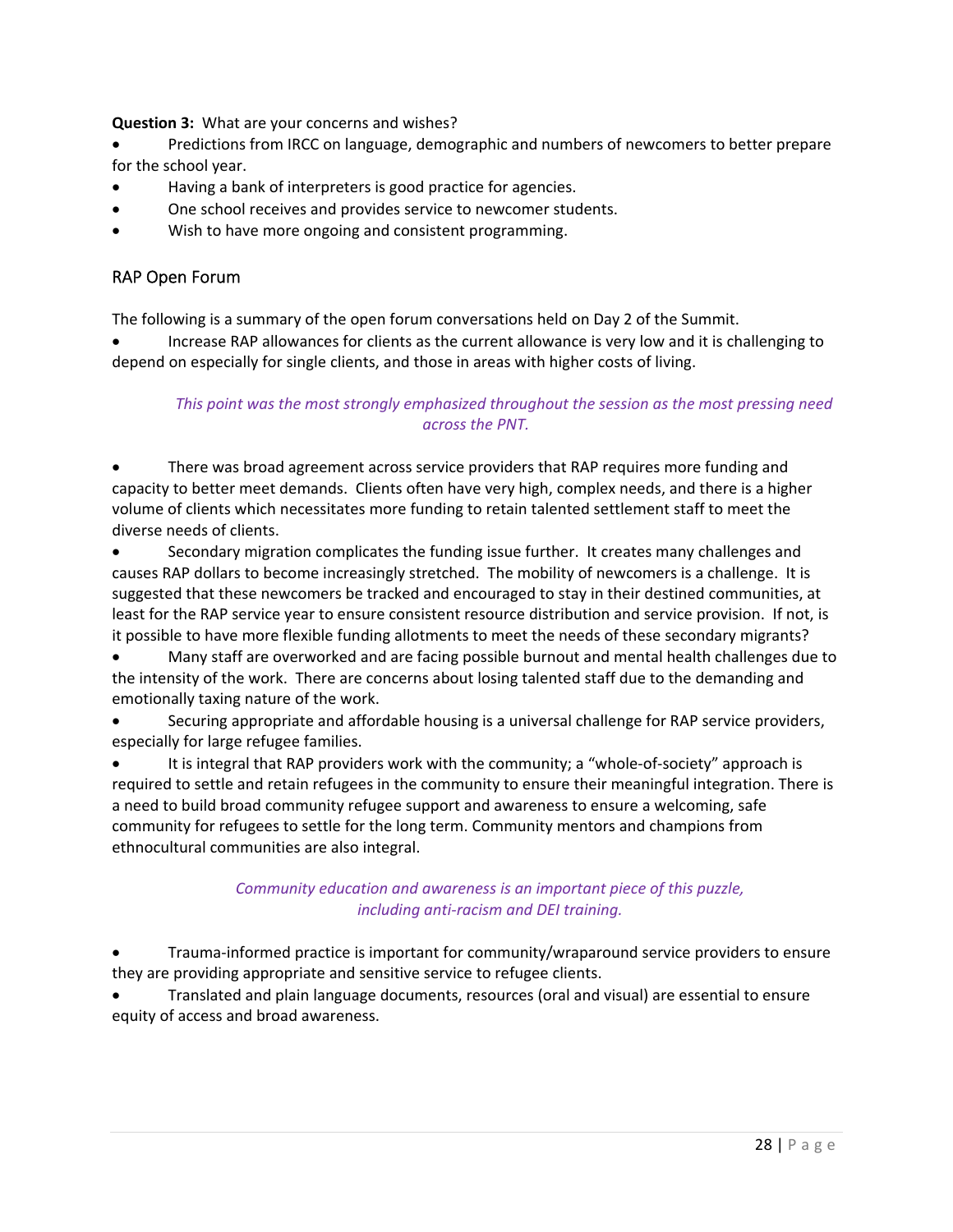**Question 3:** What are your concerns and wishes?

- Predictions from IRCC on language, demographic and numbers of newcomers to better prepare for the school year.
- Having a bank of interpreters is good practice for agencies.
- One school receives and provides service to newcomer students.
- Wish to have more ongoing and consistent programming.

## RAP Open Forum

The following is a summary of the open forum conversations held on Day 2 of the Summit.

- Increase RAP allowances for clients as the current allowance is very low and it is challenging to depend on especially for single clients, and those in areas with higher costs of living.

*This point was the most strongly emphasized throughout the session as the most pressing need across the PNT.*

- There was broad agreement across service providers that RAP requires more funding and capacity to better meet demands. Clients often have very high, complex needs, and there is a higher volume of clients which necessitates more funding to retain talented settlement staff to meet the diverse needs of clients.
- Secondary migration complicates the funding issue further. It creates many challenges and causes RAP dollars to become increasingly stretched. The mobility of newcomers is a challenge. It is suggested that these newcomers be tracked and encouraged to stay in their destined communities, at least for the RAP service year to ensure consistent resource distribution and service provision. If not, is it possible to have more flexible funding allotments to meet the needs of these secondary migrants?
- Many staff are overworked and are facing possible burnout and mental health challenges due to the intensity of the work. There are concerns about losing talented staff due to the demanding and emotionally taxing nature of the work.
- Securing appropriate and affordable housing is a universal challenge for RAP service providers, especially for large refugee families.
- It is integral that RAP providers work with the community; a "whole-of-society" approach is required to settle and retain refugees in the community to ensure their meaningful integration. There is a need to build broad community refugee support and awareness to ensure a welcoming, safe community for refugees to settle for the long term. Community mentors and champions from ethnocultural communities are also integral.

*Community education and awareness is an important piece of this puzzle, including anti-racism and DEI training.*

- Trauma-informed practice is important for community/wraparound service providers to ensure they are providing appropriate and sensitive service to refugee clients.
- Translated and plain language documents, resources (oral and visual) are essential to ensure equity of access and broad awareness.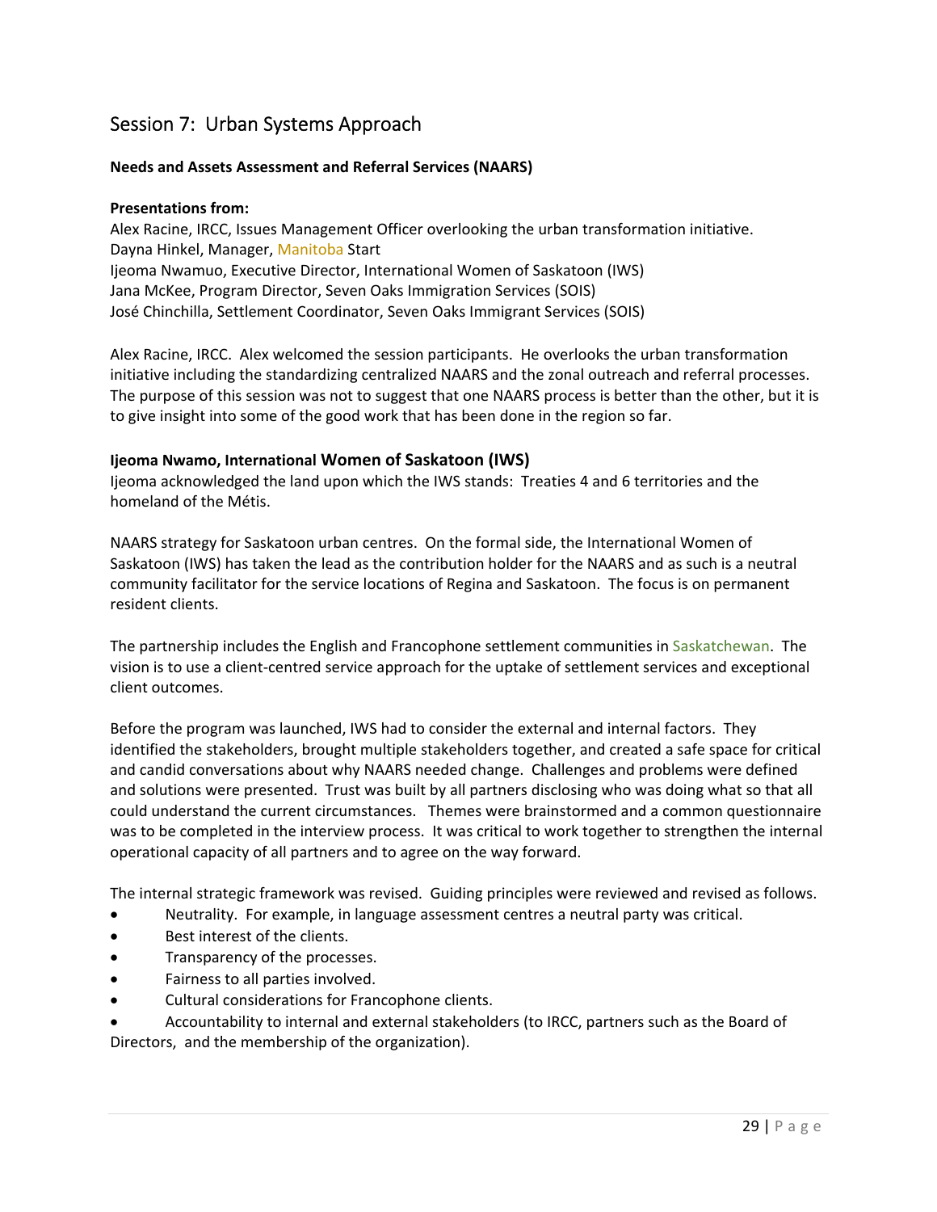## Session 7: Urban Systems Approach

**Needs and Assets Assessment and Referral Services (NAARS)**

**Presentations from:**
Alex Racine, IRCC, Issues Management Officer overlooking the urban transformation initiative.
Dayna Hinkel, Manager, Manitoba Start
Ijeoma Nwamuo, Executive Director, International Women of Saskatoon (IWS)
Jana McKee, Program Director, Seven Oaks Immigration Services (SOIS)
José Chinchilla, Settlement Coordinator, Seven Oaks Immigrant Services (SOIS)

Alex Racine, IRCC. Alex welcomed the session participants. He overlooks the urban transformation initiative including the standardizing centralized NAARS and the zonal outreach and referral processes. The purpose of this session was not to suggest that one NAARS process is better than the other, but it is to give insight into some of the good work that has been done in the region so far.

**Ijeoma Nwamo, International Women of Saskatoon (IWS)**

Ijeoma acknowledged the land upon which the IWS stands: Treaties 4 and 6 territories and the homeland of the Métis.

NAARS strategy for Saskatoon urban centres. On the formal side, the International Women of Saskatoon (IWS) has taken the lead as the contribution holder for the NAARS and as such is a neutral community facilitator for the service locations of Regina and Saskatoon. The focus is on permanent resident clients.

The partnership includes the English and Francophone settlement communities in Saskatchewan. The vision is to use a client-centred service approach for the uptake of settlement services and exceptional client outcomes.

Before the program was launched, IWS had to consider the external and internal factors. They identified the stakeholders, brought multiple stakeholders together, and created a safe space for critical and candid conversations about why NAARS needed change. Challenges and problems were defined and solutions were presented. Trust was built by all partners disclosing who was doing what so that all could understand the current circumstances. Themes were brainstormed and a common questionnaire was to be completed in the interview process. It was critical to work together to strengthen the internal operational capacity of all partners and to agree on the way forward.

The internal strategic framework was revised. Guiding principles were reviewed and revised as follows.

- Neutrality. For example, in language assessment centres a neutral party was critical.
- Best interest of the clients.
- Transparency of the processes.
- Fairness to all parties involved.
- Cultural considerations for Francophone clients.
- Accountability to internal and external stakeholders (to IRCC, partners such as the Board of Directors, and the membership of the organization).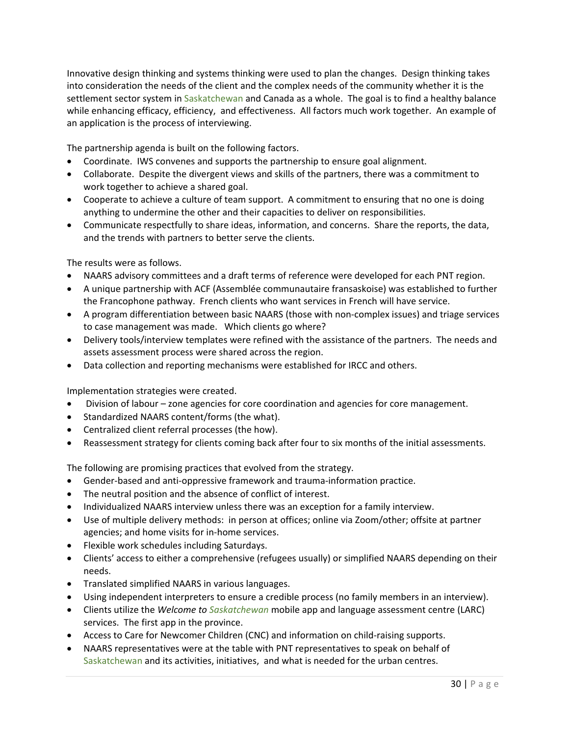Innovative design thinking and systems thinking were used to plan the changes. Design thinking takes into consideration the needs of the client and the complex needs of the community whether it is the settlement sector system in Saskatchewan and Canada as a whole. The goal is to find a healthy balance while enhancing efficacy, efficiency, and effectiveness. All factors much work together. An example of an application is the process of interviewing.

The partnership agenda is built on the following factors.

- Coordinate. IWS convenes and supports the partnership to ensure goal alignment.
- Collaborate. Despite the divergent views and skills of the partners, there was a commitment to work together to achieve a shared goal.
- Cooperate to achieve a culture of team support. A commitment to ensuring that no one is doing anything to undermine the other and their capacities to deliver on responsibilities.
- Communicate respectfully to share ideas, information, and concerns. Share the reports, the data, and the trends with partners to better serve the clients.

The results were as follows.

- NAARS advisory committees and a draft terms of reference were developed for each PNT region.
- A unique partnership with ACF (Assemblée communautaire fransaskoise) was established to further the Francophone pathway. French clients who want services in French will have service.
- A program differentiation between basic NAARS (those with non-complex issues) and triage services to case management was made. Which clients go where?
- Delivery tools/interview templates were refined with the assistance of the partners. The needs and assets assessment process were shared across the region.
- Data collection and reporting mechanisms were established for IRCC and others.

Implementation strategies were created.

- Division of labour – zone agencies for core coordination and agencies for core management.
- Standardized NAARS content/forms (the what).
- Centralized client referral processes (the how).
- Reassessment strategy for clients coming back after four to six months of the initial assessments.

The following are promising practices that evolved from the strategy.

- Gender-based and anti-oppressive framework and trauma-information practice.
- The neutral position and the absence of conflict of interest.
- Individualized NAARS interview unless there was an exception for a family interview.
- Use of multiple delivery methods: in person at offices; online via Zoom/other; offsite at partner agencies; and home visits for in-home services.
- Flexible work schedules including Saturdays.
- Clients' access to either a comprehensive (refugees usually) or simplified NAARS depending on their needs.
- Translated simplified NAARS in various languages.
- Using independent interpreters to ensure a credible process (no family members in an interview).
- Clients utilize the *Welcome to Saskatchewan* mobile app and language assessment centre (LARC) services. The first app in the province.
- Access to Care for Newcomer Children (CNC) and information on child-raising supports.
- NAARS representatives were at the table with PNT representatives to speak on behalf of Saskatchewan and its activities, initiatives, and what is needed for the urban centres.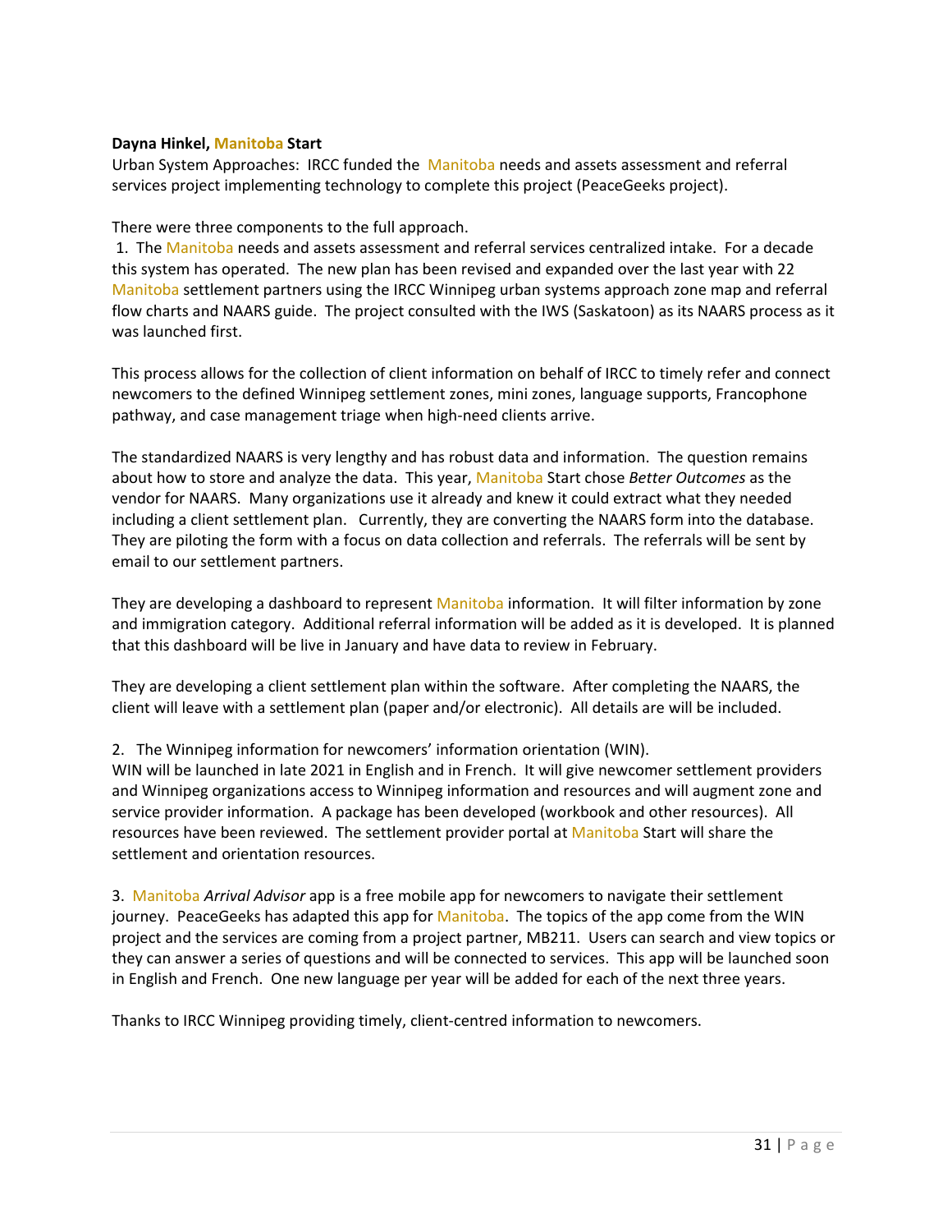**Dayna Hinkel, Manitoba Start**

Urban System Approaches: IRCC funded the Manitoba needs and assets assessment and referral services project implementing technology to complete this project (PeaceGeeks project).

There were three components to the full approach.

1. The Manitoba needs and assets assessment and referral services centralized intake. For a decade this system has operated. The new plan has been revised and expanded over the last year with 22 Manitoba settlement partners using the IRCC Winnipeg urban systems approach zone map and referral flow charts and NAARS guide. The project consulted with the IWS (Saskatoon) as its NAARS process as it was launched first.

This process allows for the collection of client information on behalf of IRCC to timely refer and connect newcomers to the defined Winnipeg settlement zones, mini zones, language supports, Francophone pathway, and case management triage when high-need clients arrive.

The standardized NAARS is very lengthy and has robust data and information. The question remains about how to store and analyze the data. This year, Manitoba Start chose *Better Outcomes* as the vendor for NAARS. Many organizations use it already and knew it could extract what they needed including a client settlement plan. Currently, they are converting the NAARS form into the database. They are piloting the form with a focus on data collection and referrals. The referrals will be sent by email to our settlement partners.

They are developing a dashboard to represent Manitoba information. It will filter information by zone and immigration category. Additional referral information will be added as it is developed. It is planned that this dashboard will be live in January and have data to review in February.

They are developing a client settlement plan within the software. After completing the NAARS, the client will leave with a settlement plan (paper and/or electronic). All details are will be included.

2. The Winnipeg information for newcomers' information orientation (WIN).

WIN will be launched in late 2021 in English and in French. It will give newcomer settlement providers and Winnipeg organizations access to Winnipeg information and resources and will augment zone and service provider information. A package has been developed (workbook and other resources). All resources have been reviewed. The settlement provider portal at Manitoba Start will share the settlement and orientation resources.

3. Manitoba *Arrival Advisor* app is a free mobile app for newcomers to navigate their settlement journey. PeaceGeeks has adapted this app for Manitoba. The topics of the app come from the WIN project and the services are coming from a project partner, MB211. Users can search and view topics or they can answer a series of questions and will be connected to services. This app will be launched soon in English and French. One new language per year will be added for each of the next three years.

Thanks to IRCC Winnipeg providing timely, client-centred information to newcomers.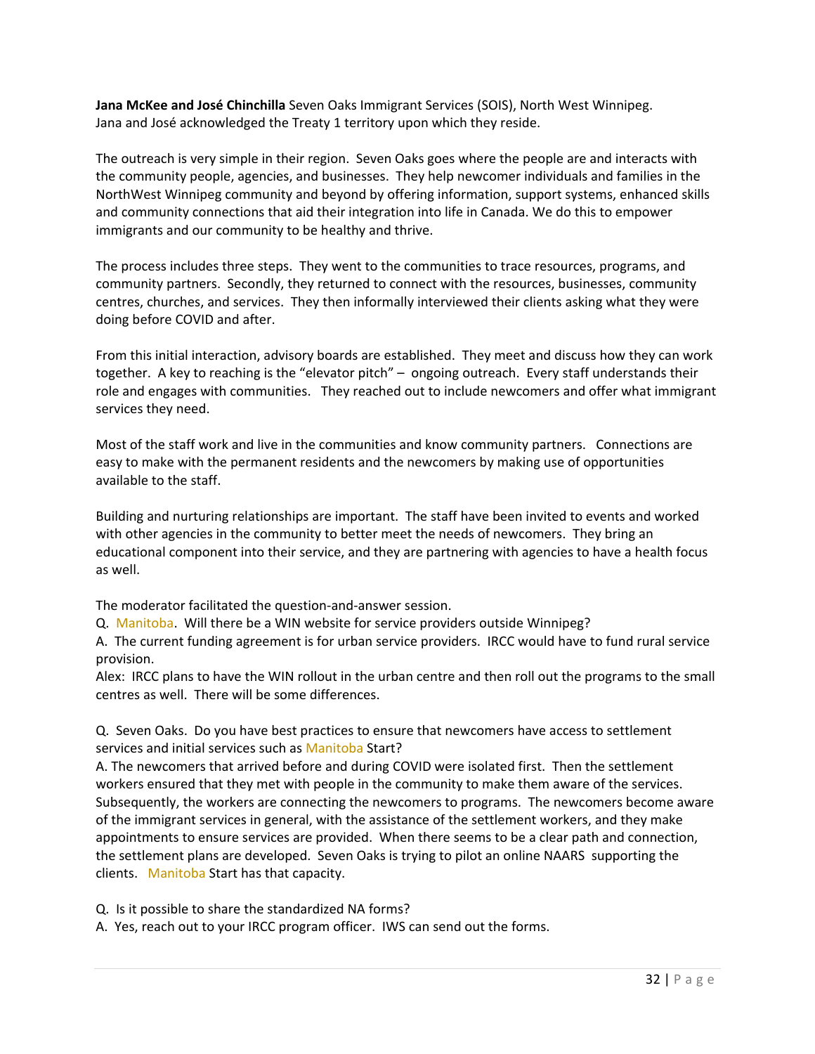**Jana McKee and José Chinchilla** Seven Oaks Immigrant Services (SOIS), North West Winnipeg.
Jana and José acknowledged the Treaty 1 territory upon which they reside.

The outreach is very simple in their region. Seven Oaks goes where the people are and interacts with the community people, agencies, and businesses. They help newcomer individuals and families in the NorthWest Winnipeg community and beyond by offering information, support systems, enhanced skills and community connections that aid their integration into life in Canada. We do this to empower immigrants and our community to be healthy and thrive.

The process includes three steps. They went to the communities to trace resources, programs, and community partners. Secondly, they returned to connect with the resources, businesses, community centres, churches, and services. They then informally interviewed their clients asking what they were doing before COVID and after.

From this initial interaction, advisory boards are established. They meet and discuss how they can work together. A key to reaching is the "elevator pitch" – ongoing outreach. Every staff understands their role and engages with communities. They reached out to include newcomers and offer what immigrant services they need.

Most of the staff work and live in the communities and know community partners. Connections are easy to make with the permanent residents and the newcomers by making use of opportunities available to the staff.

Building and nurturing relationships are important. The staff have been invited to events and worked with other agencies in the community to better meet the needs of newcomers. They bring an educational component into their service, and they are partnering with agencies to have a health focus as well.

The moderator facilitated the question-and-answer session.
Q. Manitoba. Will there be a WIN website for service providers outside Winnipeg?
A. The current funding agreement is for urban service providers. IRCC would have to fund rural service provision.
Alex: IRCC plans to have the WIN rollout in the urban centre and then roll out the programs to the small centres as well. There will be some differences.

Q. Seven Oaks. Do you have best practices to ensure that newcomers have access to settlement services and initial services such as Manitoba Start?
A. The newcomers that arrived before and during COVID were isolated first. Then the settlement workers ensured that they met with people in the community to make them aware of the services. Subsequently, the workers are connecting the newcomers to programs. The newcomers become aware of the immigrant services in general, with the assistance of the settlement workers, and they make appointments to ensure services are provided. When there seems to be a clear path and connection, the settlement plans are developed. Seven Oaks is trying to pilot an online NAARS supporting the clients. Manitoba Start has that capacity.

Q. Is it possible to share the standardized NA forms?
A. Yes, reach out to your IRCC program officer. IWS can send out the forms.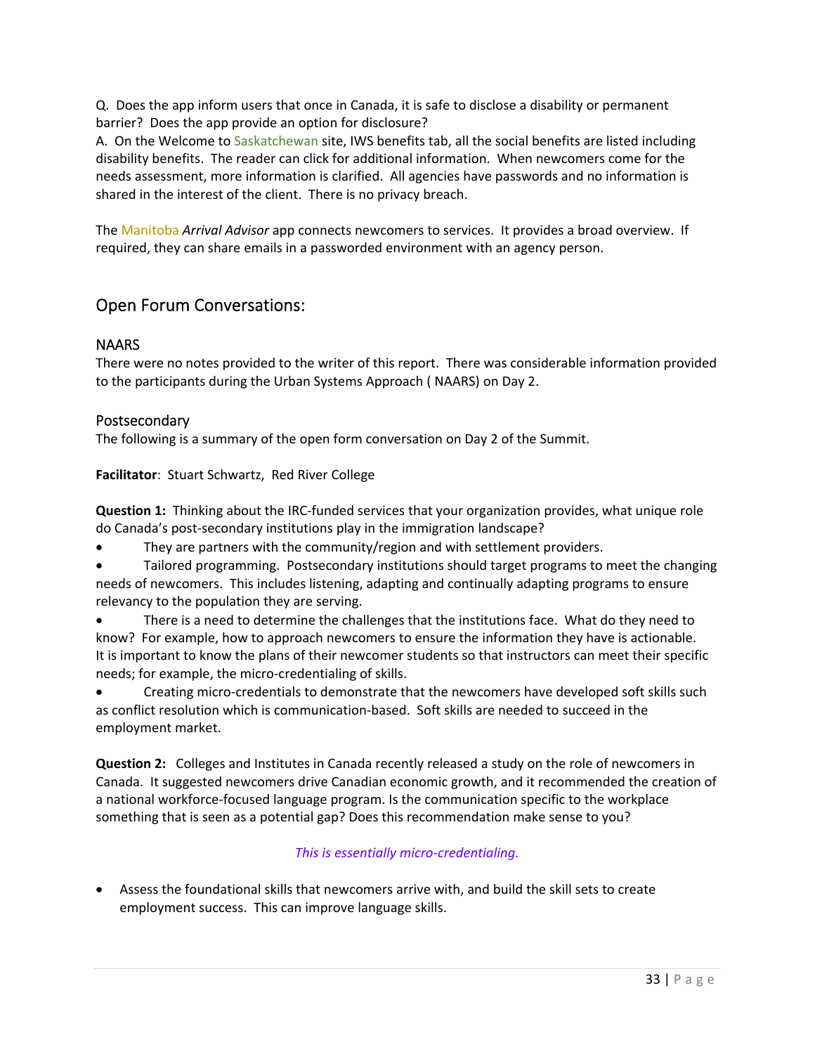Q. Does the app inform users that once in Canada, it is safe to disclose a disability or permanent barrier? Does the app provide an option for disclosure?

A. On the Welcome to Saskatchewan site, IWS benefits tab, all the social benefits are listed including disability benefits. The reader can click for additional information. When newcomers come for the needs assessment, more information is clarified. All agencies have passwords and no information is shared in the interest of the client. There is no privacy breach.

The Manitoba *Arrival Advisor* app connects newcomers to services. It provides a broad overview. If required, they can share emails in a passworded environment with an agency person.

## Open Forum Conversations:

### NAARS

There were no notes provided to the writer of this report. There was considerable information provided to the participants during the Urban Systems Approach ( NAARS) on Day 2.

### Postsecondary

The following is a summary of the open form conversation on Day 2 of the Summit.

**Facilitator**: Stuart Schwartz, Red River College

**Question 1:** Thinking about the IRC-funded services that your organization provides, what unique role do Canada's post-secondary institutions play in the immigration landscape?

- They are partners with the community/region and with settlement providers.
- Tailored programming. Postsecondary institutions should target programs to meet the changing needs of newcomers. This includes listening, adapting and continually adapting programs to ensure relevancy to the population they are serving.
- There is a need to determine the challenges that the institutions face. What do they need to know? For example, how to approach newcomers to ensure the information they have is actionable. It is important to know the plans of their newcomer students so that instructors can meet their specific needs; for example, the micro-credentialing of skills.
- Creating micro-credentials to demonstrate that the newcomers have developed soft skills such as conflict resolution which is communication-based. Soft skills are needed to succeed in the employment market.

**Question 2:** Colleges and Institutes in Canada recently released a study on the role of newcomers in Canada. It suggested newcomers drive Canadian economic growth, and it recommended the creation of a national workforce-focused language program. Is the communication specific to the workplace something that is seen as a potential gap? Does this recommendation make sense to you?

*This is essentially micro-credentialing.*

- Assess the foundational skills that newcomers arrive with, and build the skill sets to create employment success. This can improve language skills.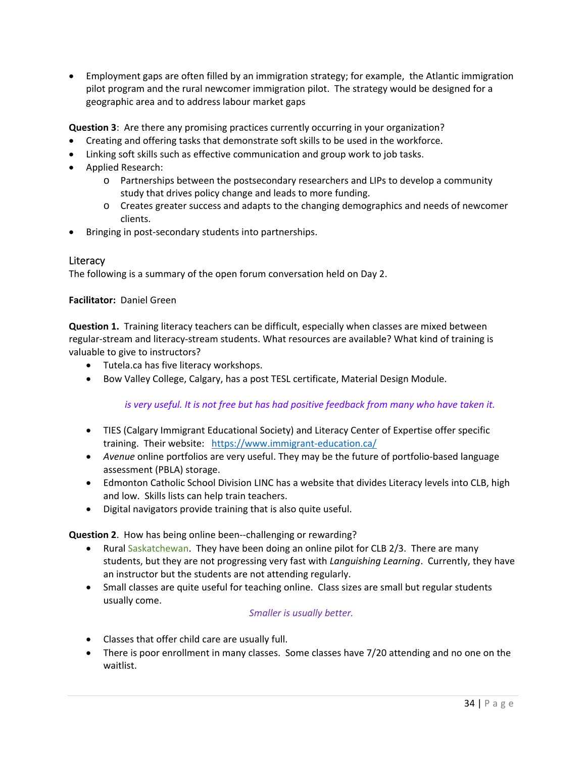- Employment gaps are often filled by an immigration strategy; for example, the Atlantic immigration pilot program and the rural newcomer immigration pilot. The strategy would be designed for a geographic area and to address labour market gaps

**Question 3**: Are there any promising practices currently occurring in your organization?

- Creating and offering tasks that demonstrate soft skills to be used in the workforce.
- Linking soft skills such as effective communication and group work to job tasks.
- Applied Research:
    - Partnerships between the postsecondary researchers and LIPs to develop a community study that drives policy change and leads to more funding.
    - Creates greater success and adapts to the changing demographics and needs of newcomer clients.
- Bringing in post-secondary students into partnerships.

## Literacy

The following is a summary of the open forum conversation held on Day 2.

**Facilitator:** Daniel Green

**Question 1.** Training literacy teachers can be difficult, especially when classes are mixed between regular-stream and literacy-stream students. What resources are available? What kind of training is valuable to give to instructors?

- Tutela.ca has five literacy workshops.
- Bow Valley College, Calgary, has a post TESL certificate, Material Design Module.

  *is very useful. It is not free but has had positive feedback from many who have taken it.*

- TIES (Calgary Immigrant Educational Society) and Literacy Center of Expertise offer specific training. Their website: https://www.immigrant-education.ca/
- *Avenue* online portfolios are very useful. They may be the future of portfolio-based language assessment (PBLA) storage.
- Edmonton Catholic School Division LINC has a website that divides Literacy levels into CLB, high and low. Skills lists can help train teachers.
- Digital navigators provide training that is also quite useful.

**Question 2**. How has being online been--challenging or rewarding?

- Rural Saskatchewan. They have been doing an online pilot for CLB 2/3. There are many students, but they are not progressing very fast with *Languishing Learning*. Currently, they have an instructor but the students are not attending regularly.
- Small classes are quite useful for teaching online. Class sizes are small but regular students usually come.

  *Smaller is usually better.*

- Classes that offer child care are usually full.
- There is poor enrollment in many classes. Some classes have 7/20 attending and no one on the waitlist.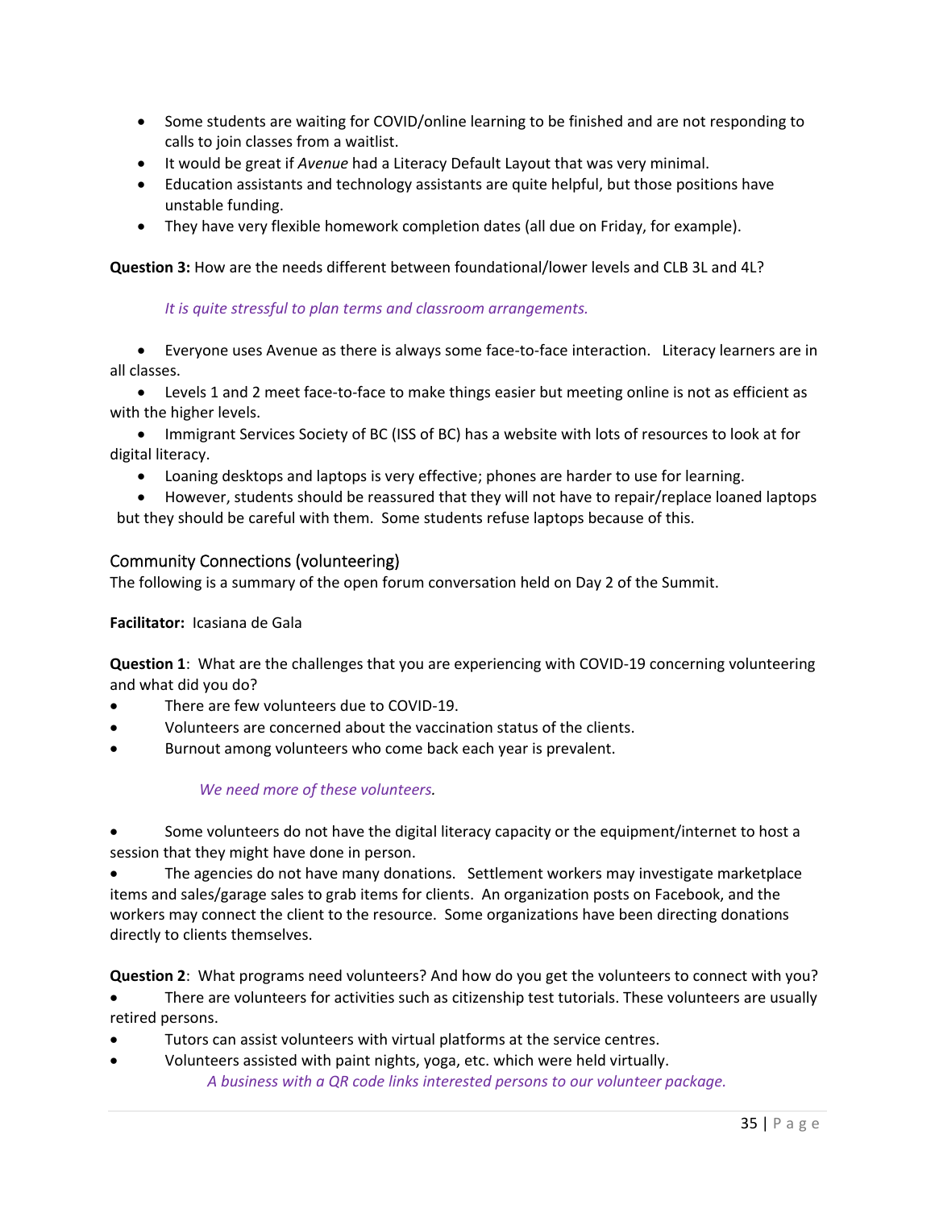- Some students are waiting for COVID/online learning to be finished and are not responding to calls to join classes from a waitlist.
- It would be great if *Avenue* had a Literacy Default Layout that was very minimal.
- Education assistants and technology assistants are quite helpful, but those positions have unstable funding.
- They have very flexible homework completion dates (all due on Friday, for example).

**Question 3:** How are the needs different between foundational/lower levels and CLB 3L and 4L?

*It is quite stressful to plan terms and classroom arrangements.*

- Everyone uses Avenue as there is always some face-to-face interaction. Literacy learners are in all classes.
- Levels 1 and 2 meet face-to-face to make things easier but meeting online is not as efficient as with the higher levels.
- Immigrant Services Society of BC (ISS of BC) has a website with lots of resources to look at for digital literacy.
- Loaning desktops and laptops is very effective; phones are harder to use for learning.
- However, students should be reassured that they will not have to repair/replace loaned laptops but they should be careful with them. Some students refuse laptops because of this.

## Community Connections (volunteering)

The following is a summary of the open forum conversation held on Day 2 of the Summit.

**Facilitator:** Icasiana de Gala

**Question 1**: What are the challenges that you are experiencing with COVID-19 concerning volunteering and what did you do?

- There are few volunteers due to COVID-19.
- Volunteers are concerned about the vaccination status of the clients.
- Burnout among volunteers who come back each year is prevalent.

*We need more of these volunteers.*

- Some volunteers do not have the digital literacy capacity or the equipment/internet to host a session that they might have done in person.
- The agencies do not have many donations. Settlement workers may investigate marketplace items and sales/garage sales to grab items for clients. An organization posts on Facebook, and the workers may connect the client to the resource. Some organizations have been directing donations directly to clients themselves.

**Question 2**: What programs need volunteers? And how do you get the volunteers to connect with you?

- There are volunteers for activities such as citizenship test tutorials. These volunteers are usually retired persons.
- Tutors can assist volunteers with virtual platforms at the service centres.
- Volunteers assisted with paint nights, yoga, etc. which were held virtually.

*A business with a QR code links interested persons to our volunteer package.*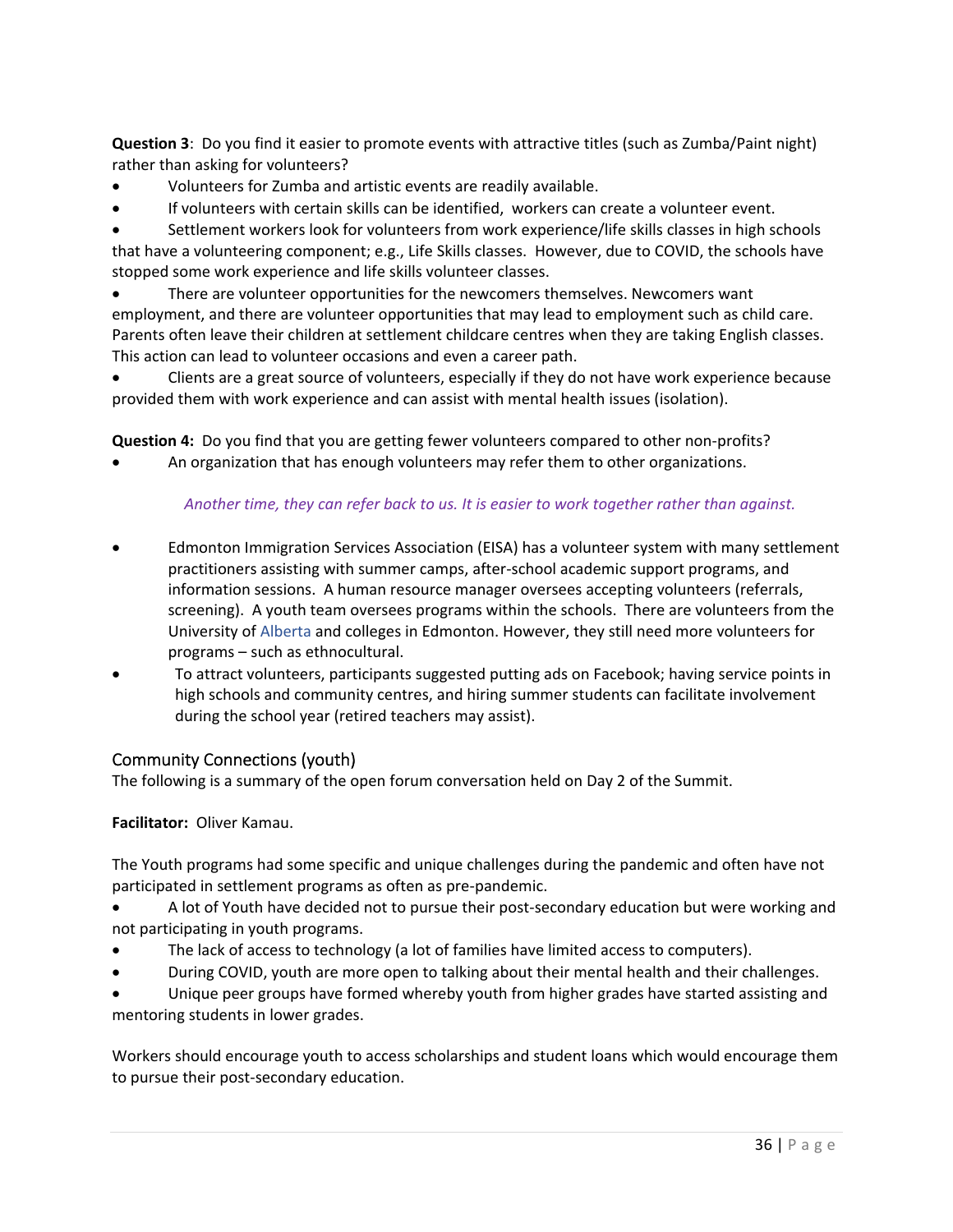**Question 3**: Do you find it easier to promote events with attractive titles (such as Zumba/Paint night) rather than asking for volunteers?

- Volunteers for Zumba and artistic events are readily available.
- If volunteers with certain skills can be identified, workers can create a volunteer event.
- Settlement workers look for volunteers from work experience/life skills classes in high schools that have a volunteering component; e.g., Life Skills classes. However, due to COVID, the schools have stopped some work experience and life skills volunteer classes.
- There are volunteer opportunities for the newcomers themselves. Newcomers want employment, and there are volunteer opportunities that may lead to employment such as child care. Parents often leave their children at settlement childcare centres when they are taking English classes. This action can lead to volunteer occasions and even a career path.
- Clients are a great source of volunteers, especially if they do not have work experience because provided them with work experience and can assist with mental health issues (isolation).

**Question 4:** Do you find that you are getting fewer volunteers compared to other non-profits?

- An organization that has enough volunteers may refer them to other organizations.

*Another time, they can refer back to us. It is easier to work together rather than against.*

- Edmonton Immigration Services Association (EISA) has a volunteer system with many settlement practitioners assisting with summer camps, after-school academic support programs, and information sessions. A human resource manager oversees accepting volunteers (referrals, screening). A youth team oversees programs within the schools. There are volunteers from the University of Alberta and colleges in Edmonton. However, they still need more volunteers for programs – such as ethnocultural.
- To attract volunteers, participants suggested putting ads on Facebook; having service points in high schools and community centres, and hiring summer students can facilitate involvement during the school year (retired teachers may assist).

## Community Connections (youth)

The following is a summary of the open forum conversation held on Day 2 of the Summit.

**Facilitator:** Oliver Kamau.

The Youth programs had some specific and unique challenges during the pandemic and often have not participated in settlement programs as often as pre-pandemic.

- A lot of Youth have decided not to pursue their post-secondary education but were working and not participating in youth programs.
- The lack of access to technology (a lot of families have limited access to computers).
- During COVID, youth are more open to talking about their mental health and their challenges.
- Unique peer groups have formed whereby youth from higher grades have started assisting and mentoring students in lower grades.

Workers should encourage youth to access scholarships and student loans which would encourage them to pursue their post-secondary education.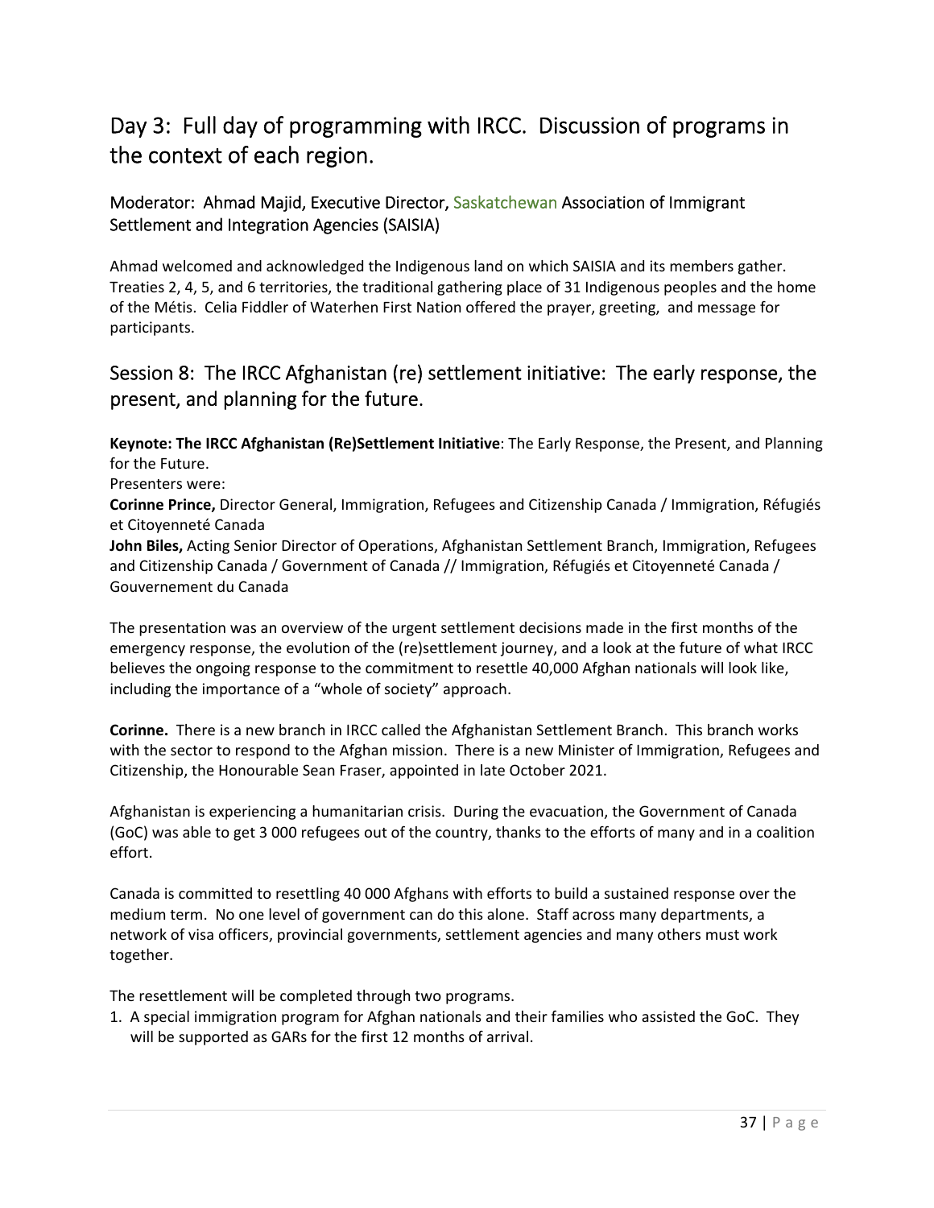## Day 3: Full day of programming with IRCC. Discussion of programs in the context of each region.

### Moderator: Ahmad Majid, Executive Director, Saskatchewan Association of Immigrant Settlement and Integration Agencies (SAISIA)

Ahmad welcomed and acknowledged the Indigenous land on which SAISIA and its members gather. Treaties 2, 4, 5, and 6 territories, the traditional gathering place of 31 Indigenous peoples and the home of the Métis. Celia Fiddler of Waterhen First Nation offered the prayer, greeting, and message for participants.

## Session 8: The IRCC Afghanistan (re) settlement initiative: The early response, the present, and planning for the future.

**Keynote: The IRCC Afghanistan (Re)Settlement Initiative**: The Early Response, the Present, and Planning for the Future.

Presenters were:

**Corinne Prince,** Director General, Immigration, Refugees and Citizenship Canada / Immigration, Réfugiés et Citoyenneté Canada

**John Biles,** Acting Senior Director of Operations, Afghanistan Settlement Branch, Immigration, Refugees and Citizenship Canada / Government of Canada // Immigration, Réfugiés et Citoyenneté Canada / Gouvernement du Canada

The presentation was an overview of the urgent settlement decisions made in the first months of the emergency response, the evolution of the (re)settlement journey, and a look at the future of what IRCC believes the ongoing response to the commitment to resettle 40,000 Afghan nationals will look like, including the importance of a "whole of society" approach.

**Corinne.** There is a new branch in IRCC called the Afghanistan Settlement Branch. This branch works with the sector to respond to the Afghan mission. There is a new Minister of Immigration, Refugees and Citizenship, the Honourable Sean Fraser, appointed in late October 2021.

Afghanistan is experiencing a humanitarian crisis. During the evacuation, the Government of Canada (GoC) was able to get 3 000 refugees out of the country, thanks to the efforts of many and in a coalition effort.

Canada is committed to resettling 40 000 Afghans with efforts to build a sustained response over the medium term. No one level of government can do this alone. Staff across many departments, a network of visa officers, provincial governments, settlement agencies and many others must work together.

The resettlement will be completed through two programs.

1. A special immigration program for Afghan nationals and their families who assisted the GoC. They will be supported as GARs for the first 12 months of arrival.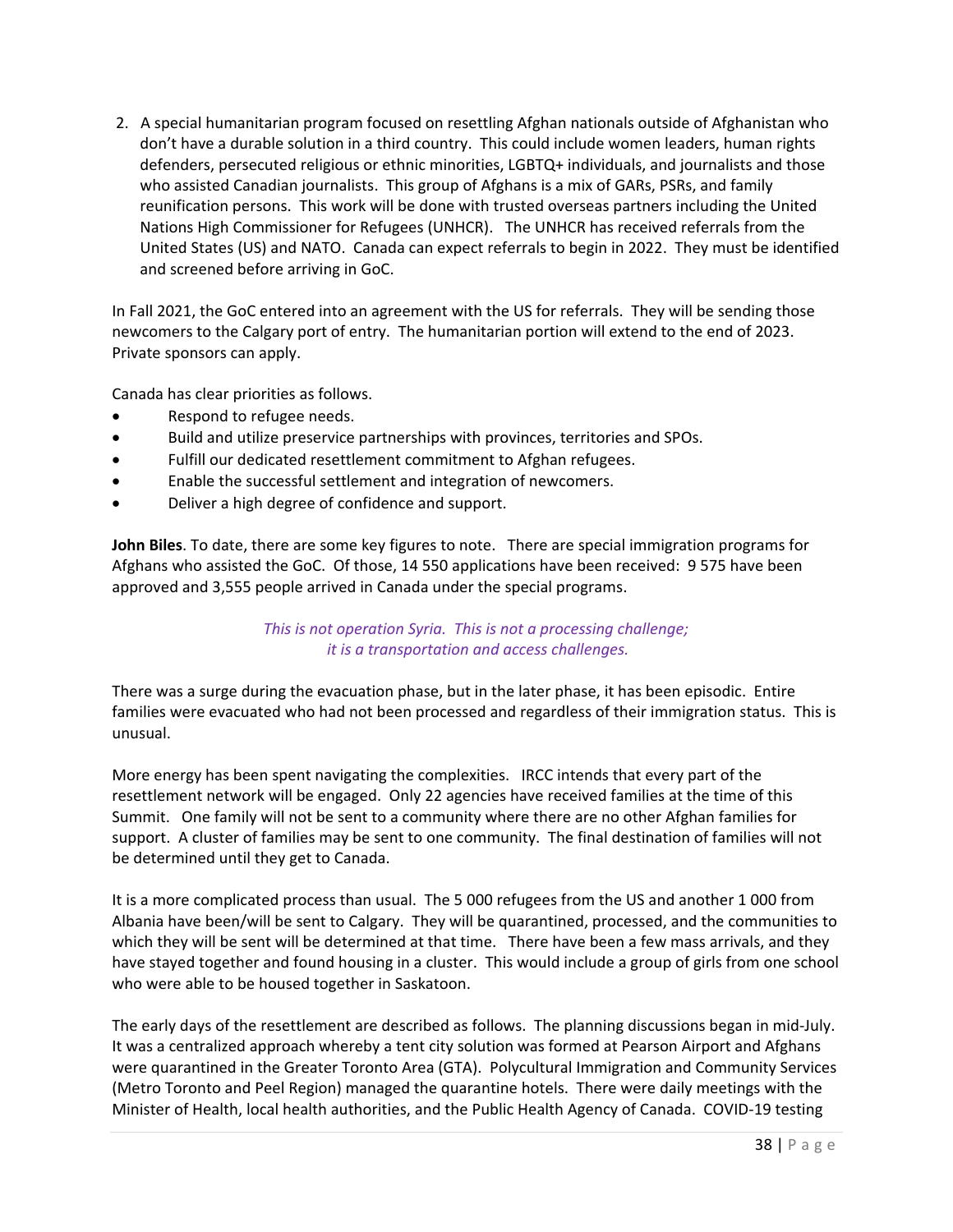2. A special humanitarian program focused on resettling Afghan nationals outside of Afghanistan who don't have a durable solution in a third country. This could include women leaders, human rights defenders, persecuted religious or ethnic minorities, LGBTQ+ individuals, and journalists and those who assisted Canadian journalists. This group of Afghans is a mix of GARs, PSRs, and family reunification persons. This work will be done with trusted overseas partners including the United Nations High Commissioner for Refugees (UNHCR). The UNHCR has received referrals from the United States (US) and NATO. Canada can expect referrals to begin in 2022. They must be identified and screened before arriving in GoC.

In Fall 2021, the GoC entered into an agreement with the US for referrals. They will be sending those newcomers to the Calgary port of entry. The humanitarian portion will extend to the end of 2023. Private sponsors can apply.

Canada has clear priorities as follows.

- Respond to refugee needs.
- Build and utilize preservice partnerships with provinces, territories and SPOs.
- Fulfill our dedicated resettlement commitment to Afghan refugees.
- Enable the successful settlement and integration of newcomers.
- Deliver a high degree of confidence and support.

**John Biles**. To date, there are some key figures to note. There are special immigration programs for Afghans who assisted the GoC. Of those, 14 550 applications have been received: 9 575 have been approved and 3,555 people arrived in Canada under the special programs.

*This is not operation Syria. This is not a processing challenge; it is a transportation and access challenges.*

There was a surge during the evacuation phase, but in the later phase, it has been episodic. Entire families were evacuated who had not been processed and regardless of their immigration status. This is unusual.

More energy has been spent navigating the complexities. IRCC intends that every part of the resettlement network will be engaged. Only 22 agencies have received families at the time of this Summit. One family will not be sent to a community where there are no other Afghan families for support. A cluster of families may be sent to one community. The final destination of families will not be determined until they get to Canada.

It is a more complicated process than usual. The 5 000 refugees from the US and another 1 000 from Albania have been/will be sent to Calgary. They will be quarantined, processed, and the communities to which they will be sent will be determined at that time. There have been a few mass arrivals, and they have stayed together and found housing in a cluster. This would include a group of girls from one school who were able to be housed together in Saskatoon.

The early days of the resettlement are described as follows. The planning discussions began in mid-July. It was a centralized approach whereby a tent city solution was formed at Pearson Airport and Afghans were quarantined in the Greater Toronto Area (GTA). Polycultural Immigration and Community Services (Metro Toronto and Peel Region) managed the quarantine hotels. There were daily meetings with the Minister of Health, local health authorities, and the Public Health Agency of Canada. COVID-19 testing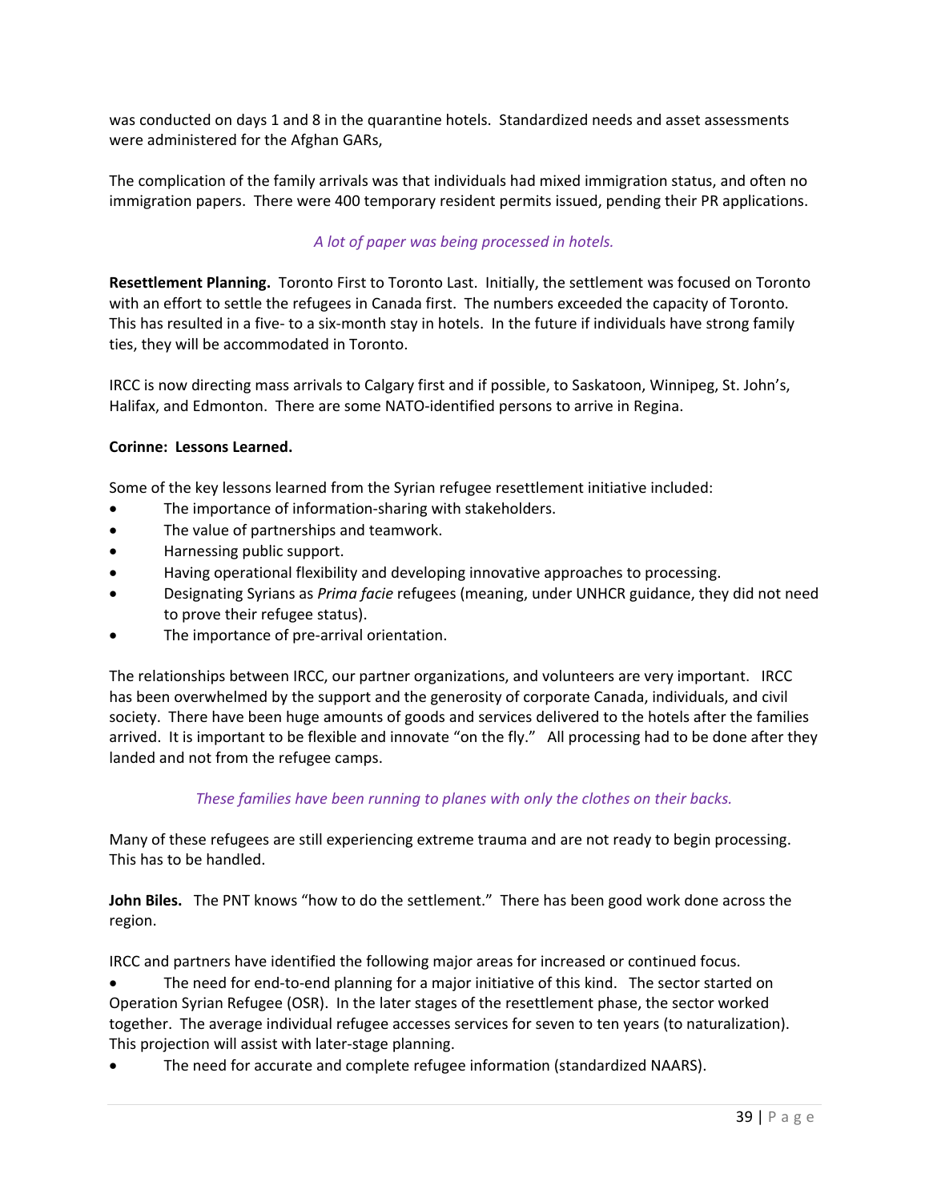was conducted on days 1 and 8 in the quarantine hotels. Standardized needs and asset assessments were administered for the Afghan GARs,

The complication of the family arrivals was that individuals had mixed immigration status, and often no immigration papers. There were 400 temporary resident permits issued, pending their PR applications.

*A lot of paper was being processed in hotels.*

**Resettlement Planning.** Toronto First to Toronto Last. Initially, the settlement was focused on Toronto with an effort to settle the refugees in Canada first. The numbers exceeded the capacity of Toronto. This has resulted in a five- to a six-month stay in hotels. In the future if individuals have strong family ties, they will be accommodated in Toronto.

IRCC is now directing mass arrivals to Calgary first and if possible, to Saskatoon, Winnipeg, St. John's, Halifax, and Edmonton. There are some NATO-identified persons to arrive in Regina.

**Corinne: Lessons Learned.**

Some of the key lessons learned from the Syrian refugee resettlement initiative included:

- The importance of information-sharing with stakeholders.
- The value of partnerships and teamwork.
- Harnessing public support.
- Having operational flexibility and developing innovative approaches to processing.
- Designating Syrians as *Prima facie* refugees (meaning, under UNHCR guidance, they did not need to prove their refugee status).
- The importance of pre-arrival orientation.

The relationships between IRCC, our partner organizations, and volunteers are very important. IRCC has been overwhelmed by the support and the generosity of corporate Canada, individuals, and civil society. There have been huge amounts of goods and services delivered to the hotels after the families arrived. It is important to be flexible and innovate "on the fly." All processing had to be done after they landed and not from the refugee camps.

*These families have been running to planes with only the clothes on their backs.*

Many of these refugees are still experiencing extreme trauma and are not ready to begin processing. This has to be handled.

**John Biles.** The PNT knows "how to do the settlement." There has been good work done across the region.

IRCC and partners have identified the following major areas for increased or continued focus.

- The need for end-to-end planning for a major initiative of this kind. The sector started on Operation Syrian Refugee (OSR). In the later stages of the resettlement phase, the sector worked together. The average individual refugee accesses services for seven to ten years (to naturalization). This projection will assist with later-stage planning.
- The need for accurate and complete refugee information (standardized NAARS).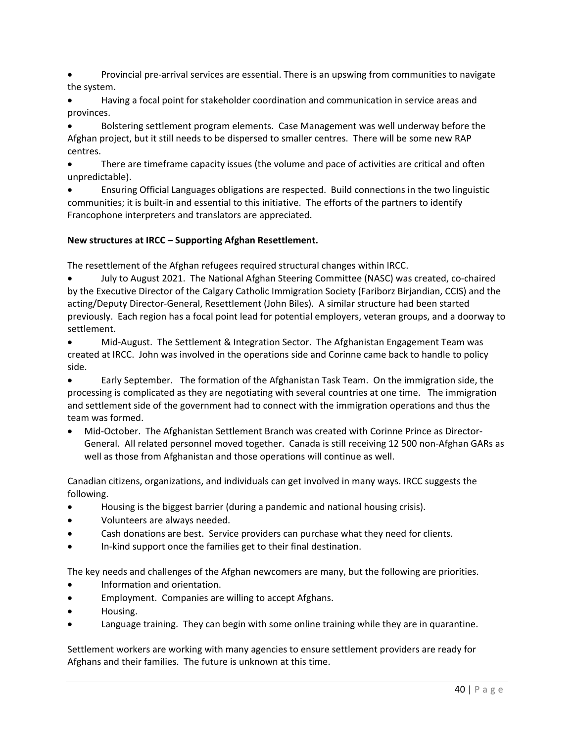- Provincial pre-arrival services are essential. There is an upswing from communities to navigate the system.
- Having a focal point for stakeholder coordination and communication in service areas and provinces.
- Bolstering settlement program elements. Case Management was well underway before the Afghan project, but it still needs to be dispersed to smaller centres. There will be some new RAP centres.
- There are timeframe capacity issues (the volume and pace of activities are critical and often unpredictable).
- Ensuring Official Languages obligations are respected. Build connections in the two linguistic communities; it is built-in and essential to this initiative. The efforts of the partners to identify Francophone interpreters and translators are appreciated.

**New structures at IRCC – Supporting Afghan Resettlement.**

The resettlement of the Afghan refugees required structural changes within IRCC.

- July to August 2021. The National Afghan Steering Committee (NASC) was created, co-chaired by the Executive Director of the Calgary Catholic Immigration Society (Fariborz Birjandian, CCIS) and the acting/Deputy Director-General, Resettlement (John Biles). A similar structure had been started previously. Each region has a focal point lead for potential employers, veteran groups, and a doorway to settlement.
- Mid-August. The Settlement & Integration Sector. The Afghanistan Engagement Team was created at IRCC. John was involved in the operations side and Corinne came back to handle to policy side.
- Early September. The formation of the Afghanistan Task Team. On the immigration side, the processing is complicated as they are negotiating with several countries at one time. The immigration and settlement side of the government had to connect with the immigration operations and thus the team was formed.
- Mid-October. The Afghanistan Settlement Branch was created with Corinne Prince as Director-General. All related personnel moved together. Canada is still receiving 12 500 non-Afghan GARs as well as those from Afghanistan and those operations will continue as well.

Canadian citizens, organizations, and individuals can get involved in many ways. IRCC suggests the following.

- Housing is the biggest barrier (during a pandemic and national housing crisis).
- Volunteers are always needed.
- Cash donations are best. Service providers can purchase what they need for clients.
- In-kind support once the families get to their final destination.

The key needs and challenges of the Afghan newcomers are many, but the following are priorities.

- Information and orientation.
- Employment. Companies are willing to accept Afghans.
- Housing.
- Language training. They can begin with some online training while they are in quarantine.

Settlement workers are working with many agencies to ensure settlement providers are ready for Afghans and their families. The future is unknown at this time.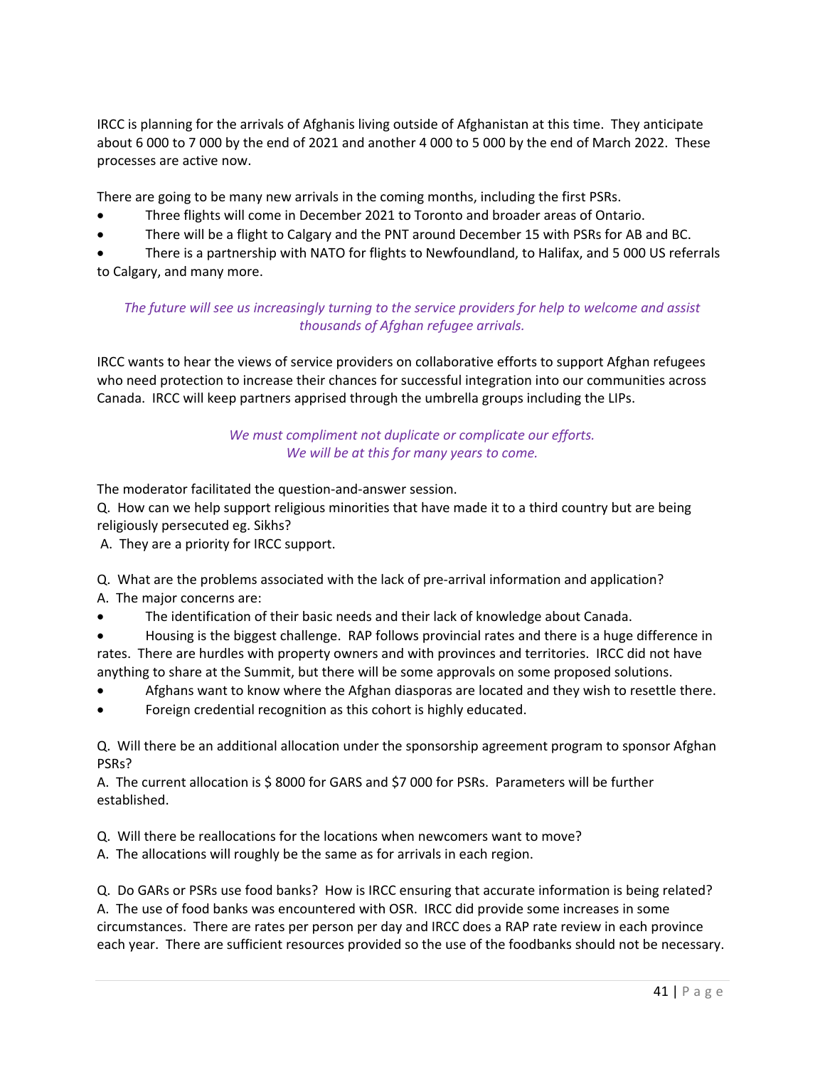IRCC is planning for the arrivals of Afghanis living outside of Afghanistan at this time. They anticipate about 6 000 to 7 000 by the end of 2021 and another 4 000 to 5 000 by the end of March 2022. These processes are active now.

There are going to be many new arrivals in the coming months, including the first PSRs.

- Three flights will come in December 2021 to Toronto and broader areas of Ontario.
- There will be a flight to Calgary and the PNT around December 15 with PSRs for AB and BC.
- There is a partnership with NATO for flights to Newfoundland, to Halifax, and 5 000 US referrals to Calgary, and many more.

*The future will see us increasingly turning to the service providers for help to welcome and assist thousands of Afghan refugee arrivals.*

IRCC wants to hear the views of service providers on collaborative efforts to support Afghan refugees who need protection to increase their chances for successful integration into our communities across Canada. IRCC will keep partners apprised through the umbrella groups including the LIPs.

*We must compliment not duplicate or complicate our efforts.*
*We will be at this for many years to come.*

The moderator facilitated the question-and-answer session.

Q. How can we help support religious minorities that have made it to a third country but are being religiously persecuted eg. Sikhs?
A. They are a priority for IRCC support.

Q. What are the problems associated with the lack of pre-arrival information and application?
A. The major concerns are:

- The identification of their basic needs and their lack of knowledge about Canada.
- Housing is the biggest challenge. RAP follows provincial rates and there is a huge difference in rates. There are hurdles with property owners and with provinces and territories. IRCC did not have anything to share at the Summit, but there will be some approvals on some proposed solutions.
- Afghans want to know where the Afghan diasporas are located and they wish to resettle there.
- Foreign credential recognition as this cohort is highly educated.

Q. Will there be an additional allocation under the sponsorship agreement program to sponsor Afghan PSRs?
A. The current allocation is $ 8000 for GARS and $7 000 for PSRs. Parameters will be further established.

Q. Will there be reallocations for the locations when newcomers want to move?
A. The allocations will roughly be the same as for arrivals in each region.

Q. Do GARs or PSRs use food banks? How is IRCC ensuring that accurate information is being related?
A. The use of food banks was encountered with OSR. IRCC did provide some increases in some circumstances. There are rates per person per day and IRCC does a RAP rate review in each province each year. There are sufficient resources provided so the use of the foodbanks should not be necessary.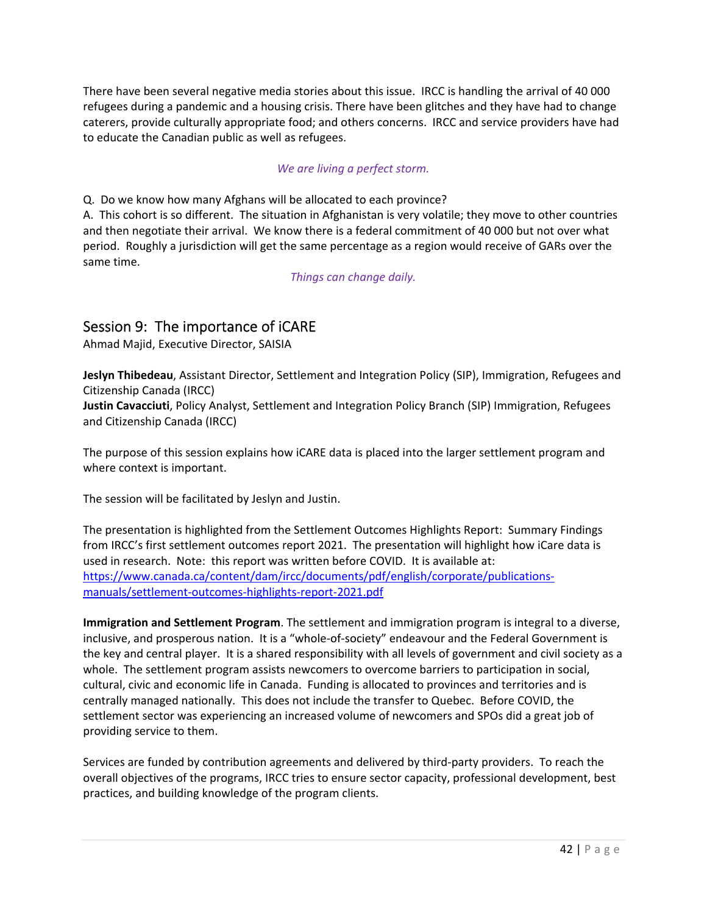There have been several negative media stories about this issue. IRCC is handling the arrival of 40 000 refugees during a pandemic and a housing crisis. There have been glitches and they have had to change caterers, provide culturally appropriate food; and others concerns. IRCC and service providers have had to educate the Canadian public as well as refugees.

*We are living a perfect storm.*

Q. Do we know how many Afghans will be allocated to each province?
A. This cohort is so different. The situation in Afghanistan is very volatile; they move to other countries and then negotiate their arrival. We know there is a federal commitment of 40 000 but not over what period. Roughly a jurisdiction will get the same percentage as a region would receive of GARs over the same time.

*Things can change daily.*

## Session 9: The importance of iCARE

Ahmad Majid, Executive Director, SAISIA

**Jeslyn Thibedeau**, Assistant Director, Settlement and Integration Policy (SIP), Immigration, Refugees and Citizenship Canada (IRCC)
**Justin Cavacciuti**, Policy Analyst, Settlement and Integration Policy Branch (SIP) Immigration, Refugees and Citizenship Canada (IRCC)

The purpose of this session explains how iCARE data is placed into the larger settlement program and where context is important.

The session will be facilitated by Jeslyn and Justin.

The presentation is highlighted from the Settlement Outcomes Highlights Report: Summary Findings from IRCC's first settlement outcomes report 2021. The presentation will highlight how iCare data is used in research. Note: this report was written before COVID. It is available at: [https://www.canada.ca/content/dam/ircc/documents/pdf/english/corporate/publications-manuals/settlement-outcomes-highlights-report-2021.pdf](https://www.canada.ca/content/dam/ircc/documents/pdf/english/corporate/publications-manuals/settlement-outcomes-highlights-report-2021.pdf)

**Immigration and Settlement Program**. The settlement and immigration program is integral to a diverse, inclusive, and prosperous nation. It is a "whole-of-society" endeavour and the Federal Government is the key and central player. It is a shared responsibility with all levels of government and civil society as a whole. The settlement program assists newcomers to overcome barriers to participation in social, cultural, civic and economic life in Canada. Funding is allocated to provinces and territories and is centrally managed nationally. This does not include the transfer to Quebec. Before COVID, the settlement sector was experiencing an increased volume of newcomers and SPOs did a great job of providing service to them.

Services are funded by contribution agreements and delivered by third-party providers. To reach the overall objectives of the programs, IRCC tries to ensure sector capacity, professional development, best practices, and building knowledge of the program clients.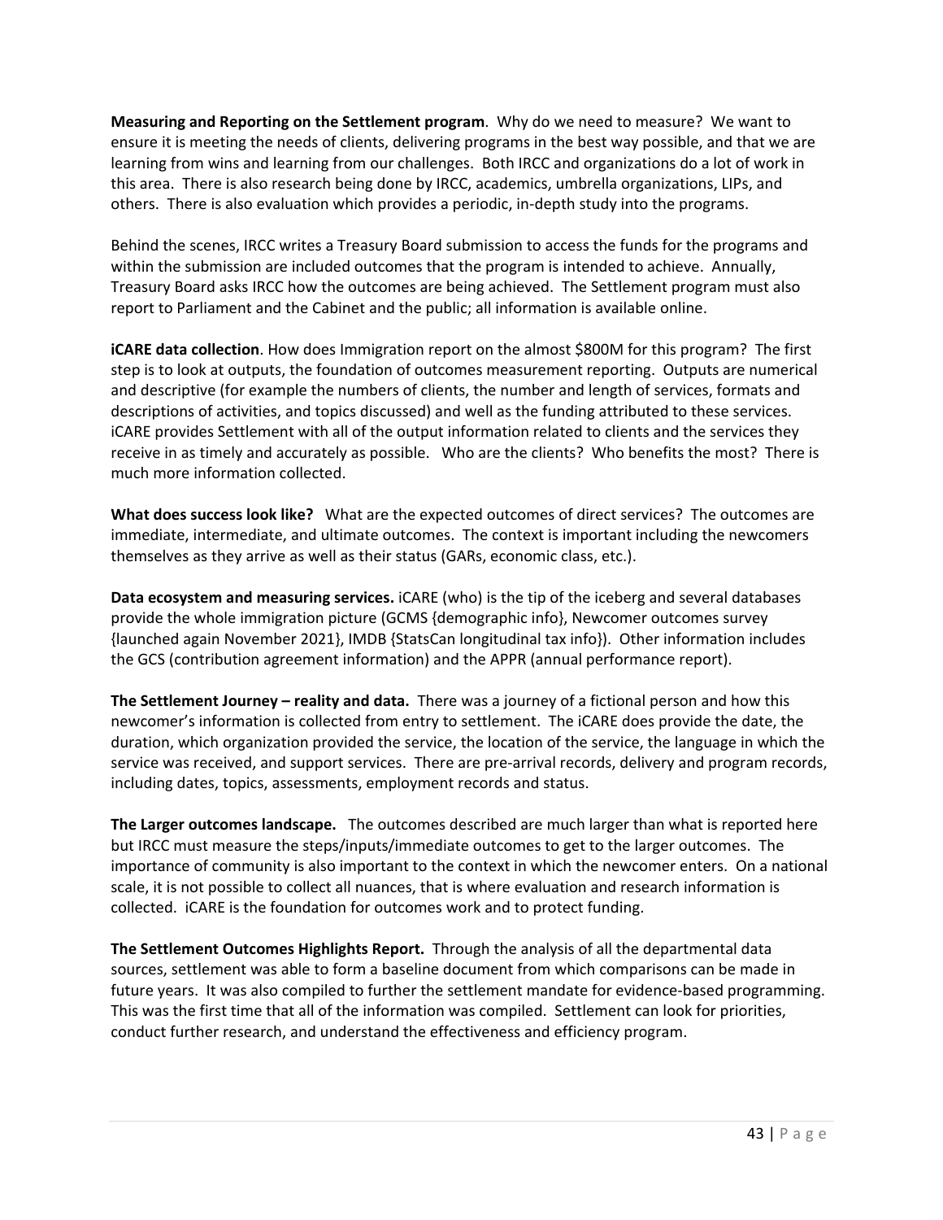**Measuring and Reporting on the Settlement program**. Why do we need to measure? We want to ensure it is meeting the needs of clients, delivering programs in the best way possible, and that we are learning from wins and learning from our challenges. Both IRCC and organizations do a lot of work in this area. There is also research being done by IRCC, academics, umbrella organizations, LIPs, and others. There is also evaluation which provides a periodic, in-depth study into the programs.

Behind the scenes, IRCC writes a Treasury Board submission to access the funds for the programs and within the submission are included outcomes that the program is intended to achieve. Annually, Treasury Board asks IRCC how the outcomes are being achieved. The Settlement program must also report to Parliament and the Cabinet and the public; all information is available online.

**iCARE data collection**. How does Immigration report on the almost $800M for this program? The first step is to look at outputs, the foundation of outcomes measurement reporting. Outputs are numerical and descriptive (for example the numbers of clients, the number and length of services, formats and descriptions of activities, and topics discussed) and well as the funding attributed to these services. iCARE provides Settlement with all of the output information related to clients and the services they receive in as timely and accurately as possible. Who are the clients? Who benefits the most? There is much more information collected.

**What does success look like?** What are the expected outcomes of direct services? The outcomes are immediate, intermediate, and ultimate outcomes. The context is important including the newcomers themselves as they arrive as well as their status (GARs, economic class, etc.).

**Data ecosystem and measuring services.** iCARE (who) is the tip of the iceberg and several databases provide the whole immigration picture (GCMS {demographic info}, Newcomer outcomes survey {launched again November 2021}, IMDB {StatsCan longitudinal tax info}). Other information includes the GCS (contribution agreement information) and the APPR (annual performance report).

**The Settlement Journey – reality and data.** There was a journey of a fictional person and how this newcomer's information is collected from entry to settlement. The iCARE does provide the date, the duration, which organization provided the service, the location of the service, the language in which the service was received, and support services. There are pre-arrival records, delivery and program records, including dates, topics, assessments, employment records and status.

**The Larger outcomes landscape.** The outcomes described are much larger than what is reported here but IRCC must measure the steps/inputs/immediate outcomes to get to the larger outcomes. The importance of community is also important to the context in which the newcomer enters. On a national scale, it is not possible to collect all nuances, that is where evaluation and research information is collected. iCARE is the foundation for outcomes work and to protect funding.

**The Settlement Outcomes Highlights Report.** Through the analysis of all the departmental data sources, settlement was able to form a baseline document from which comparisons can be made in future years. It was also compiled to further the settlement mandate for evidence-based programming. This was the first time that all of the information was compiled. Settlement can look for priorities, conduct further research, and understand the effectiveness and efficiency program.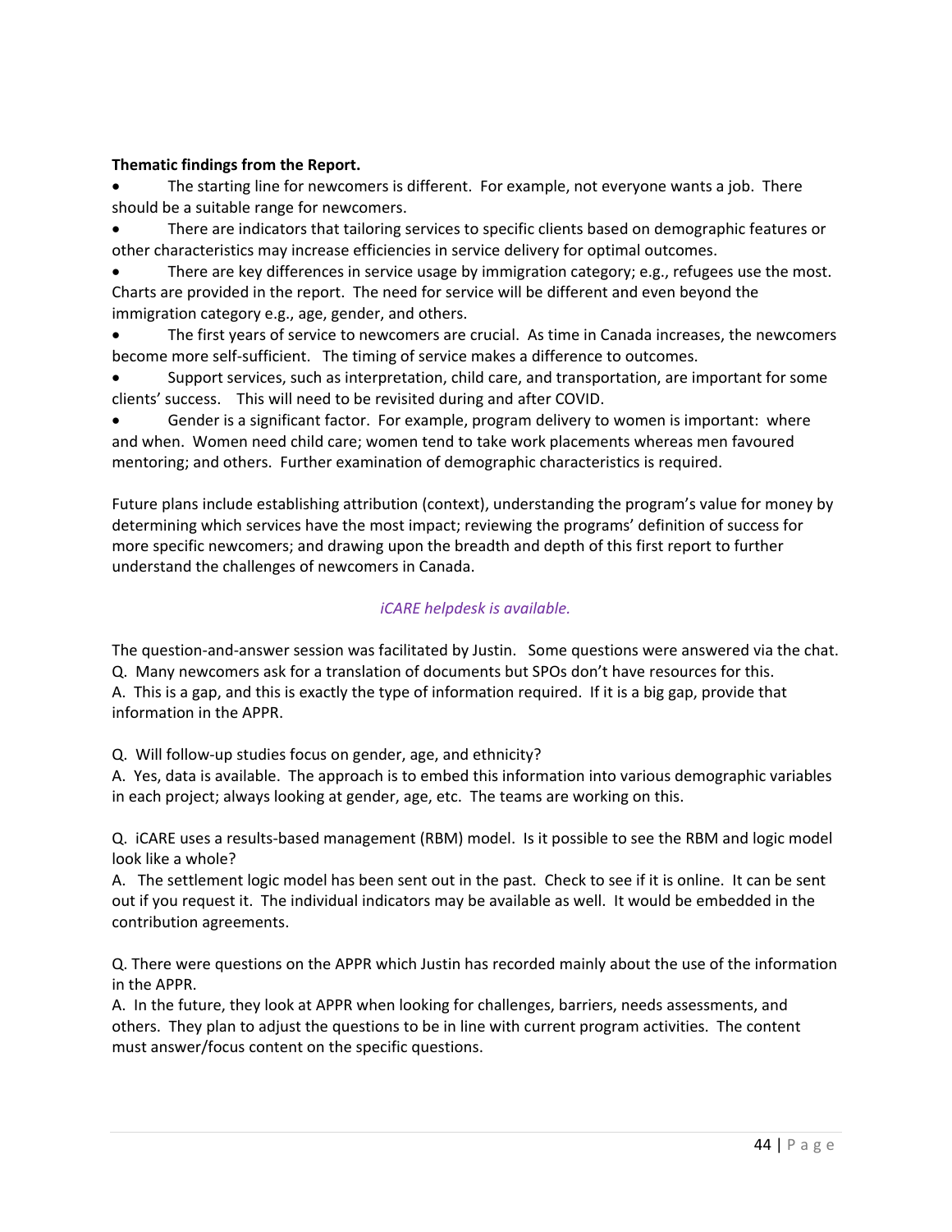**Thematic findings from the Report.**

- The starting line for newcomers is different. For example, not everyone wants a job. There should be a suitable range for newcomers.
- There are indicators that tailoring services to specific clients based on demographic features or other characteristics may increase efficiencies in service delivery for optimal outcomes.
- There are key differences in service usage by immigration category; e.g., refugees use the most. Charts are provided in the report. The need for service will be different and even beyond the immigration category e.g., age, gender, and others.
- The first years of service to newcomers are crucial. As time in Canada increases, the newcomers become more self-sufficient. The timing of service makes a difference to outcomes.
- Support services, such as interpretation, child care, and transportation, are important for some clients' success. This will need to be revisited during and after COVID.
- Gender is a significant factor. For example, program delivery to women is important: where and when. Women need child care; women tend to take work placements whereas men favoured mentoring; and others. Further examination of demographic characteristics is required.

Future plans include establishing attribution (context), understanding the program's value for money by determining which services have the most impact; reviewing the programs' definition of success for more specific newcomers; and drawing upon the breadth and depth of this first report to further understand the challenges of newcomers in Canada.

*iCARE helpdesk is available.*

The question-and-answer session was facilitated by Justin. Some questions were answered via the chat.

Q. Many newcomers ask for a translation of documents but SPOs don't have resources for this.
A. This is a gap, and this is exactly the type of information required. If it is a big gap, provide that information in the APPR.

Q. Will follow-up studies focus on gender, age, and ethnicity?
A. Yes, data is available. The approach is to embed this information into various demographic variables in each project; always looking at gender, age, etc. The teams are working on this.

Q. iCARE uses a results-based management (RBM) model. Is it possible to see the RBM and logic model look like a whole?
A. The settlement logic model has been sent out in the past. Check to see if it is online. It can be sent out if you request it. The individual indicators may be available as well. It would be embedded in the contribution agreements.

Q. There were questions on the APPR which Justin has recorded mainly about the use of the information in the APPR.
A. In the future, they look at APPR when looking for challenges, barriers, needs assessments, and others. They plan to adjust the questions to be in line with current program activities. The content must answer/focus content on the specific questions.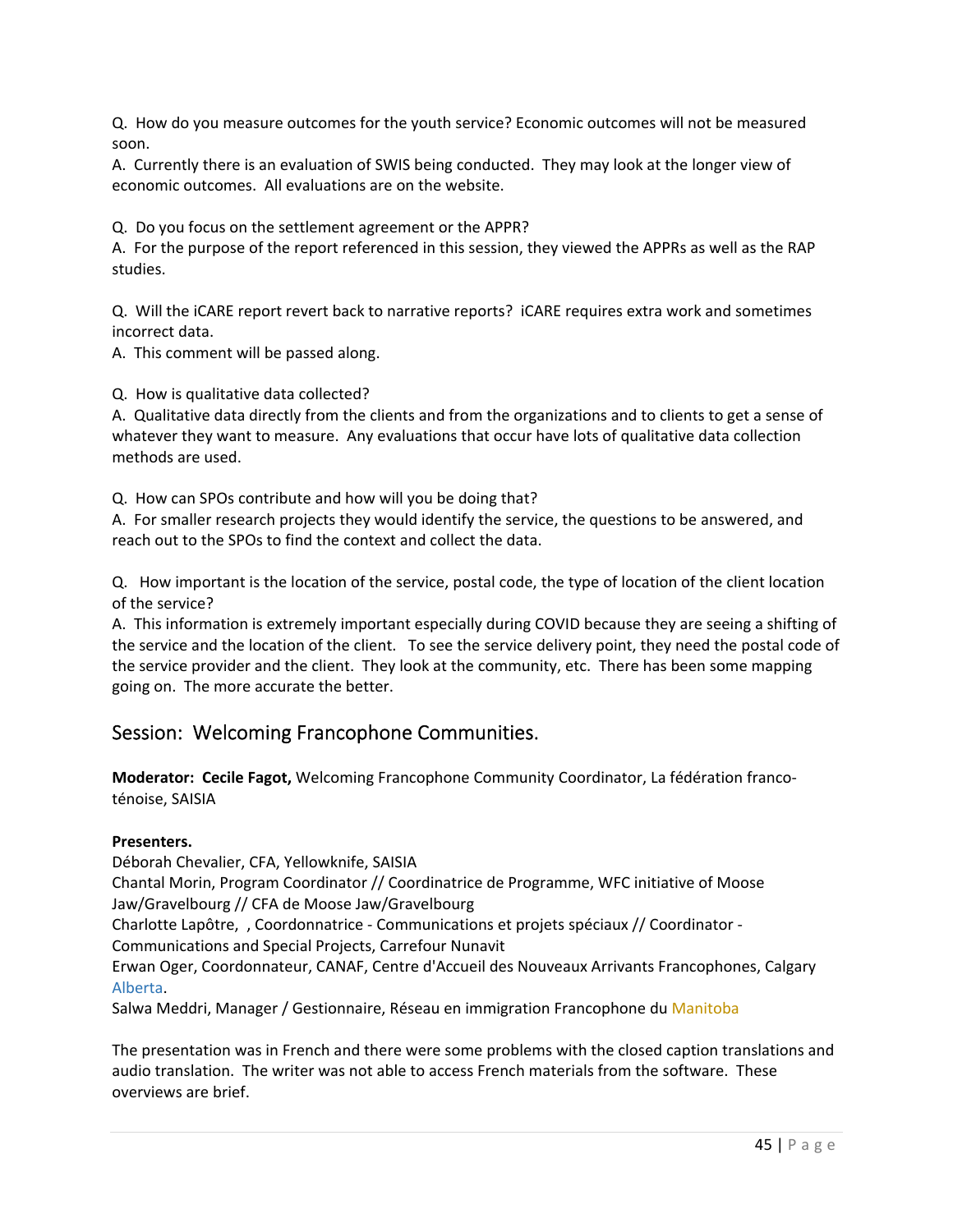Q. How do you measure outcomes for the youth service? Economic outcomes will not be measured soon.
A. Currently there is an evaluation of SWIS being conducted. They may look at the longer view of economic outcomes. All evaluations are on the website.

Q. Do you focus on the settlement agreement or the APPR?
A. For the purpose of the report referenced in this session, they viewed the APPRs as well as the RAP studies.

Q. Will the iCARE report revert back to narrative reports? iCARE requires extra work and sometimes incorrect data.
A. This comment will be passed along.

Q. How is qualitative data collected?
A. Qualitative data directly from the clients and from the organizations and to clients to get a sense of whatever they want to measure. Any evaluations that occur have lots of qualitative data collection methods are used.

Q. How can SPOs contribute and how will you be doing that?
A. For smaller research projects they would identify the service, the questions to be answered, and reach out to the SPOs to find the context and collect the data.

Q. How important is the location of the service, postal code, the type of location of the client location of the service?
A. This information is extremely important especially during COVID because they are seeing a shifting of the service and the location of the client. To see the service delivery point, they need the postal code of the service provider and the client. They look at the community, etc. There has been some mapping going on. The more accurate the better.

## Session: Welcoming Francophone Communities.

**Moderator: Cecile Fagot,** Welcoming Francophone Community Coordinator, La fédération franco-ténoise, SAISIA

**Presenters.**
Déborah Chevalier, CFA, Yellowknife, SAISIA
Chantal Morin, Program Coordinator // Coordinatrice de Programme, WFC initiative of Moose Jaw/Gravelbourg // CFA de Moose Jaw/Gravelbourg
Charlotte Lapôtre, , Coordonnatrice - Communications et projets spéciaux // Coordinator - Communications and Special Projects, Carrefour Nunavit
Erwan Oger, Coordonnateur, CANAF, Centre d'Accueil des Nouveaux Arrivants Francophones, Calgary Alberta.
Salwa Meddri, Manager / Gestionnaire, Réseau en immigration Francophone du Manitoba

The presentation was in French and there were some problems with the closed caption translations and audio translation. The writer was not able to access French materials from the software. These overviews are brief.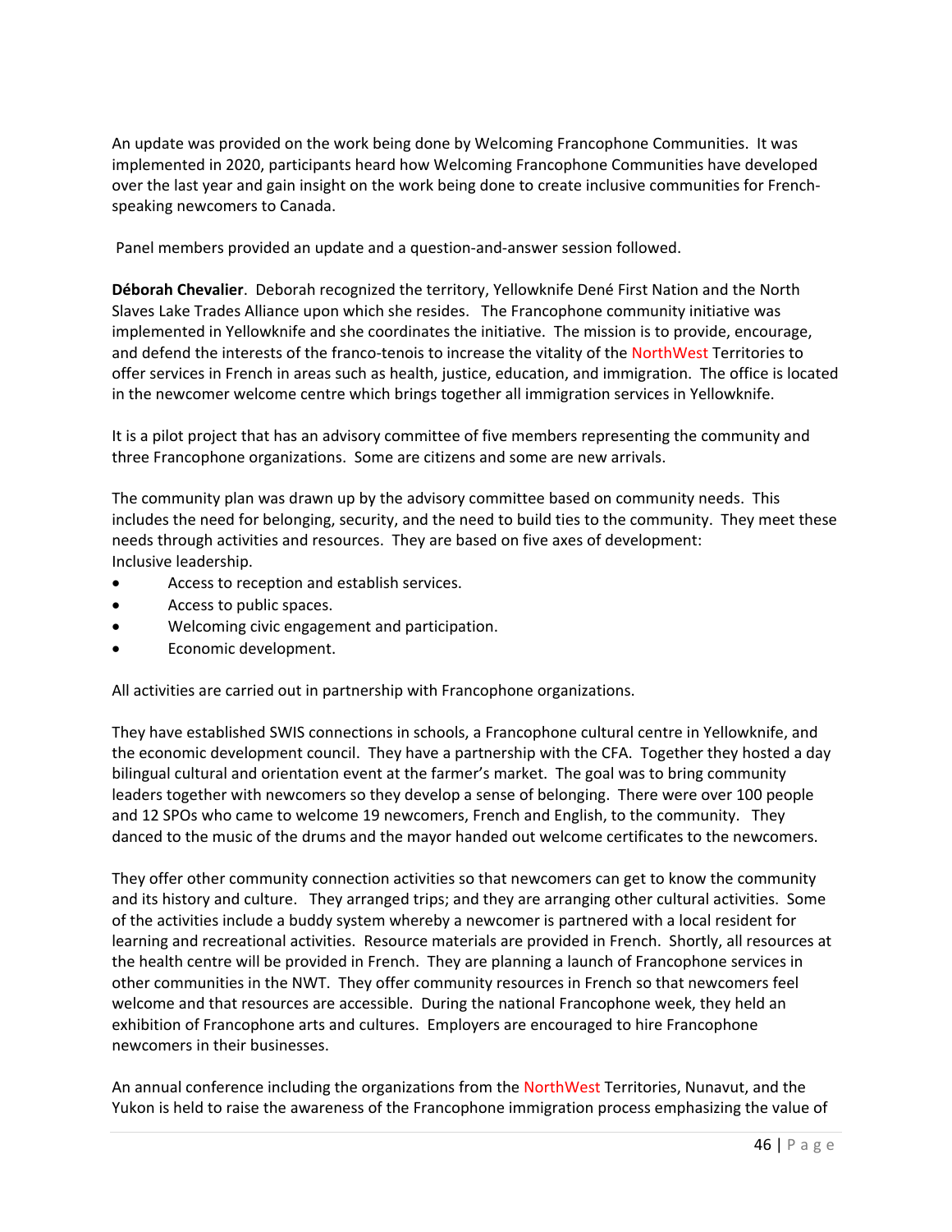An update was provided on the work being done by Welcoming Francophone Communities. It was implemented in 2020, participants heard how Welcoming Francophone Communities have developed over the last year and gain insight on the work being done to create inclusive communities for French-speaking newcomers to Canada.

Panel members provided an update and a question-and-answer session followed.

**Déborah Chevalier**. Deborah recognized the territory, Yellowknife Dené First Nation and the North Slaves Lake Trades Alliance upon which she resides. The Francophone community initiative was implemented in Yellowknife and she coordinates the initiative. The mission is to provide, encourage, and defend the interests of the franco-tenois to increase the vitality of the NorthWest Territories to offer services in French in areas such as health, justice, education, and immigration. The office is located in the newcomer welcome centre which brings together all immigration services in Yellowknife.

It is a pilot project that has an advisory committee of five members representing the community and three Francophone organizations. Some are citizens and some are new arrivals.

The community plan was drawn up by the advisory committee based on community needs. This includes the need for belonging, security, and the need to build ties to the community. They meet these needs through activities and resources. They are based on five axes of development:
Inclusive leadership.

- Access to reception and establish services.
- Access to public spaces.
- Welcoming civic engagement and participation.
- Economic development.

All activities are carried out in partnership with Francophone organizations.

They have established SWIS connections in schools, a Francophone cultural centre in Yellowknife, and the economic development council. They have a partnership with the CFA. Together they hosted a day bilingual cultural and orientation event at the farmer's market. The goal was to bring community leaders together with newcomers so they develop a sense of belonging. There were over 100 people and 12 SPOs who came to welcome 19 newcomers, French and English, to the community. They danced to the music of the drums and the mayor handed out welcome certificates to the newcomers.

They offer other community connection activities so that newcomers can get to know the community and its history and culture. They arranged trips; and they are arranging other cultural activities. Some of the activities include a buddy system whereby a newcomer is partnered with a local resident for learning and recreational activities. Resource materials are provided in French. Shortly, all resources at the health centre will be provided in French. They are planning a launch of Francophone services in other communities in the NWT. They offer community resources in French so that newcomers feel welcome and that resources are accessible. During the national Francophone week, they held an exhibition of Francophone arts and cultures. Employers are encouraged to hire Francophone newcomers in their businesses.

An annual conference including the organizations from the NorthWest Territories, Nunavut, and the Yukon is held to raise the awareness of the Francophone immigration process emphasizing the value of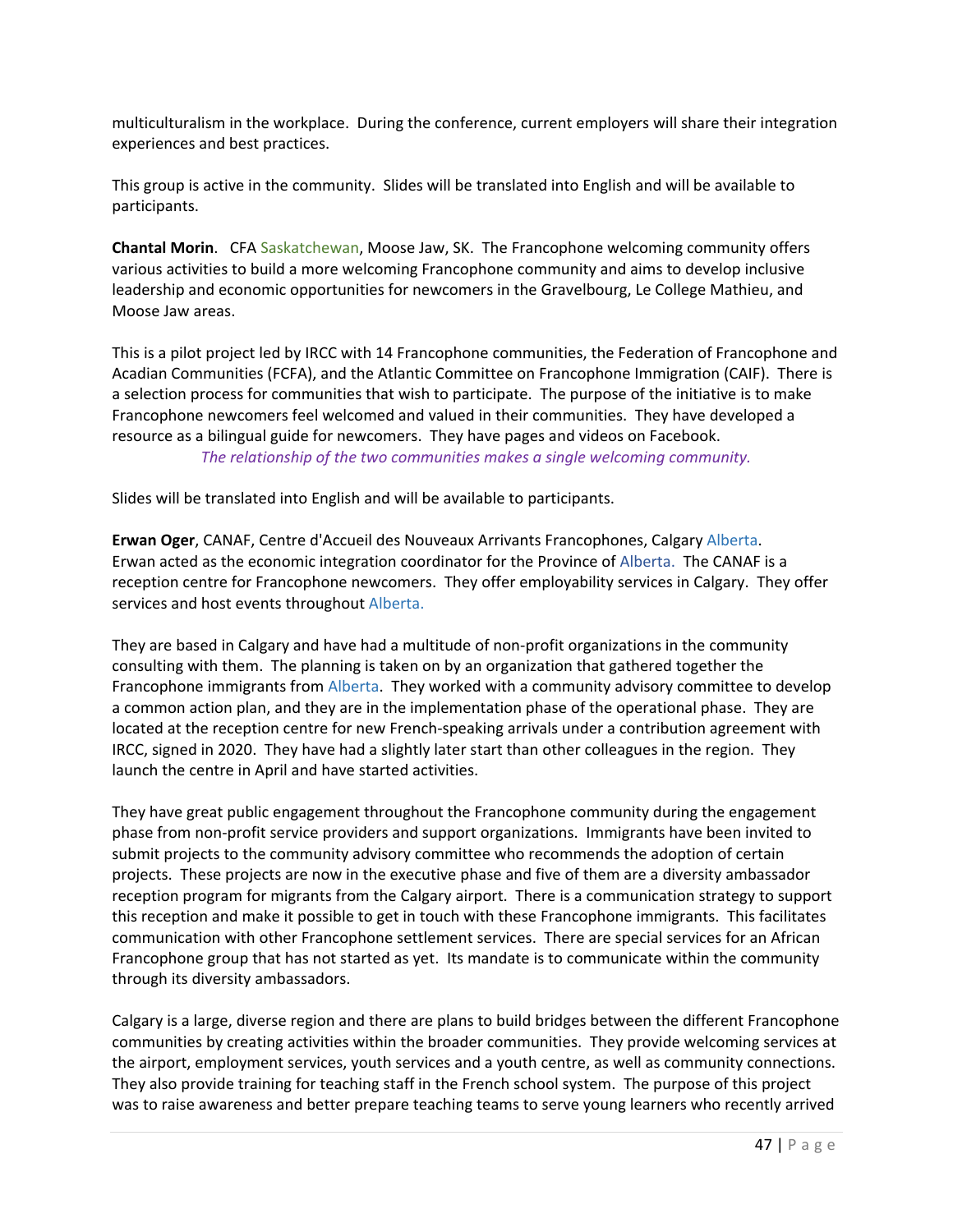multiculturalism in the workplace. During the conference, current employers will share their integration experiences and best practices.

This group is active in the community. Slides will be translated into English and will be available to participants.

**Chantal Morin**. CFA Saskatchewan, Moose Jaw, SK. The Francophone welcoming community offers various activities to build a more welcoming Francophone community and aims to develop inclusive leadership and economic opportunities for newcomers in the Gravelbourg, Le College Mathieu, and Moose Jaw areas.

This is a pilot project led by IRCC with 14 Francophone communities, the Federation of Francophone and Acadian Communities (FCFA), and the Atlantic Committee on Francophone Immigration (CAIF). There is a selection process for communities that wish to participate. The purpose of the initiative is to make Francophone newcomers feel welcomed and valued in their communities. They have developed a resource as a bilingual guide for newcomers. They have pages and videos on Facebook.

*The relationship of the two communities makes a single welcoming community.*

Slides will be translated into English and will be available to participants.

**Erwan Oger**, CANAF, Centre d'Accueil des Nouveaux Arrivants Francophones, Calgary Alberta. Erwan acted as the economic integration coordinator for the Province of Alberta. The CANAF is a reception centre for Francophone newcomers. They offer employability services in Calgary. They offer services and host events throughout Alberta.

They are based in Calgary and have had a multitude of non-profit organizations in the community consulting with them. The planning is taken on by an organization that gathered together the Francophone immigrants from Alberta. They worked with a community advisory committee to develop a common action plan, and they are in the implementation phase of the operational phase. They are located at the reception centre for new French-speaking arrivals under a contribution agreement with IRCC, signed in 2020. They have had a slightly later start than other colleagues in the region. They launch the centre in April and have started activities.

They have great public engagement throughout the Francophone community during the engagement phase from non-profit service providers and support organizations. Immigrants have been invited to submit projects to the community advisory committee who recommends the adoption of certain projects. These projects are now in the executive phase and five of them are a diversity ambassador reception program for migrants from the Calgary airport. There is a communication strategy to support this reception and make it possible to get in touch with these Francophone immigrants. This facilitates communication with other Francophone settlement services. There are special services for an African Francophone group that has not started as yet. Its mandate is to communicate within the community through its diversity ambassadors.

Calgary is a large, diverse region and there are plans to build bridges between the different Francophone communities by creating activities within the broader communities. They provide welcoming services at the airport, employment services, youth services and a youth centre, as well as community connections. They also provide training for teaching staff in the French school system. The purpose of this project was to raise awareness and better prepare teaching teams to serve young learners who recently arrived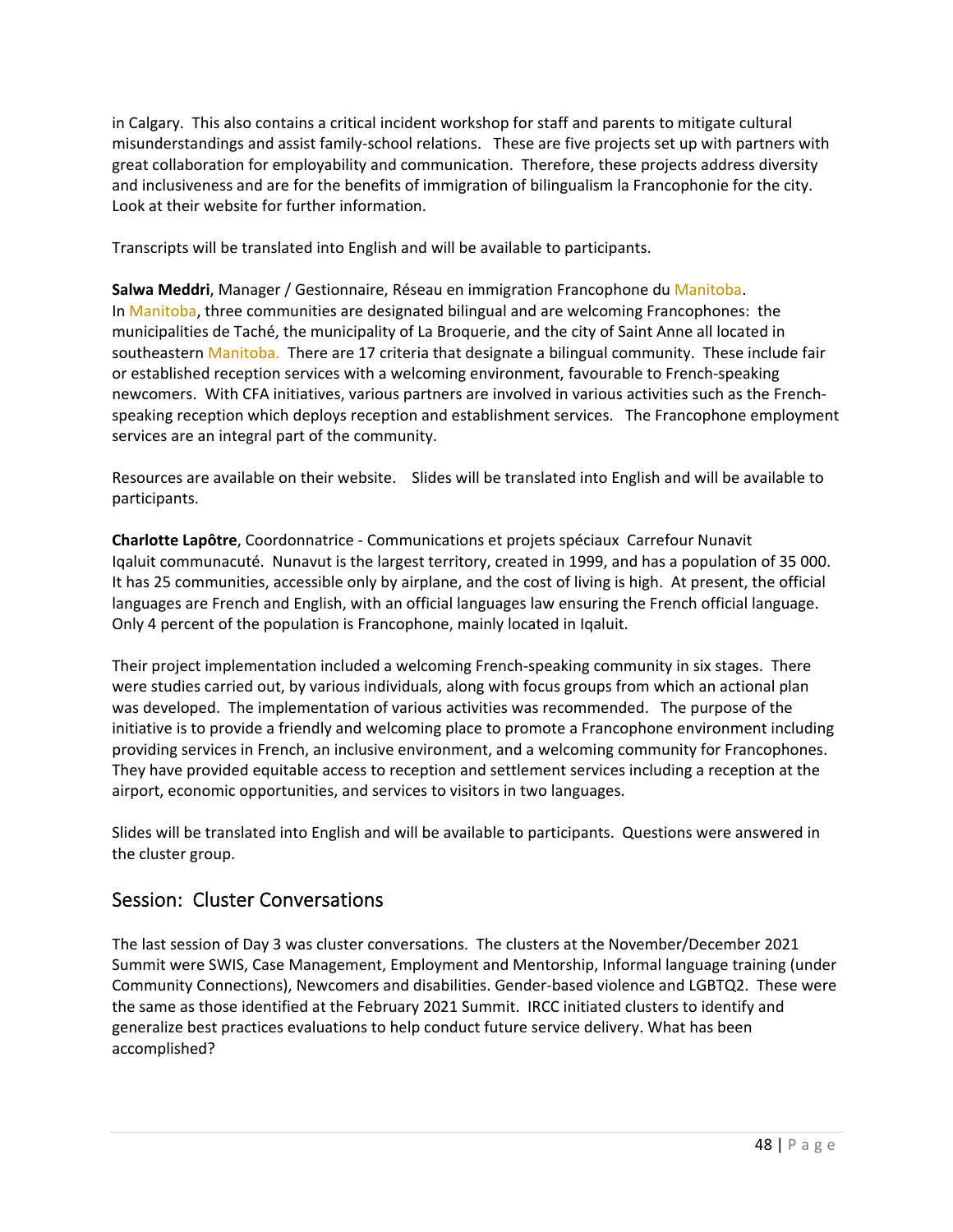in Calgary. This also contains a critical incident workshop for staff and parents to mitigate cultural misunderstandings and assist family-school relations. These are five projects set up with partners with great collaboration for employability and communication. Therefore, these projects address diversity and inclusiveness and are for the benefits of immigration of bilingualism la Francophonie for the city. Look at their website for further information.

Transcripts will be translated into English and will be available to participants.

**Salwa Meddri**, Manager / Gestionnaire, Réseau en immigration Francophone du Manitoba. In Manitoba, three communities are designated bilingual and are welcoming Francophones: the municipalities de Taché, the municipality of La Broquerie, and the city of Saint Anne all located in southeastern Manitoba. There are 17 criteria that designate a bilingual community. These include fair or established reception services with a welcoming environment, favourable to French-speaking newcomers. With CFA initiatives, various partners are involved in various activities such as the French-speaking reception which deploys reception and establishment services. The Francophone employment services are an integral part of the community.

Resources are available on their website. Slides will be translated into English and will be available to participants.

**Charlotte Lapôtre**, Coordonnatrice - Communications et projets spéciaux Carrefour Nunavit Iqaluit communacuté. Nunavut is the largest territory, created in 1999, and has a population of 35 000. It has 25 communities, accessible only by airplane, and the cost of living is high. At present, the official languages are French and English, with an official languages law ensuring the French official language. Only 4 percent of the population is Francophone, mainly located in Iqaluit.

Their project implementation included a welcoming French-speaking community in six stages. There were studies carried out, by various individuals, along with focus groups from which an actional plan was developed. The implementation of various activities was recommended. The purpose of the initiative is to provide a friendly and welcoming place to promote a Francophone environment including providing services in French, an inclusive environment, and a welcoming community for Francophones. They have provided equitable access to reception and settlement services including a reception at the airport, economic opportunities, and services to visitors in two languages.

Slides will be translated into English and will be available to participants. Questions were answered in the cluster group.

## Session: Cluster Conversations

The last session of Day 3 was cluster conversations. The clusters at the November/December 2021 Summit were SWIS, Case Management, Employment and Mentorship, Informal language training (under Community Connections), Newcomers and disabilities. Gender-based violence and LGBTQ2. These were the same as those identified at the February 2021 Summit. IRCC initiated clusters to identify and generalize best practices evaluations to help conduct future service delivery. What has been accomplished?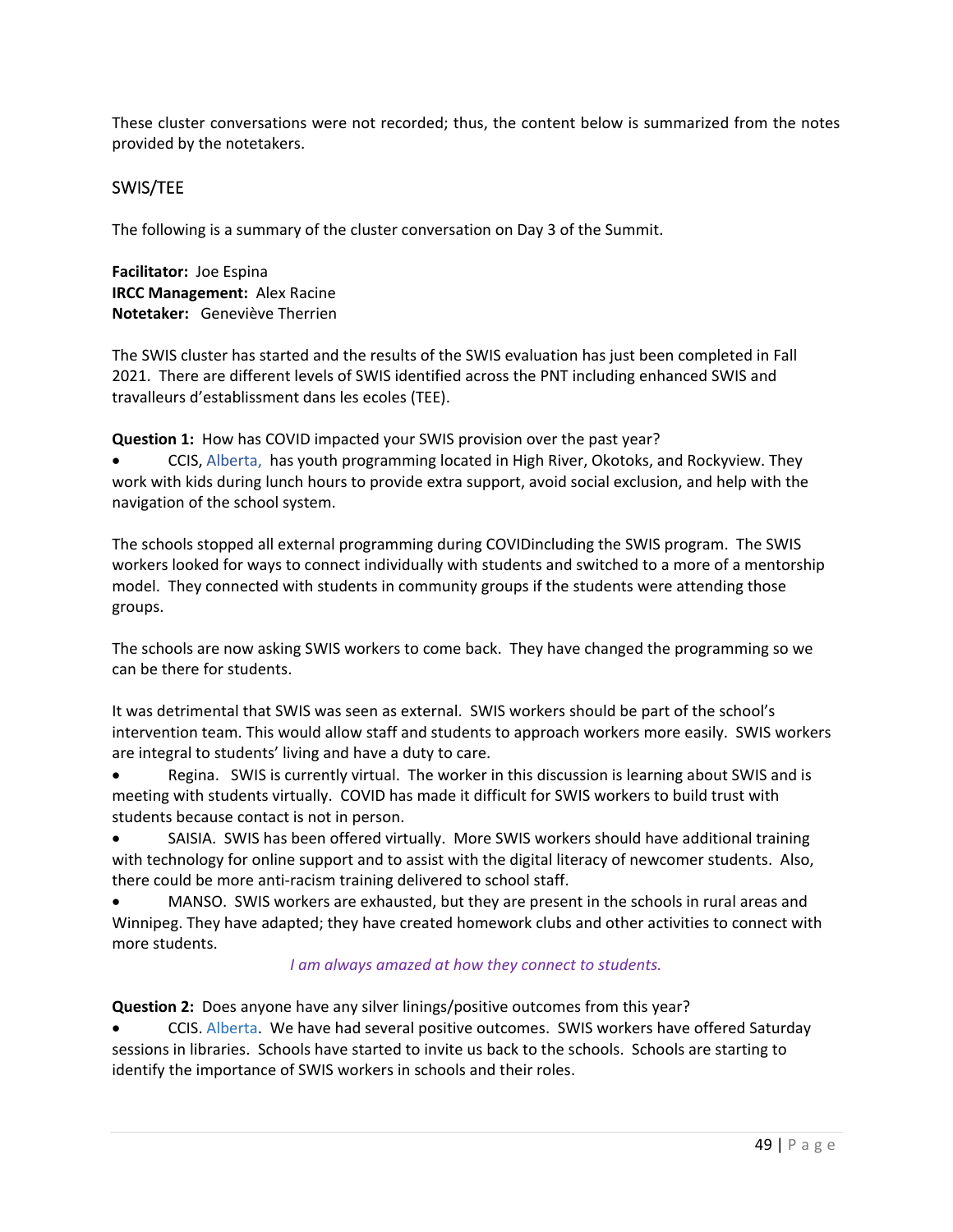These cluster conversations were not recorded; thus, the content below is summarized from the notes provided by the notetakers.

## SWIS/TEE

The following is a summary of the cluster conversation on Day 3 of the Summit.

**Facilitator:** Joe Espina
**IRCC Management:** Alex Racine
**Notetaker:** Geneviève Therrien

The SWIS cluster has started and the results of the SWIS evaluation has just been completed in Fall 2021. There are different levels of SWIS identified across the PNT including enhanced SWIS and travailleurs d'establissment dans les ecoles (TEE).

**Question 1:** How has COVID impacted your SWIS provision over the past year?

- CCIS, Alberta, has youth programming located in High River, Okotoks, and Rockyview. They work with kids during lunch hours to provide extra support, avoid social exclusion, and help with the navigation of the school system.

The schools stopped all external programming during COVIDincluding the SWIS program. The SWIS workers looked for ways to connect individually with students and switched to a more of a mentorship model. They connected with students in community groups if the students were attending those groups.

The schools are now asking SWIS workers to come back. They have changed the programming so we can be there for students.

It was detrimental that SWIS was seen as external. SWIS workers should be part of the school's intervention team. This would allow staff and students to approach workers more easily. SWIS workers are integral to students' living and have a duty to care.

- Regina. SWIS is currently virtual. The worker in this discussion is learning about SWIS and is meeting with students virtually. COVID has made it difficult for SWIS workers to build trust with students because contact is not in person.
- SAISIA. SWIS has been offered virtually. More SWIS workers should have additional training with technology for online support and to assist with the digital literacy of newcomer students. Also, there could be more anti-racism training delivered to school staff.
- MANSO. SWIS workers are exhausted, but they are present in the schools in rural areas and Winnipeg. They have adapted; they have created homework clubs and other activities to connect with more students.

*I am always amazed at how they connect to students.*

**Question 2:** Does anyone have any silver linings/positive outcomes from this year?

- CCIS. Alberta. We have had several positive outcomes. SWIS workers have offered Saturday sessions in libraries. Schools have started to invite us back to the schools. Schools are starting to identify the importance of SWIS workers in schools and their roles.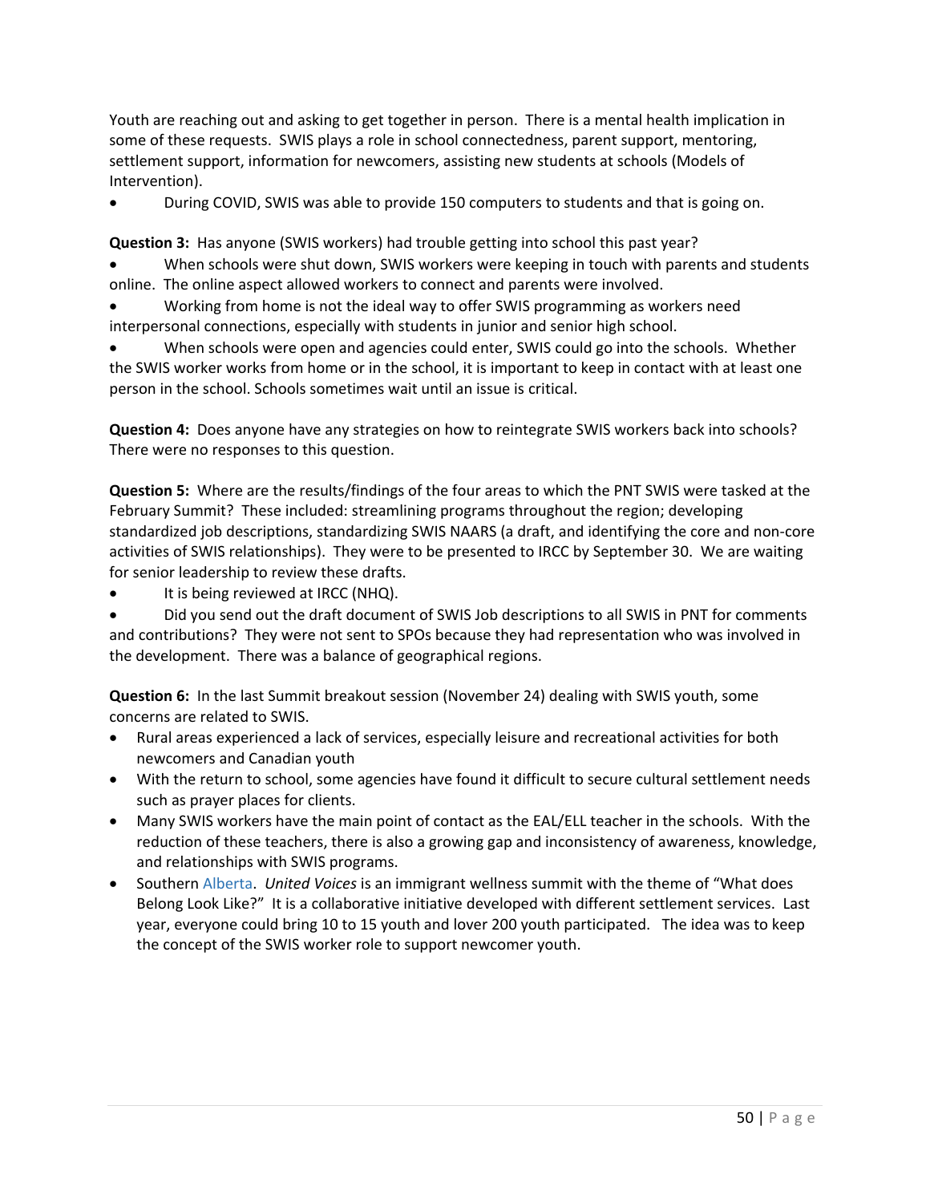Youth are reaching out and asking to get together in person. There is a mental health implication in some of these requests. SWIS plays a role in school connectedness, parent support, mentoring, settlement support, information for newcomers, assisting new students at schools (Models of Intervention).

- During COVID, SWIS was able to provide 150 computers to students and that is going on.

**Question 3:** Has anyone (SWIS workers) had trouble getting into school this past year?

- When schools were shut down, SWIS workers were keeping in touch with parents and students online. The online aspect allowed workers to connect and parents were involved.
- Working from home is not the ideal way to offer SWIS programming as workers need interpersonal connections, especially with students in junior and senior high school.
- When schools were open and agencies could enter, SWIS could go into the schools. Whether the SWIS worker works from home or in the school, it is important to keep in contact with at least one person in the school. Schools sometimes wait until an issue is critical.

**Question 4:** Does anyone have any strategies on how to reintegrate SWIS workers back into schools? There were no responses to this question.

**Question 5:** Where are the results/findings of the four areas to which the PNT SWIS were tasked at the February Summit? These included: streamlining programs throughout the region; developing standardized job descriptions, standardizing SWIS NAARS (a draft, and identifying the core and non-core activities of SWIS relationships). They were to be presented to IRCC by September 30. We are waiting for senior leadership to review these drafts.

- It is being reviewed at IRCC (NHQ).
- Did you send out the draft document of SWIS Job descriptions to all SWIS in PNT for comments and contributions? They were not sent to SPOs because they had representation who was involved in the development. There was a balance of geographical regions.

**Question 6:** In the last Summit breakout session (November 24) dealing with SWIS youth, some concerns are related to SWIS.

- Rural areas experienced a lack of services, especially leisure and recreational activities for both newcomers and Canadian youth
- With the return to school, some agencies have found it difficult to secure cultural settlement needs such as prayer places for clients.
- Many SWIS workers have the main point of contact as the EAL/ELL teacher in the schools. With the reduction of these teachers, there is also a growing gap and inconsistency of awareness, knowledge, and relationships with SWIS programs.
- Southern Alberta. *United Voices* is an immigrant wellness summit with the theme of "What does Belong Look Like?" It is a collaborative initiative developed with different settlement services. Last year, everyone could bring 10 to 15 youth and lover 200 youth participated. The idea was to keep the concept of the SWIS worker role to support newcomer youth.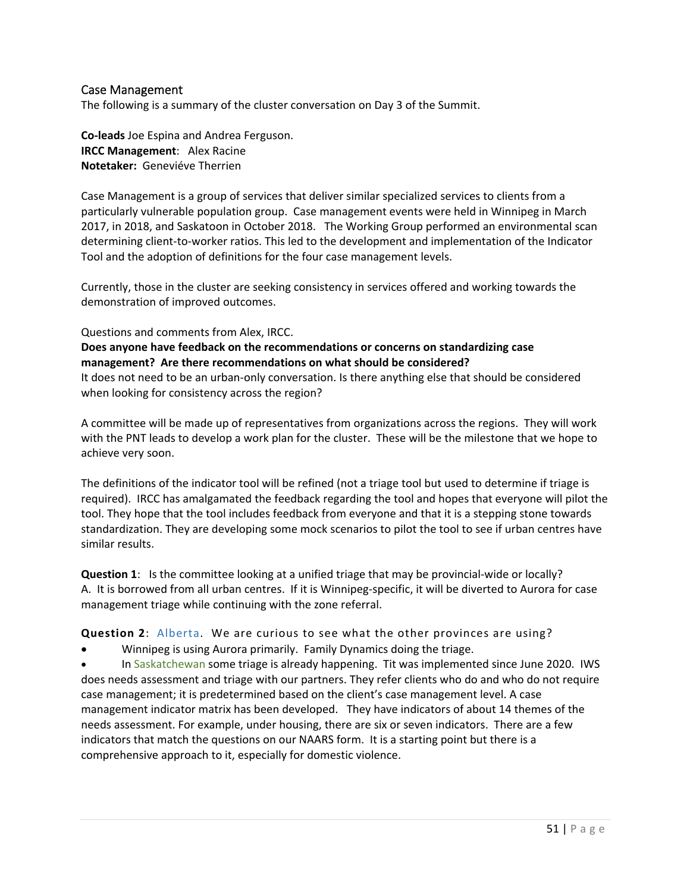## Case Management

The following is a summary of the cluster conversation on Day 3 of the Summit.

**Co-leads** Joe Espina and Andrea Ferguson.
**IRCC Management**: Alex Racine
**Notetaker:** Geneviéve Therrien

Case Management is a group of services that deliver similar specialized services to clients from a particularly vulnerable population group. Case management events were held in Winnipeg in March 2017, in 2018, and Saskatoon in October 2018. The Working Group performed an environmental scan determining client-to-worker ratios. This led to the development and implementation of the Indicator Tool and the adoption of definitions for the four case management levels.

Currently, those in the cluster are seeking consistency in services offered and working towards the demonstration of improved outcomes.

Questions and comments from Alex, IRCC.

**Does anyone have feedback on the recommendations or concerns on standardizing case management? Are there recommendations on what should be considered?**

It does not need to be an urban-only conversation. Is there anything else that should be considered when looking for consistency across the region?

A committee will be made up of representatives from organizations across the regions. They will work with the PNT leads to develop a work plan for the cluster. These will be the milestone that we hope to achieve very soon.

The definitions of the indicator tool will be refined (not a triage tool but used to determine if triage is required). IRCC has amalgamated the feedback regarding the tool and hopes that everyone will pilot the tool. They hope that the tool includes feedback from everyone and that it is a stepping stone towards standardization. They are developing some mock scenarios to pilot the tool to see if urban centres have similar results.

**Question 1**: Is the committee looking at a unified triage that may be provincial-wide or locally?
A. It is borrowed from all urban centres. If it is Winnipeg-specific, it will be diverted to Aurora for case management triage while continuing with the zone referral.

**Question 2**: Alberta. We are curious to see what the other provinces are using?

- Winnipeg is using Aurora primarily. Family Dynamics doing the triage.
- In Saskatchewan some triage is already happening. Tit was implemented since June 2020. IWS does needs assessment and triage with our partners. They refer clients who do and who do not require case management; it is predetermined based on the client's case management level. A case management indicator matrix has been developed. They have indicators of about 14 themes of the needs assessment. For example, under housing, there are six or seven indicators. There are a few indicators that match the questions on our NAARS form. It is a starting point but there is a comprehensive approach to it, especially for domestic violence.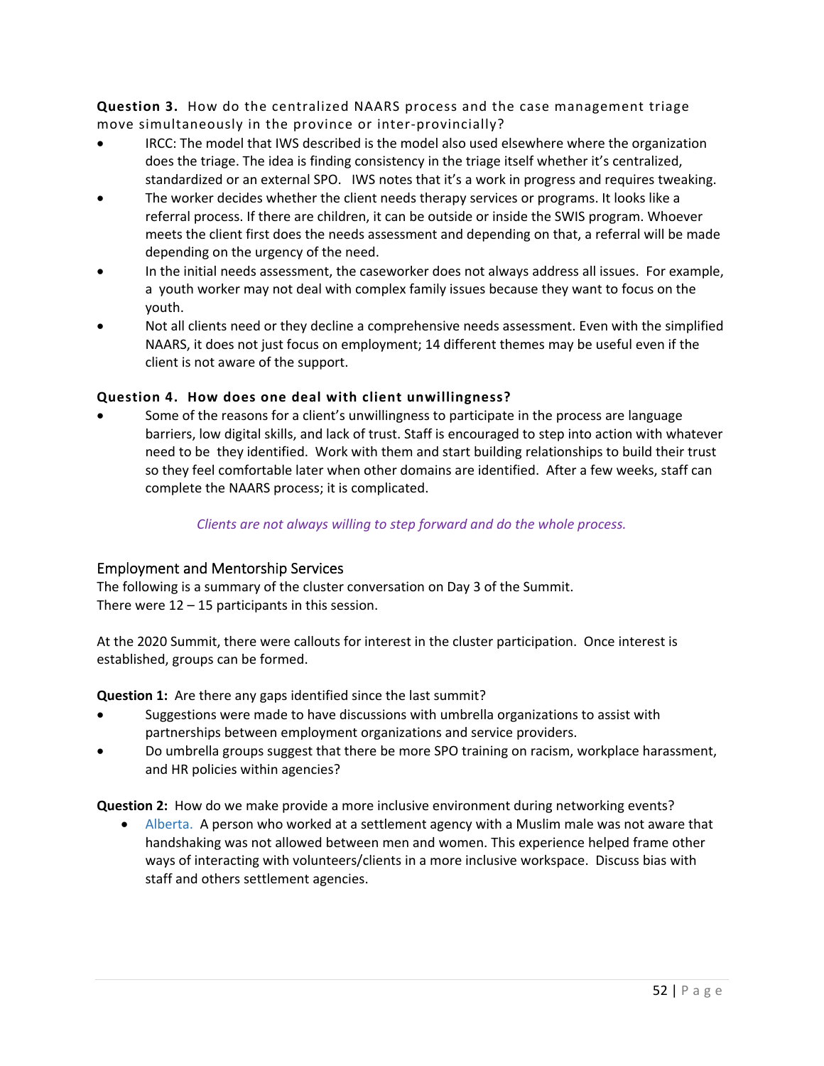**Question 3.** How do the centralized NAARS process and the case management triage move simultaneously in the province or inter-provincially?

- IRCC: The model that IWS described is the model also used elsewhere where the organization does the triage. The idea is finding consistency in the triage itself whether it's centralized, standardized or an external SPO. IWS notes that it's a work in progress and requires tweaking.
- The worker decides whether the client needs therapy services or programs. It looks like a referral process. If there are children, it can be outside or inside the SWIS program. Whoever meets the client first does the needs assessment and depending on that, a referral will be made depending on the urgency of the need.
- In the initial needs assessment, the caseworker does not always address all issues. For example, a youth worker may not deal with complex family issues because they want to focus on the youth.
- Not all clients need or they decline a comprehensive needs assessment. Even with the simplified NAARS, it does not just focus on employment; 14 different themes may be useful even if the client is not aware of the support.

**Question 4. How does one deal with client unwillingness?**

- Some of the reasons for a client's unwillingness to participate in the process are language barriers, low digital skills, and lack of trust. Staff is encouraged to step into action with whatever need to be they identified. Work with them and start building relationships to build their trust so they feel comfortable later when other domains are identified. After a few weeks, staff can complete the NAARS process; it is complicated.

*Clients are not always willing to step forward and do the whole process.*

## Employment and Mentorship Services

The following is a summary of the cluster conversation on Day 3 of the Summit.
There were 12 – 15 participants in this session.

At the 2020 Summit, there were callouts for interest in the cluster participation. Once interest is established, groups can be formed.

**Question 1:** Are there any gaps identified since the last summit?

- Suggestions were made to have discussions with umbrella organizations to assist with partnerships between employment organizations and service providers.
- Do umbrella groups suggest that there be more SPO training on racism, workplace harassment, and HR policies within agencies?

**Question 2:** How do we make provide a more inclusive environment during networking events?

- Alberta. A person who worked at a settlement agency with a Muslim male was not aware that handshaking was not allowed between men and women. This experience helped frame other ways of interacting with volunteers/clients in a more inclusive workspace. Discuss bias with staff and others settlement agencies.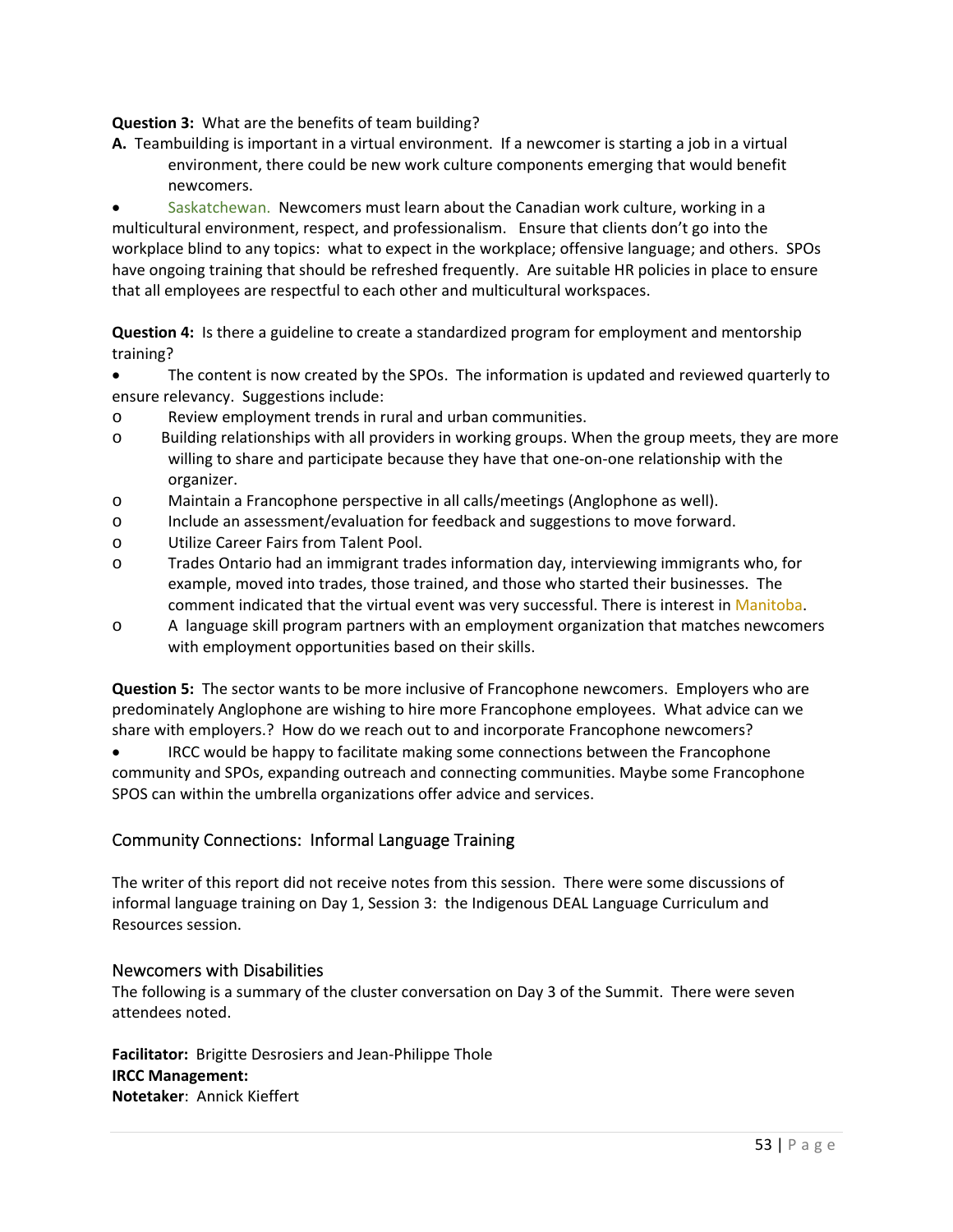**Question 3:** What are the benefits of team building?

**A.** Teambuilding is important in a virtual environment. If a newcomer is starting a job in a virtual environment, there could be new work culture components emerging that would benefit newcomers.

- Saskatchewan. Newcomers must learn about the Canadian work culture, working in a multicultural environment, respect, and professionalism. Ensure that clients don't go into the workplace blind to any topics: what to expect in the workplace; offensive language; and others. SPOs have ongoing training that should be refreshed frequently. Are suitable HR policies in place to ensure that all employees are respectful to each other and multicultural workspaces.

**Question 4:** Is there a guideline to create a standardized program for employment and mentorship training?

- The content is now created by the SPOs. The information is updated and reviewed quarterly to ensure relevancy. Suggestions include:
  - Review employment trends in rural and urban communities.
  - Building relationships with all providers in working groups. When the group meets, they are more willing to share and participate because they have that one-on-one relationship with the organizer.
  - Maintain a Francophone perspective in all calls/meetings (Anglophone as well).
  - Include an assessment/evaluation for feedback and suggestions to move forward.
  - Utilize Career Fairs from Talent Pool.
  - Trades Ontario had an immigrant trades information day, interviewing immigrants who, for example, moved into trades, those trained, and those who started their businesses. The comment indicated that the virtual event was very successful. There is interest in Manitoba.
  - A language skill program partners with an employment organization that matches newcomers with employment opportunities based on their skills.

**Question 5:** The sector wants to be more inclusive of Francophone newcomers. Employers who are predominately Anglophone are wishing to hire more Francophone employees. What advice can we share with employers.? How do we reach out to and incorporate Francophone newcomers?

- IRCC would be happy to facilitate making some connections between the Francophone community and SPOs, expanding outreach and connecting communities. Maybe some Francophone SPOS can within the umbrella organizations offer advice and services.

## Community Connections: Informal Language Training

The writer of this report did not receive notes from this session. There were some discussions of informal language training on Day 1, Session 3: the Indigenous DEAL Language Curriculum and Resources session.

## Newcomers with Disabilities

The following is a summary of the cluster conversation on Day 3 of the Summit. There were seven attendees noted.

**Facilitator:** Brigitte Desrosiers and Jean-Philippe Thole
**IRCC Management:**
**Notetaker**: Annick Kieffert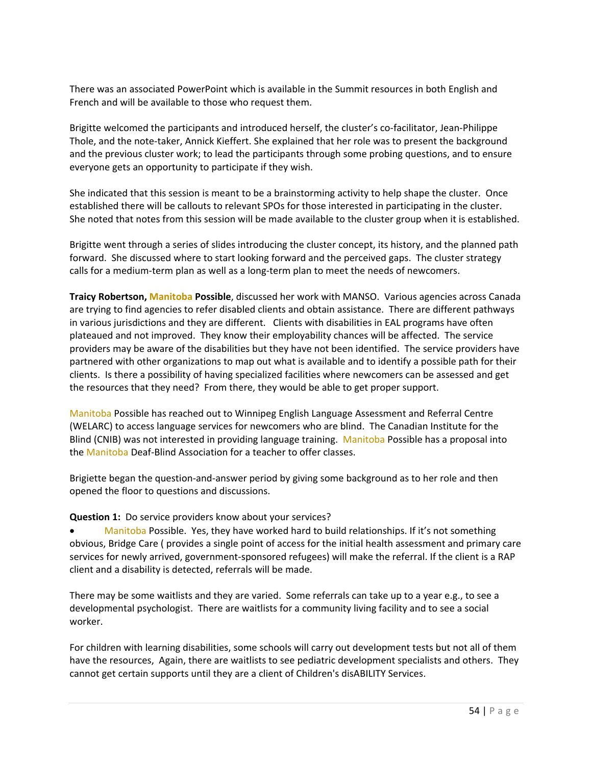There was an associated PowerPoint which is available in the Summit resources in both English and French and will be available to those who request them.

Brigitte welcomed the participants and introduced herself, the cluster's co-facilitator, Jean-Philippe Thole, and the note-taker, Annick Kieffert. She explained that her role was to present the background and the previous cluster work; to lead the participants through some probing questions, and to ensure everyone gets an opportunity to participate if they wish.

She indicated that this session is meant to be a brainstorming activity to help shape the cluster. Once established there will be callouts to relevant SPOs for those interested in participating in the cluster. She noted that notes from this session will be made available to the cluster group when it is established.

Brigitte went through a series of slides introducing the cluster concept, its history, and the planned path forward. She discussed where to start looking forward and the perceived gaps. The cluster strategy calls for a medium-term plan as well as a long-term plan to meet the needs of newcomers.

**Traicy Robertson, Manitoba Possible**, discussed her work with MANSO. Various agencies across Canada are trying to find agencies to refer disabled clients and obtain assistance. There are different pathways in various jurisdictions and they are different. Clients with disabilities in EAL programs have often plateaued and not improved. They know their employability chances will be affected. The service providers may be aware of the disabilities but they have not been identified. The service providers have partnered with other organizations to map out what is available and to identify a possible path for their clients. Is there a possibility of having specialized facilities where newcomers can be assessed and get the resources that they need? From there, they would be able to get proper support.

Manitoba Possible has reached out to Winnipeg English Language Assessment and Referral Centre (WELARC) to access language services for newcomers who are blind. The Canadian Institute for the Blind (CNIB) was not interested in providing language training. Manitoba Possible has a proposal into the Manitoba Deaf-Blind Association for a teacher to offer classes.

Brigiette began the question-and-answer period by giving some background as to her role and then opened the floor to questions and discussions.

**Question 1:** Do service providers know about your services?

- Manitoba Possible. Yes, they have worked hard to build relationships. If it's not something obvious, Bridge Care ( provides a single point of access for the initial health assessment and primary care services for newly arrived, government-sponsored refugees) will make the referral. If the client is a RAP client and a disability is detected, referrals will be made.

There may be some waitlists and they are varied. Some referrals can take up to a year e.g., to see a developmental psychologist. There are waitlists for a community living facility and to see a social worker.

For children with learning disabilities, some schools will carry out development tests but not all of them have the resources, Again, there are waitlists to see pediatric development specialists and others. They cannot get certain supports until they are a client of Children's disABILITY Services.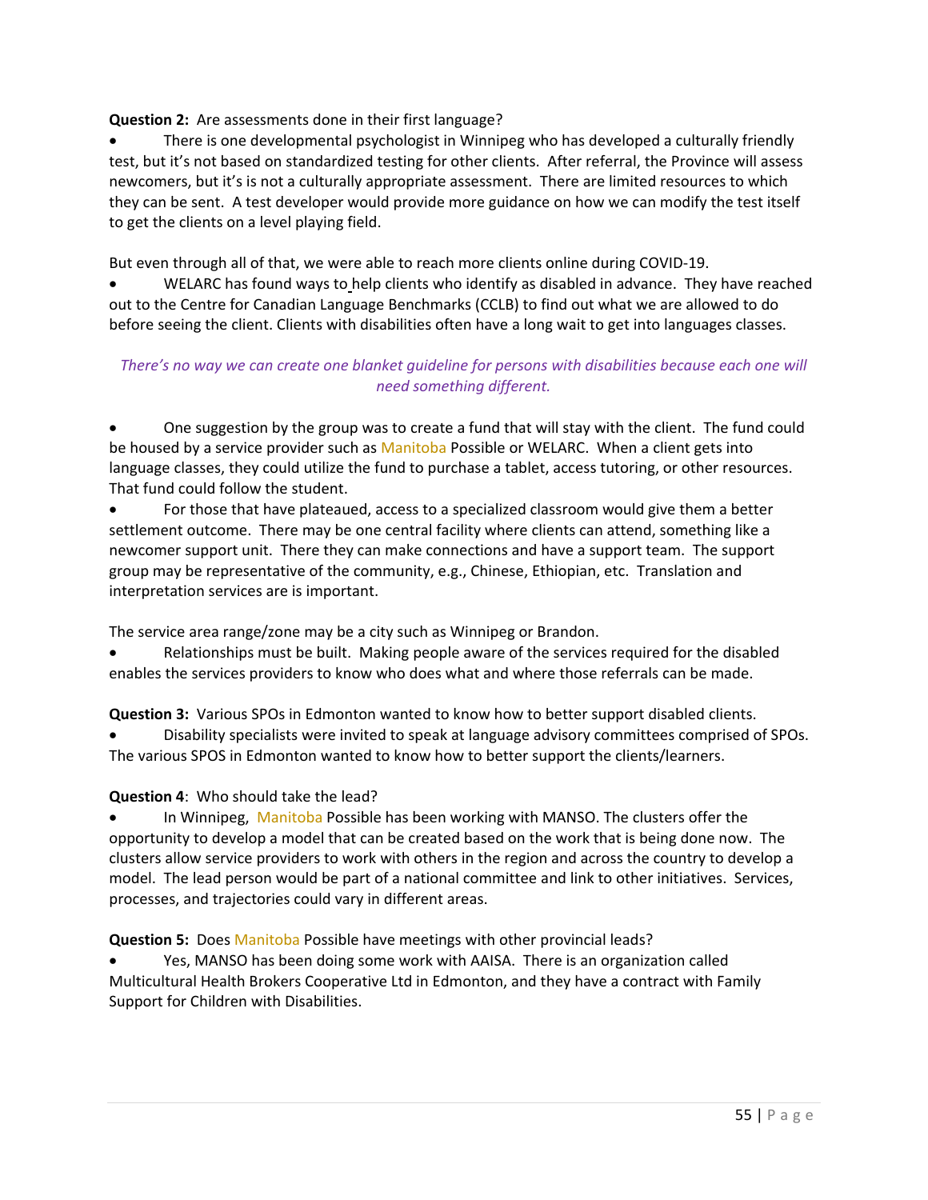**Question 2:** Are assessments done in their first language?

- There is one developmental psychologist in Winnipeg who has developed a culturally friendly test, but it's not based on standardized testing for other clients. After referral, the Province will assess newcomers, but it's is not a culturally appropriate assessment. There are limited resources to which they can be sent. A test developer would provide more guidance on how we can modify the test itself to get the clients on a level playing field.

But even through all of that, we were able to reach more clients online during COVID-19.

- WELARC has found ways to help clients who identify as disabled in advance. They have reached out to the Centre for Canadian Language Benchmarks (CCLB) to find out what we are allowed to do before seeing the client. Clients with disabilities often have a long wait to get into languages classes.

*There's no way we can create one blanket guideline for persons with disabilities because each one will need something different.*

- One suggestion by the group was to create a fund that will stay with the client. The fund could be housed by a service provider such as Manitoba Possible or WELARC. When a client gets into language classes, they could utilize the fund to purchase a tablet, access tutoring, or other resources. That fund could follow the student.
- For those that have plateaued, access to a specialized classroom would give them a better settlement outcome. There may be one central facility where clients can attend, something like a newcomer support unit. There they can make connections and have a support team. The support group may be representative of the community, e.g., Chinese, Ethiopian, etc. Translation and interpretation services are is important.

The service area range/zone may be a city such as Winnipeg or Brandon.

- Relationships must be built. Making people aware of the services required for the disabled enables the services providers to know who does what and where those referrals can be made.

**Question 3:** Various SPOs in Edmonton wanted to know how to better support disabled clients.

- Disability specialists were invited to speak at language advisory committees comprised of SPOs. The various SPOS in Edmonton wanted to know how to better support the clients/learners.

**Question 4**: Who should take the lead?

- In Winnipeg, Manitoba Possible has been working with MANSO. The clusters offer the opportunity to develop a model that can be created based on the work that is being done now. The clusters allow service providers to work with others in the region and across the country to develop a model. The lead person would be part of a national committee and link to other initiatives. Services, processes, and trajectories could vary in different areas.

**Question 5:** Does Manitoba Possible have meetings with other provincial leads?

- Yes, MANSO has been doing some work with AAISA. There is an organization called Multicultural Health Brokers Cooperative Ltd in Edmonton, and they have a contract with Family Support for Children with Disabilities.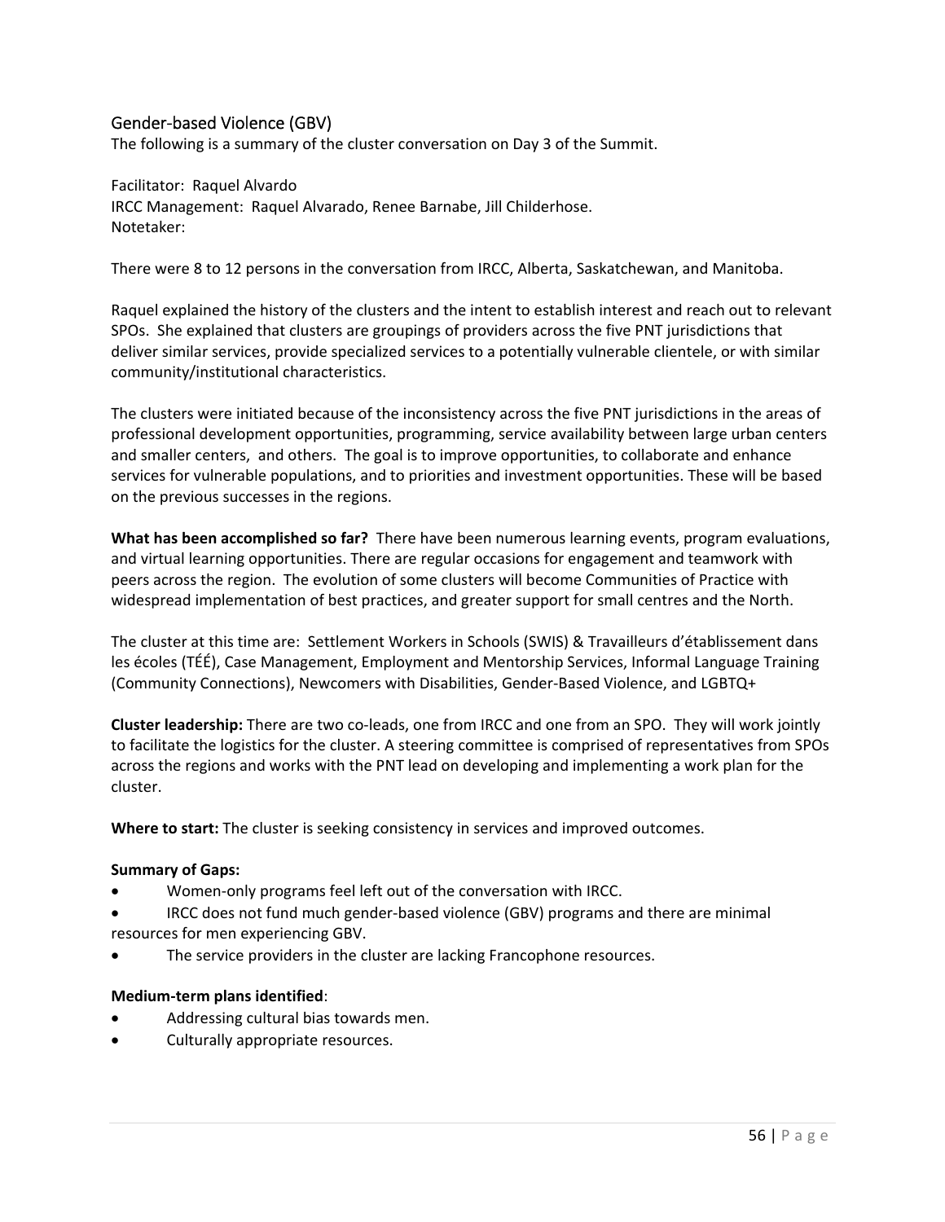## Gender-based Violence (GBV)

The following is a summary of the cluster conversation on Day 3 of the Summit.

Facilitator: Raquel Alvardo
IRCC Management: Raquel Alvarado, Renee Barnabe, Jill Childerhose.
Notetaker:

There were 8 to 12 persons in the conversation from IRCC, Alberta, Saskatchewan, and Manitoba.

Raquel explained the history of the clusters and the intent to establish interest and reach out to relevant SPOs. She explained that clusters are groupings of providers across the five PNT jurisdictions that deliver similar services, provide specialized services to a potentially vulnerable clientele, or with similar community/institutional characteristics.

The clusters were initiated because of the inconsistency across the five PNT jurisdictions in the areas of professional development opportunities, programming, service availability between large urban centers and smaller centers, and others. The goal is to improve opportunities, to collaborate and enhance services for vulnerable populations, and to priorities and investment opportunities. These will be based on the previous successes in the regions.

**What has been accomplished so far?** There have been numerous learning events, program evaluations, and virtual learning opportunities. There are regular occasions for engagement and teamwork with peers across the region. The evolution of some clusters will become Communities of Practice with widespread implementation of best practices, and greater support for small centres and the North.

The cluster at this time are: Settlement Workers in Schools (SWIS) & Travailleurs d'établissement dans les écoles (TÉÉ), Case Management, Employment and Mentorship Services, Informal Language Training (Community Connections), Newcomers with Disabilities, Gender-Based Violence, and LGBTQ+

**Cluster leadership:** There are two co-leads, one from IRCC and one from an SPO. They will work jointly to facilitate the logistics for the cluster. A steering committee is comprised of representatives from SPOs across the regions and works with the PNT lead on developing and implementing a work plan for the cluster.

**Where to start:** The cluster is seeking consistency in services and improved outcomes.

**Summary of Gaps:**

- Women-only programs feel left out of the conversation with IRCC.
- IRCC does not fund much gender-based violence (GBV) programs and there are minimal resources for men experiencing GBV.
- The service providers in the cluster are lacking Francophone resources.

**Medium-term plans identified**:

- Addressing cultural bias towards men.
- Culturally appropriate resources.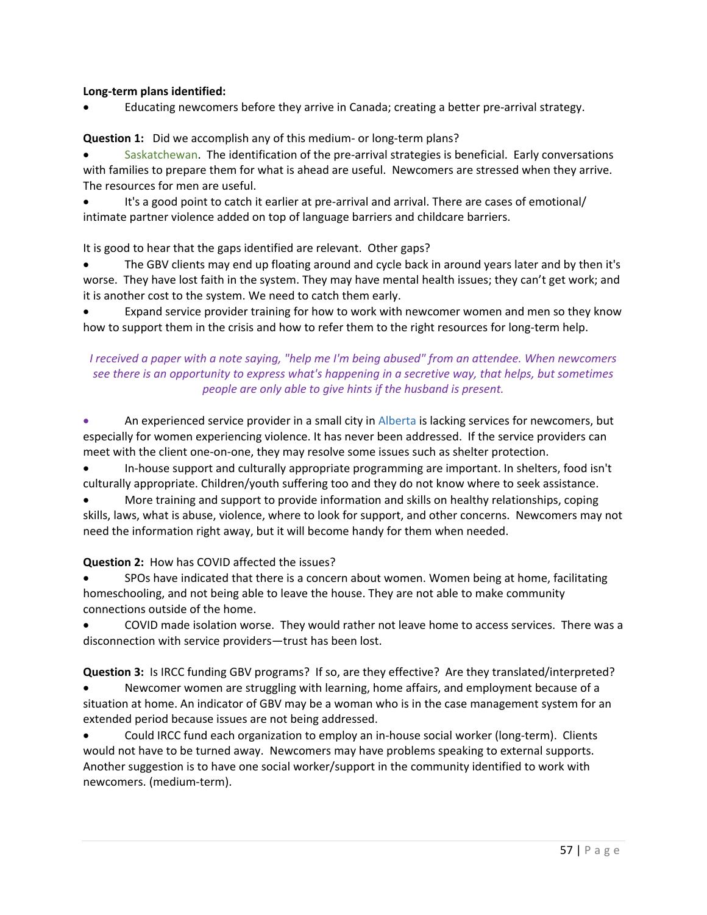**Long-term plans identified:**

- Educating newcomers before they arrive in Canada; creating a better pre-arrival strategy.

**Question 1:** Did we accomplish any of this medium- or long-term plans?

- Saskatchewan. The identification of the pre-arrival strategies is beneficial. Early conversations with families to prepare them for what is ahead are useful. Newcomers are stressed when they arrive. The resources for men are useful.
- It's a good point to catch it earlier at pre-arrival and arrival. There are cases of emotional/ intimate partner violence added on top of language barriers and childcare barriers.

It is good to hear that the gaps identified are relevant. Other gaps?

- The GBV clients may end up floating around and cycle back in around years later and by then it's worse. They have lost faith in the system. They may have mental health issues; they can't get work; and it is another cost to the system. We need to catch them early.
- Expand service provider training for how to work with newcomer women and men so they know how to support them in the crisis and how to refer them to the right resources for long-term help.

*I received a paper with a note saying, "help me I'm being abused" from an attendee. When newcomers see there is an opportunity to express what's happening in a secretive way, that helps, but sometimes people are only able to give hints if the husband is present.*

- An experienced service provider in a small city in Alberta is lacking services for newcomers, but especially for women experiencing violence. It has never been addressed. If the service providers can meet with the client one-on-one, they may resolve some issues such as shelter protection.
- In-house support and culturally appropriate programming are important. In shelters, food isn't culturally appropriate. Children/youth suffering too and they do not know where to seek assistance.
- More training and support to provide information and skills on healthy relationships, coping skills, laws, what is abuse, violence, where to look for support, and other concerns. Newcomers may not need the information right away, but it will become handy for them when needed.

**Question 2:** How has COVID affected the issues?

- SPOs have indicated that there is a concern about women. Women being at home, facilitating homeschooling, and not being able to leave the house. They are not able to make community connections outside of the home.
- COVID made isolation worse. They would rather not leave home to access services. There was a disconnection with service providers—trust has been lost.

**Question 3:** Is IRCC funding GBV programs? If so, are they effective? Are they translated/interpreted?

- Newcomer women are struggling with learning, home affairs, and employment because of a situation at home. An indicator of GBV may be a woman who is in the case management system for an extended period because issues are not being addressed.
- Could IRCC fund each organization to employ an in-house social worker (long-term). Clients would not have to be turned away. Newcomers may have problems speaking to external supports. Another suggestion is to have one social worker/support in the community identified to work with newcomers. (medium-term).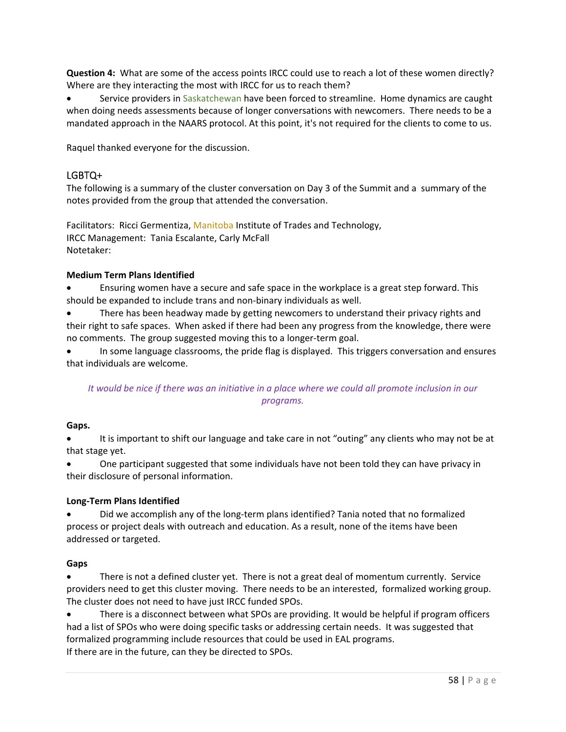**Question 4:** What are some of the access points IRCC could use to reach a lot of these women directly? Where are they interacting the most with IRCC for us to reach them?

- Service providers in Saskatchewan have been forced to streamline. Home dynamics are caught when doing needs assessments because of longer conversations with newcomers. There needs to be a mandated approach in the NAARS protocol. At this point, it's not required for the clients to come to us.

Raquel thanked everyone for the discussion.

## LGBTQ+

The following is a summary of the cluster conversation on Day 3 of the Summit and a summary of the notes provided from the group that attended the conversation.

Facilitators: Ricci Germentiza, Manitoba Institute of Trades and Technology,
IRCC Management: Tania Escalante, Carly McFall
Notetaker:

**Medium Term Plans Identified**

- Ensuring women have a secure and safe space in the workplace is a great step forward. This should be expanded to include trans and non-binary individuals as well.
- There has been headway made by getting newcomers to understand their privacy rights and their right to safe spaces. When asked if there had been any progress from the knowledge, there were no comments. The group suggested moving this to a longer-term goal.
- In some language classrooms, the pride flag is displayed. This triggers conversation and ensures that individuals are welcome.

*It would be nice if there was an initiative in a place where we could all promote inclusion in our programs.*

**Gaps.**

- It is important to shift our language and take care in not "outing" any clients who may not be at that stage yet.
- One participant suggested that some individuals have not been told they can have privacy in their disclosure of personal information.

**Long-Term Plans Identified**

- Did we accomplish any of the long-term plans identified? Tania noted that no formalized process or project deals with outreach and education. As a result, none of the items have been addressed or targeted.

**Gaps**

- There is not a defined cluster yet. There is not a great deal of momentum currently. Service providers need to get this cluster moving. There needs to be an interested, formalized working group. The cluster does not need to have just IRCC funded SPOs.
- There is a disconnect between what SPOs are providing. It would be helpful if program officers had a list of SPOs who were doing specific tasks or addressing certain needs. It was suggested that formalized programming include resources that could be used in EAL programs.

If there are in the future, can they be directed to SPOs.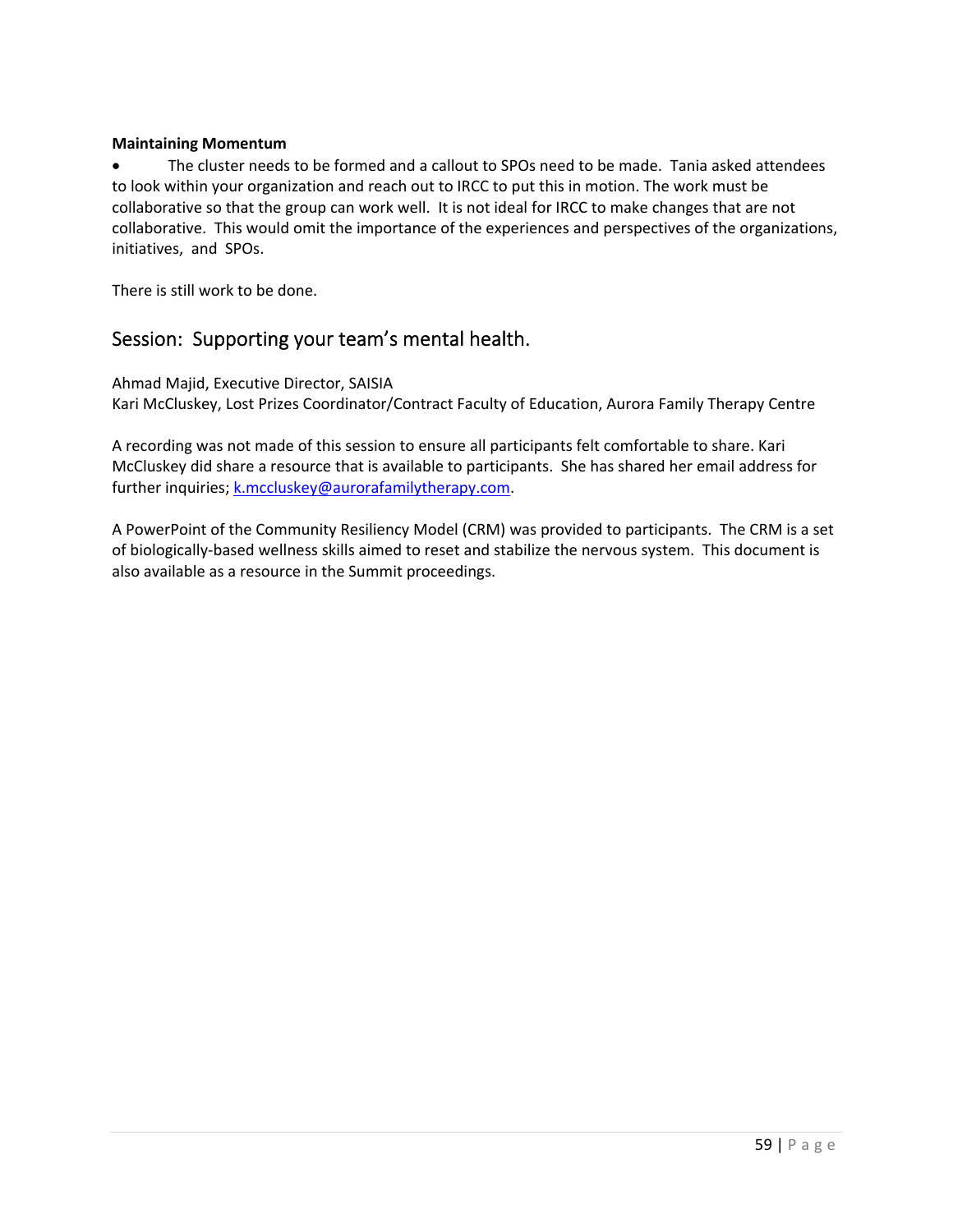**Maintaining Momentum**

- The cluster needs to be formed and a callout to SPOs need to be made. Tania asked attendees to look within your organization and reach out to IRCC to put this in motion. The work must be collaborative so that the group can work well. It is not ideal for IRCC to make changes that are not collaborative. This would omit the importance of the experiences and perspectives of the organizations, initiatives, and SPOs.

There is still work to be done.

## Session: Supporting your team's mental health.

Ahmad Majid, Executive Director, SAISIA
Kari McCluskey, Lost Prizes Coordinator/Contract Faculty of Education, Aurora Family Therapy Centre

A recording was not made of this session to ensure all participants felt comfortable to share. Kari McCluskey did share a resource that is available to participants. She has shared her email address for further inquiries; k.mccluskey@aurorafamilytherapy.com.

A PowerPoint of the Community Resiliency Model (CRM) was provided to participants. The CRM is a set of biologically-based wellness skills aimed to reset and stabilize the nervous system. This document is also available as a resource in the Summit proceedings.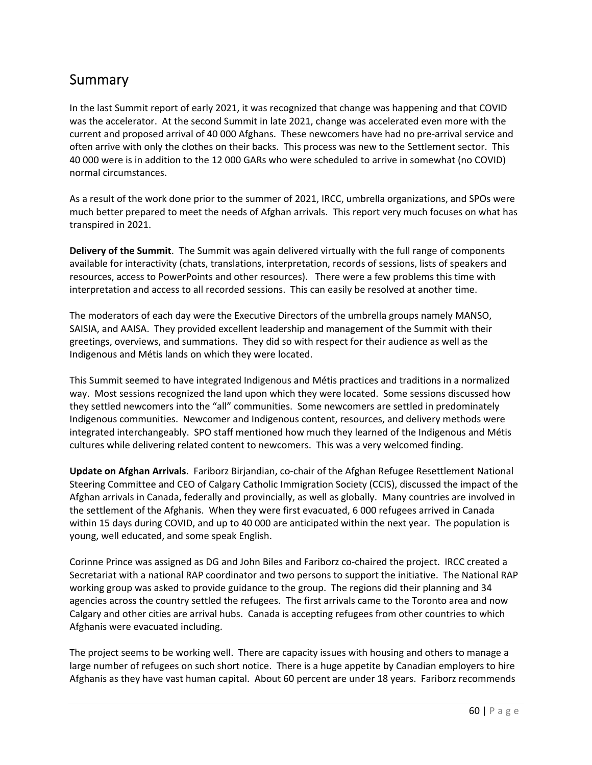## Summary

In the last Summit report of early 2021, it was recognized that change was happening and that COVID was the accelerator. At the second Summit in late 2021, change was accelerated even more with the current and proposed arrival of 40 000 Afghans. These newcomers have had no pre-arrival service and often arrive with only the clothes on their backs. This process was new to the Settlement sector. This 40 000 were is in addition to the 12 000 GARs who were scheduled to arrive in somewhat (no COVID) normal circumstances.

As a result of the work done prior to the summer of 2021, IRCC, umbrella organizations, and SPOs were much better prepared to meet the needs of Afghan arrivals. This report very much focuses on what has transpired in 2021.

**Delivery of the Summit**. The Summit was again delivered virtually with the full range of components available for interactivity (chats, translations, interpretation, records of sessions, lists of speakers and resources, access to PowerPoints and other resources). There were a few problems this time with interpretation and access to all recorded sessions. This can easily be resolved at another time.

The moderators of each day were the Executive Directors of the umbrella groups namely MANSO, SAISIA, and AAISA. They provided excellent leadership and management of the Summit with their greetings, overviews, and summations. They did so with respect for their audience as well as the Indigenous and Métis lands on which they were located.

This Summit seemed to have integrated Indigenous and Métis practices and traditions in a normalized way. Most sessions recognized the land upon which they were located. Some sessions discussed how they settled newcomers into the "all" communities. Some newcomers are settled in predominately Indigenous communities. Newcomer and Indigenous content, resources, and delivery methods were integrated interchangeably. SPO staff mentioned how much they learned of the Indigenous and Métis cultures while delivering related content to newcomers. This was a very welcomed finding.

**Update on Afghan Arrivals**. Fariborz Birjandian, co-chair of the Afghan Refugee Resettlement National Steering Committee and CEO of Calgary Catholic Immigration Society (CCIS), discussed the impact of the Afghan arrivals in Canada, federally and provincially, as well as globally. Many countries are involved in the settlement of the Afghanis. When they were first evacuated, 6 000 refugees arrived in Canada within 15 days during COVID, and up to 40 000 are anticipated within the next year. The population is young, well educated, and some speak English.

Corinne Prince was assigned as DG and John Biles and Fariborz co-chaired the project. IRCC created a Secretariat with a national RAP coordinator and two persons to support the initiative. The National RAP working group was asked to provide guidance to the group. The regions did their planning and 34 agencies across the country settled the refugees. The first arrivals came to the Toronto area and now Calgary and other cities are arrival hubs. Canada is accepting refugees from other countries to which Afghanis were evacuated including.

The project seems to be working well. There are capacity issues with housing and others to manage a large number of refugees on such short notice. There is a huge appetite by Canadian employers to hire Afghanis as they have vast human capital. About 60 percent are under 18 years. Fariborz recommends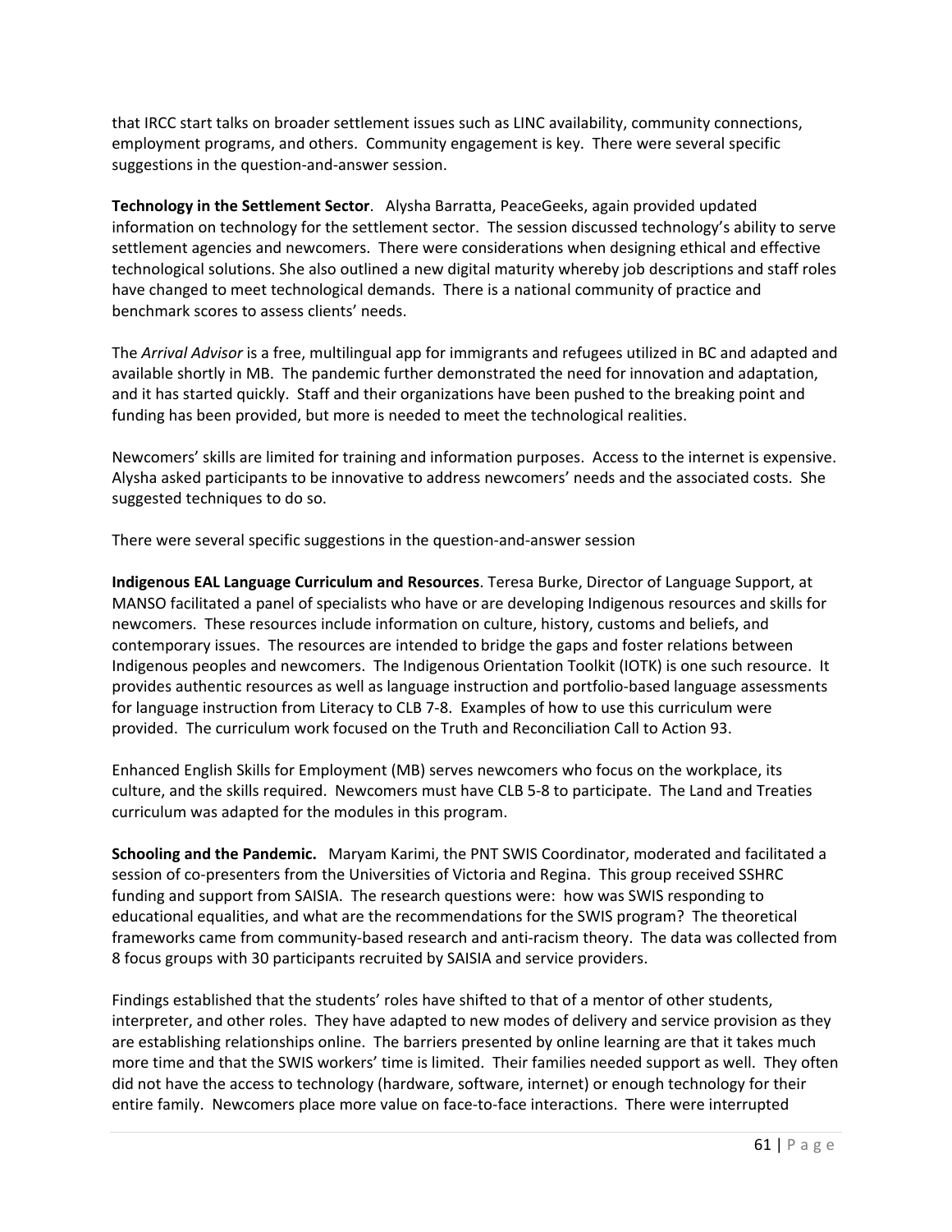that IRCC start talks on broader settlement issues such as LINC availability, community connections, employment programs, and others. Community engagement is key. There were several specific suggestions in the question-and-answer session.

**Technology in the Settlement Sector**. Alysha Barratta, PeaceGeeks, again provided updated information on technology for the settlement sector. The session discussed technology's ability to serve settlement agencies and newcomers. There were considerations when designing ethical and effective technological solutions. She also outlined a new digital maturity whereby job descriptions and staff roles have changed to meet technological demands. There is a national community of practice and benchmark scores to assess clients' needs.

The *Arrival Advisor* is a free, multilingual app for immigrants and refugees utilized in BC and adapted and available shortly in MB. The pandemic further demonstrated the need for innovation and adaptation, and it has started quickly. Staff and their organizations have been pushed to the breaking point and funding has been provided, but more is needed to meet the technological realities.

Newcomers' skills are limited for training and information purposes. Access to the internet is expensive. Alysha asked participants to be innovative to address newcomers' needs and the associated costs. She suggested techniques to do so.

There were several specific suggestions in the question-and-answer session

**Indigenous EAL Language Curriculum and Resources**. Teresa Burke, Director of Language Support, at MANSO facilitated a panel of specialists who have or are developing Indigenous resources and skills for newcomers. These resources include information on culture, history, customs and beliefs, and contemporary issues. The resources are intended to bridge the gaps and foster relations between Indigenous peoples and newcomers. The Indigenous Orientation Toolkit (IOTK) is one such resource. It provides authentic resources as well as language instruction and portfolio-based language assessments for language instruction from Literacy to CLB 7-8. Examples of how to use this curriculum were provided. The curriculum work focused on the Truth and Reconciliation Call to Action 93.

Enhanced English Skills for Employment (MB) serves newcomers who focus on the workplace, its culture, and the skills required. Newcomers must have CLB 5-8 to participate. The Land and Treaties curriculum was adapted for the modules in this program.

**Schooling and the Pandemic.** Maryam Karimi, the PNT SWIS Coordinator, moderated and facilitated a session of co-presenters from the Universities of Victoria and Regina. This group received SSHRC funding and support from SAISIA. The research questions were: how was SWIS responding to educational equalities, and what are the recommendations for the SWIS program? The theoretical frameworks came from community-based research and anti-racism theory. The data was collected from 8 focus groups with 30 participants recruited by SAISIA and service providers.

Findings established that the students' roles have shifted to that of a mentor of other students, interpreter, and other roles. They have adapted to new modes of delivery and service provision as they are establishing relationships online. The barriers presented by online learning are that it takes much more time and that the SWIS workers' time is limited. Their families needed support as well. They often did not have the access to technology (hardware, software, internet) or enough technology for their entire family. Newcomers place more value on face-to-face interactions. There were interrupted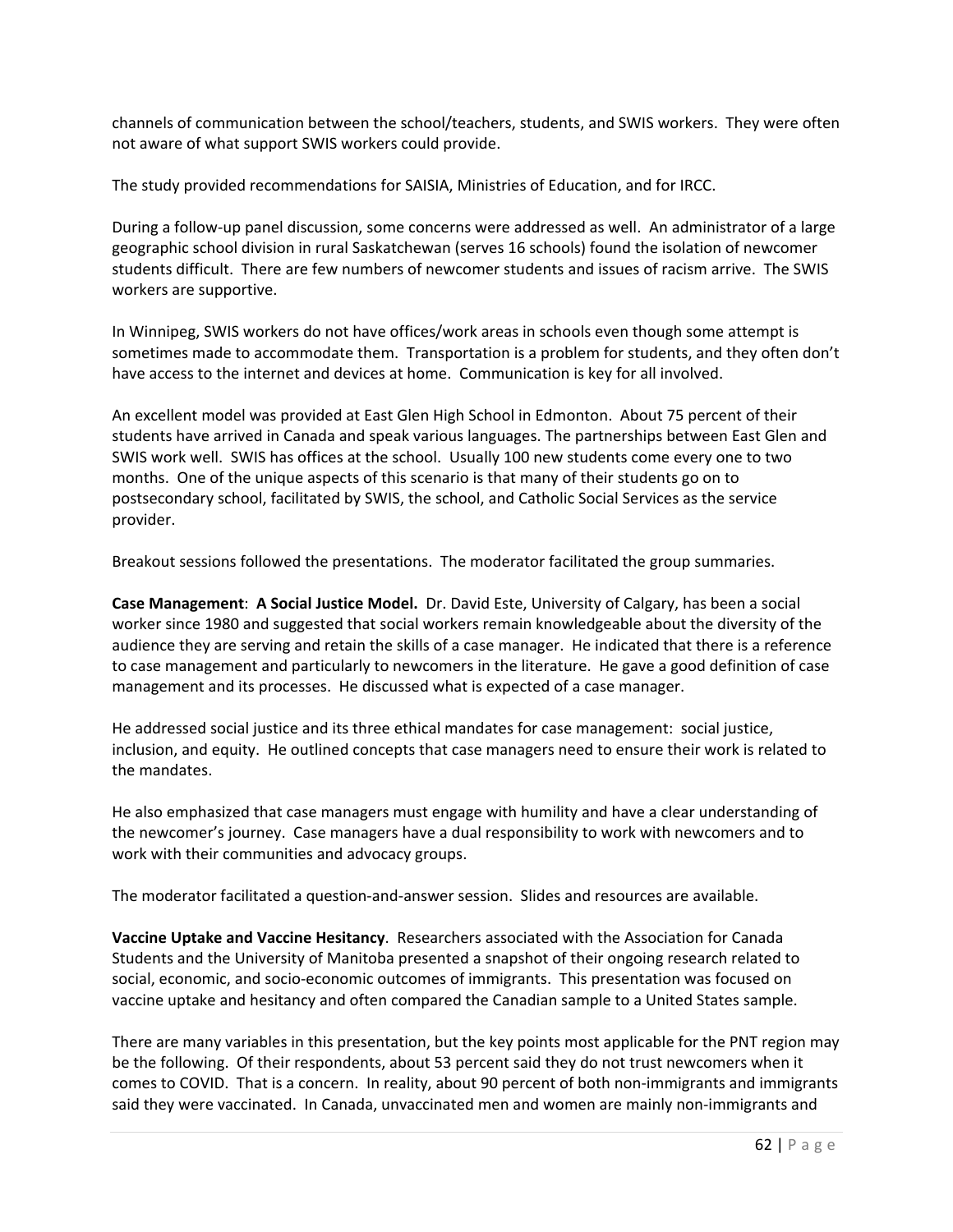channels of communication between the school/teachers, students, and SWIS workers. They were often not aware of what support SWIS workers could provide.

The study provided recommendations for SAISIA, Ministries of Education, and for IRCC.

During a follow-up panel discussion, some concerns were addressed as well. An administrator of a large geographic school division in rural Saskatchewan (serves 16 schools) found the isolation of newcomer students difficult. There are few numbers of newcomer students and issues of racism arrive. The SWIS workers are supportive.

In Winnipeg, SWIS workers do not have offices/work areas in schools even though some attempt is sometimes made to accommodate them. Transportation is a problem for students, and they often don't have access to the internet and devices at home. Communication is key for all involved.

An excellent model was provided at East Glen High School in Edmonton. About 75 percent of their students have arrived in Canada and speak various languages. The partnerships between East Glen and SWIS work well. SWIS has offices at the school. Usually 100 new students come every one to two months. One of the unique aspects of this scenario is that many of their students go on to postsecondary school, facilitated by SWIS, the school, and Catholic Social Services as the service provider.

Breakout sessions followed the presentations. The moderator facilitated the group summaries.

**Case Management**: **A Social Justice Model.** Dr. David Este, University of Calgary, has been a social worker since 1980 and suggested that social workers remain knowledgeable about the diversity of the audience they are serving and retain the skills of a case manager. He indicated that there is a reference to case management and particularly to newcomers in the literature. He gave a good definition of case management and its processes. He discussed what is expected of a case manager.

He addressed social justice and its three ethical mandates for case management: social justice, inclusion, and equity. He outlined concepts that case managers need to ensure their work is related to the mandates.

He also emphasized that case managers must engage with humility and have a clear understanding of the newcomer's journey. Case managers have a dual responsibility to work with newcomers and to work with their communities and advocacy groups.

The moderator facilitated a question-and-answer session. Slides and resources are available.

**Vaccine Uptake and Vaccine Hesitancy**. Researchers associated with the Association for Canada Students and the University of Manitoba presented a snapshot of their ongoing research related to social, economic, and socio-economic outcomes of immigrants. This presentation was focused on vaccine uptake and hesitancy and often compared the Canadian sample to a United States sample.

There are many variables in this presentation, but the key points most applicable for the PNT region may be the following. Of their respondents, about 53 percent said they do not trust newcomers when it comes to COVID. That is a concern. In reality, about 90 percent of both non-immigrants and immigrants said they were vaccinated. In Canada, unvaccinated men and women are mainly non-immigrants and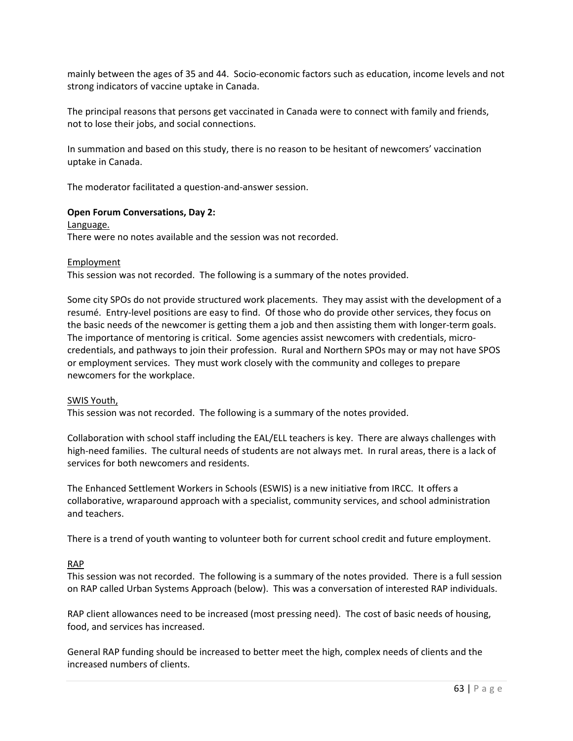mainly between the ages of 35 and 44. Socio-economic factors such as education, income levels and not strong indicators of vaccine uptake in Canada.

The principal reasons that persons get vaccinated in Canada were to connect with family and friends, not to lose their jobs, and social connections.

In summation and based on this study, there is no reason to be hesitant of newcomers' vaccination uptake in Canada.

The moderator facilitated a question-and-answer session.

**Open Forum Conversations, Day 2:**

Language.

There were no notes available and the session was not recorded.

Employment

This session was not recorded. The following is a summary of the notes provided.

Some city SPOs do not provide structured work placements. They may assist with the development of a resumé. Entry-level positions are easy to find. Of those who do provide other services, they focus on the basic needs of the newcomer is getting them a job and then assisting them with longer-term goals. The importance of mentoring is critical. Some agencies assist newcomers with credentials, micro-credentials, and pathways to join their profession. Rural and Northern SPOs may or may not have SPOS or employment services. They must work closely with the community and colleges to prepare newcomers for the workplace.

SWIS Youth,

This session was not recorded. The following is a summary of the notes provided.

Collaboration with school staff including the EAL/ELL teachers is key. There are always challenges with high-need families. The cultural needs of students are not always met. In rural areas, there is a lack of services for both newcomers and residents.

The Enhanced Settlement Workers in Schools (ESWIS) is a new initiative from IRCC. It offers a collaborative, wraparound approach with a specialist, community services, and school administration and teachers.

There is a trend of youth wanting to volunteer both for current school credit and future employment.

RAP

This session was not recorded. The following is a summary of the notes provided. There is a full session on RAP called Urban Systems Approach (below). This was a conversation of interested RAP individuals.

RAP client allowances need to be increased (most pressing need). The cost of basic needs of housing, food, and services has increased.

General RAP funding should be increased to better meet the high, complex needs of clients and the increased numbers of clients.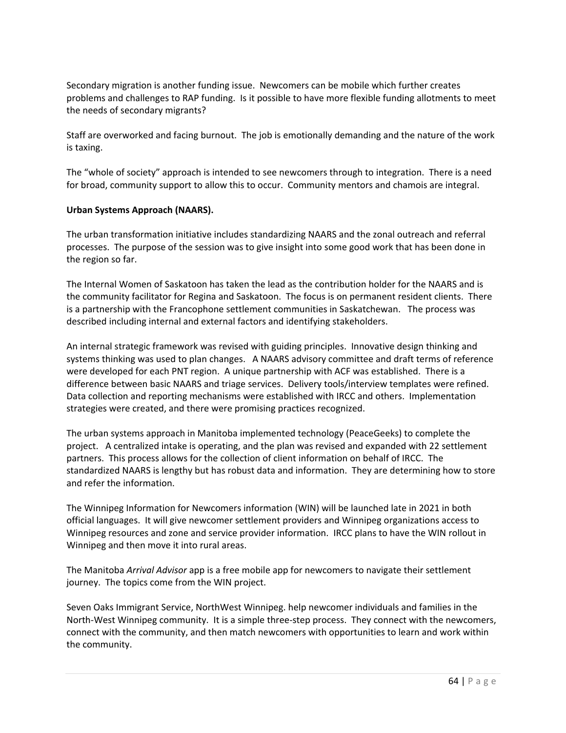Secondary migration is another funding issue. Newcomers can be mobile which further creates problems and challenges to RAP funding. Is it possible to have more flexible funding allotments to meet the needs of secondary migrants?

Staff are overworked and facing burnout. The job is emotionally demanding and the nature of the work is taxing.

The "whole of society" approach is intended to see newcomers through to integration. There is a need for broad, community support to allow this to occur. Community mentors and chamois are integral.

**Urban Systems Approach (NAARS).**

The urban transformation initiative includes standardizing NAARS and the zonal outreach and referral processes. The purpose of the session was to give insight into some good work that has been done in the region so far.

The Internal Women of Saskatoon has taken the lead as the contribution holder for the NAARS and is the community facilitator for Regina and Saskatoon. The focus is on permanent resident clients. There is a partnership with the Francophone settlement communities in Saskatchewan. The process was described including internal and external factors and identifying stakeholders.

An internal strategic framework was revised with guiding principles. Innovative design thinking and systems thinking was used to plan changes. A NAARS advisory committee and draft terms of reference were developed for each PNT region. A unique partnership with ACF was established. There is a difference between basic NAARS and triage services. Delivery tools/interview templates were refined. Data collection and reporting mechanisms were established with IRCC and others. Implementation strategies were created, and there were promising practices recognized.

The urban systems approach in Manitoba implemented technology (PeaceGeeks) to complete the project. A centralized intake is operating, and the plan was revised and expanded with 22 settlement partners. This process allows for the collection of client information on behalf of IRCC. The standardized NAARS is lengthy but has robust data and information. They are determining how to store and refer the information.

The Winnipeg Information for Newcomers information (WIN) will be launched late in 2021 in both official languages. It will give newcomer settlement providers and Winnipeg organizations access to Winnipeg resources and zone and service provider information. IRCC plans to have the WIN rollout in Winnipeg and then move it into rural areas.

The Manitoba *Arrival Advisor* app is a free mobile app for newcomers to navigate their settlement journey. The topics come from the WIN project.

Seven Oaks Immigrant Service, NorthWest Winnipeg. help newcomer individuals and families in the North-West Winnipeg community. It is a simple three-step process. They connect with the newcomers, connect with the community, and then match newcomers with opportunities to learn and work within the community.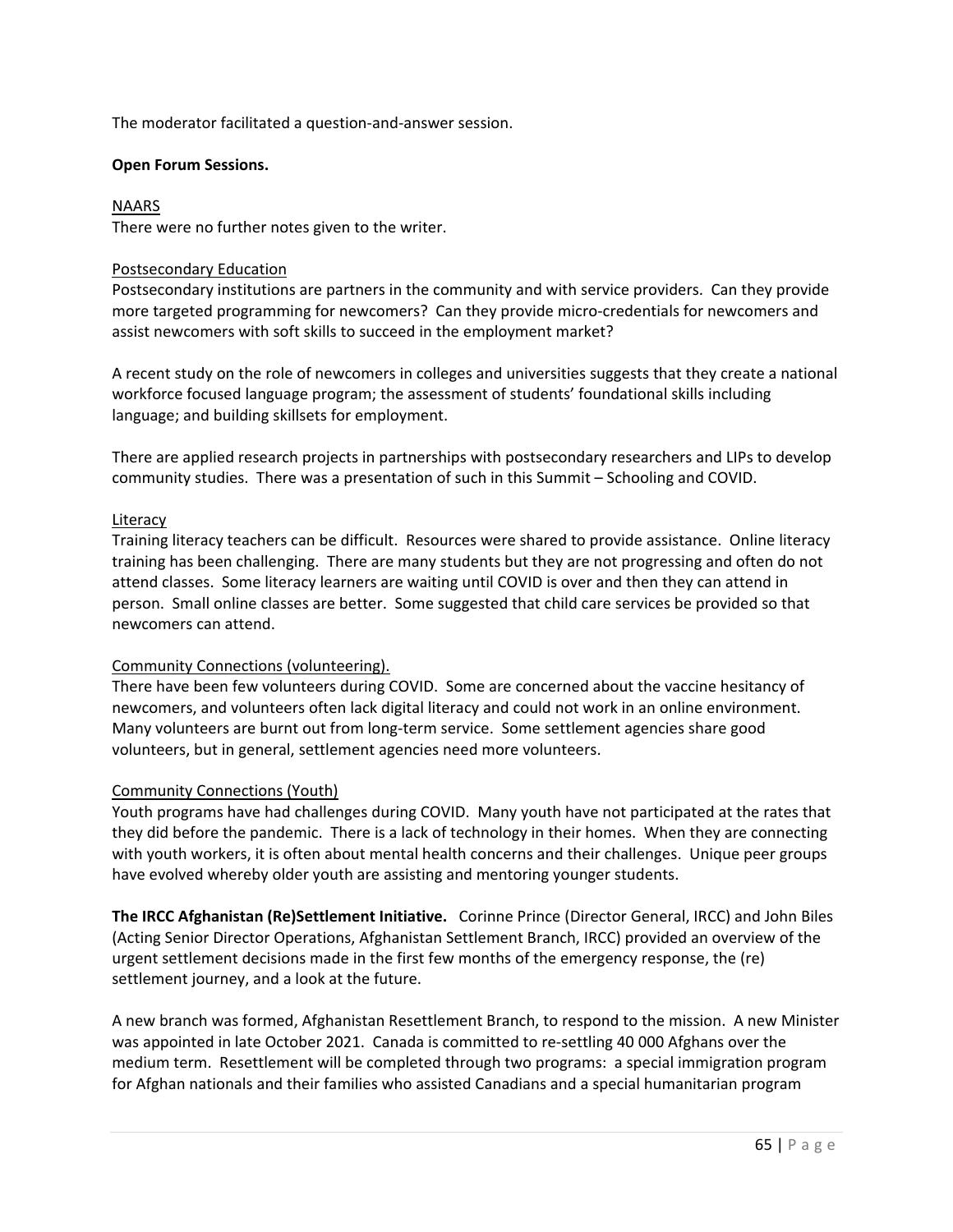The moderator facilitated a question-and-answer session.

**Open Forum Sessions.**

<u>NAARS</u>
There were no further notes given to the writer.

<u>Postsecondary Education</u>
Postsecondary institutions are partners in the community and with service providers. Can they provide more targeted programming for newcomers? Can they provide micro-credentials for newcomers and assist newcomers with soft skills to succeed in the employment market?

A recent study on the role of newcomers in colleges and universities suggests that they create a national workforce focused language program; the assessment of students' foundational skills including language; and building skillsets for employment.

There are applied research projects in partnerships with postsecondary researchers and LIPs to develop community studies. There was a presentation of such in this Summit – Schooling and COVID.

<u>Literacy</u>
Training literacy teachers can be difficult. Resources were shared to provide assistance. Online literacy training has been challenging. There are many students but they are not progressing and often do not attend classes. Some literacy learners are waiting until COVID is over and then they can attend in person. Small online classes are better. Some suggested that child care services be provided so that newcomers can attend.

<u>Community Connections (volunteering).</u>
There have been few volunteers during COVID. Some are concerned about the vaccine hesitancy of newcomers, and volunteers often lack digital literacy and could not work in an online environment. Many volunteers are burnt out from long-term service. Some settlement agencies share good volunteers, but in general, settlement agencies need more volunteers.

<u>Community Connections (Youth)</u>
Youth programs have had challenges during COVID. Many youth have not participated at the rates that they did before the pandemic. There is a lack of technology in their homes. When they are connecting with youth workers, it is often about mental health concerns and their challenges. Unique peer groups have evolved whereby older youth are assisting and mentoring younger students.

**The IRCC Afghanistan (Re)Settlement Initiative.** Corinne Prince (Director General, IRCC) and John Biles (Acting Senior Director Operations, Afghanistan Settlement Branch, IRCC) provided an overview of the urgent settlement decisions made in the first few months of the emergency response, the (re) settlement journey, and a look at the future.

A new branch was formed, Afghanistan Resettlement Branch, to respond to the mission. A new Minister was appointed in late October 2021. Canada is committed to re-settling 40 000 Afghans over the medium term. Resettlement will be completed through two programs: a special immigration program for Afghan nationals and their families who assisted Canadians and a special humanitarian program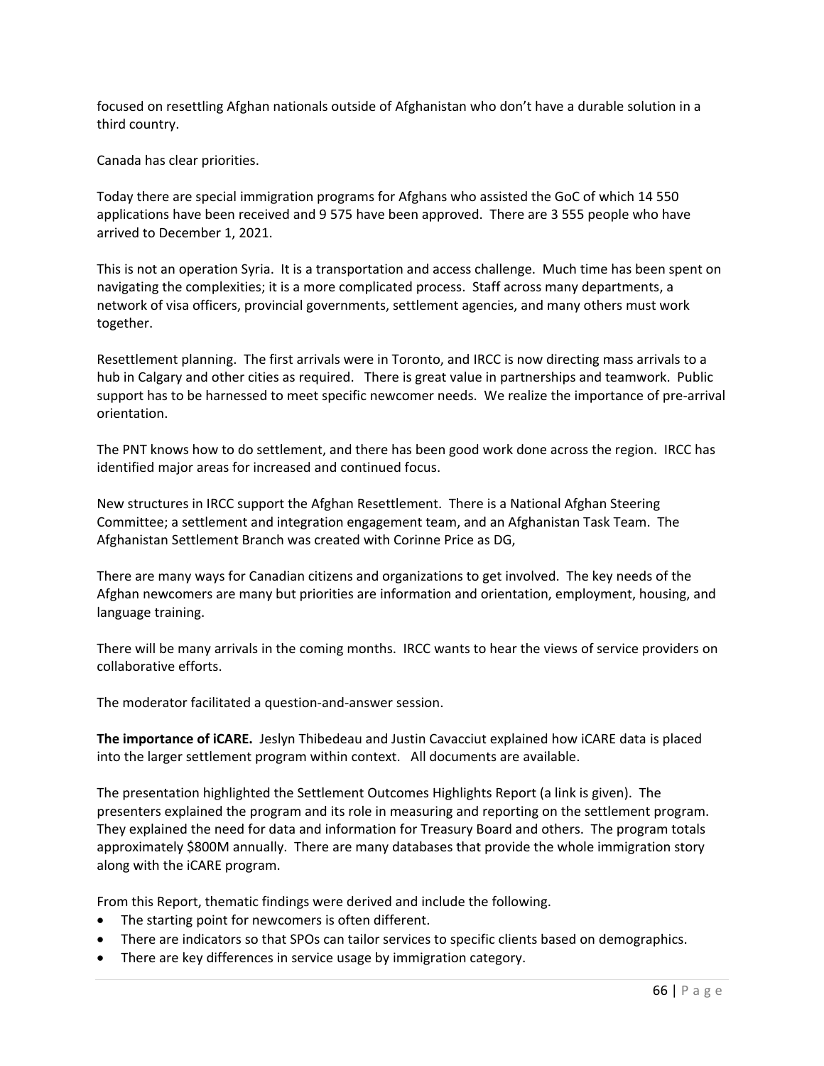focused on resettling Afghan nationals outside of Afghanistan who don't have a durable solution in a third country.

Canada has clear priorities.

Today there are special immigration programs for Afghans who assisted the GoC of which 14 550 applications have been received and 9 575 have been approved. There are 3 555 people who have arrived to December 1, 2021.

This is not an operation Syria. It is a transportation and access challenge. Much time has been spent on navigating the complexities; it is a more complicated process. Staff across many departments, a network of visa officers, provincial governments, settlement agencies, and many others must work together.

Resettlement planning. The first arrivals were in Toronto, and IRCC is now directing mass arrivals to a hub in Calgary and other cities as required. There is great value in partnerships and teamwork. Public support has to be harnessed to meet specific newcomer needs. We realize the importance of pre-arrival orientation.

The PNT knows how to do settlement, and there has been good work done across the region. IRCC has identified major areas for increased and continued focus.

New structures in IRCC support the Afghan Resettlement. There is a National Afghan Steering Committee; a settlement and integration engagement team, and an Afghanistan Task Team. The Afghanistan Settlement Branch was created with Corinne Price as DG,

There are many ways for Canadian citizens and organizations to get involved. The key needs of the Afghan newcomers are many but priorities are information and orientation, employment, housing, and language training.

There will be many arrivals in the coming months. IRCC wants to hear the views of service providers on collaborative efforts.

The moderator facilitated a question-and-answer session.

**The importance of iCARE.** Jeslyn Thibedeau and Justin Cavacciut explained how iCARE data is placed into the larger settlement program within context. All documents are available.

The presentation highlighted the Settlement Outcomes Highlights Report (a link is given). The presenters explained the program and its role in measuring and reporting on the settlement program. They explained the need for data and information for Treasury Board and others. The program totals approximately $800M annually. There are many databases that provide the whole immigration story along with the iCARE program.

From this Report, thematic findings were derived and include the following.

- The starting point for newcomers is often different.
- There are indicators so that SPOs can tailor services to specific clients based on demographics.
- There are key differences in service usage by immigration category.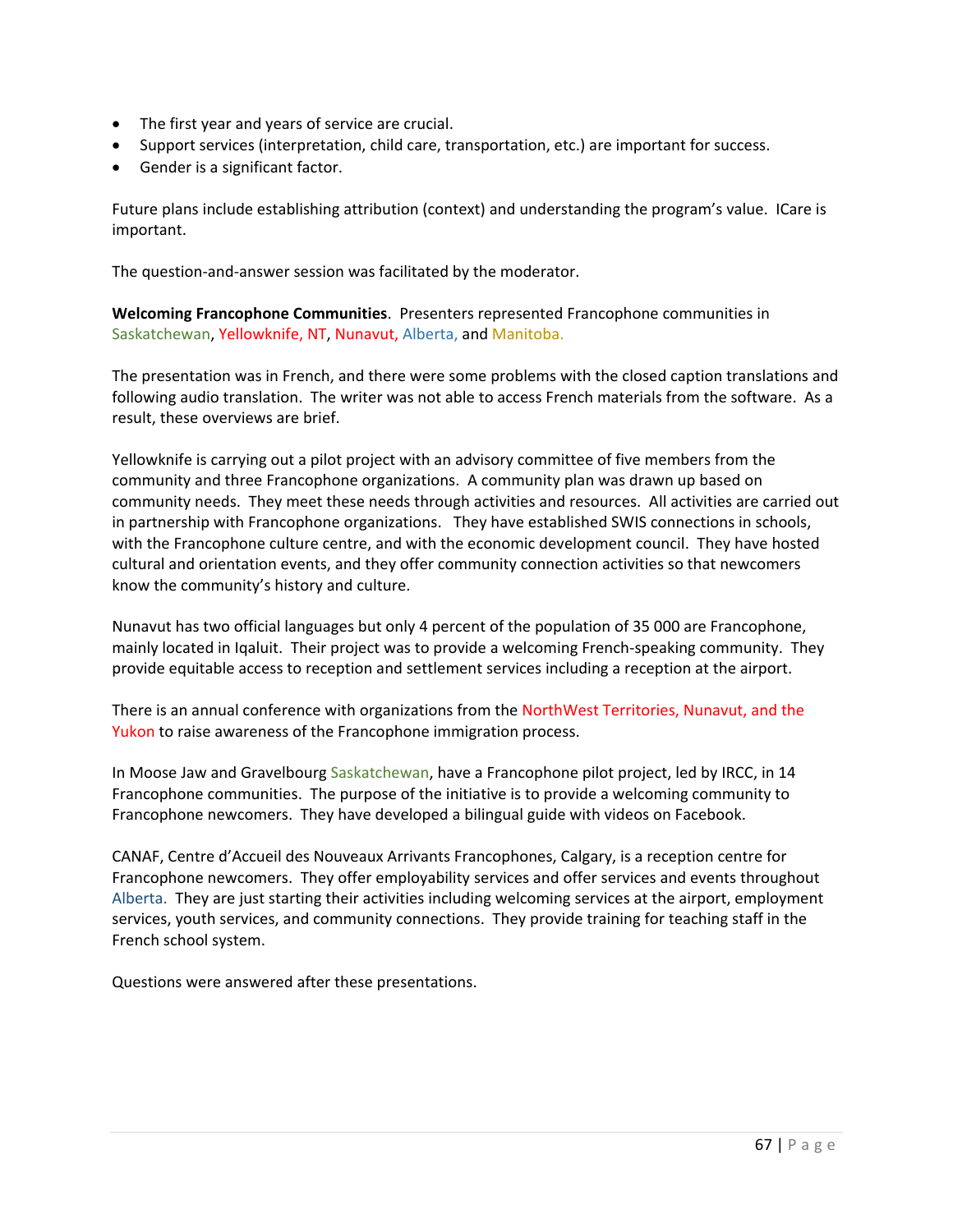- The first year and years of service are crucial.
- Support services (interpretation, child care, transportation, etc.) are important for success.
- Gender is a significant factor.

Future plans include establishing attribution (context) and understanding the program's value. ICare is important.

The question-and-answer session was facilitated by the moderator.

**Welcoming Francophone Communities**. Presenters represented Francophone communities in Saskatchewan, Yellowknife, NT, Nunavut, Alberta, and Manitoba.

The presentation was in French, and there were some problems with the closed caption translations and following audio translation. The writer was not able to access French materials from the software. As a result, these overviews are brief.

Yellowknife is carrying out a pilot project with an advisory committee of five members from the community and three Francophone organizations. A community plan was drawn up based on community needs. They meet these needs through activities and resources. All activities are carried out in partnership with Francophone organizations. They have established SWIS connections in schools, with the Francophone culture centre, and with the economic development council. They have hosted cultural and orientation events, and they offer community connection activities so that newcomers know the community's history and culture.

Nunavut has two official languages but only 4 percent of the population of 35 000 are Francophone, mainly located in Iqaluit. Their project was to provide a welcoming French-speaking community. They provide equitable access to reception and settlement services including a reception at the airport.

There is an annual conference with organizations from the NorthWest Territories, Nunavut, and the Yukon to raise awareness of the Francophone immigration process.

In Moose Jaw and Gravelbourg Saskatchewan, have a Francophone pilot project, led by IRCC, in 14 Francophone communities. The purpose of the initiative is to provide a welcoming community to Francophone newcomers. They have developed a bilingual guide with videos on Facebook.

CANAF, Centre d'Accueil des Nouveaux Arrivants Francophones, Calgary, is a reception centre for Francophone newcomers. They offer employability services and offer services and events throughout Alberta. They are just starting their activities including welcoming services at the airport, employment services, youth services, and community connections. They provide training for teaching staff in the French school system.

Questions were answered after these presentations.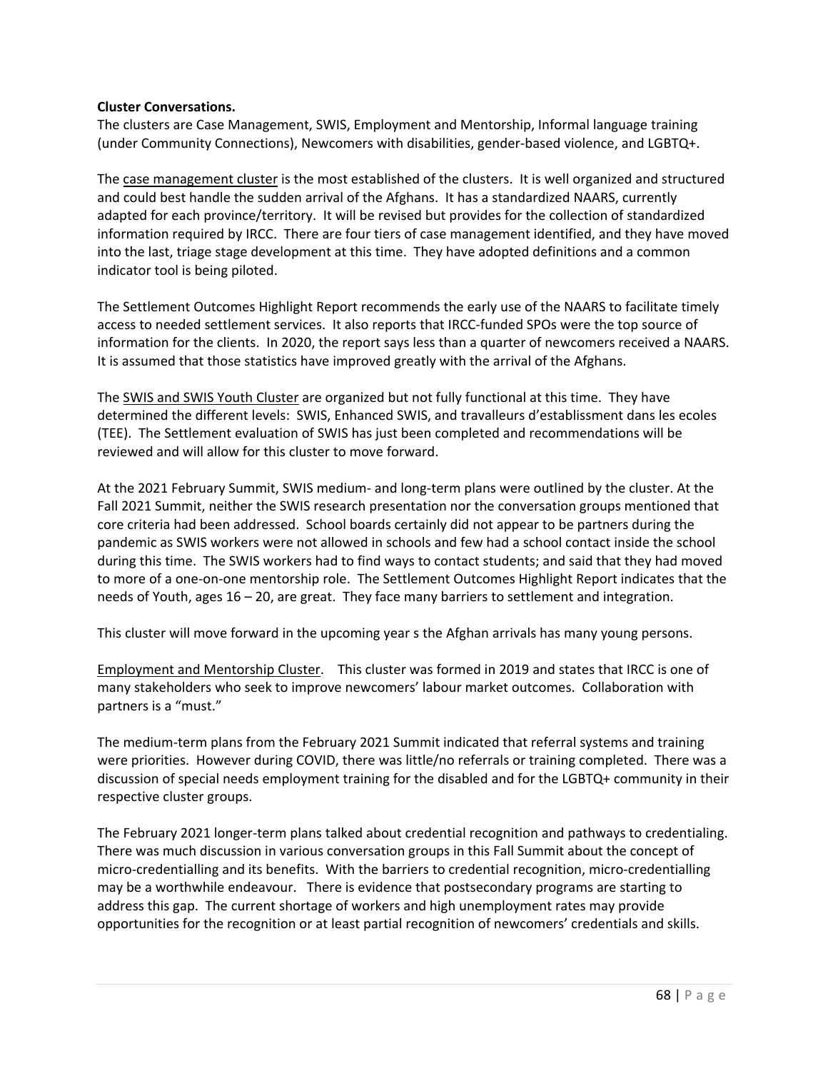**Cluster Conversations.**
The clusters are Case Management, SWIS, Employment and Mentorship, Informal language training (under Community Connections), Newcomers with disabilities, gender-based violence, and LGBTQ+.

The <u>case management cluster</u> is the most established of the clusters. It is well organized and structured and could best handle the sudden arrival of the Afghans. It has a standardized NAARS, currently adapted for each province/territory. It will be revised but provides for the collection of standardized information required by IRCC. There are four tiers of case management identified, and they have moved into the last, triage stage development at this time. They have adopted definitions and a common indicator tool is being piloted.

The Settlement Outcomes Highlight Report recommends the early use of the NAARS to facilitate timely access to needed settlement services. It also reports that IRCC-funded SPOs were the top source of information for the clients. In 2020, the report says less than a quarter of newcomers received a NAARS. It is assumed that those statistics have improved greatly with the arrival of the Afghans.

The <u>SWIS and SWIS Youth Cluster</u> are organized but not fully functional at this time. They have determined the different levels: SWIS, Enhanced SWIS, and travalleurs d'establissment dans les ecoles (TEE). The Settlement evaluation of SWIS has just been completed and recommendations will be reviewed and will allow for this cluster to move forward.

At the 2021 February Summit, SWIS medium- and long-term plans were outlined by the cluster. At the Fall 2021 Summit, neither the SWIS research presentation nor the conversation groups mentioned that core criteria had been addressed. School boards certainly did not appear to be partners during the pandemic as SWIS workers were not allowed in schools and few had a school contact inside the school during this time. The SWIS workers had to find ways to contact students; and said that they had moved to more of a one-on-one mentorship role. The Settlement Outcomes Highlight Report indicates that the needs of Youth, ages 16 – 20, are great. They face many barriers to settlement and integration.

This cluster will move forward in the upcoming year s the Afghan arrivals has many young persons.

<u>Employment and Mentorship Cluster</u>. This cluster was formed in 2019 and states that IRCC is one of many stakeholders who seek to improve newcomers' labour market outcomes. Collaboration with partners is a "must."

The medium-term plans from the February 2021 Summit indicated that referral systems and training were priorities. However during COVID, there was little/no referrals or training completed. There was a discussion of special needs employment training for the disabled and for the LGBTQ+ community in their respective cluster groups.

The February 2021 longer-term plans talked about credential recognition and pathways to credentialing. There was much discussion in various conversation groups in this Fall Summit about the concept of micro-credentialling and its benefits. With the barriers to credential recognition, micro-credentialling may be a worthwhile endeavour. There is evidence that postsecondary programs are starting to address this gap. The current shortage of workers and high unemployment rates may provide opportunities for the recognition or at least partial recognition of newcomers' credentials and skills.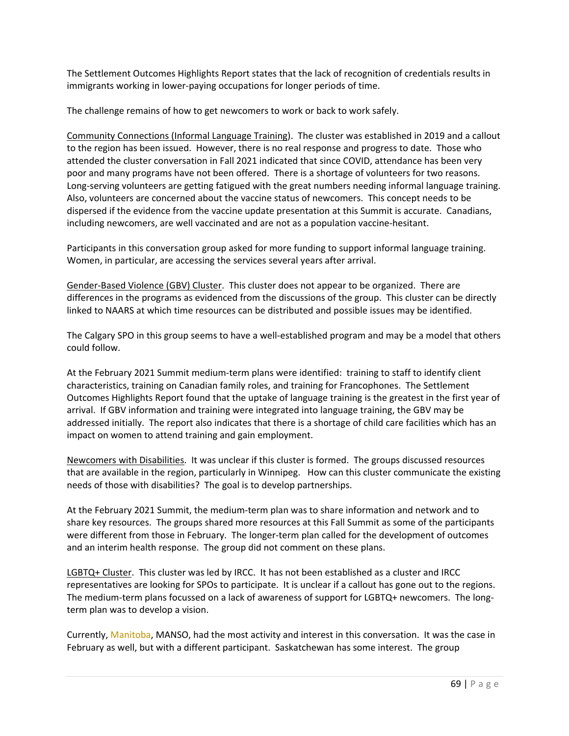The Settlement Outcomes Highlights Report states that the lack of recognition of credentials results in immigrants working in lower-paying occupations for longer periods of time.

The challenge remains of how to get newcomers to work or back to work safely.

<u>Community Connections (Informal Language Training)</u>. The cluster was established in 2019 and a callout to the region has been issued. However, there is no real response and progress to date. Those who attended the cluster conversation in Fall 2021 indicated that since COVID, attendance has been very poor and many programs have not been offered. There is a shortage of volunteers for two reasons. Long-serving volunteers are getting fatigued with the great numbers needing informal language training. Also, volunteers are concerned about the vaccine status of newcomers. This concept needs to be dispersed if the evidence from the vaccine update presentation at this Summit is accurate. Canadians, including newcomers, are well vaccinated and are not as a population vaccine-hesitant.

Participants in this conversation group asked for more funding to support informal language training. Women, in particular, are accessing the services several years after arrival.

<u>Gender-Based Violence (GBV) Cluster</u>. This cluster does not appear to be organized. There are differences in the programs as evidenced from the discussions of the group. This cluster can be directly linked to NAARS at which time resources can be distributed and possible issues may be identified.

The Calgary SPO in this group seems to have a well-established program and may be a model that others could follow.

At the February 2021 Summit medium-term plans were identified: training to staff to identify client characteristics, training on Canadian family roles, and training for Francophones. The Settlement Outcomes Highlights Report found that the uptake of language training is the greatest in the first year of arrival. If GBV information and training were integrated into language training, the GBV may be addressed initially. The report also indicates that there is a shortage of child care facilities which has an impact on women to attend training and gain employment.

<u>Newcomers with Disabilities</u>. It was unclear if this cluster is formed. The groups discussed resources that are available in the region, particularly in Winnipeg. How can this cluster communicate the existing needs of those with disabilities? The goal is to develop partnerships.

At the February 2021 Summit, the medium-term plan was to share information and network and to share key resources. The groups shared more resources at this Fall Summit as some of the participants were different from those in February. The longer-term plan called for the development of outcomes and an interim health response. The group did not comment on these plans.

<u>LGBTQ+ Cluster</u>. This cluster was led by IRCC. It has not been established as a cluster and IRCC representatives are looking for SPOs to participate. It is unclear if a callout has gone out to the regions. The medium-term plans focussed on a lack of awareness of support for LGBTQ+ newcomers. The long-term plan was to develop a vision.

Currently, Manitoba, MANSO, had the most activity and interest in this conversation. It was the case in February as well, but with a different participant. Saskatchewan has some interest. The group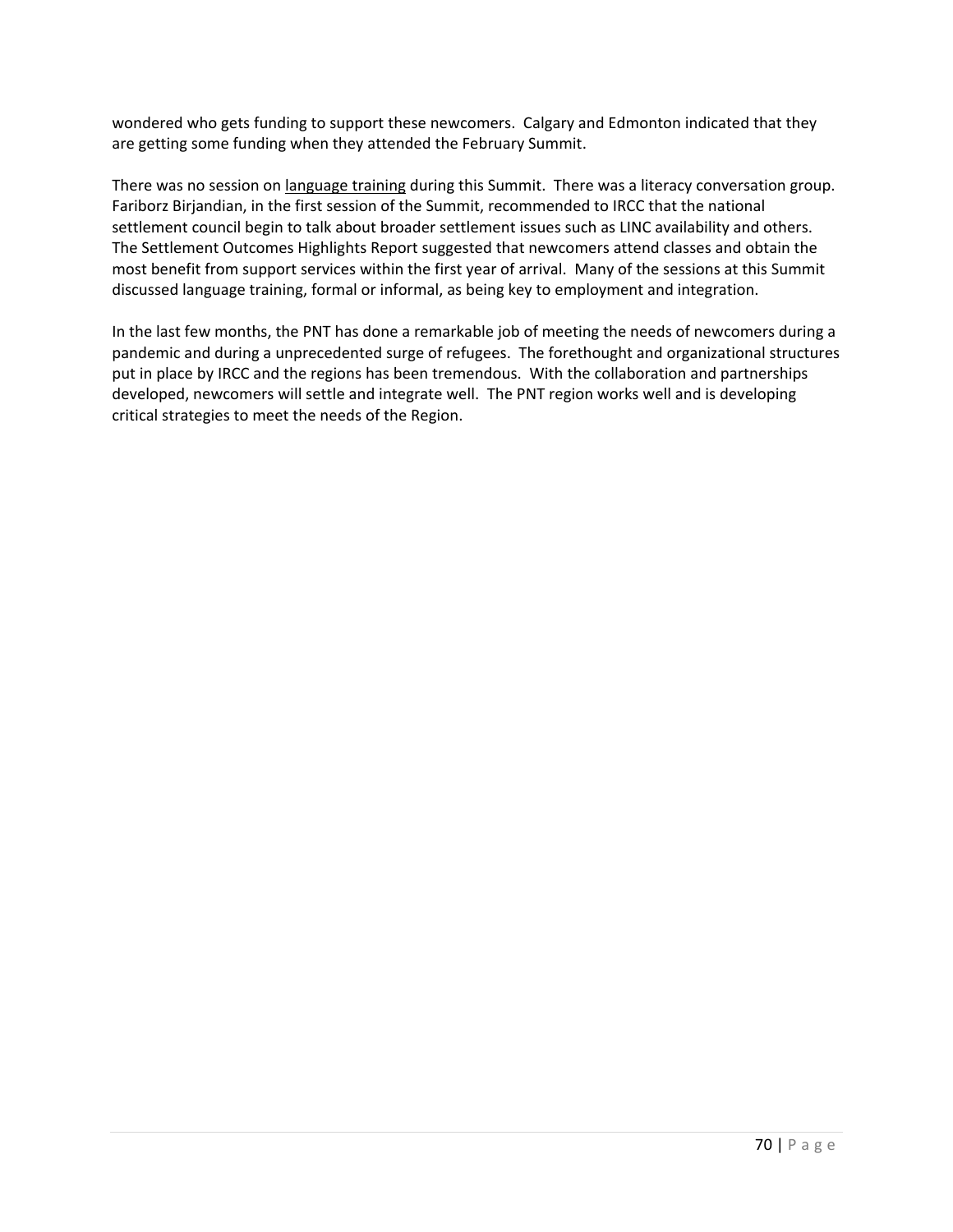wondered who gets funding to support these newcomers. Calgary and Edmonton indicated that they are getting some funding when they attended the February Summit.

There was no session on language training during this Summit. There was a literacy conversation group. Fariborz Birjandian, in the first session of the Summit, recommended to IRCC that the national settlement council begin to talk about broader settlement issues such as LINC availability and others. The Settlement Outcomes Highlights Report suggested that newcomers attend classes and obtain the most benefit from support services within the first year of arrival. Many of the sessions at this Summit discussed language training, formal or informal, as being key to employment and integration.

In the last few months, the PNT has done a remarkable job of meeting the needs of newcomers during a pandemic and during a unprecedented surge of refugees. The forethought and organizational structures put in place by IRCC and the regions has been tremendous. With the collaboration and partnerships developed, newcomers will settle and integrate well. The PNT region works well and is developing critical strategies to meet the needs of the Region.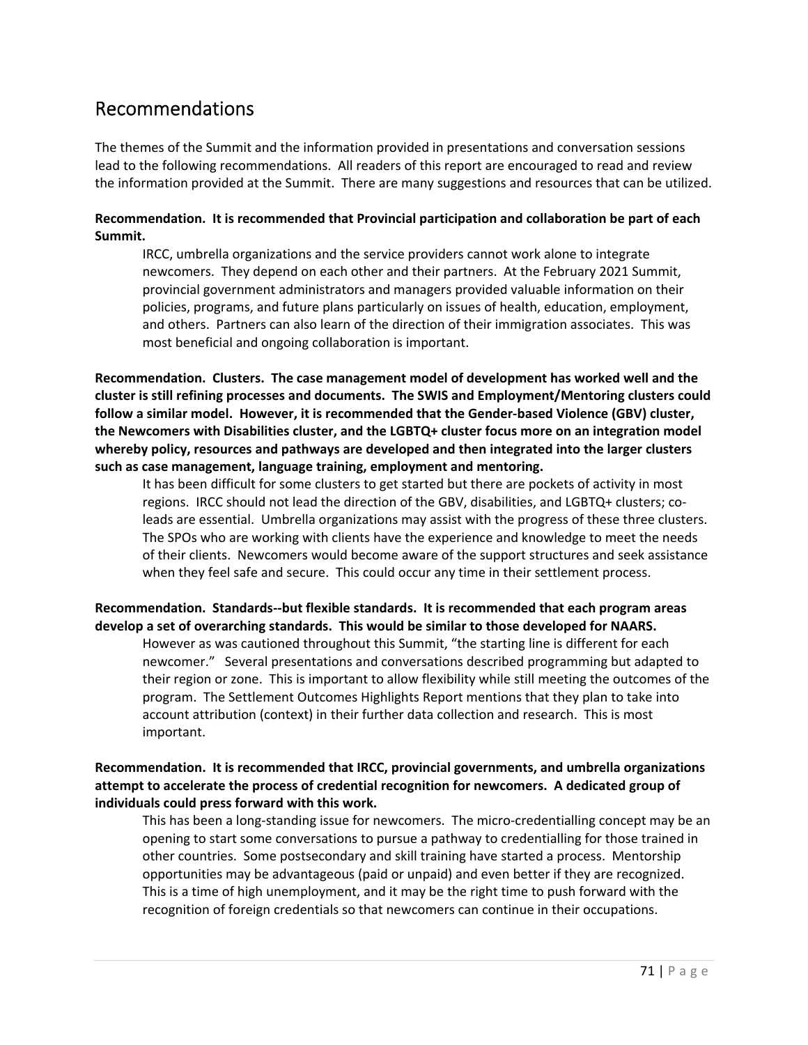## Recommendations

The themes of the Summit and the information provided in presentations and conversation sessions lead to the following recommendations. All readers of this report are encouraged to read and review the information provided at the Summit. There are many suggestions and resources that can be utilized.

**Recommendation. It is recommended that Provincial participation and collaboration be part of each Summit.**

IRCC, umbrella organizations and the service providers cannot work alone to integrate newcomers. They depend on each other and their partners. At the February 2021 Summit, provincial government administrators and managers provided valuable information on their policies, programs, and future plans particularly on issues of health, education, employment, and others. Partners can also learn of the direction of their immigration associates. This was most beneficial and ongoing collaboration is important.

**Recommendation. Clusters. The case management model of development has worked well and the cluster is still refining processes and documents. The SWIS and Employment/Mentoring clusters could follow a similar model. However, it is recommended that the Gender-based Violence (GBV) cluster, the Newcomers with Disabilities cluster, and the LGBTQ+ cluster focus more on an integration model whereby policy, resources and pathways are developed and then integrated into the larger clusters such as case management, language training, employment and mentoring.**

It has been difficult for some clusters to get started but there are pockets of activity in most regions. IRCC should not lead the direction of the GBV, disabilities, and LGBTQ+ clusters; co-leads are essential. Umbrella organizations may assist with the progress of these three clusters. The SPOs who are working with clients have the experience and knowledge to meet the needs of their clients. Newcomers would become aware of the support structures and seek assistance when they feel safe and secure. This could occur any time in their settlement process.

**Recommendation. Standards--but flexible standards. It is recommended that each program areas develop a set of overarching standards. This would be similar to those developed for NAARS.**

However as was cautioned throughout this Summit, "the starting line is different for each newcomer." Several presentations and conversations described programming but adapted to their region or zone. This is important to allow flexibility while still meeting the outcomes of the program. The Settlement Outcomes Highlights Report mentions that they plan to take into account attribution (context) in their further data collection and research. This is most important.

**Recommendation. It is recommended that IRCC, provincial governments, and umbrella organizations attempt to accelerate the process of credential recognition for newcomers. A dedicated group of individuals could press forward with this work.**

This has been a long-standing issue for newcomers. The micro-credentialling concept may be an opening to start some conversations to pursue a pathway to credentialling for those trained in other countries. Some postsecondary and skill training have started a process. Mentorship opportunities may be advantageous (paid or unpaid) and even better if they are recognized. This is a time of high unemployment, and it may be the right time to push forward with the recognition of foreign credentials so that newcomers can continue in their occupations.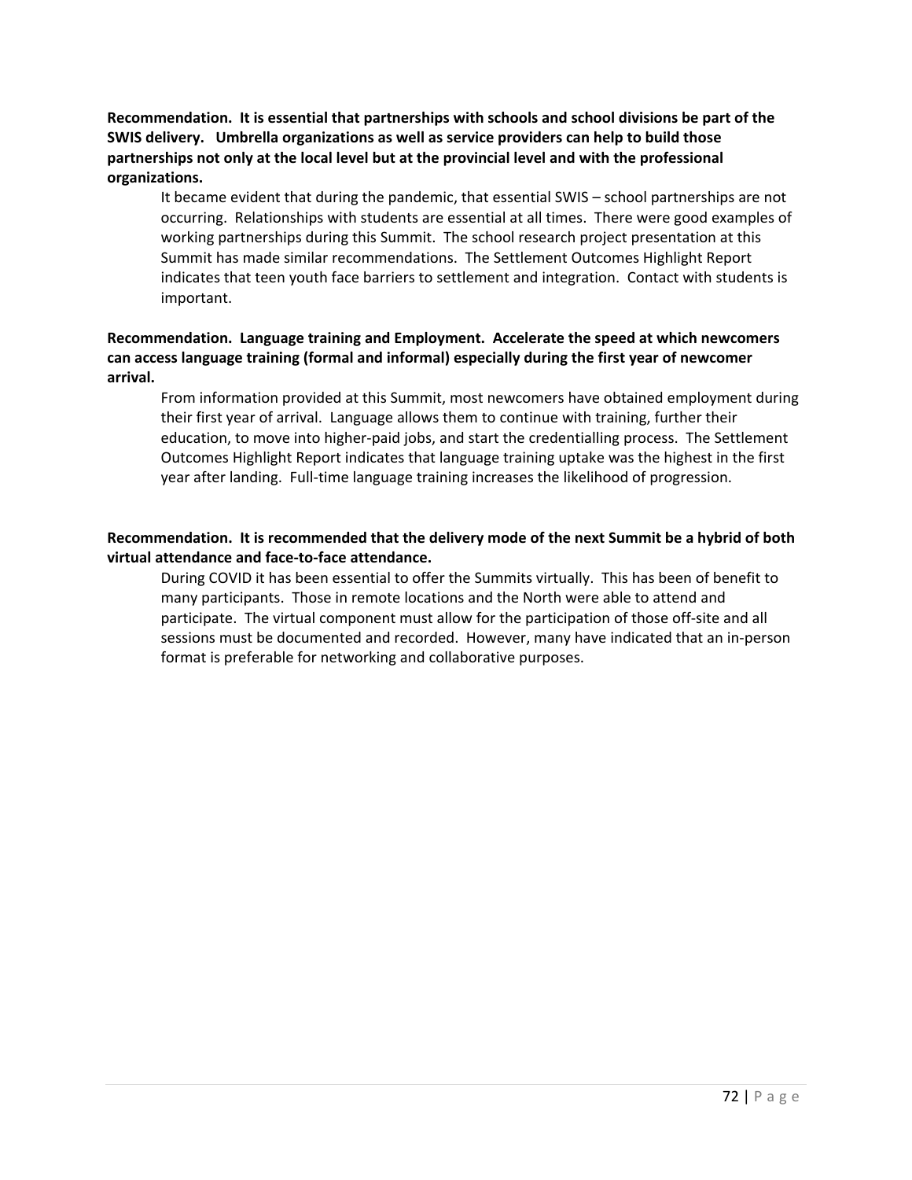**Recommendation. It is essential that partnerships with schools and school divisions be part of the SWIS delivery. Umbrella organizations as well as service providers can help to build those partnerships not only at the local level but at the provincial level and with the professional organizations.**

It became evident that during the pandemic, that essential SWIS – school partnerships are not occurring. Relationships with students are essential at all times. There were good examples of working partnerships during this Summit. The school research project presentation at this Summit has made similar recommendations. The Settlement Outcomes Highlight Report indicates that teen youth face barriers to settlement and integration. Contact with students is important.

**Recommendation. Language training and Employment. Accelerate the speed at which newcomers can access language training (formal and informal) especially during the first year of newcomer arrival.**

From information provided at this Summit, most newcomers have obtained employment during their first year of arrival. Language allows them to continue with training, further their education, to move into higher-paid jobs, and start the credentialling process. The Settlement Outcomes Highlight Report indicates that language training uptake was the highest in the first year after landing. Full-time language training increases the likelihood of progression.

**Recommendation. It is recommended that the delivery mode of the next Summit be a hybrid of both virtual attendance and face-to-face attendance.**

During COVID it has been essential to offer the Summits virtually. This has been of benefit to many participants. Those in remote locations and the North were able to attend and participate. The virtual component must allow for the participation of those off-site and all sessions must be documented and recorded. However, many have indicated that an in-person format is preferable for networking and collaborative purposes.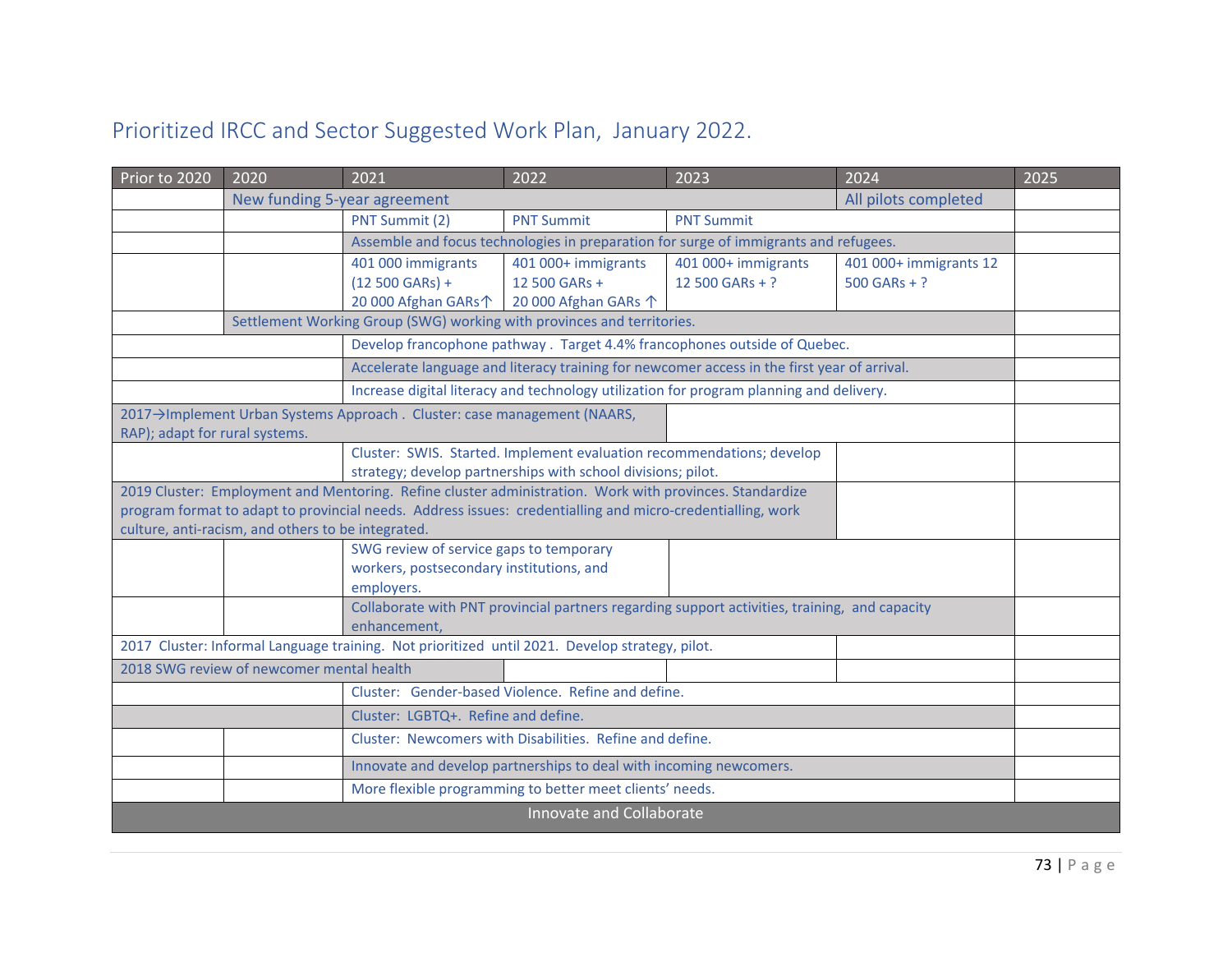## Prioritized IRCC and Sector Suggested Work Plan, January 2022.

| Prior to 2020 | 2020 | 2021 | 2022 | 2023 | 2024 | 2025 |
|---|---|---|---|---|---|---|
| | New funding 5-year agreement | | | | All pilots completed | |
| | | PNT Summit (2) | PNT Summit | PNT Summit | | |
| | | Assemble and focus technologies in preparation for surge of immigrants and refugees. | | | | |
| | | 401 000 immigrants (12 500 GARs) + 20 000 Afghan GARs↑ | 401 000+ immigrants 12 500 GARs + 20 000 Afghan GARs ↑ | 401 000+ immigrants 12 500 GARs + ? | 401 000+ immigrants 12 500 GARs + ? | |
| | Settlement Working Group (SWG) working with provinces and territories. | | | | | |
| | | Develop francophone pathway . Target 4.4% francophones outside of Quebec. | | | | |
| | | Accelerate language and literacy training for newcomer access in the first year of arrival. | | | | |
| | | Increase digital literacy and technology utilization for program planning and delivery. | | | | |
| 2017→Implement Urban Systems Approach . Cluster: case management (NAARS, RAP); adapt for rural systems. | | | | | | |
| | | Cluster: SWIS. Started. Implement evaluation recommendations; develop strategy; develop partnerships with school divisions; pilot. | | | | |
| 2019 Cluster: Employment and Mentoring. Refine cluster administration. Work with provinces. Standardize program format to adapt to provincial needs. Address issues: credentialling and micro-credentialling, work culture, anti-racism, and others to be integrated. | | | | | | |
| | | SWG review of service gaps to temporary workers, postsecondary institutions, and employers. | | | | |
| | | Collaborate with PNT provincial partners regarding support activities, training, and capacity enhancement, | | | | |
| 2017 Cluster: Informal Language training. Not prioritized until 2021. Develop strategy, pilot. | | | | | | |
| 2018 SWG review of newcomer mental health | | | | | | |
| | | Cluster: Gender-based Violence. Refine and define. | | | | |
| | | Cluster: LGBTQ+. Refine and define. | | | | |
| | | Cluster: Newcomers with Disabilities. Refine and define. | | | | |
| | | Innovate and develop partnerships to deal with incoming newcomers. | | | | |
| | | More flexible programming to better meet clients' needs. | | | | |
| Innovate and Collaborate | | | | | | |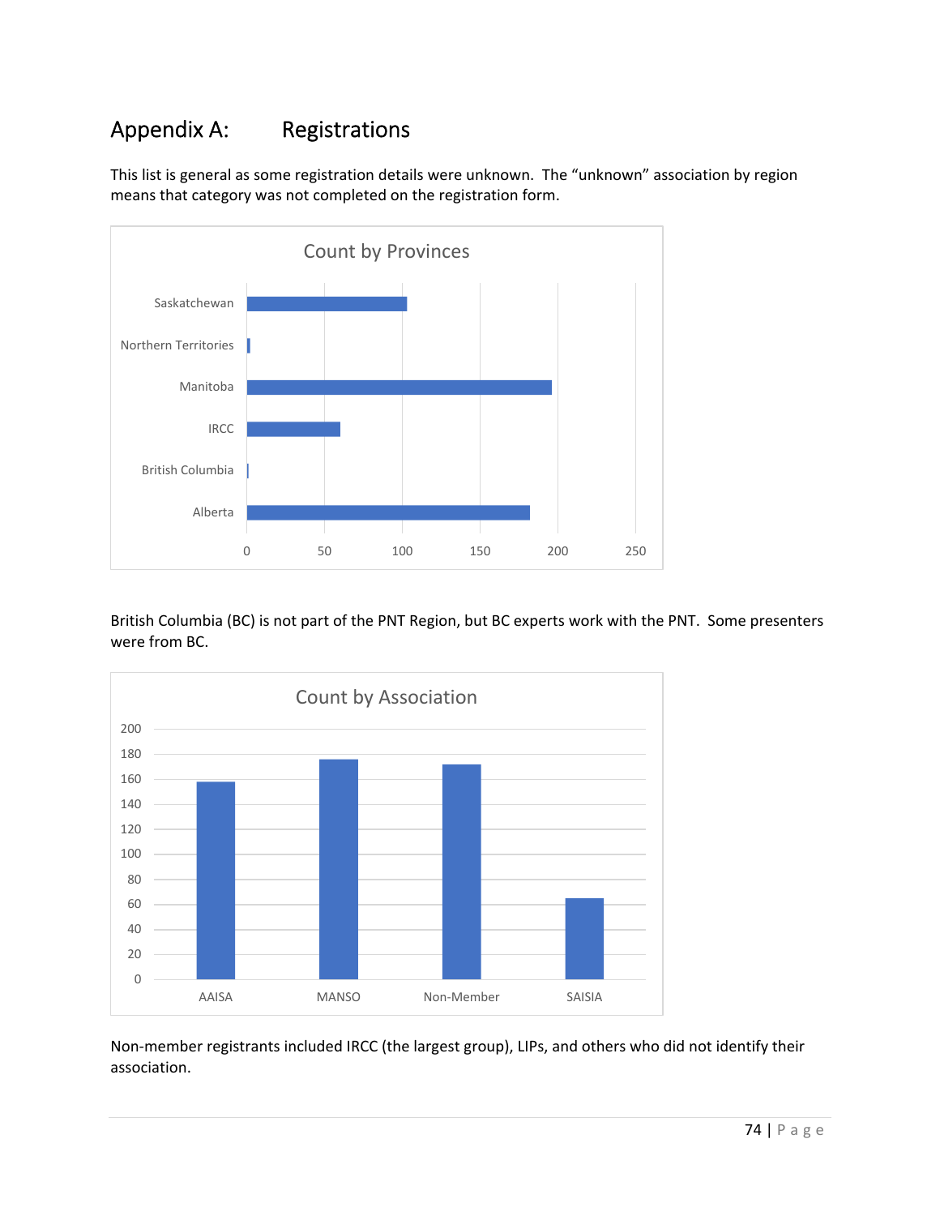# Appendix A: Registrations

This list is general as some registration details were unknown. The "unknown" association by region means that category was not completed on the registration form.

Count by Provinces

British Columbia (BC) is not part of the PNT Region, but BC experts work with the PNT. Some presenters were from BC.

Count by Association

Non-member registrants included IRCC (the largest group), LIPs, and others who did not identify their association.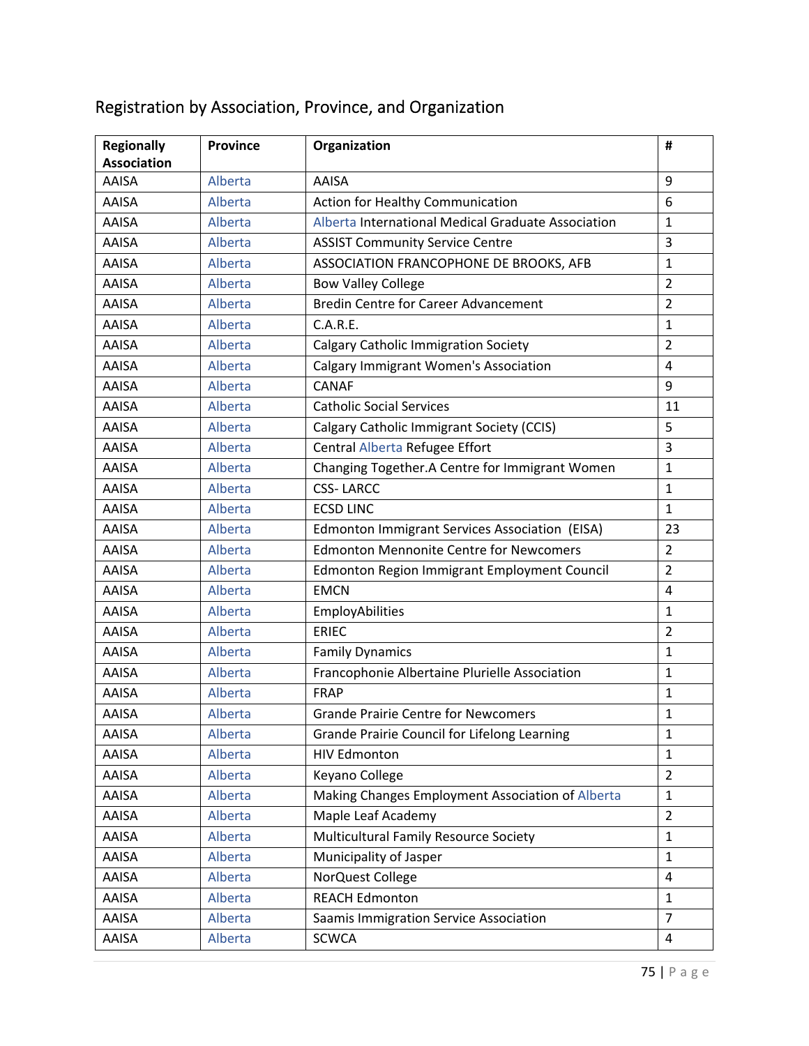## Registration by Association, Province, and Organization

| Regionally Association | Province | Organization | # |
|---|---|---|---|
| AAISA | Alberta | AAISA | 9 |
| AAISA | Alberta | Action for Healthy Communication | 6 |
| AAISA | Alberta | Alberta International Medical Graduate Association | 1 |
| AAISA | Alberta | ASSIST Community Service Centre | 3 |
| AAISA | Alberta | ASSOCIATION FRANCOPHONE DE BROOKS, AFB | 1 |
| AAISA | Alberta | Bow Valley College | 2 |
| AAISA | Alberta | Bredin Centre for Career Advancement | 2 |
| AAISA | Alberta | C.A.R.E. | 1 |
| AAISA | Alberta | Calgary Catholic Immigration Society | 2 |
| AAISA | Alberta | Calgary Immigrant Women's Association | 4 |
| AAISA | Alberta | CANAF | 9 |
| AAISA | Alberta | Catholic Social Services | 11 |
| AAISA | Alberta | Calgary Catholic Immigrant Society (CCIS) | 5 |
| AAISA | Alberta | Central Alberta Refugee Effort | 3 |
| AAISA | Alberta | Changing Together.A Centre for Immigrant Women | 1 |
| AAISA | Alberta | CSS- LARCC | 1 |
| AAISA | Alberta | ECSD LINC | 1 |
| AAISA | Alberta | Edmonton Immigrant Services Association (EISA) | 23 |
| AAISA | Alberta | Edmonton Mennonite Centre for Newcomers | 2 |
| AAISA | Alberta | Edmonton Region Immigrant Employment Council | 2 |
| AAISA | Alberta | EMCN | 4 |
| AAISA | Alberta | EmployAbilities | 1 |
| AAISA | Alberta | ERIEC | 2 |
| AAISA | Alberta | Family Dynamics | 1 |
| AAISA | Alberta | Francophonie Albertaine Plurielle Association | 1 |
| AAISA | Alberta | FRAP | 1 |
| AAISA | Alberta | Grande Prairie Centre for Newcomers | 1 |
| AAISA | Alberta | Grande Prairie Council for Lifelong Learning | 1 |
| AAISA | Alberta | HIV Edmonton | 1 |
| AAISA | Alberta | Keyano College | 2 |
| AAISA | Alberta | Making Changes Employment Association of Alberta | 1 |
| AAISA | Alberta | Maple Leaf Academy | 2 |
| AAISA | Alberta | Multicultural Family Resource Society | 1 |
| AAISA | Alberta | Municipality of Jasper | 1 |
| AAISA | Alberta | NorQuest College | 4 |
| AAISA | Alberta | REACH Edmonton | 1 |
| AAISA | Alberta | Saamis Immigration Service Association | 7 |
| AAISA | Alberta | SCWCA | 4 |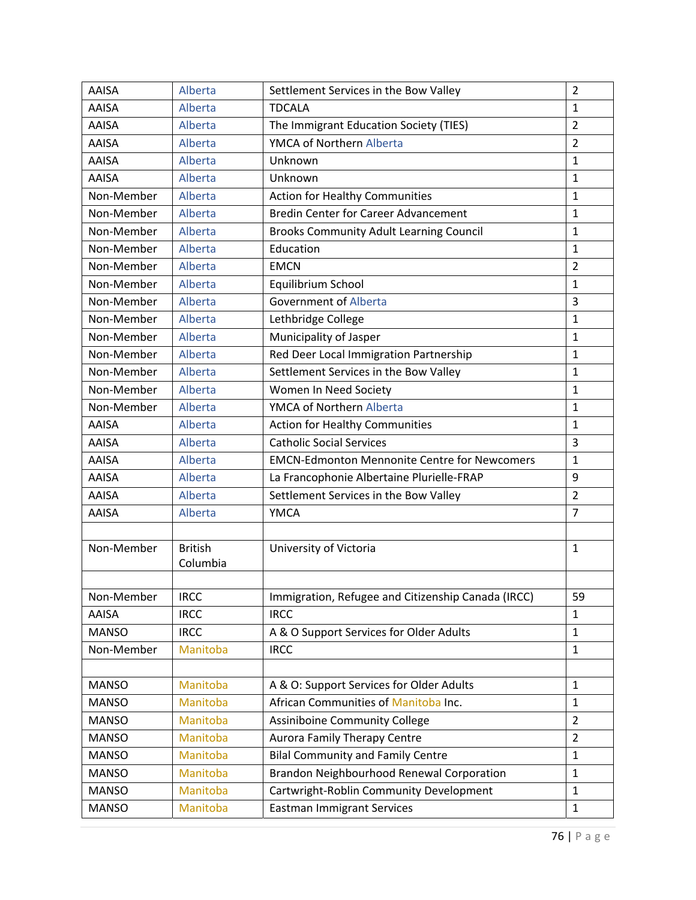| | | | |
|---|---|---|---|
| AAISA | Alberta | Settlement Services in the Bow Valley | 2 |
| AAISA | Alberta | TDCALA | 1 |
| AAISA | Alberta | The Immigrant Education Society (TIES) | 2 |
| AAISA | Alberta | YMCA of Northern Alberta | 2 |
| AAISA | Alberta | Unknown | 1 |
| AAISA | Alberta | Unknown | 1 |
| Non-Member | Alberta | Action for Healthy Communities | 1 |
| Non-Member | Alberta | Bredin Center for Career Advancement | 1 |
| Non-Member | Alberta | Brooks Community Adult Learning Council | 1 |
| Non-Member | Alberta | Education | 1 |
| Non-Member | Alberta | EMCN | 2 |
| Non-Member | Alberta | Equilibrium School | 1 |
| Non-Member | Alberta | Government of Alberta | 3 |
| Non-Member | Alberta | Lethbridge College | 1 |
| Non-Member | Alberta | Municipality of Jasper | 1 |
| Non-Member | Alberta | Red Deer Local Immigration Partnership | 1 |
| Non-Member | Alberta | Settlement Services in the Bow Valley | 1 |
| Non-Member | Alberta | Women In Need Society | 1 |
| Non-Member | Alberta | YMCA of Northern Alberta | 1 |
| AAISA | Alberta | Action for Healthy Communities | 1 |
| AAISA | Alberta | Catholic Social Services | 3 |
| AAISA | Alberta | EMCN-Edmonton Mennonite Centre for Newcomers | 1 |
| AAISA | Alberta | La Francophonie Albertaine Plurielle-FRAP | 9 |
| AAISA | Alberta | Settlement Services in the Bow Valley | 2 |
| AAISA | Alberta | YMCA | 7 |
| | | | |
| Non-Member | British Columbia | University of Victoria | 1 |
| | | | |
| Non-Member | IRCC | Immigration, Refugee and Citizenship Canada (IRCC) | 59 |
| AAISA | IRCC | IRCC | 1 |
| MANSO | IRCC | A & O Support Services for Older Adults | 1 |
| Non-Member | Manitoba | IRCC | 1 |
| | | | |
| MANSO | Manitoba | A & O: Support Services for Older Adults | 1 |
| MANSO | Manitoba | African Communities of Manitoba Inc. | 1 |
| MANSO | Manitoba | Assiniboine Community College | 2 |
| MANSO | Manitoba | Aurora Family Therapy Centre | 2 |
| MANSO | Manitoba | Bilal Community and Family Centre | 1 |
| MANSO | Manitoba | Brandon Neighbourhood Renewal Corporation | 1 |
| MANSO | Manitoba | Cartwright-Roblin Community Development | 1 |
| MANSO | Manitoba | Eastman Immigrant Services | 1 |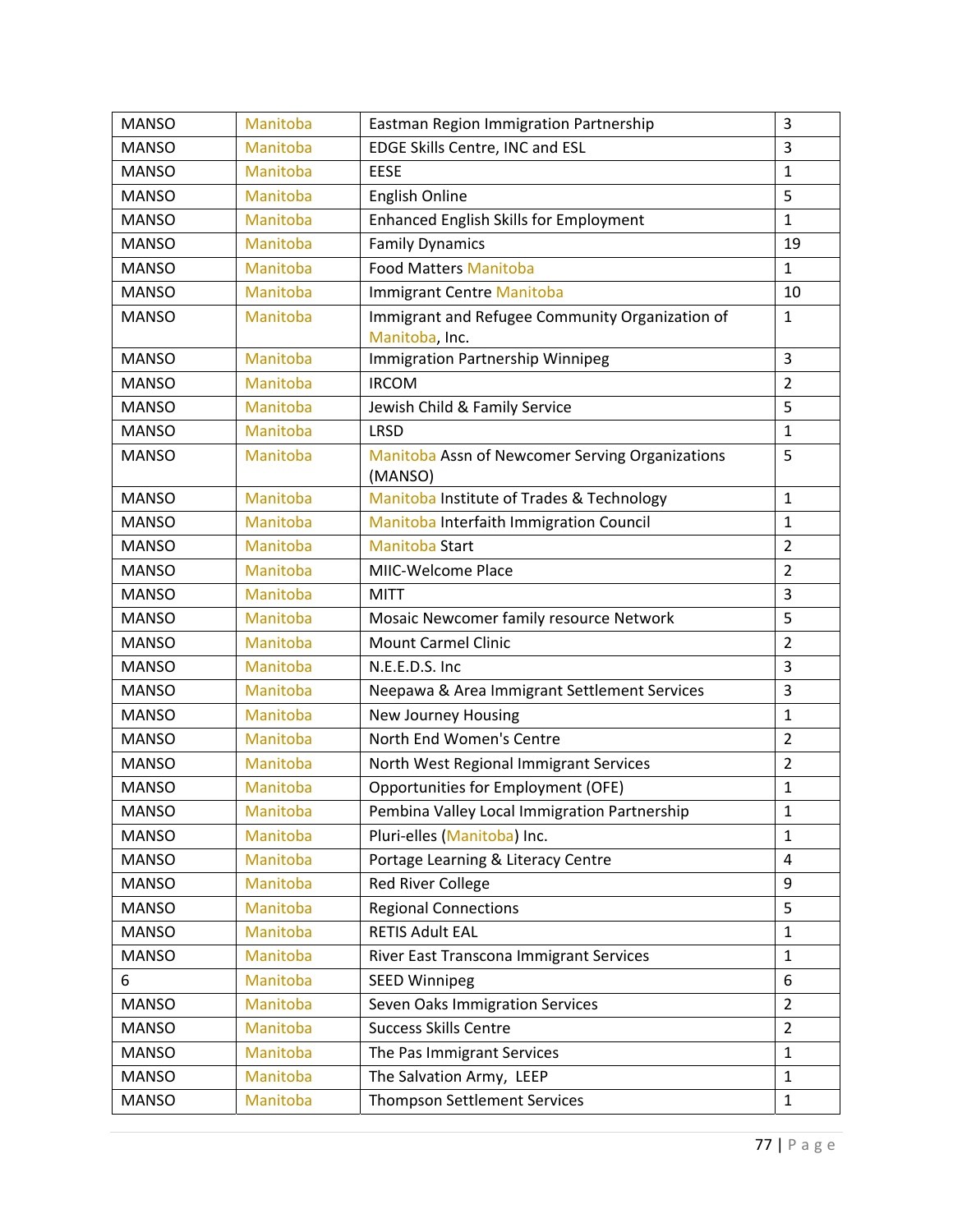| | | | |
|---|---|---|---|
| MANSO | Manitoba | Eastman Region Immigration Partnership | 3 |
| MANSO | Manitoba | EDGE Skills Centre, INC and ESL | 3 |
| MANSO | Manitoba | EESE | 1 |
| MANSO | Manitoba | English Online | 5 |
| MANSO | Manitoba | Enhanced English Skills for Employment | 1 |
| MANSO | Manitoba | Family Dynamics | 19 |
| MANSO | Manitoba | Food Matters Manitoba | 1 |
| MANSO | Manitoba | Immigrant Centre Manitoba | 10 |
| MANSO | Manitoba | Immigrant and Refugee Community Organization of Manitoba, Inc. | 1 |
| MANSO | Manitoba | Immigration Partnership Winnipeg | 3 |
| MANSO | Manitoba | IRCOM | 2 |
| MANSO | Manitoba | Jewish Child & Family Service | 5 |
| MANSO | Manitoba | LRSD | 1 |
| MANSO | Manitoba | Manitoba Assn of Newcomer Serving Organizations (MANSO) | 5 |
| MANSO | Manitoba | Manitoba Institute of Trades & Technology | 1 |
| MANSO | Manitoba | Manitoba Interfaith Immigration Council | 1 |
| MANSO | Manitoba | Manitoba Start | 2 |
| MANSO | Manitoba | MIIC-Welcome Place | 2 |
| MANSO | Manitoba | MITT | 3 |
| MANSO | Manitoba | Mosaic Newcomer family resource Network | 5 |
| MANSO | Manitoba | Mount Carmel Clinic | 2 |
| MANSO | Manitoba | N.E.E.D.S. Inc | 3 |
| MANSO | Manitoba | Neepawa & Area Immigrant Settlement Services | 3 |
| MANSO | Manitoba | New Journey Housing | 1 |
| MANSO | Manitoba | North End Women's Centre | 2 |
| MANSO | Manitoba | North West Regional Immigrant Services | 2 |
| MANSO | Manitoba | Opportunities for Employment (OFE) | 1 |
| MANSO | Manitoba | Pembina Valley Local Immigration Partnership | 1 |
| MANSO | Manitoba | Pluri-elles (Manitoba) Inc. | 1 |
| MANSO | Manitoba | Portage Learning & Literacy Centre | 4 |
| MANSO | Manitoba | Red River College | 9 |
| MANSO | Manitoba | Regional Connections | 5 |
| MANSO | Manitoba | RETIS Adult EAL | 1 |
| MANSO | Manitoba | River East Transcona Immigrant Services | 1 |
| 6 | Manitoba | SEED Winnipeg | 6 |
| MANSO | Manitoba | Seven Oaks Immigration Services | 2 |
| MANSO | Manitoba | Success Skills Centre | 2 |
| MANSO | Manitoba | The Pas Immigrant Services | 1 |
| MANSO | Manitoba | The Salvation Army, LEEP | 1 |
| MANSO | Manitoba | Thompson Settlement Services | 1 |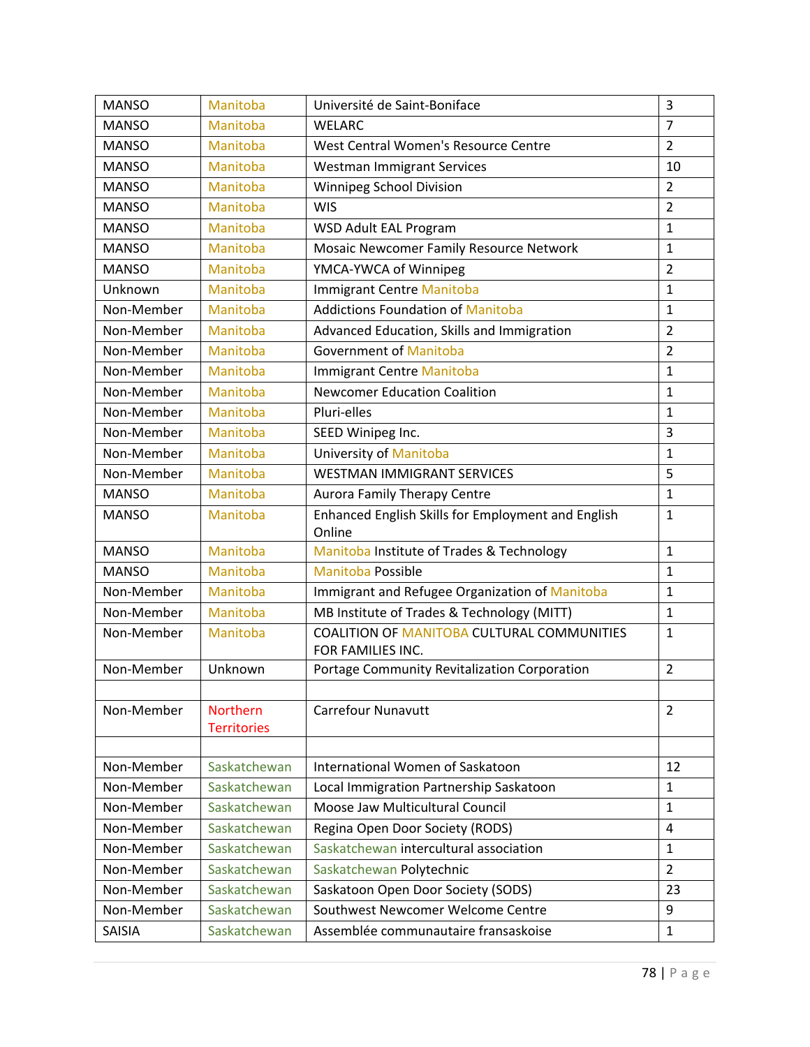| MANSO | Manitoba | Université de Saint-Boniface | 3 |
|---|---|---|---|
| MANSO | Manitoba | WELARC | 7 |
| MANSO | Manitoba | West Central Women's Resource Centre | 2 |
| MANSO | Manitoba | Westman Immigrant Services | 10 |
| MANSO | Manitoba | Winnipeg School Division | 2 |
| MANSO | Manitoba | WIS | 2 |
| MANSO | Manitoba | WSD Adult EAL Program | 1 |
| MANSO | Manitoba | Mosaic Newcomer Family Resource Network | 1 |
| MANSO | Manitoba | YMCA-YWCA of Winnipeg | 2 |
| Unknown | Manitoba | Immigrant Centre Manitoba | 1 |
| Non-Member | Manitoba | Addictions Foundation of Manitoba | 1 |
| Non-Member | Manitoba | Advanced Education, Skills and Immigration | 2 |
| Non-Member | Manitoba | Government of Manitoba | 2 |
| Non-Member | Manitoba | Immigrant Centre Manitoba | 1 |
| Non-Member | Manitoba | Newcomer Education Coalition | 1 |
| Non-Member | Manitoba | Pluri-elles | 1 |
| Non-Member | Manitoba | SEED Winipeg Inc. | 3 |
| Non-Member | Manitoba | University of Manitoba | 1 |
| Non-Member | Manitoba | WESTMAN IMMIGRANT SERVICES | 5 |
| MANSO | Manitoba | Aurora Family Therapy Centre | 1 |
| MANSO | Manitoba | Enhanced English Skills for Employment and English Online | 1 |
| MANSO | Manitoba | Manitoba Institute of Trades & Technology | 1 |
| MANSO | Manitoba | Manitoba Possible | 1 |
| Non-Member | Manitoba | Immigrant and Refugee Organization of Manitoba | 1 |
| Non-Member | Manitoba | MB Institute of Trades & Technology (MITT) | 1 |
| Non-Member | Manitoba | COALITION OF MANITOBA CULTURAL COMMUNITIES FOR FAMILIES INC. | 1 |
| Non-Member | Unknown | Portage Community Revitalization Corporation | 2 |
| | | | |
| Non-Member | Northern Territories | Carrefour Nunavutt | 2 |
| | | | |
| Non-Member | Saskatchewan | International Women of Saskatoon | 12 |
| Non-Member | Saskatchewan | Local Immigration Partnership Saskatoon | 1 |
| Non-Member | Saskatchewan | Moose Jaw Multicultural Council | 1 |
| Non-Member | Saskatchewan | Regina Open Door Society (RODS) | 4 |
| Non-Member | Saskatchewan | Saskatchewan intercultural association | 1 |
| Non-Member | Saskatchewan | Saskatchewan Polytechnic | 2 |
| Non-Member | Saskatchewan | Saskatoon Open Door Society (SODS) | 23 |
| Non-Member | Saskatchewan | Southwest Newcomer Welcome Centre | 9 |
| SAISIA | Saskatchewan | Assemblée communautaire fransaskoise | 1 |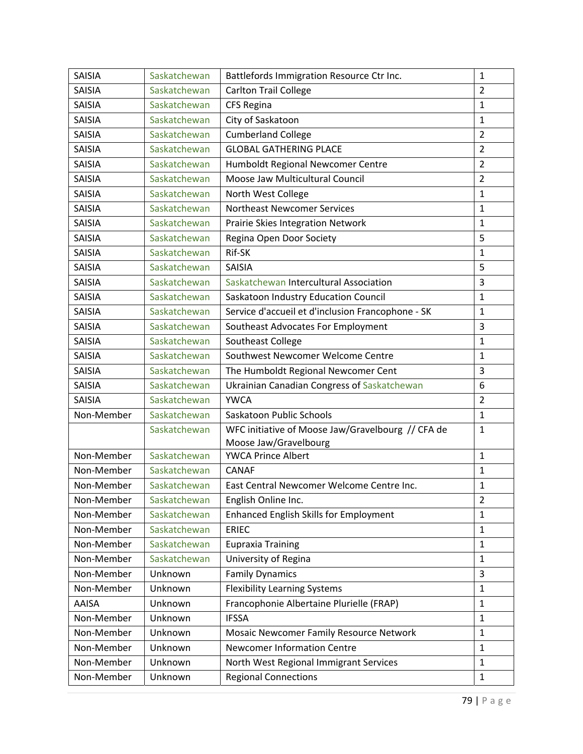| | | | |
|---|---|---|---|
| SAISIA | Saskatchewan | Battlefords Immigration Resource Ctr Inc. | 1 |
| SAISIA | Saskatchewan | Carlton Trail College | 2 |
| SAISIA | Saskatchewan | CFS Regina | 1 |
| SAISIA | Saskatchewan | City of Saskatoon | 1 |
| SAISIA | Saskatchewan | Cumberland College | 2 |
| SAISIA | Saskatchewan | GLOBAL GATHERING PLACE | 2 |
| SAISIA | Saskatchewan | Humboldt Regional Newcomer Centre | 2 |
| SAISIA | Saskatchewan | Moose Jaw Multicultural Council | 2 |
| SAISIA | Saskatchewan | North West College | 1 |
| SAISIA | Saskatchewan | Northeast Newcomer Services | 1 |
| SAISIA | Saskatchewan | Prairie Skies Integration Network | 1 |
| SAISIA | Saskatchewan | Regina Open Door Society | 5 |
| SAISIA | Saskatchewan | Rif-SK | 1 |
| SAISIA | Saskatchewan | SAISIA | 5 |
| SAISIA | Saskatchewan | Saskatchewan Intercultural Association | 3 |
| SAISIA | Saskatchewan | Saskatoon Industry Education Council | 1 |
| SAISIA | Saskatchewan | Service d'accueil et d'inclusion Francophone - SK | 1 |
| SAISIA | Saskatchewan | Southeast Advocates For Employment | 3 |
| SAISIA | Saskatchewan | Southeast College | 1 |
| SAISIA | Saskatchewan | Southwest Newcomer Welcome Centre | 1 |
| SAISIA | Saskatchewan | The Humboldt Regional Newcomer Cent | 3 |
| SAISIA | Saskatchewan | Ukrainian Canadian Congress of Saskatchewan | 6 |
| SAISIA | Saskatchewan | YWCA | 2 |
| Non-Member | Saskatchewan | Saskatoon Public Schools | 1 |
| | Saskatchewan | WFC initiative of Moose Jaw/Gravelbourg // CFA de Moose Jaw/Gravelbourg | 1 |
| Non-Member | Saskatchewan | YWCA Prince Albert | 1 |
| Non-Member | Saskatchewan | CANAF | 1 |
| Non-Member | Saskatchewan | East Central Newcomer Welcome Centre Inc. | 1 |
| Non-Member | Saskatchewan | English Online Inc. | 2 |
| Non-Member | Saskatchewan | Enhanced English Skills for Employment | 1 |
| Non-Member | Saskatchewan | ERIEC | 1 |
| Non-Member | Saskatchewan | Eupraxia Training | 1 |
| Non-Member | Saskatchewan | University of Regina | 1 |
| Non-Member | Unknown | Family Dynamics | 3 |
| Non-Member | Unknown | Flexibility Learning Systems | 1 |
| AAISA | Unknown | Francophonie Albertaine Plurielle (FRAP) | 1 |
| Non-Member | Unknown | IFSSA | 1 |
| Non-Member | Unknown | Mosaic Newcomer Family Resource Network | 1 |
| Non-Member | Unknown | Newcomer Information Centre | 1 |
| Non-Member | Unknown | North West Regional Immigrant Services | 1 |
| Non-Member | Unknown | Regional Connections | 1 |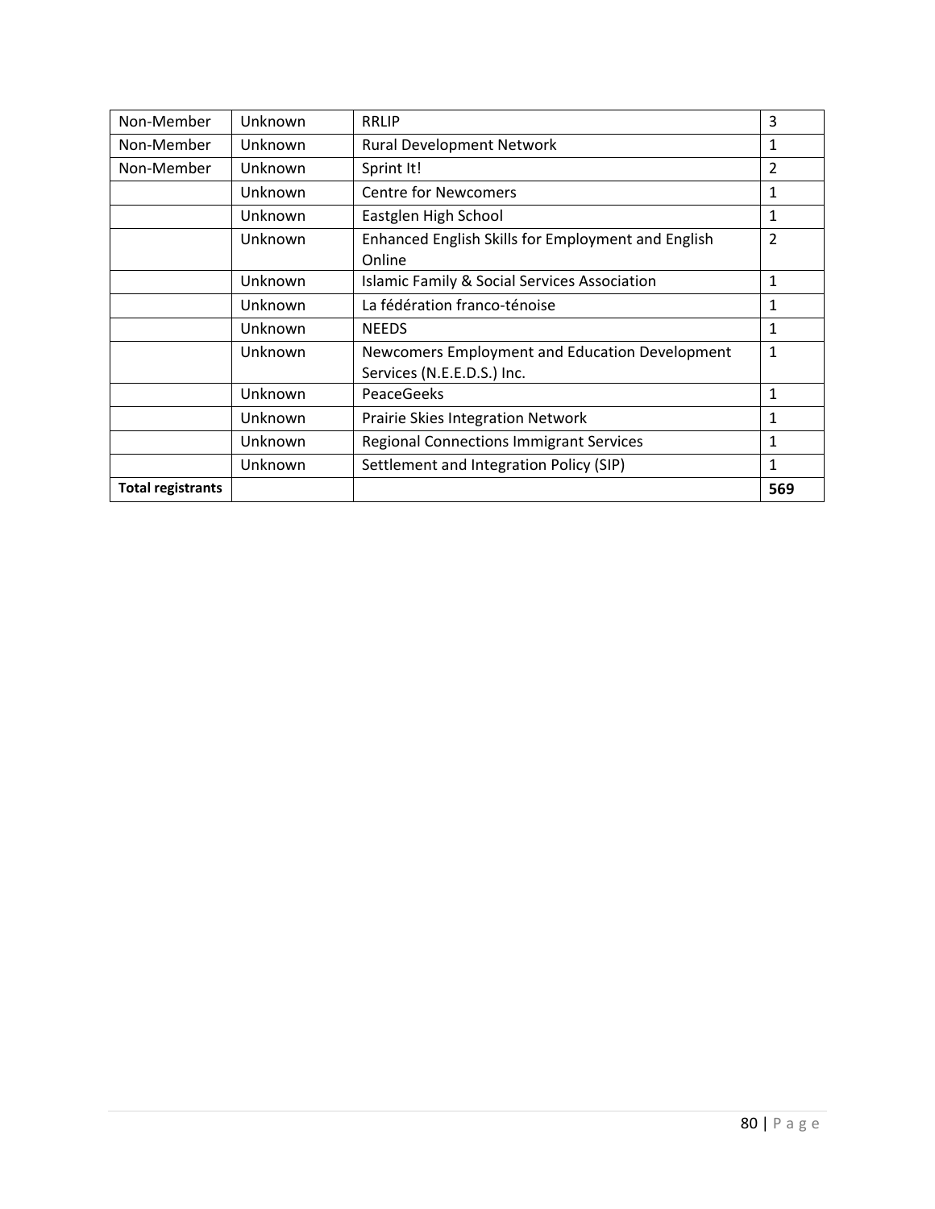| Non-Member | Unknown | RRLIP | 3 |
|---|---|---|---|
| Non-Member | Unknown | Rural Development Network | 1 |
| Non-Member | Unknown | Sprint It! | 2 |
| | Unknown | Centre for Newcomers | 1 |
| | Unknown | Eastglen High School | 1 |
| | Unknown | Enhanced English Skills for Employment and English Online | 2 |
| | Unknown | Islamic Family & Social Services Association | 1 |
| | Unknown | La fédération franco-ténoise | 1 |
| | Unknown | NEEDS | 1 |
| | Unknown | Newcomers Employment and Education Development Services (N.E.E.D.S.) Inc. | 1 |
| | Unknown | PeaceGeeks | 1 |
| | Unknown | Prairie Skies Integration Network | 1 |
| | Unknown | Regional Connections Immigrant Services | 1 |
| | Unknown | Settlement and Integration Policy (SIP) | 1 |
| **Total registrants** | | | **569** |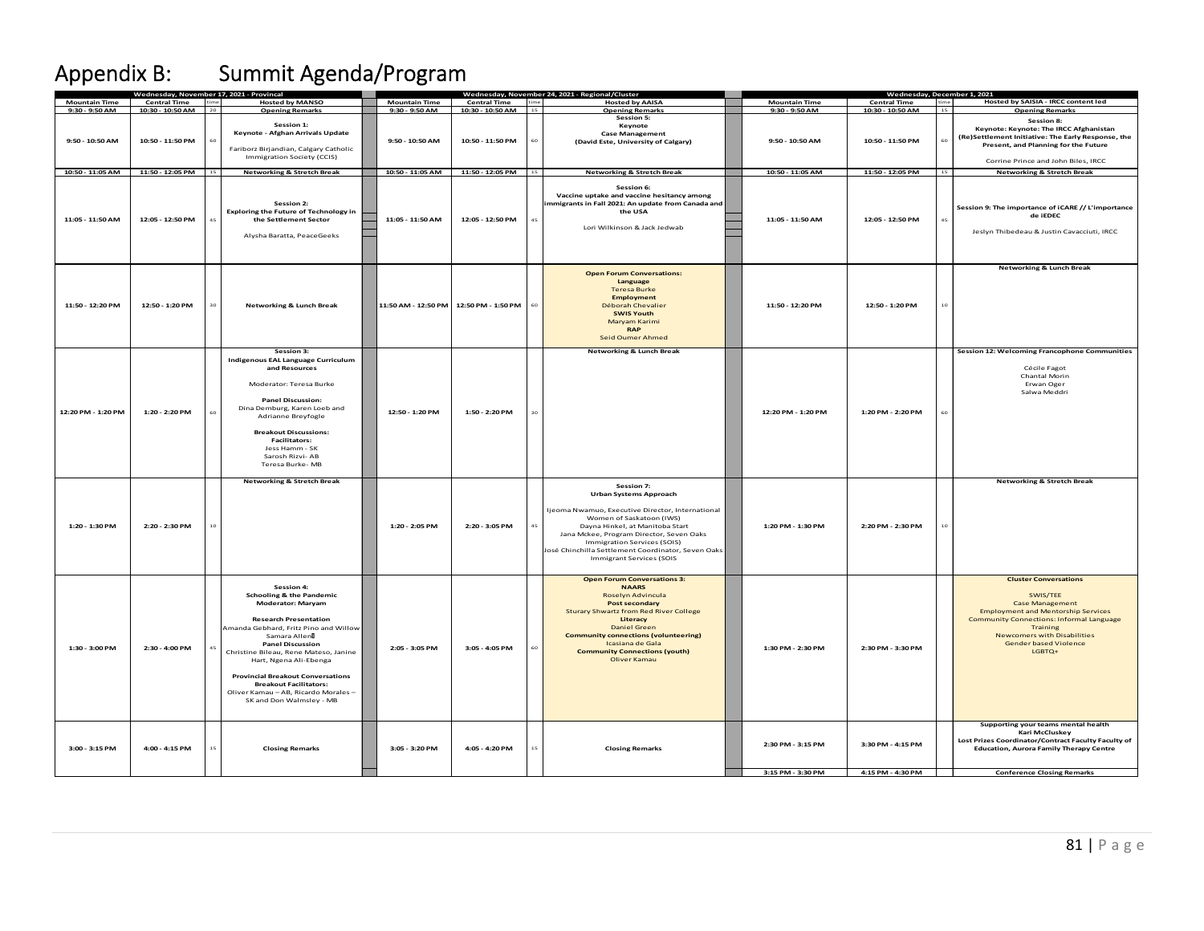# Appendix B: Summit Agenda/Program

## Wednesday, November 17, 2021 - Provincal

| Mountain Time | Central Time | time | Hosted by MANSO |
|---|---|---|---|
| 9:30 - 9:50 AM | 10:30 - 10:50 AM | 20 | **Opening Remarks** |
| 9:50 - 10:50 AM | 10:50 - 11:50 PM | 60 | **Session 1:** **Keynote - Afghan Arrivals Update** Fariborz Birjandian, Calgary Catholic Immigration Society (CCIS) |
| 10:50 - 11:05 AM | 11:50 - 12:05 PM | 15 | **Networking & Stretch Break** |
| 11:05 - 11:50 AM | 12:05 - 12:50 PM | 45 | **Session 2:** **Exploring the Future of Technology in the Settlement Sector** Alysha Baratta, PeaceGeeks |
| 11:50 - 12:20 PM | 12:50 - 1:20 PM | 30 | **Networking & Lunch Break** |
| 12:20 PM - 1:20 PM | 1:20 - 2:20 PM | 60 | **Session 3:** **Indigenous EAL Language Curriculum and Resources** Moderator: Teresa Burke **Panel Discussion:** Dina Demburg, Karen Loeb and Adrianne Breyfogle **Breakout Discussions:** **Facilitators:** Jess Hamm - SK, Sarosh Rizvi- AB, Teresa Burke- MB |
| 1:20 - 1:30 PM | 2:20 - 2:30 PM | 10 | **Networking & Stretch Break** |
| 1:30 - 3:00 PM | 2:30 - 4:00 PM | 45 | **Session 4:** **Schooling & the Pandemic** **Moderator: Maryam** **Research Presentation** Amanda Gebhard, Fritz Pino and Willow Samara Allen **Panel Discussion** Christine Bileau, Rene Mateso, Janine Hart, Ngena Ali-Ebenga **Provincial Breakout Conversations** **Breakout Facilitators:** Oliver Kamau – AB, Ricardo Morales – SK and Don Walmsley - MB |
| 3:00 - 3:15 PM | 4:00 - 4:15 PM | 15 | **Closing Remarks** |

## Wednesday, November 24, 2021 - Regional/Cluster

| Mountain Time | Central Time | time | Hosted by AAISA |
|---|---|---|---|
| 9:30 - 9:50 AM | 10:30 - 10:50 AM | 15 | **Opening Remarks** |
| 9:50 - 10:50 AM | 10:50 - 11:50 PM | 60 | **Session 5:** **Keynote** **Case Management** **(David Este, University of Calgary)** |
| 10:50 - 11:05 AM | 11:50 - 12:05 PM | 15 | **Networking & Stretch Break** |
| 11:05 - 11:50 AM | 12:05 - 12:50 PM | 45 | **Session 6:** **Vaccine uptake and vaccine hesitancy among immigrants in Fall 2021: An update from Canada and the USA** Lori Wilkinson & Jack Jedwab |
| 11:50 AM - 12:50 PM | 12:50 PM - 1:50 PM | 60 | **Open Forum Conversations:** **Language** Teresa Burke **Employment** Déborah Chevalier **SWIS Youth** Maryam Karimi **RAP** Seid Oumer Ahmed |
| 12:50 - 1:20 PM | 1:50 - 2:20 PM | 30 | **Networking & Lunch Break** |
| 1:20 - 2:05 PM | 2:20 - 3:05 PM | 45 | **Session 7:** **Urban Systems Approach** Ijeoma Nwamuo, Executive Director, International Women of Saskatoon (IWS) Dayna Hinkel, at Manitoba Start Jana Mckee, Program Director, Seven Oaks Immigration Services (SOIS) José Chinchilla Settlement Coordinator, Seven Oaks Immigrant Services (SOIS |
| 2:05 - 3:05 PM | 3:05 - 4:05 PM | 60 | **Open Forum Conversations 3:** **NAARS** Roselyn Advincula **Post secondary** Sturary Shwartz from Red River College **Literacy** Daniel Green **Community connections (volunteering)** Icasiana de Gala **Community Connections (youth)** Oliver Kamau |
| 3:05 - 3:20 PM | 4:05 - 4:20 PM | 15 | **Closing Remarks** |

## Wednesday, December 1, 2021

| Mountain Time | Central Time | time | Hosted by SAISIA - IRCC content led |
|---|---|---|---|
| 9:30 - 9:50 AM | 10:30 - 10:50 AM | 15 | **Opening Remarks** |
| 9:50 - 10:50 AM | 10:50 - 11:50 PM | 60 | **Session 8:** **Keynote: Keynote: The IRCC Afghanistan (Re)Settlement Initiative: The Early Response, the Present, and Planning for the Future** Corrine Prince and John Biles, IRCC |
| 10:50 - 11:05 AM | 11:50 - 12:05 PM | 15 | **Networking & Stretch Break** |
| 11:05 - 11:50 AM | 12:05 - 12:50 PM | 45 | **Session 9: The importance of iCARE // L'importance de iEDEC** Jeslyn Thibedeau & Justin Cavacciuti, IRCC |
| 11:50 - 12:20 PM | 12:50 - 1:20 PM | 10 | **Networking & Lunch Break** |
| 12:20 PM - 1:20 PM | 1:20 PM - 2:20 PM | 60 | **Session 12: Welcoming Francophone Communities** Cécile Fagot, Chantal Morin, Erwan Oger, Salwa Meddri |
| 1:20 PM - 1:30 PM | 2:20 PM - 2:30 PM | 10 | **Networking & Stretch Break** |
| 1:30 PM - 2:30 PM | 2:30 PM - 3:30 PM | | **Cluster Conversations** SWIS/TEE, Case Management, Employment and Mentorship Services, Community Connections: Informal Language Training, Newcomers with Disabilities, Gender based Violence, LGBTQ+ |
| 2:30 PM - 3:15 PM | 3:30 PM - 4:15 PM | | **Supporting your teams mental health** **Kari McCluskey** **Lost Prizes Coordinator/Contract Faculty Faculty of Education, Aurora Family Therapy Centre** |
| 3:15 PM - 3:30 PM | 4:15 PM - 4:30 PM | | **Conference Closing Remarks** |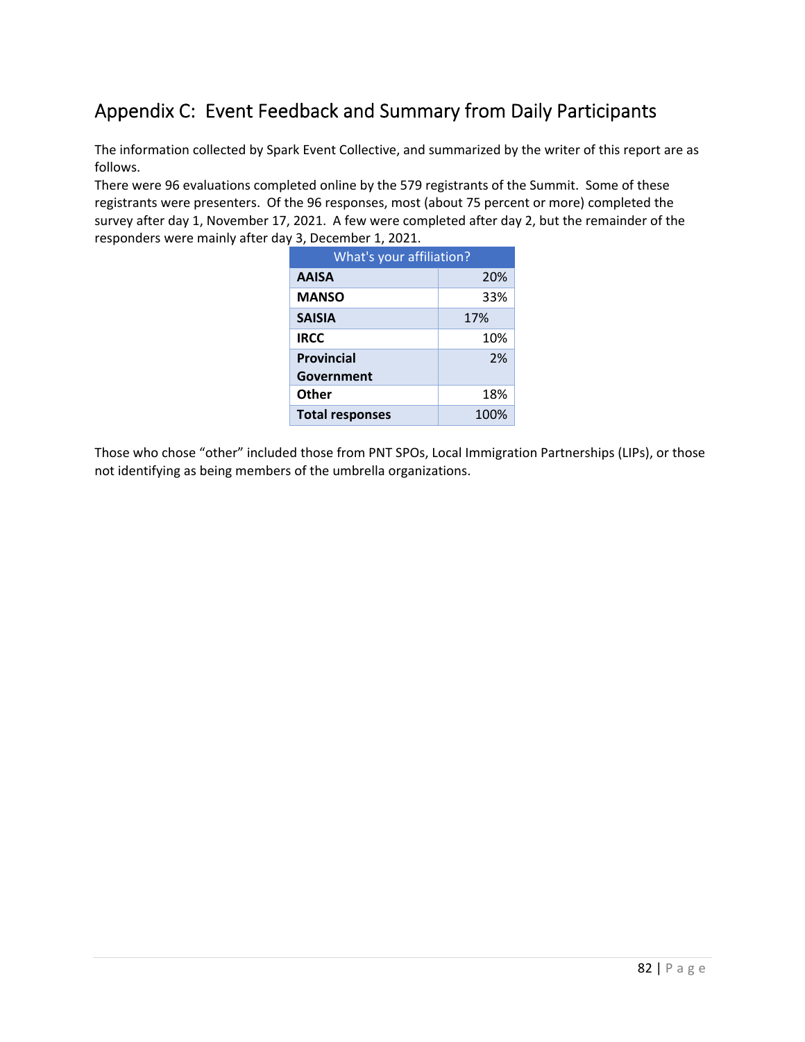## Appendix C: Event Feedback and Summary from Daily Participants

The information collected by Spark Event Collective, and summarized by the writer of this report are as follows.

There were 96 evaluations completed online by the 579 registrants of the Summit. Some of these registrants were presenters. Of the 96 responses, most (about 75 percent or more) completed the survey after day 1, November 17, 2021. A few were completed after day 2, but the remainder of the responders were mainly after day 3, December 1, 2021.

| What's your affiliation? | |
|---|---|
| **AAISA** | 20% |
| **MANSO** | 33% |
| **SAISIA** | 17% |
| **IRCC** | 10% |
| **Provincial Government** | 2% |
| **Other** | 18% |
| **Total responses** | 100% |

Those who chose "other" included those from PNT SPOs, Local Immigration Partnerships (LIPs), or those not identifying as being members of the umbrella organizations.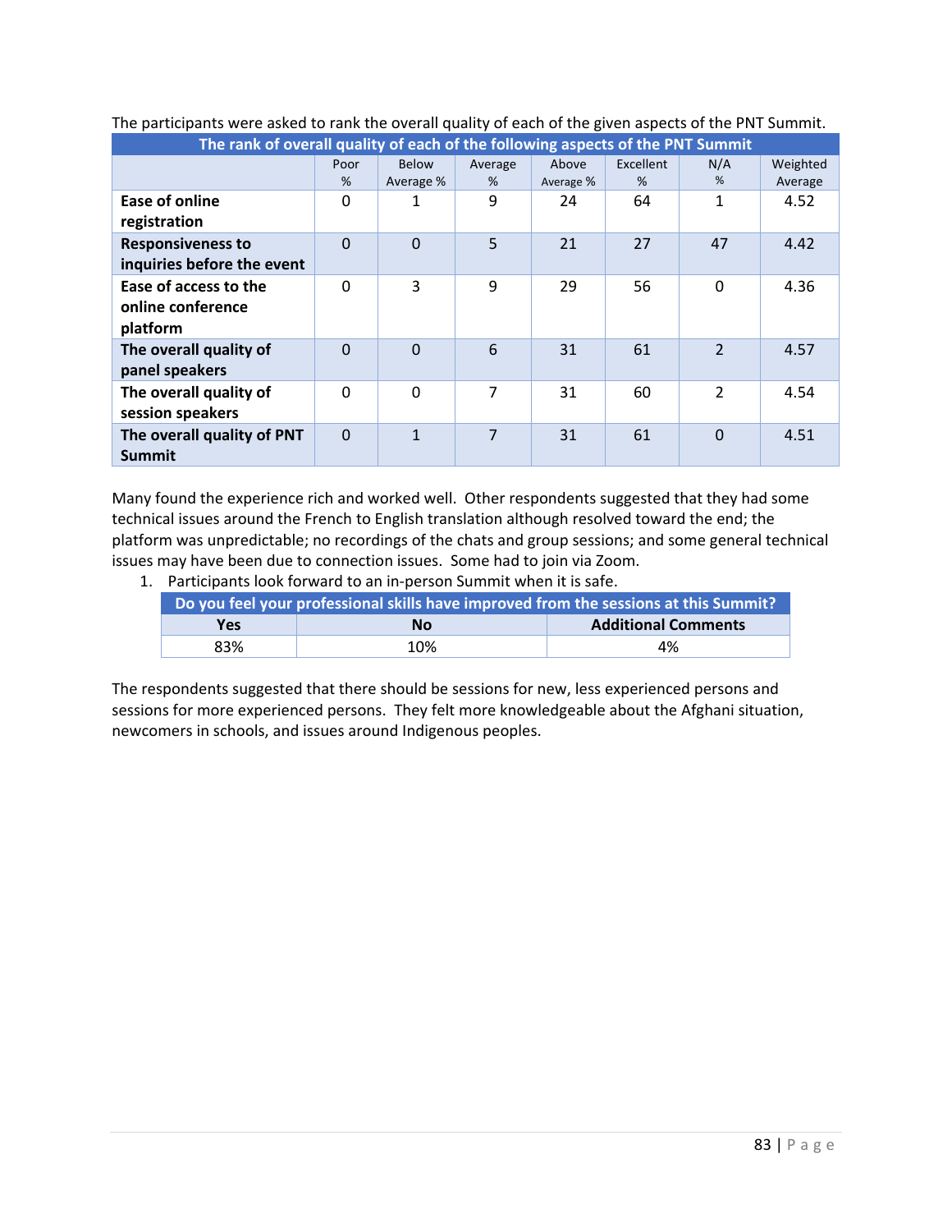The participants were asked to rank the overall quality of each of the given aspects of the PNT Summit.

| The rank of overall quality of each of the following aspects of the PNT Summit | | | | | | | |
|---|---|---|---|---|---|---|---|
| | Poor % | Below Average % | Average % | Above Average % | Excellent % | N/A % | Weighted Average |
| **Ease of online registration** | 0 | 1 | 9 | 24 | 64 | 1 | 4.52 |
| **Responsiveness to inquiries before the event** | 0 | 0 | 5 | 21 | 27 | 47 | 4.42 |
| **Ease of access to the online conference platform** | 0 | 3 | 9 | 29 | 56 | 0 | 4.36 |
| **The overall quality of panel speakers** | 0 | 0 | 6 | 31 | 61 | 2 | 4.57 |
| **The overall quality of session speakers** | 0 | 0 | 7 | 31 | 60 | 2 | 4.54 |
| **The overall quality of PNT Summit** | 0 | 1 | 7 | 31 | 61 | 0 | 4.51 |

Many found the experience rich and worked well. Other respondents suggested that they had some technical issues around the French to English translation although resolved toward the end; the platform was unpredictable; no recordings of the chats and group sessions; and some general technical issues may have been due to connection issues. Some had to join via Zoom.

1. Participants look forward to an in-person Summit when it is safe.

| Do you feel your professional skills have improved from the sessions at this Summit? | | |
|---|---|---|
| **Yes** | **No** | **Additional Comments** |
| 83% | 10% | 4% |

The respondents suggested that there should be sessions for new, less experienced persons and sessions for more experienced persons. They felt more knowledgeable about the Afghani situation, newcomers in schools, and issues around Indigenous peoples.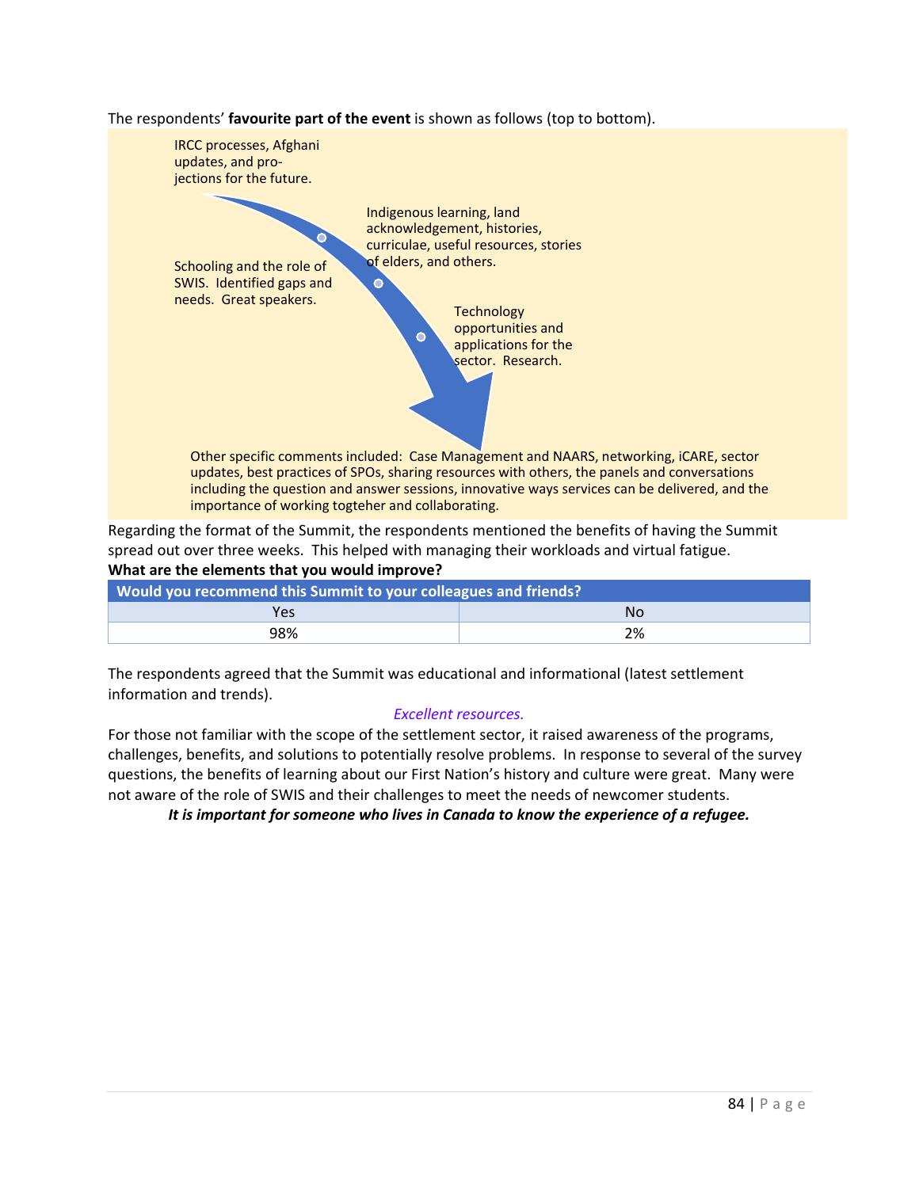The respondents' **favourite part of the event** is shown as follows (top to bottom).

- IRCC processes, Afghani updates, and projections for the future.
- Indigenous learning, land acknowledgement, histories, curriculae, useful resources, stories of elders, and others.
- Schooling and the role of SWIS. Identified gaps and needs. Great speakers.
- Technology opportunities and applications for the sector. Research.

Other specific comments included: Case Management and NAARS, networking, iCARE, sector updates, best practices of SPOs, sharing resources with others, the panels and conversations including the question and answer sessions, innovative ways services can be delivered, and the importance of working togteher and collaborating.

Regarding the format of the Summit, the respondents mentioned the benefits of having the Summit spread out over three weeks. This helped with managing their workloads and virtual fatigue.

**What are the elements that you would improve?**

| Would you recommend this Summit to your colleagues and friends? | |
|---|---|
| Yes | No |
| 98% | 2% |

The respondents agreed that the Summit was educational and informational (latest settlement information and trends).

*Excellent resources.*

For those not familiar with the scope of the settlement sector, it raised awareness of the programs, challenges, benefits, and solutions to potentially resolve problems. In response to several of the survey questions, the benefits of learning about our First Nation's history and culture were great. Many were not aware of the role of SWIS and their challenges to meet the needs of newcomer students.

***It is important for someone who lives in Canada to know the experience of a refugee.***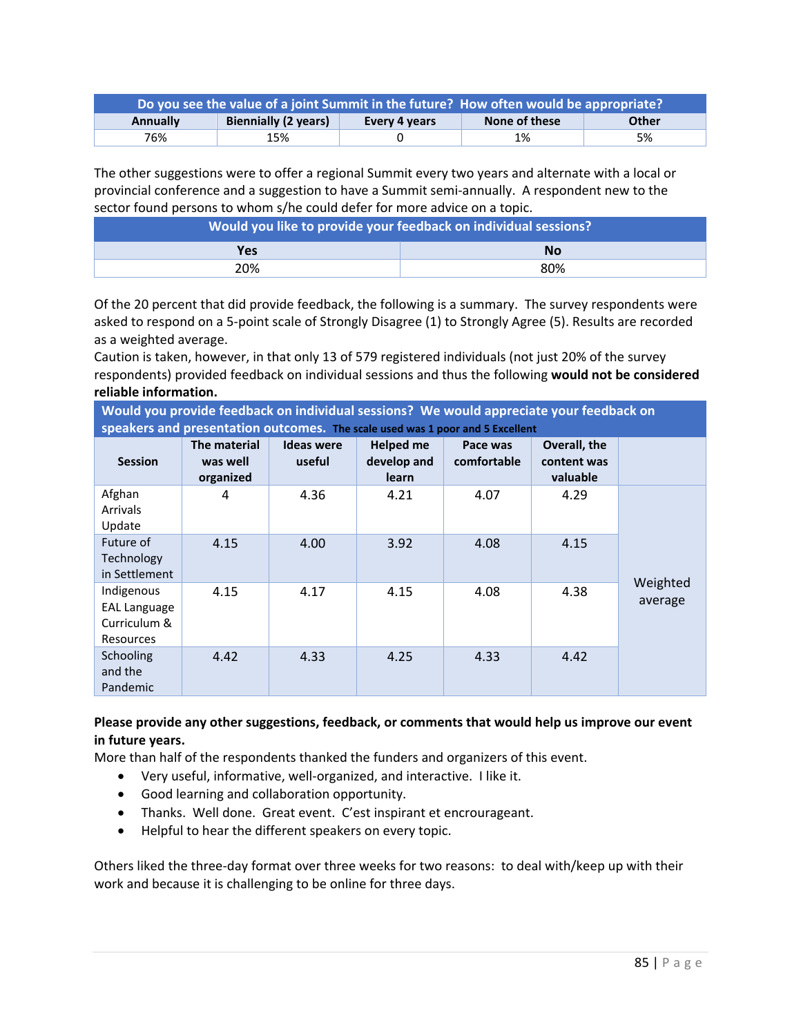| Do you see the value of a joint Summit in the future? How often would be appropriate? | | | | |
|---|---|---|---|---|
| Annually | Biennially (2 years) | Every 4 years | None of these | Other |
| 76% | 15% | 0 | 1% | 5% |

The other suggestions were to offer a regional Summit every two years and alternate with a local or provincial conference and a suggestion to have a Summit semi-annually. A respondent new to the sector found persons to whom s/he could defer for more advice on a topic.

| Would you like to provide your feedback on individual sessions? | |
|---|---|
| Yes | No |
| 20% | 80% |

Of the 20 percent that did provide feedback, the following is a summary. The survey respondents were asked to respond on a 5-point scale of Strongly Disagree (1) to Strongly Agree (5). Results are recorded as a weighted average.
Caution is taken, however, in that only 13 of 579 registered individuals (not just 20% of the survey respondents) provided feedback on individual sessions and thus the following **would not be considered reliable information.**

| Would you provide feedback on individual sessions? We would appreciate your feedback on speakers and presentation outcomes. The scale used was 1 poor and 5 Excellent | | | | | | |
|---|---|---|---|---|---|---|
| Session | The material was well organized | Ideas were useful | Helped me develop and learn | Pace was comfortable | Overall, the content was valuable | |
| Afghan Arrivals Update | 4 | 4.36 | 4.21 | 4.07 | 4.29 | Weighted average |
| Future of Technology in Settlement | 4.15 | 4.00 | 3.92 | 4.08 | 4.15 | |
| Indigenous EAL Language Curriculum & Resources | 4.15 | 4.17 | 4.15 | 4.08 | 4.38 | |
| Schooling and the Pandemic | 4.42 | 4.33 | 4.25 | 4.33 | 4.42 | |

**Please provide any other suggestions, feedback, or comments that would help us improve our event in future years.**
More than half of the respondents thanked the funders and organizers of this event.

- Very useful, informative, well-organized, and interactive. I like it.
- Good learning and collaboration opportunity.
- Thanks. Well done. Great event. C'est inspirant et encourageant.
- Helpful to hear the different speakers on every topic.

Others liked the three-day format over three weeks for two reasons: to deal with/keep up with their work and because it is challenging to be online for three days.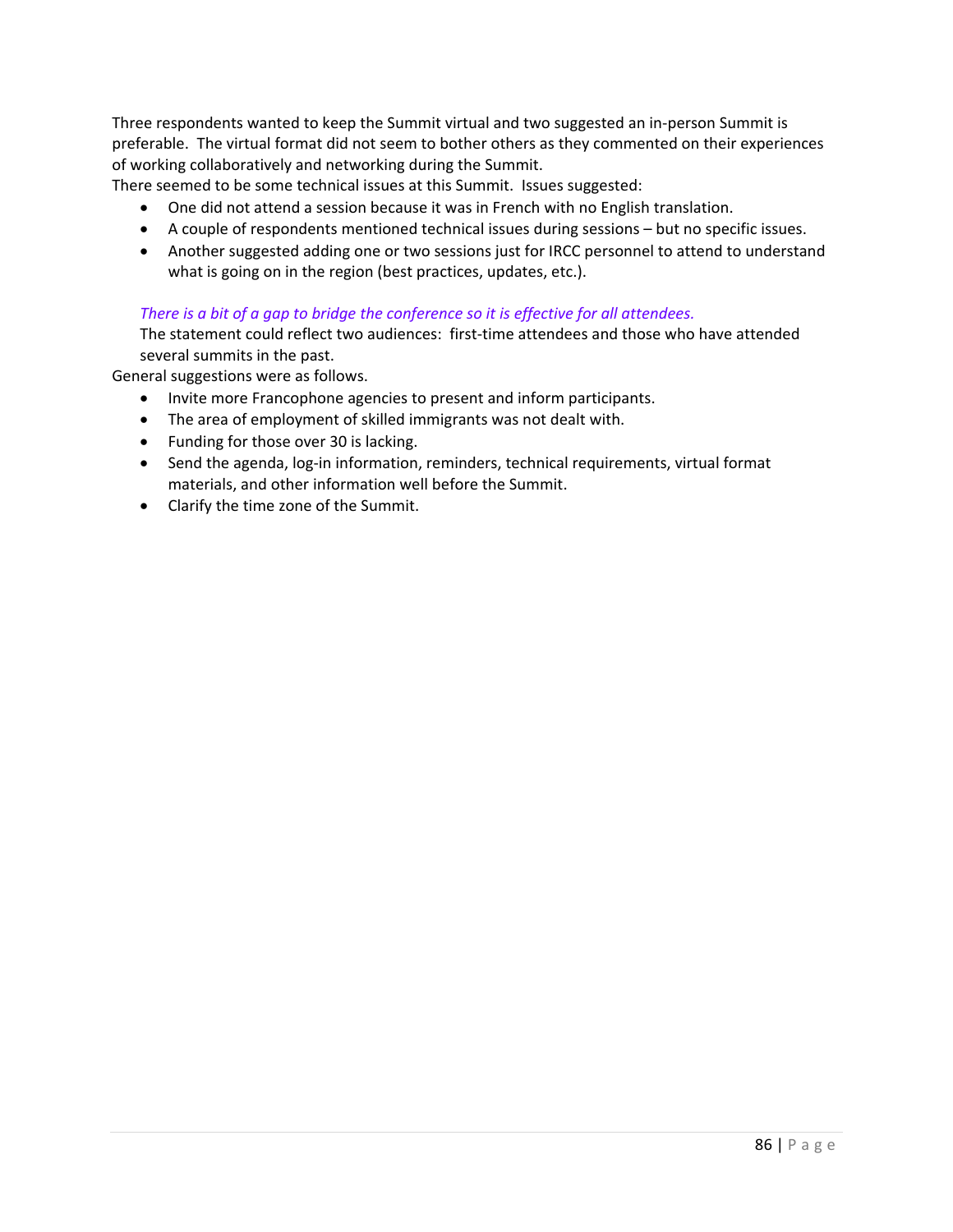Three respondents wanted to keep the Summit virtual and two suggested an in-person Summit is preferable. The virtual format did not seem to bother others as they commented on their experiences of working collaboratively and networking during the Summit.

There seemed to be some technical issues at this Summit. Issues suggested:

- One did not attend a session because it was in French with no English translation.
- A couple of respondents mentioned technical issues during sessions – but no specific issues.
- Another suggested adding one or two sessions just for IRCC personnel to attend to understand what is going on in the region (best practices, updates, etc.).

*There is a bit of a gap to bridge the conference so it is effective for all attendees.*

The statement could reflect two audiences: first-time attendees and those who have attended several summits in the past.

General suggestions were as follows.

- Invite more Francophone agencies to present and inform participants.
- The area of employment of skilled immigrants was not dealt with.
- Funding for those over 30 is lacking.
- Send the agenda, log-in information, reminders, technical requirements, virtual format materials, and other information well before the Summit.
- Clarify the time zone of the Summit.